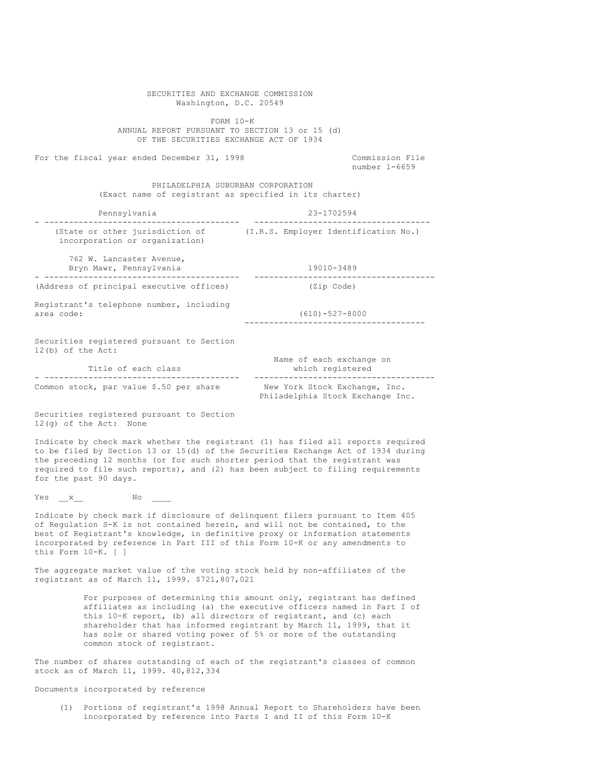SECURITIES AND EXCHANGE COMMISSION
Washington, D.C. 20549

FORM 10-K
ANNUAL REPORT PURSUANT TO SECTION 13 or 15 (d)
OF THE SECURITIES EXCHANGE ACT OF 1934

For the fiscal year ended December 31, 1998 Commission File number 1-6659

PHILADELPHIA SUBURBAN CORPORATION
(Exact name of registrant as specified in its charter)

| Pennsylvania | 23-1702594 |
|---|---|
| (State or other jurisdiction of incorporation or organization) | (I.R.S. Employer Identification No.) |

| 762 W. Lancaster Avenue, Bryn Mawr, Pennsylvania | 19010-3489 |
|---|---|
| (Address of principal executive offices) | (Zip Code) |

Registrant's telephone number, including area code: (610)-527-8000

Securities registered pursuant to Section 12(b) of the Act:

| Title of each class | Name of each exchange on which registered |
|---|---|
| Common stock, par value $.50 per share | New York Stock Exchange, Inc. Philadelphia Stock Exchange Inc. |

Securities registered pursuant to Section 12(g) of the Act: None

Indicate by check mark whether the registrant (1) has filed all reports required to be filed by Section 13 or 15(d) of the Securities Exchange Act of 1934 during the preceding 12 months (or for such shorter period that the registrant was required to file such reports), and (2) has been subject to filing requirements for the past 90 days.

Yes __x__ No ____

Indicate by check mark if disclosure of delinquent filers pursuant to Item 405 of Regulation S-K is not contained herein, and will not be contained, to the best of Registrant's knowledge, in definitive proxy or information statements incorporated by reference in Part III of this Form 10-K or any amendments to this Form 10-K. [ ]

The aggregate market value of the voting stock held by non-affiliates of the registrant as of March 11, 1999. $721,807,021

> For purposes of determining this amount only, registrant has defined affiliates as including (a) the executive officers named in Part I of this 10-K report, (b) all directors of registrant, and (c) each shareholder that has informed registrant by March 11, 1999, that it has sole or shared voting power of 5% or more of the outstanding common stock of registrant.

The number of shares outstanding of each of the registrant's classes of common stock as of March 11, 1999. 40,812,334

Documents incorporated by reference

(1) Portions of registrant's 1998 Annual Report to Shareholders have been incorporated by reference into Parts I and II of this Form 10-K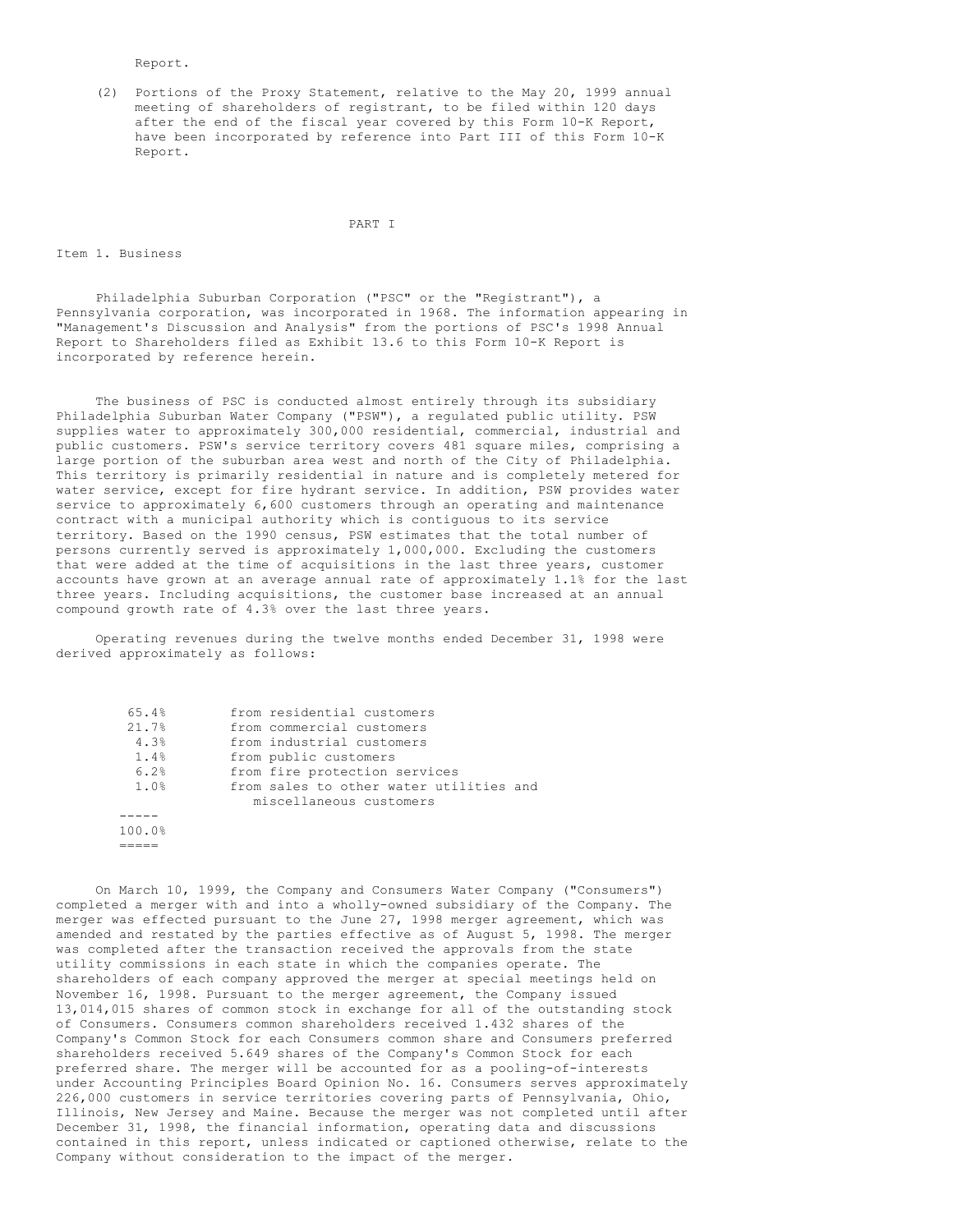Report.

(2) Portions of the Proxy Statement, relative to the May 20, 1999 annual meeting of shareholders of registrant, to be filed within 120 days after the end of the fiscal year covered by this Form 10-K Report, have been incorporated by reference into Part III of this Form 10-K Report.

# PART I

## Item 1. Business

Philadelphia Suburban Corporation ("PSC" or the "Registrant"), a Pennsylvania corporation, was incorporated in 1968. The information appearing in "Management's Discussion and Analysis" from the portions of PSC's 1998 Annual Report to Shareholders filed as Exhibit 13.6 to this Form 10-K Report is incorporated by reference herein.

The business of PSC is conducted almost entirely through its subsidiary Philadelphia Suburban Water Company ("PSW"), a regulated public utility. PSW supplies water to approximately 300,000 residential, commercial, industrial and public customers. PSW's service territory covers 481 square miles, comprising a large portion of the suburban area west and north of the City of Philadelphia. This territory is primarily residential in nature and is completely metered for water service, except for fire hydrant service. In addition, PSW provides water service to approximately 6,600 customers through an operating and maintenance contract with a municipal authority which is contiguous to its service territory. Based on the 1990 census, PSW estimates that the total number of persons currently served is approximately 1,000,000. Excluding the customers that were added at the time of acquisitions in the last three years, customer accounts have grown at an average annual rate of approximately 1.1% for the last three years. Including acquisitions, the customer base increased at an annual compound growth rate of 4.3% over the last three years.

Operating revenues during the twelve months ended December 31, 1998 were derived approximately as follows:

| | |
|---|---|
| 65.4% | from residential customers |
| 21.7% | from commercial customers |
| 4.3% | from industrial customers |
| 1.4% | from public customers |
| 6.2% | from fire protection services |
| 1.0% | from sales to other water utilities and miscellaneous customers |
| 100.0% | |

On March 10, 1999, the Company and Consumers Water Company ("Consumers") completed a merger with and into a wholly-owned subsidiary of the Company. The merger was effected pursuant to the June 27, 1998 merger agreement, which was amended and restated by the parties effective as of August 5, 1998. The merger was completed after the transaction received the approvals from the state utility commissions in each state in which the companies operate. The shareholders of each company approved the merger at special meetings held on November 16, 1998. Pursuant to the merger agreement, the Company issued 13,014,015 shares of common stock in exchange for all of the outstanding stock of Consumers. Consumers common shareholders received 1.432 shares of the Company's Common Stock for each Consumers common share and Consumers preferred shareholders received 5.649 shares of the Company's Common Stock for each preferred share. The merger will be accounted for as a pooling-of-interests under Accounting Principles Board Opinion No. 16. Consumers serves approximately 226,000 customers in service territories covering parts of Pennsylvania, Ohio, Illinois, New Jersey and Maine. Because the merger was not completed until after December 31, 1998, the financial information, operating data and discussions contained in this report, unless indicated or captioned otherwise, relate to the Company without consideration to the impact of the merger.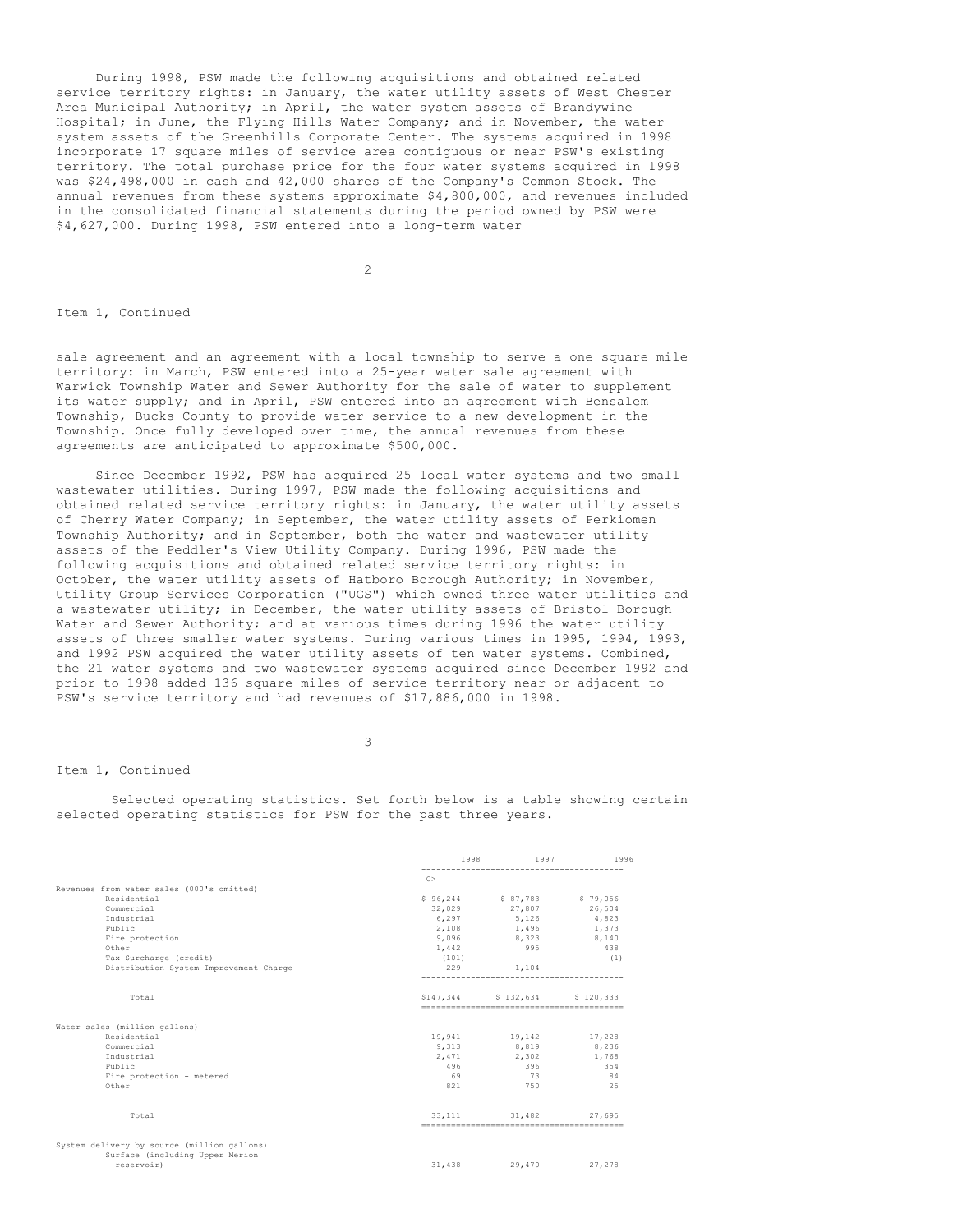During 1998, PSW made the following acquisitions and obtained related service territory rights: in January, the water utility assets of West Chester Area Municipal Authority; in April, the water system assets of Brandywine Hospital; in June, the Flying Hills Water Company; and in November, the water system assets of the Greenhills Corporate Center. The systems acquired in 1998 incorporate 17 square miles of service area contiguous or near PSW's existing territory. The total purchase price for the four water systems acquired in 1998 was $24,498,000 in cash and 42,000 shares of the Company's Common Stock. The annual revenues from these systems approximate $4,800,000, and revenues included in the consolidated financial statements during the period owned by PSW were $4,627,000. During 1998, PSW entered into a long-term water

Item 1, Continued

sale agreement and an agreement with a local township to serve a one square mile territory: in March, PSW entered into a 25-year water sale agreement with Warwick Township Water and Sewer Authority for the sale of water to supplement its water supply; and in April, PSW entered into an agreement with Bensalem Township, Bucks County to provide water service to a new development in the Township. Once fully developed over time, the annual revenues from these agreements are anticipated to approximate $500,000.

Since December 1992, PSW has acquired 25 local water systems and two small wastewater utilities. During 1997, PSW made the following acquisitions and obtained related service territory rights: in January, the water utility assets of Cherry Water Company; in September, the water utility assets of Perkiomen Township Authority; and in September, both the water and wastewater utility assets of the Peddler's View Utility Company. During 1996, PSW made the following acquisitions and obtained related service territory rights: in October, the water utility assets of Hatboro Borough Authority; in November, Utility Group Services Corporation ("UGS") which owned three water utilities and a wastewater utility; in December, the water utility assets of Bristol Borough Water and Sewer Authority; and at various times during 1996 the water utility assets of three smaller water systems. During various times in 1995, 1994, 1993, and 1992 PSW acquired the water utility assets of ten water systems. Combined, the 21 water systems and two wastewater systems acquired since December 1992 and prior to 1998 added 136 square miles of service territory near or adjacent to PSW's service territory and had revenues of $17,886,000 in 1998.

Item 1, Continued

Selected operating statistics. Set forth below is a table showing certain selected operating statistics for PSW for the past three years.

| | 1998 | 1997 | 1996 |
|---|---|---|---|
| Revenues from water sales (000's omitted) | | | |
| Residential | $ 96,244 | $ 87,783 | $ 79,056 |
| Commercial | 32,029 | 27,807 | 26,504 |
| Industrial | 6,297 | 5,126 | 4,823 |
| Public | 2,108 | 1,496 | 1,373 |
| Fire protection | 9,096 | 8,323 | 8,140 |
| Other | 1,442 | 995 | 438 |
| Tax Surcharge (credit) | (101) | - | (1) |
| Distribution System Improvement Charge | 229 | 1,104 | - |
| Total | $147,344 | $ 132,634 | $ 120,333 |
| Water sales (million gallons) | | | |
| Residential | 19,941 | 19,142 | 17,228 |
| Commercial | 9,313 | 8,819 | 8,236 |
| Industrial | 2,471 | 2,302 | 1,768 |
| Public | 496 | 396 | 354 |
| Fire protection - metered | 69 | 73 | 84 |
| Other | 821 | 750 | 25 |
| Total | 33,111 | 31,482 | 27,695 |
| System delivery by source (million gallons) | | | |
| Surface (including Upper Merion reservoir) | 31,438 | 29,470 | 27,278 |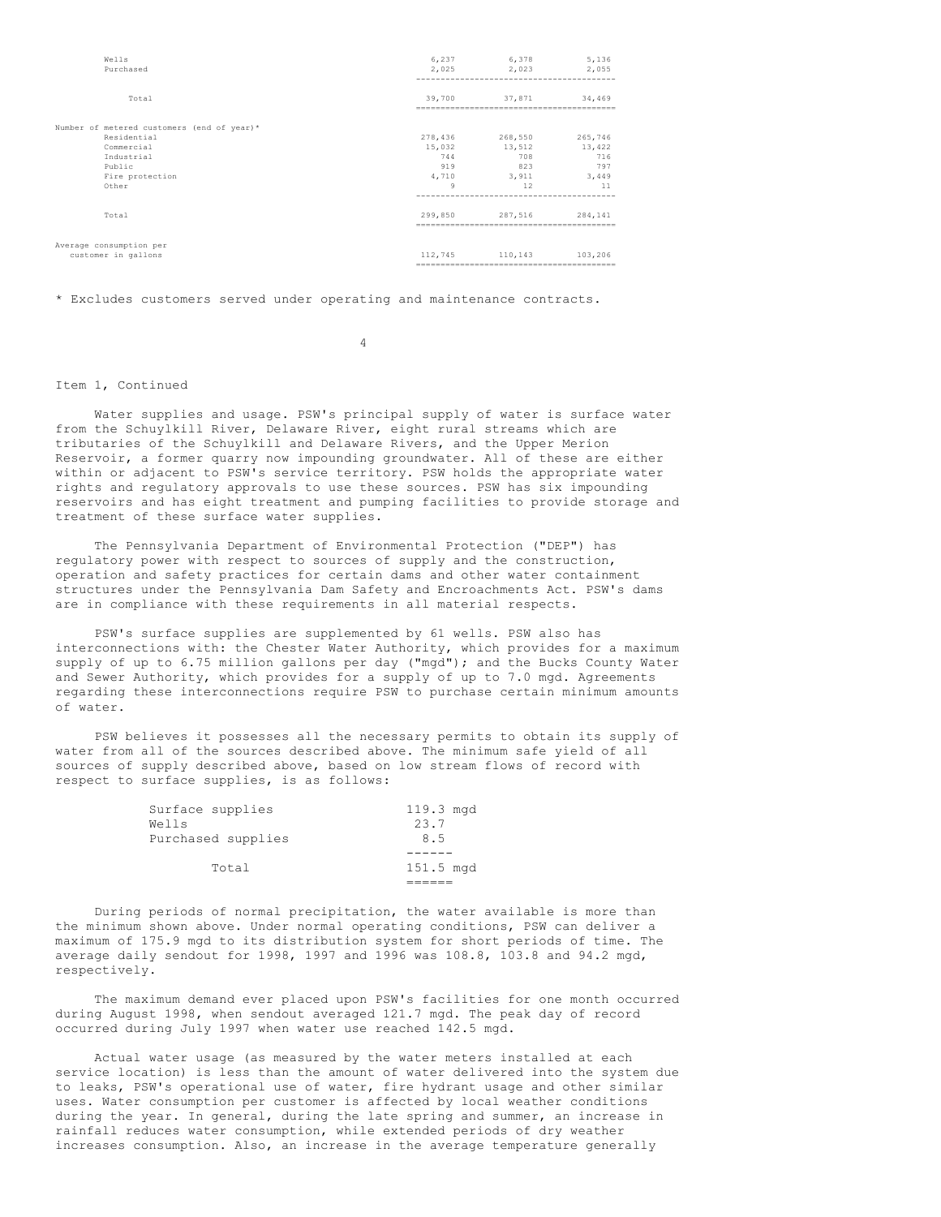| | | | |
|---|---|---|---|
| Wells | 6,237 | 6,378 | 5,136 |
| Purchased | 2,025 | 2,023 | 2,055 |
| Total | 39,700 | 37,871 | 34,469 |
| Number of metered customers (end of year)* | | | |
| Residential | 278,436 | 268,550 | 265,746 |
| Commercial | 15,032 | 13,512 | 13,422 |
| Industrial | 744 | 708 | 716 |
| Public | 919 | 823 | 797 |
| Fire protection | 4,710 | 3,911 | 3,449 |
| Other | 9 | 12 | 11 |
| Total | 299,850 | 287,516 | 284,141 |
| Average consumption per customer in gallons | 112,745 | 110,143 | 103,206 |

* Excludes customers served under operating and maintenance contracts.

Item 1, Continued

Water supplies and usage. PSW's principal supply of water is surface water from the Schuylkill River, Delaware River, eight rural streams which are tributaries of the Schuylkill and Delaware Rivers, and the Upper Merion Reservoir, a former quarry now impounding groundwater. All of these are either within or adjacent to PSW's service territory. PSW holds the appropriate water rights and regulatory approvals to use these sources. PSW has six impounding reservoirs and has eight treatment and pumping facilities to provide storage and treatment of these surface water supplies.

The Pennsylvania Department of Environmental Protection ("DEP") has regulatory power with respect to sources of supply and the construction, operation and safety practices for certain dams and other water containment structures under the Pennsylvania Dam Safety and Encroachments Act. PSW's dams are in compliance with these requirements in all material respects.

PSW's surface supplies are supplemented by 61 wells. PSW also has interconnections with: the Chester Water Authority, which provides for a maximum supply of up to 6.75 million gallons per day ("mgd"); and the Bucks County Water and Sewer Authority, which provides for a supply of up to 7.0 mgd. Agreements regarding these interconnections require PSW to purchase certain minimum amounts of water.

PSW believes it possesses all the necessary permits to obtain its supply of water from all of the sources described above. The minimum safe yield of all sources of supply described above, based on low stream flows of record with respect to surface supplies, is as follows:

| | |
|---|---|
| Surface supplies | 119.3 mgd |
| Wells | 23.7 |
| Purchased supplies | 8.5 |
| Total | 151.5 mgd |

During periods of normal precipitation, the water available is more than the minimum shown above. Under normal operating conditions, PSW can deliver a maximum of 175.9 mgd to its distribution system for short periods of time. The average daily sendout for 1998, 1997 and 1996 was 108.8, 103.8 and 94.2 mgd, respectively.

The maximum demand ever placed upon PSW's facilities for one month occurred during August 1998, when sendout averaged 121.7 mgd. The peak day of record occurred during July 1997 when water use reached 142.5 mgd.

Actual water usage (as measured by the water meters installed at each service location) is less than the amount of water delivered into the system due to leaks, PSW's operational use of water, fire hydrant usage and other similar uses. Water consumption per customer is affected by local weather conditions during the year. In general, during the late spring and summer, an increase in rainfall reduces water consumption, while extended periods of dry weather increases consumption. Also, an increase in the average temperature generally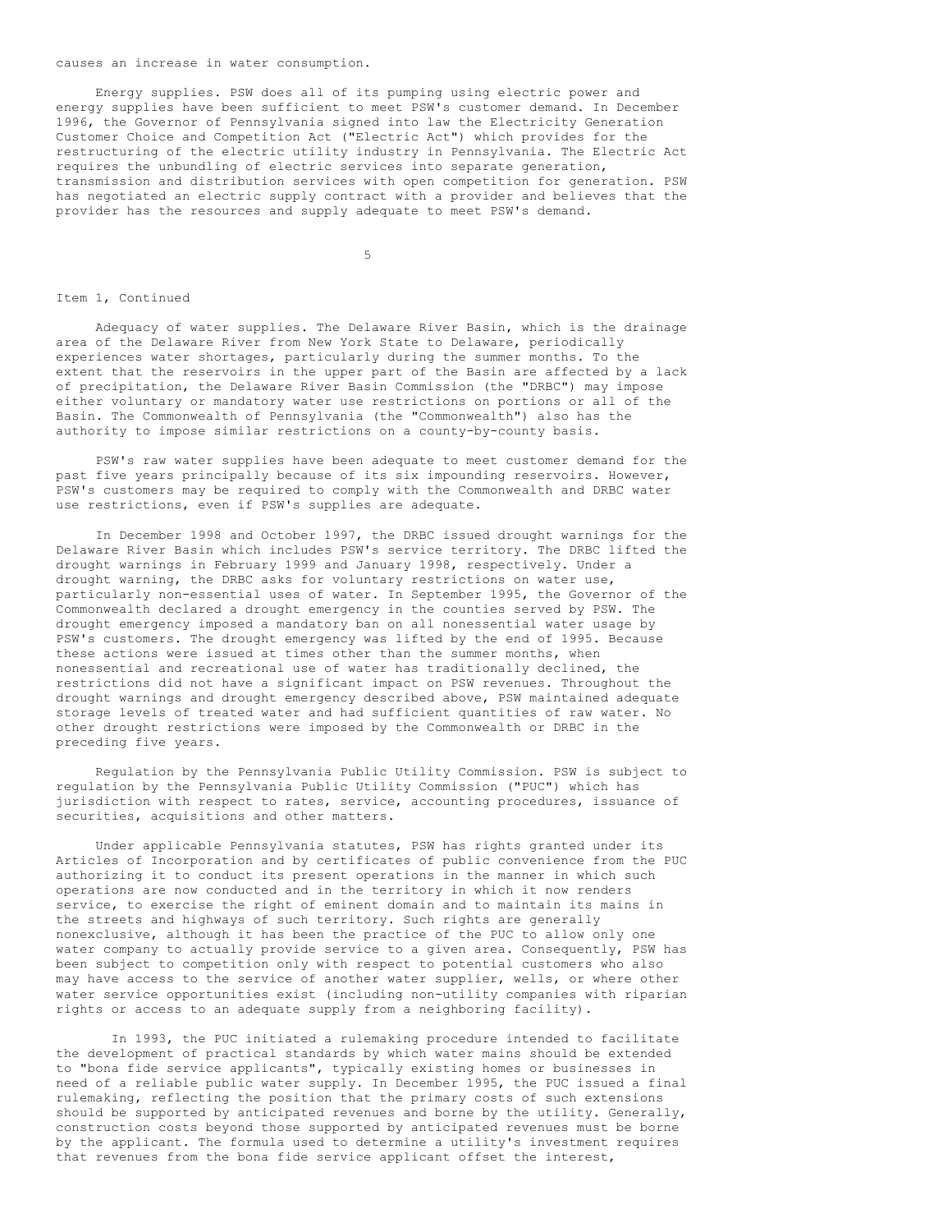causes an increase in water consumption.

Energy supplies. PSW does all of its pumping using electric power and energy supplies have been sufficient to meet PSW's customer demand. In December 1996, the Governor of Pennsylvania signed into law the Electricity Generation Customer Choice and Competition Act ("Electric Act") which provides for the restructuring of the electric utility industry in Pennsylvania. The Electric Act requires the unbundling of electric services into separate generation, transmission and distribution services with open competition for generation. PSW has negotiated an electric supply contract with a provider and believes that the provider has the resources and supply adequate to meet PSW's demand.

Item 1, Continued

Adequacy of water supplies. The Delaware River Basin, which is the drainage area of the Delaware River from New York State to Delaware, periodically experiences water shortages, particularly during the summer months. To the extent that the reservoirs in the upper part of the Basin are affected by a lack of precipitation, the Delaware River Basin Commission (the "DRBC") may impose either voluntary or mandatory water use restrictions on portions or all of the Basin. The Commonwealth of Pennsylvania (the "Commonwealth") also has the authority to impose similar restrictions on a county-by-county basis.

PSW's raw water supplies have been adequate to meet customer demand for the past five years principally because of its six impounding reservoirs. However, PSW's customers may be required to comply with the Commonwealth and DRBC water use restrictions, even if PSW's supplies are adequate.

In December 1998 and October 1997, the DRBC issued drought warnings for the Delaware River Basin which includes PSW's service territory. The DRBC lifted the drought warnings in February 1999 and January 1998, respectively. Under a drought warning, the DRBC asks for voluntary restrictions on water use, particularly non-essential uses of water. In September 1995, the Governor of the Commonwealth declared a drought emergency in the counties served by PSW. The drought emergency imposed a mandatory ban on all nonessential water usage by PSW's customers. The drought emergency was lifted by the end of 1995. Because these actions were issued at times other than the summer months, when nonessential and recreational use of water has traditionally declined, the restrictions did not have a significant impact on PSW revenues. Throughout the drought warnings and drought emergency described above, PSW maintained adequate storage levels of treated water and had sufficient quantities of raw water. No other drought restrictions were imposed by the Commonwealth or DRBC in the preceding five years.

Regulation by the Pennsylvania Public Utility Commission. PSW is subject to regulation by the Pennsylvania Public Utility Commission ("PUC") which has jurisdiction with respect to rates, service, accounting procedures, issuance of securities, acquisitions and other matters.

Under applicable Pennsylvania statutes, PSW has rights granted under its Articles of Incorporation and by certificates of public convenience from the PUC authorizing it to conduct its present operations in the manner in which such operations are now conducted and in the territory in which it now renders service, to exercise the right of eminent domain and to maintain its mains in the streets and highways of such territory. Such rights are generally nonexclusive, although it has been the practice of the PUC to allow only one water company to actually provide service to a given area. Consequently, PSW has been subject to competition only with respect to potential customers who also may have access to the service of another water supplier, wells, or where other water service opportunities exist (including non-utility companies with riparian rights or access to an adequate supply from a neighboring facility).

In 1993, the PUC initiated a rulemaking procedure intended to facilitate the development of practical standards by which water mains should be extended to "bona fide service applicants", typically existing homes or businesses in need of a reliable public water supply. In December 1995, the PUC issued a final rulemaking, reflecting the position that the primary costs of such extensions should be supported by anticipated revenues and borne by the utility. Generally, construction costs beyond those supported by anticipated revenues must be borne by the applicant. The formula used to determine a utility's investment requires that revenues from the bona fide service applicant offset the interest,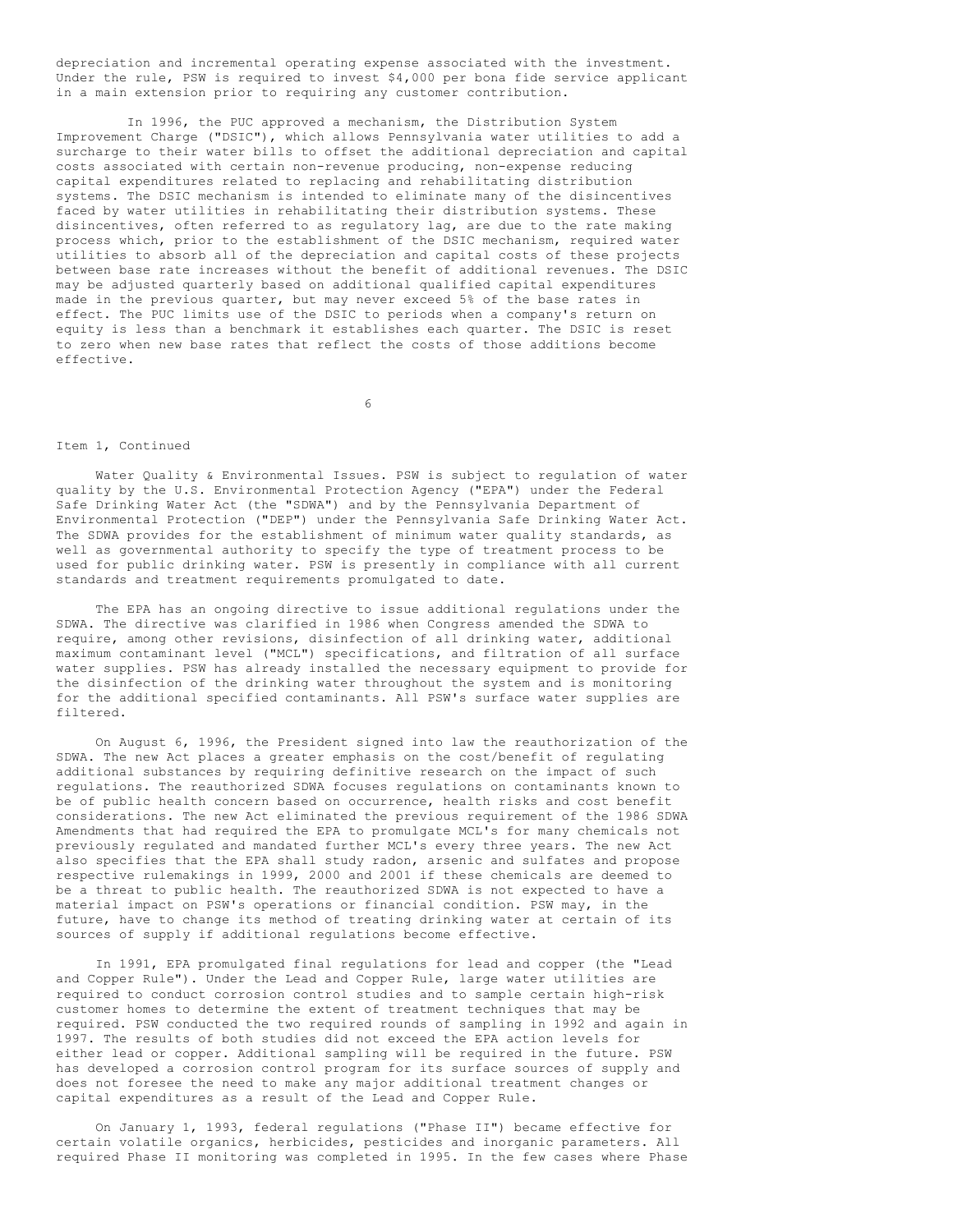depreciation and incremental operating expense associated with the investment. Under the rule, PSW is required to invest $4,000 per bona fide service applicant in a main extension prior to requiring any customer contribution.

In 1996, the PUC approved a mechanism, the Distribution System Improvement Charge ("DSIC"), which allows Pennsylvania water utilities to add a surcharge to their water bills to offset the additional depreciation and capital costs associated with certain non-revenue producing, non-expense reducing capital expenditures related to replacing and rehabilitating distribution systems. The DSIC mechanism is intended to eliminate many of the disincentives faced by water utilities in rehabilitating their distribution systems. These disincentives, often referred to as regulatory lag, are due to the rate making process which, prior to the establishment of the DSIC mechanism, required water utilities to absorb all of the depreciation and capital costs of these projects between base rate increases without the benefit of additional revenues. The DSIC may be adjusted quarterly based on additional qualified capital expenditures made in the previous quarter, but may never exceed 5% of the base rates in effect. The PUC limits use of the DSIC to periods when a company's return on equity is less than a benchmark it establishes each quarter. The DSIC is reset to zero when new base rates that reflect the costs of those additions become effective.

Item 1, Continued

Water Quality & Environmental Issues. PSW is subject to regulation of water quality by the U.S. Environmental Protection Agency ("EPA") under the Federal Safe Drinking Water Act (the "SDWA") and by the Pennsylvania Department of Environmental Protection ("DEP") under the Pennsylvania Safe Drinking Water Act. The SDWA provides for the establishment of minimum water quality standards, as well as governmental authority to specify the type of treatment process to be used for public drinking water. PSW is presently in compliance with all current standards and treatment requirements promulgated to date.

The EPA has an ongoing directive to issue additional regulations under the SDWA. The directive was clarified in 1986 when Congress amended the SDWA to require, among other revisions, disinfection of all drinking water, additional maximum contaminant level ("MCL") specifications, and filtration of all surface water supplies. PSW has already installed the necessary equipment to provide for the disinfection of the drinking water throughout the system and is monitoring for the additional specified contaminants. All PSW's surface water supplies are filtered.

On August 6, 1996, the President signed into law the reauthorization of the SDWA. The new Act places a greater emphasis on the cost/benefit of regulating additional substances by requiring definitive research on the impact of such regulations. The reauthorized SDWA focuses regulations on contaminants known to be of public health concern based on occurrence, health risks and cost benefit considerations. The new Act eliminated the previous requirement of the 1986 SDWA Amendments that had required the EPA to promulgate MCL's for many chemicals not previously regulated and mandated further MCL's every three years. The new Act also specifies that the EPA shall study radon, arsenic and sulfates and propose respective rulemakings in 1999, 2000 and 2001 if these chemicals are deemed to be a threat to public health. The reauthorized SDWA is not expected to have a material impact on PSW's operations or financial condition. PSW may, in the future, have to change its method of treating drinking water at certain of its sources of supply if additional regulations become effective.

In 1991, EPA promulgated final regulations for lead and copper (the "Lead and Copper Rule"). Under the Lead and Copper Rule, large water utilities are required to conduct corrosion control studies and to sample certain high-risk customer homes to determine the extent of treatment techniques that may be required. PSW conducted the two required rounds of sampling in 1992 and again in 1997. The results of both studies did not exceed the EPA action levels for either lead or copper. Additional sampling will be required in the future. PSW has developed a corrosion control program for its surface sources of supply and does not foresee the need to make any major additional treatment changes or capital expenditures as a result of the Lead and Copper Rule.

On January 1, 1993, federal regulations ("Phase II") became effective for certain volatile organics, herbicides, pesticides and inorganic parameters. All required Phase II monitoring was completed in 1995. In the few cases where Phase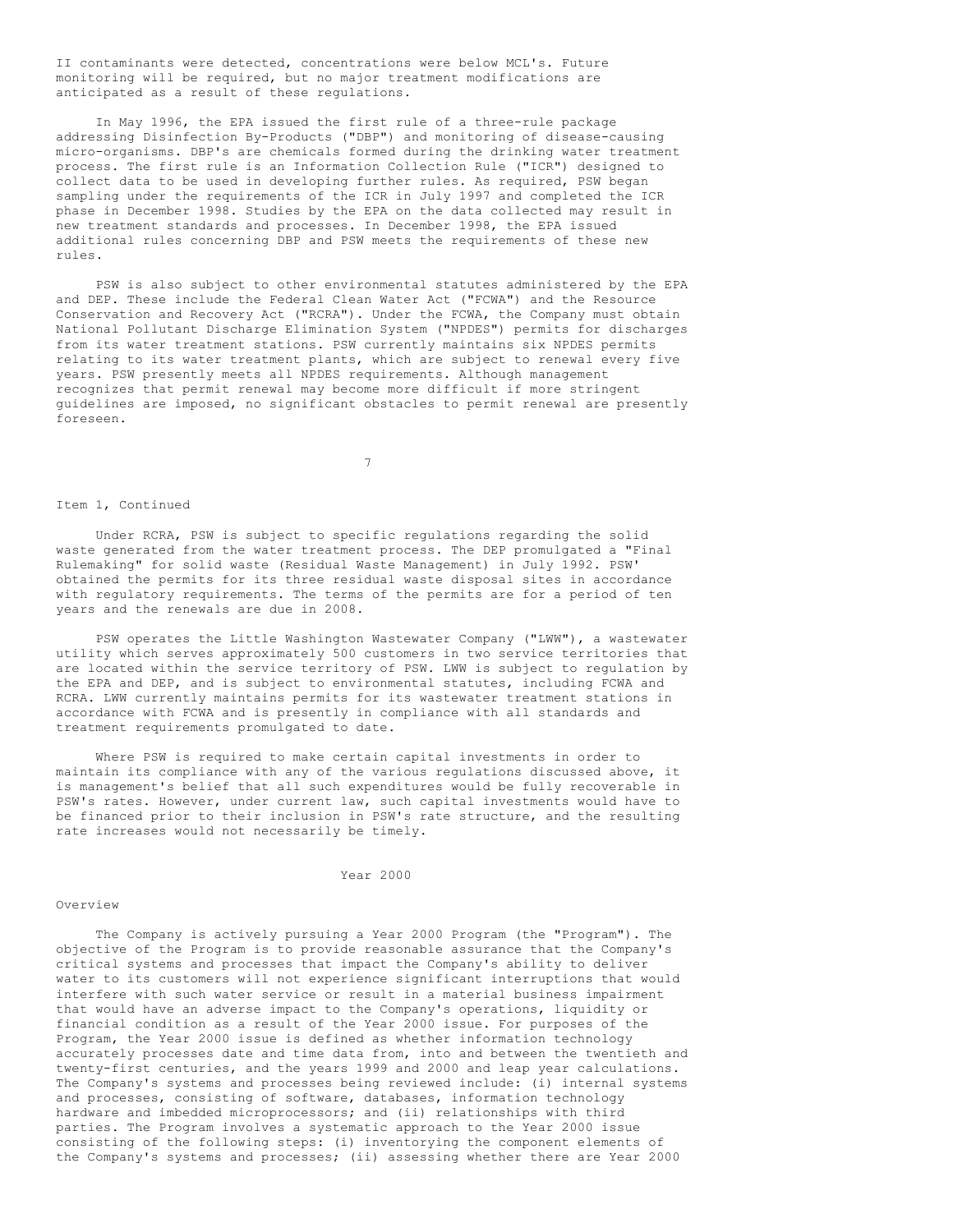II contaminants were detected, concentrations were below MCL's. Future monitoring will be required, but no major treatment modifications are anticipated as a result of these regulations.

In May 1996, the EPA issued the first rule of a three-rule package addressing Disinfection By-Products ("DBP") and monitoring of disease-causing micro-organisms. DBP's are chemicals formed during the drinking water treatment process. The first rule is an Information Collection Rule ("ICR") designed to collect data to be used in developing further rules. As required, PSW began sampling under the requirements of the ICR in July 1997 and completed the ICR phase in December 1998. Studies by the EPA on the data collected may result in new treatment standards and processes. In December 1998, the EPA issued additional rules concerning DBP and PSW meets the requirements of these new rules.

PSW is also subject to other environmental statutes administered by the EPA and DEP. These include the Federal Clean Water Act ("FCWA") and the Resource Conservation and Recovery Act ("RCRA"). Under the FCWA, the Company must obtain National Pollutant Discharge Elimination System ("NPDES") permits for discharges from its water treatment stations. PSW currently maintains six NPDES permits relating to its water treatment plants, which are subject to renewal every five years. PSW presently meets all NPDES requirements. Although management recognizes that permit renewal may become more difficult if more stringent guidelines are imposed, no significant obstacles to permit renewal are presently foreseen.

Item 1, Continued

Under RCRA, PSW is subject to specific regulations regarding the solid waste generated from the water treatment process. The DEP promulgated a "Final Rulemaking" for solid waste (Residual Waste Management) in July 1992. PSW' obtained the permits for its three residual waste disposal sites in accordance with regulatory requirements. The terms of the permits are for a period of ten years and the renewals are due in 2008.

PSW operates the Little Washington Wastewater Company ("LWW"), a wastewater utility which serves approximately 500 customers in two service territories that are located within the service territory of PSW. LWW is subject to regulation by the EPA and DEP, and is subject to environmental statutes, including FCWA and RCRA. LWW currently maintains permits for its wastewater treatment stations in accordance with FCWA and is presently in compliance with all standards and treatment requirements promulgated to date.

Where PSW is required to make certain capital investments in order to maintain its compliance with any of the various regulations discussed above, it is management's belief that all such expenditures would be fully recoverable in PSW's rates. However, under current law, such capital investments would have to be financed prior to their inclusion in PSW's rate structure, and the resulting rate increases would not necessarily be timely.

## Year 2000

### Overview

The Company is actively pursuing a Year 2000 Program (the "Program"). The objective of the Program is to provide reasonable assurance that the Company's critical systems and processes that impact the Company's ability to deliver water to its customers will not experience significant interruptions that would interfere with such water service or result in a material business impairment that would have an adverse impact to the Company's operations, liquidity or financial condition as a result of the Year 2000 issue. For purposes of the Program, the Year 2000 issue is defined as whether information technology accurately processes date and time data from, into and between the twentieth and twenty-first centuries, and the years 1999 and 2000 and leap year calculations. The Company's systems and processes being reviewed include: (i) internal systems and processes, consisting of software, databases, information technology hardware and imbedded microprocessors; and (ii) relationships with third parties. The Program involves a systematic approach to the Year 2000 issue consisting of the following steps: (i) inventorying the component elements of the Company's systems and processes; (ii) assessing whether there are Year 2000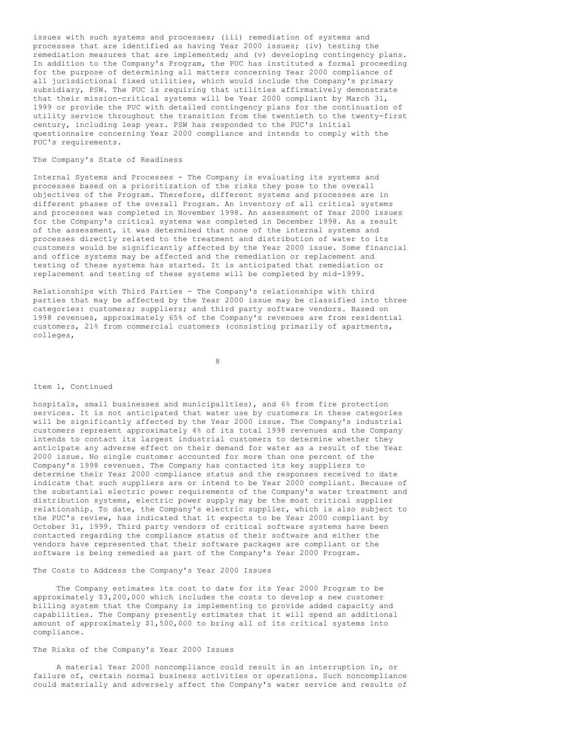issues with such systems and processes; (iii) remediation of systems and processes that are identified as having Year 2000 issues; (iv) testing the remediation measures that are implemented; and (v) developing contingency plans. In addition to the Company's Program, the PUC has instituted a formal proceeding for the purpose of determining all matters concerning Year 2000 compliance of all jurisdictional fixed utilities, which would include the Company's primary subsidiary, PSW. The PUC is requiring that utilities affirmatively demonstrate that their mission-critical systems will be Year 2000 compliant by March 31, 1999 or provide the PUC with detailed contingency plans for the continuation of utility service throughout the transition from the twentieth to the twenty-first century, including leap year. PSW has responded to the PUC's initial questionnaire concerning Year 2000 compliance and intends to comply with the PUC's requirements.

The Company's State of Readiness

Internal Systems and Processes - The Company is evaluating its systems and processes based on a prioritization of the risks they pose to the overall objectives of the Program. Therefore, different systems and processes are in different phases of the overall Program. An inventory of all critical systems and processes was completed in November 1998. An assessment of Year 2000 issues for the Company's critical systems was completed in December 1998. As a result of the assessment, it was determined that none of the internal systems and processes directly related to the treatment and distribution of water to its customers would be significantly affected by the Year 2000 issue. Some financial and office systems may be affected and the remediation or replacement and testing of these systems has started. It is anticipated that remediation or replacement and testing of these systems will be completed by mid-1999.

Relationships with Third Parties - The Company's relationships with third parties that may be affected by the Year 2000 issue may be classified into three categories: customers; suppliers; and third party software vendors. Based on 1998 revenues, approximately 65% of the Company's revenues are from residential customers, 21% from commercial customers (consisting primarily of apartments, colleges,

Item 1, Continued

hospitals, small businesses and municipalities), and 6% from fire protection services. It is not anticipated that water use by customers in these categories will be significantly affected by the Year 2000 issue. The Company's industrial customers represent approximately 4% of its total 1998 revenues and the Company intends to contact its largest industrial customers to determine whether they anticipate any adverse effect on their demand for water as a result of the Year 2000 issue. No single customer accounted for more than one percent of the Company's 1998 revenues. The Company has contacted its key suppliers to determine their Year 2000 compliance status and the responses received to date indicate that such suppliers are or intend to be Year 2000 compliant. Because of the substantial electric power requirements of the Company's water treatment and distribution systems, electric power supply may be the most critical supplier relationship. To date, the Company's electric supplier, which is also subject to the PUC's review, has indicated that it expects to be Year 2000 compliant by October 31, 1999. Third party vendors of critical software systems have been contacted regarding the compliance status of their software and either the vendors have represented that their software packages are compliant or the software is being remedied as part of the Company's Year 2000 Program.

The Costs to Address the Company's Year 2000 Issues

The Company estimates its cost to date for its Year 2000 Program to be approximately $3,200,000 which includes the costs to develop a new customer billing system that the Company is implementing to provide added capacity and capabilities. The Company presently estimates that it will spend an additional amount of approximately $1,500,000 to bring all of its critical systems into compliance.

The Risks of the Company's Year 2000 Issues

A material Year 2000 noncompliance could result in an interruption in, or failure of, certain normal business activities or operations. Such noncompliance could materially and adversely affect the Company's water service and results of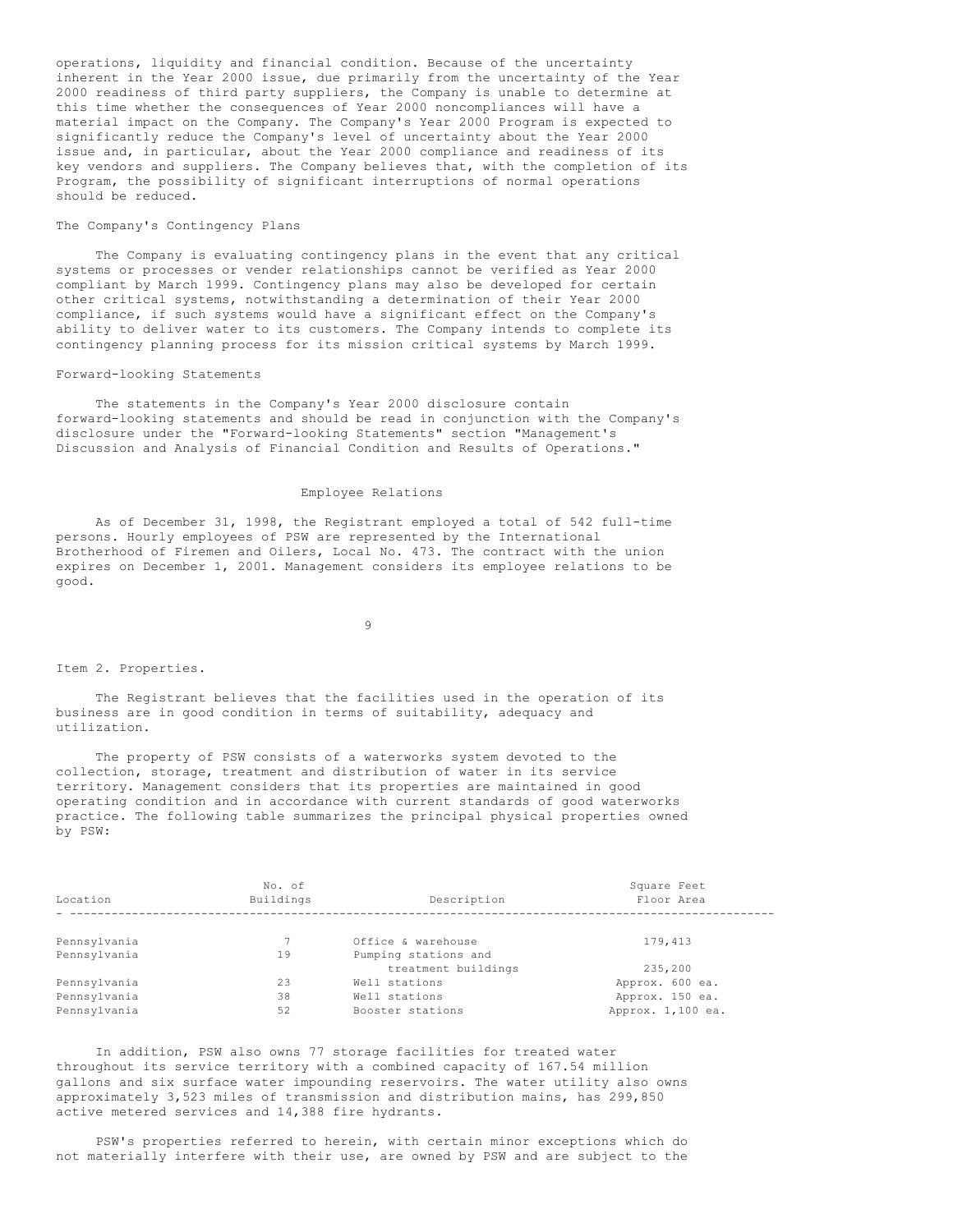operations, liquidity and financial condition. Because of the uncertainty inherent in the Year 2000 issue, due primarily from the uncertainty of the Year 2000 readiness of third party suppliers, the Company is unable to determine at this time whether the consequences of Year 2000 noncompliances will have a material impact on the Company. The Company's Year 2000 Program is expected to significantly reduce the Company's level of uncertainty about the Year 2000 issue and, in particular, about the Year 2000 compliance and readiness of its key vendors and suppliers. The Company believes that, with the completion of its Program, the possibility of significant interruptions of normal operations should be reduced.

The Company's Contingency Plans

The Company is evaluating contingency plans in the event that any critical systems or processes or vender relationships cannot be verified as Year 2000 compliant by March 1999. Contingency plans may also be developed for certain other critical systems, notwithstanding a determination of their Year 2000 compliance, if such systems would have a significant effect on the Company's ability to deliver water to its customers. The Company intends to complete its contingency planning process for its mission critical systems by March 1999.

Forward-looking Statements

The statements in the Company's Year 2000 disclosure contain forward-looking statements and should be read in conjunction with the Company's disclosure under the "Forward-looking Statements" section "Management's Discussion and Analysis of Financial Condition and Results of Operations."

## Employee Relations

As of December 31, 1998, the Registrant employed a total of 542 full-time persons. Hourly employees of PSW are represented by the International Brotherhood of Firemen and Oilers, Local No. 473. The contract with the union expires on December 1, 2001. Management considers its employee relations to be good.

## Item 2. Properties.

The Registrant believes that the facilities used in the operation of its business are in good condition in terms of suitability, adequacy and utilization.

The property of PSW consists of a waterworks system devoted to the collection, storage, treatment and distribution of water in its service territory. Management considers that its properties are maintained in good operating condition and in accordance with current standards of good waterworks practice. The following table summarizes the principal physical properties owned by PSW:

| Location | No. of Buildings | Description | Square Feet Floor Area |
|---|---|---|---|
| Pennsylvania | 7 | Office & warehouse | 179,413 |
| Pennsylvania | 19 | Pumping stations and treatment buildings | 235,200 |
| Pennsylvania | 23 | Well stations | Approx. 600 ea. |
| Pennsylvania | 38 | Well stations | Approx. 150 ea. |
| Pennsylvania | 52 | Booster stations | Approx. 1,100 ea. |

In addition, PSW also owns 77 storage facilities for treated water throughout its service territory with a combined capacity of 167.54 million gallons and six surface water impounding reservoirs. The water utility also owns approximately 3,523 miles of transmission and distribution mains, has 299,850 active metered services and 14,388 fire hydrants.

PSW's properties referred to herein, with certain minor exceptions which do not materially interfere with their use, are owned by PSW and are subject to the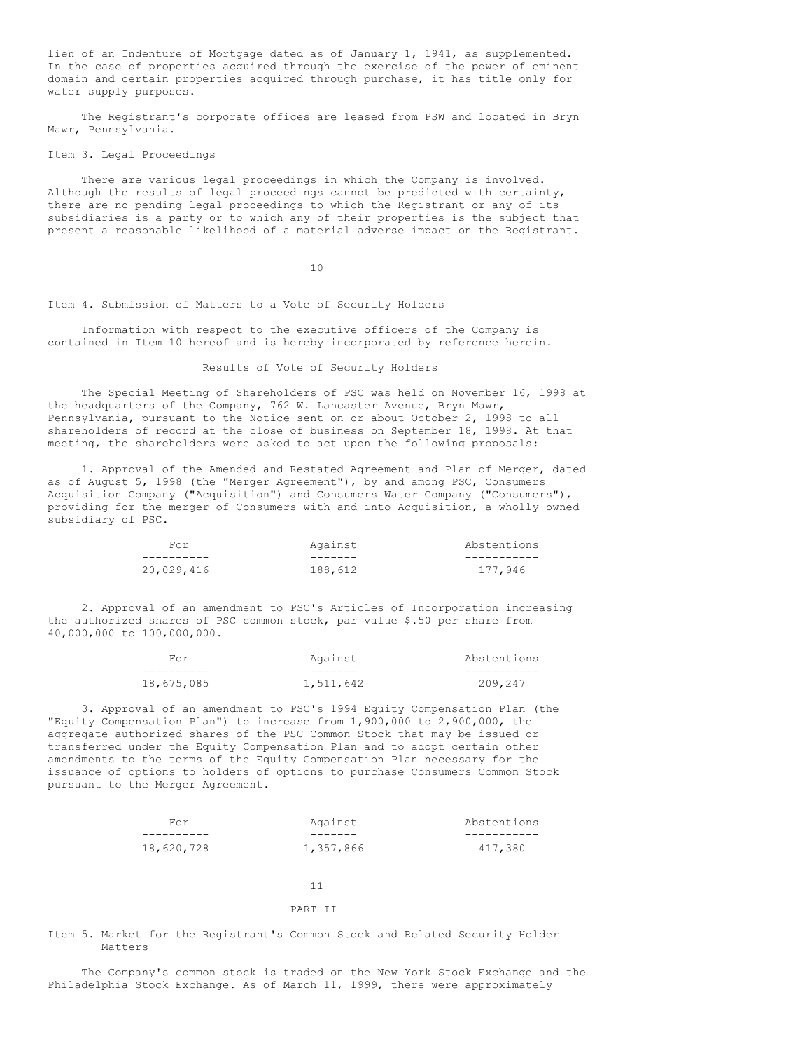lien of an Indenture of Mortgage dated as of January 1, 1941, as supplemented. In the case of properties acquired through the exercise of the power of eminent domain and certain properties acquired through purchase, it has title only for water supply purposes.

The Registrant's corporate offices are leased from PSW and located in Bryn Mawr, Pennsylvania.

## Item 3. Legal Proceedings

There are various legal proceedings in which the Company is involved. Although the results of legal proceedings cannot be predicted with certainty, there are no pending legal proceedings to which the Registrant or any of its subsidiaries is a party or to which any of their properties is the subject that present a reasonable likelihood of a material adverse impact on the Registrant.

## Item 4. Submission of Matters to a Vote of Security Holders

Information with respect to the executive officers of the Company is contained in Item 10 hereof and is hereby incorporated by reference herein.

### Results of Vote of Security Holders

The Special Meeting of Shareholders of PSC was held on November 16, 1998 at the headquarters of the Company, 762 W. Lancaster Avenue, Bryn Mawr, Pennsylvania, pursuant to the Notice sent on or about October 2, 1998 to all shareholders of record at the close of business on September 18, 1998. At that meeting, the shareholders were asked to act upon the following proposals:

1. Approval of the Amended and Restated Agreement and Plan of Merger, dated as of August 5, 1998 (the "Merger Agreement"), by and among PSC, Consumers Acquisition Company ("Acquisition") and Consumers Water Company ("Consumers"), providing for the merger of Consumers with and into Acquisition, a wholly-owned subsidiary of PSC.

| For | Against | Abstentions |
|---|---|---|
| 20,029,416 | 188,612 | 177,946 |

2. Approval of an amendment to PSC's Articles of Incorporation increasing the authorized shares of PSC common stock, par value $.50 per share from 40,000,000 to 100,000,000.

| For | Against | Abstentions |
|---|---|---|
| 18,675,085 | 1,511,642 | 209,247 |

3. Approval of an amendment to PSC's 1994 Equity Compensation Plan (the "Equity Compensation Plan") to increase from 1,900,000 to 2,900,000, the aggregate authorized shares of the PSC Common Stock that may be issued or transferred under the Equity Compensation Plan and to adopt certain other amendments to the terms of the Equity Compensation Plan necessary for the issuance of options to holders of options to purchase Consumers Common Stock pursuant to the Merger Agreement.

| For | Against | Abstentions |
|---|---|---|
| 18,620,728 | 1,357,866 | 417,380 |

# PART II

## Item 5. Market for the Registrant's Common Stock and Related Security Holder Matters

The Company's common stock is traded on the New York Stock Exchange and the Philadelphia Stock Exchange. As of March 11, 1999, there were approximately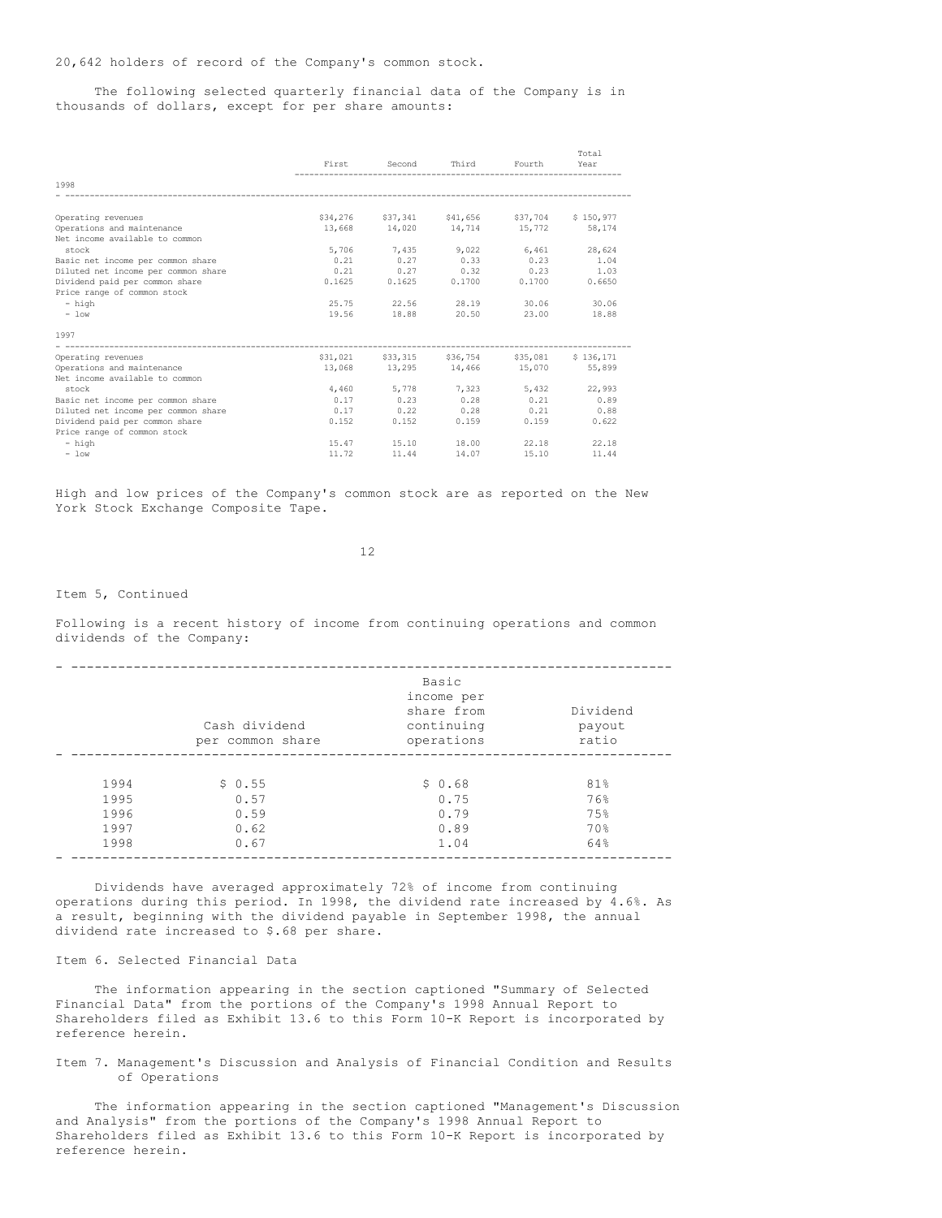20,642 holders of record of the Company's common stock.

The following selected quarterly financial data of the Company is in thousands of dollars, except for per share amounts:

| | First | Second | Third | Fourth | Total Year |
|---|---|---|---|---|---|
| **1998** | | | | | |
| Operating revenues | $34,276 | $37,341 | $41,656 | $37,704 | $ 150,977 |
| Operations and maintenance | 13,668 | 14,020 | 14,714 | 15,772 | 58,174 |
| Net income available to common stock | 5,706 | 7,435 | 9,022 | 6,461 | 28,624 |
| Basic net income per common share | 0.21 | 0.27 | 0.33 | 0.23 | 1.04 |
| Diluted net income per common share | 0.21 | 0.27 | 0.32 | 0.23 | 1.03 |
| Dividend paid per common share | 0.1625 | 0.1625 | 0.1700 | 0.1700 | 0.6650 |
| Price range of common stock | | | | | |
| - high | 25.75 | 22.56 | 28.19 | 30.06 | 30.06 |
| - low | 19.56 | 18.88 | 20.50 | 23.00 | 18.88 |
| **1997** | | | | | |
| Operating revenues | $31,021 | $33,315 | $36,754 | $35,081 | $ 136,171 |
| Operations and maintenance | 13,068 | 13,295 | 14,466 | 15,070 | 55,899 |
| Net income available to common stock | 4,460 | 5,778 | 7,323 | 5,432 | 22,993 |
| Basic net income per common share | 0.17 | 0.23 | 0.28 | 0.21 | 0.89 |
| Diluted net income per common share | 0.17 | 0.22 | 0.28 | 0.21 | 0.88 |
| Dividend paid per common share | 0.152 | 0.152 | 0.159 | 0.159 | 0.622 |
| Price range of common stock | | | | | |
| - high | 15.47 | 15.10 | 18.00 | 22.18 | 22.18 |
| - low | 11.72 | 11.44 | 14.07 | 15.10 | 11.44 |

High and low prices of the Company's common stock are as reported on the New York Stock Exchange Composite Tape.

Item 5, Continued

Following is a recent history of income from continuing operations and common dividends of the Company:

| | Cash dividend per common share | Basic income per share from continuing operations | Dividend payout ratio |
|---|---|---|---|
| 1994 | $ 0.55 | $ 0.68 | 81% |
| 1995 | 0.57 | 0.75 | 76% |
| 1996 | 0.59 | 0.79 | 75% |
| 1997 | 0.62 | 0.89 | 70% |
| 1998 | 0.67 | 1.04 | 64% |

Dividends have averaged approximately 72% of income from continuing operations during this period. In 1998, the dividend rate increased by 4.6%. As a result, beginning with the dividend payable in September 1998, the annual dividend rate increased to $.68 per share.

Item 6. Selected Financial Data

The information appearing in the section captioned "Summary of Selected Financial Data" from the portions of the Company's 1998 Annual Report to Shareholders filed as Exhibit 13.6 to this Form 10-K Report is incorporated by reference herein.

Item 7. Management's Discussion and Analysis of Financial Condition and Results of Operations

The information appearing in the section captioned "Management's Discussion and Analysis" from the portions of the Company's 1998 Annual Report to Shareholders filed as Exhibit 13.6 to this Form 10-K Report is incorporated by reference herein.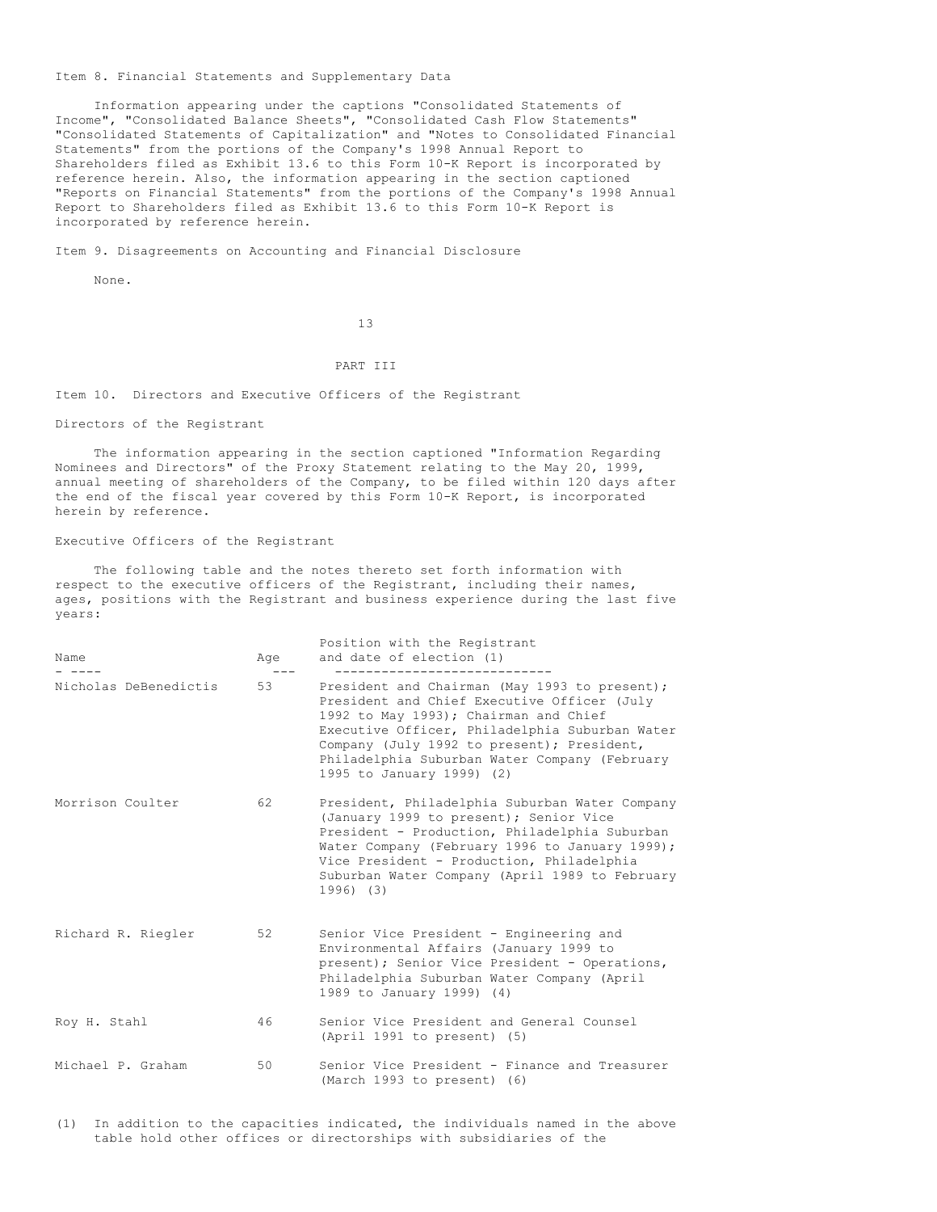Item 8. Financial Statements and Supplementary Data

Information appearing under the captions "Consolidated Statements of Income", "Consolidated Balance Sheets", "Consolidated Cash Flow Statements" "Consolidated Statements of Capitalization" and "Notes to Consolidated Financial Statements" from the portions of the Company's 1998 Annual Report to Shareholders filed as Exhibit 13.6 to this Form 10-K Report is incorporated by reference herein. Also, the information appearing in the section captioned "Reports on Financial Statements" from the portions of the Company's 1998 Annual Report to Shareholders filed as Exhibit 13.6 to this Form 10-K Report is incorporated by reference herein.

Item 9. Disagreements on Accounting and Financial Disclosure

None.

PART III

Item 10. Directors and Executive Officers of the Registrant

Directors of the Registrant

The information appearing in the section captioned "Information Regarding Nominees and Directors" of the Proxy Statement relating to the May 20, 1999, annual meeting of shareholders of the Company, to be filed within 120 days after the end of the fiscal year covered by this Form 10-K Report, is incorporated herein by reference.

Executive Officers of the Registrant

The following table and the notes thereto set forth information with respect to the executive officers of the Registrant, including their names, ages, positions with the Registrant and business experience during the last five years:

| Name | Age | Position with the Registrant and date of election (1) |
|---|---|---|
| Nicholas DeBenedictis | 53 | President and Chairman (May 1993 to present); President and Chief Executive Officer (July 1992 to May 1993); Chairman and Chief Executive Officer, Philadelphia Suburban Water Company (July 1992 to present); President, Philadelphia Suburban Water Company (February 1995 to January 1999) (2) |
| Morrison Coulter | 62 | President, Philadelphia Suburban Water Company (January 1999 to present); Senior Vice President - Production, Philadelphia Suburban Water Company (February 1996 to January 1999); Vice President - Production, Philadelphia Suburban Water Company (April 1989 to February 1996) (3) |
| Richard R. Riegler | 52 | Senior Vice President - Engineering and Environmental Affairs (January 1999 to present); Senior Vice President - Operations, Philadelphia Suburban Water Company (April 1989 to January 1999) (4) |
| Roy H. Stahl | 46 | Senior Vice President and General Counsel (April 1991 to present) (5) |
| Michael P. Graham | 50 | Senior Vice President - Finance and Treasurer (March 1993 to present) (6) |

(1) In addition to the capacities indicated, the individuals named in the above table hold other offices or directorships with subsidiaries of the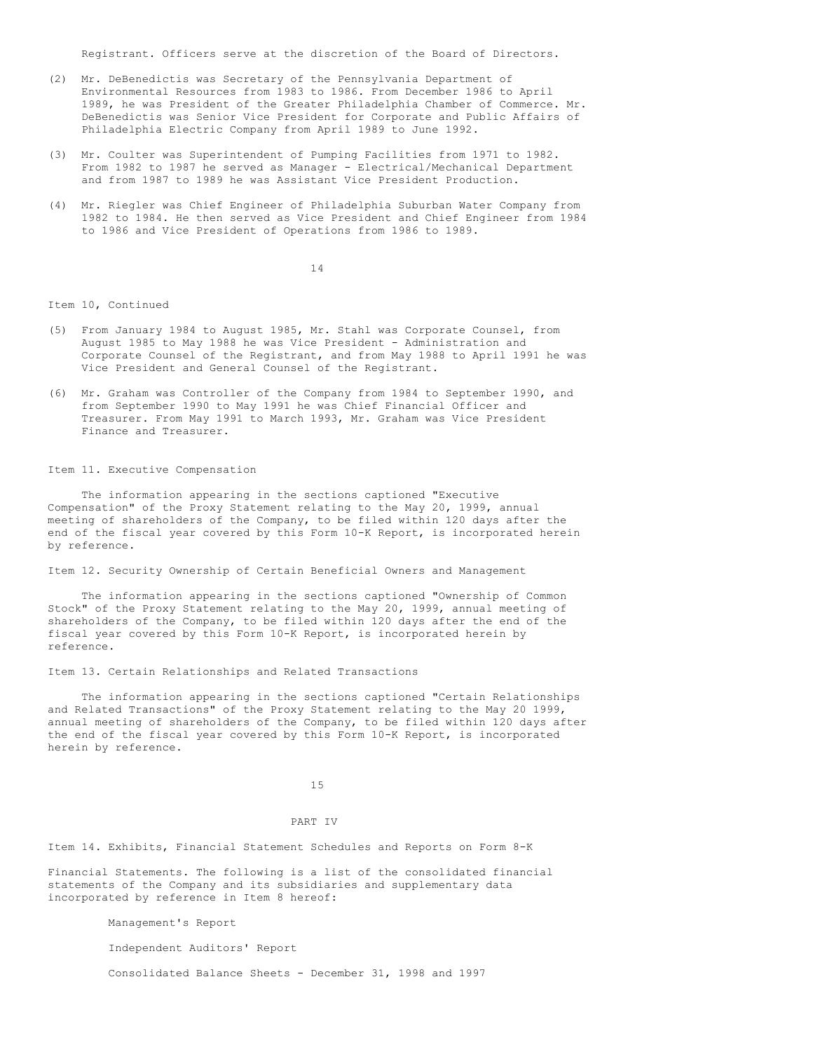Registrant. Officers serve at the discretion of the Board of Directors.

(2) Mr. DeBenedictis was Secretary of the Pennsylvania Department of Environmental Resources from 1983 to 1986. From December 1986 to April 1989, he was President of the Greater Philadelphia Chamber of Commerce. Mr. DeBenedictis was Senior Vice President for Corporate and Public Affairs of Philadelphia Electric Company from April 1989 to June 1992.

(3) Mr. Coulter was Superintendent of Pumping Facilities from 1971 to 1982. From 1982 to 1987 he served as Manager - Electrical/Mechanical Department and from 1987 to 1989 he was Assistant Vice President Production.

(4) Mr. Riegler was Chief Engineer of Philadelphia Suburban Water Company from 1982 to 1984. He then served as Vice President and Chief Engineer from 1984 to 1986 and Vice President of Operations from 1986 to 1989.

Item 10, Continued

(5) From January 1984 to August 1985, Mr. Stahl was Corporate Counsel, from August 1985 to May 1988 he was Vice President - Administration and Corporate Counsel of the Registrant, and from May 1988 to April 1991 he was Vice President and General Counsel of the Registrant.

(6) Mr. Graham was Controller of the Company from 1984 to September 1990, and from September 1990 to May 1991 he was Chief Financial Officer and Treasurer. From May 1991 to March 1993, Mr. Graham was Vice President Finance and Treasurer.

## Item 11. Executive Compensation

The information appearing in the sections captioned "Executive Compensation" of the Proxy Statement relating to the May 20, 1999, annual meeting of shareholders of the Company, to be filed within 120 days after the end of the fiscal year covered by this Form 10-K Report, is incorporated herein by reference.

## Item 12. Security Ownership of Certain Beneficial Owners and Management

The information appearing in the sections captioned "Ownership of Common Stock" of the Proxy Statement relating to the May 20, 1999, annual meeting of shareholders of the Company, to be filed within 120 days after the end of the fiscal year covered by this Form 10-K Report, is incorporated herein by reference.

## Item 13. Certain Relationships and Related Transactions

The information appearing in the sections captioned "Certain Relationships and Related Transactions" of the Proxy Statement relating to the May 20 1999, annual meeting of shareholders of the Company, to be filed within 120 days after the end of the fiscal year covered by this Form 10-K Report, is incorporated herein by reference.

# PART IV

## Item 14. Exhibits, Financial Statement Schedules and Reports on Form 8-K

Financial Statements. The following is a list of the consolidated financial statements of the Company and its subsidiaries and supplementary data incorporated by reference in Item 8 hereof:

Management's Report

Independent Auditors' Report

Consolidated Balance Sheets - December 31, 1998 and 1997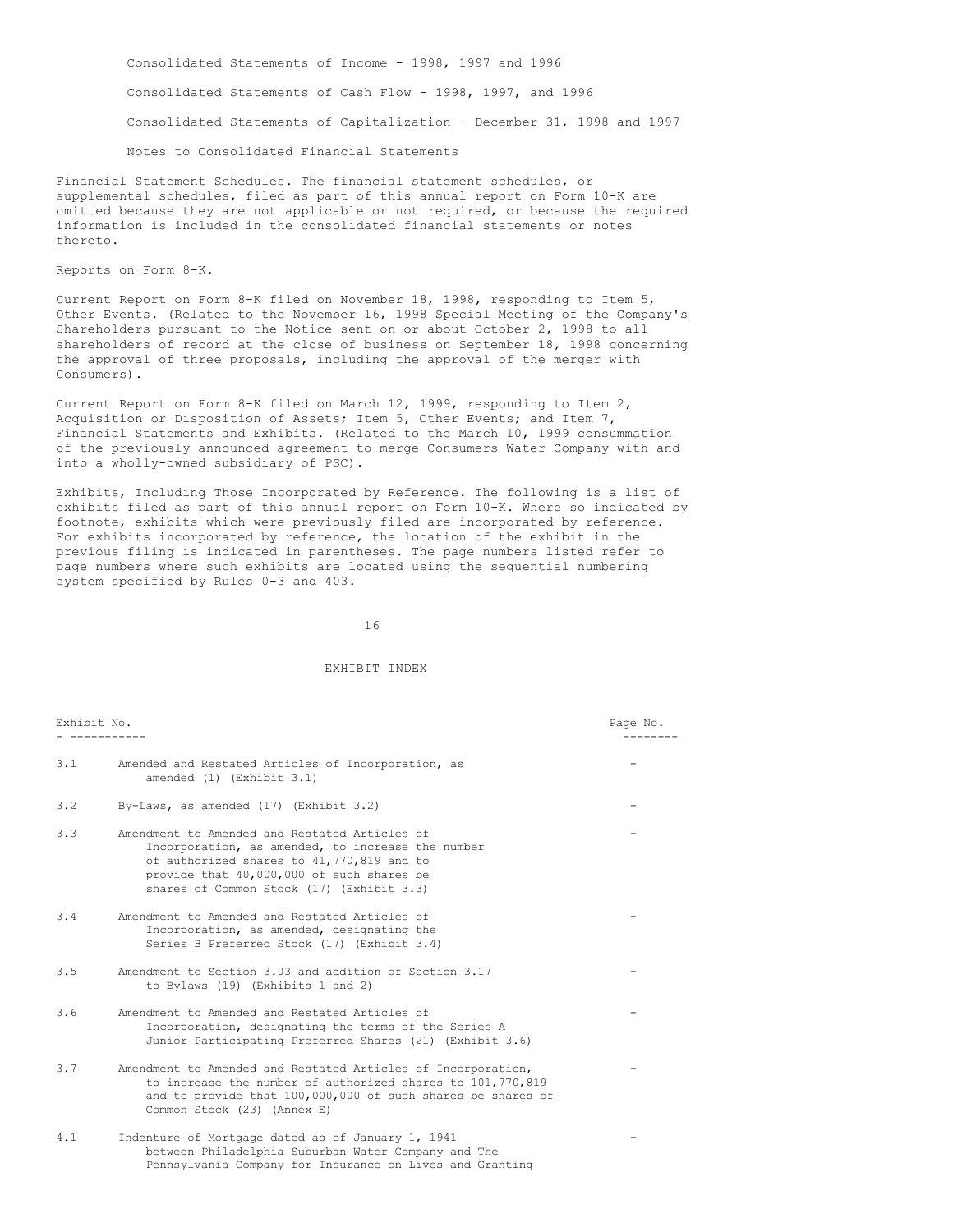Consolidated Statements of Income - 1998, 1997 and 1996

Consolidated Statements of Cash Flow - 1998, 1997, and 1996

Consolidated Statements of Capitalization - December 31, 1998 and 1997

Notes to Consolidated Financial Statements

Financial Statement Schedules. The financial statement schedules, or supplemental schedules, filed as part of this annual report on Form 10-K are omitted because they are not applicable or not required, or because the required information is included in the consolidated financial statements or notes thereto.

Reports on Form 8-K.

Current Report on Form 8-K filed on November 18, 1998, responding to Item 5, Other Events. (Related to the November 16, 1998 Special Meeting of the Company's Shareholders pursuant to the Notice sent on or about October 2, 1998 to all shareholders of record at the close of business on September 18, 1998 concerning the approval of three proposals, including the approval of the merger with Consumers).

Current Report on Form 8-K filed on March 12, 1999, responding to Item 2, Acquisition or Disposition of Assets; Item 5, Other Events; and Item 7, Financial Statements and Exhibits. (Related to the March 10, 1999 consummation of the previously announced agreement to merge Consumers Water Company with and into a wholly-owned subsidiary of PSC).

Exhibits, Including Those Incorporated by Reference. The following is a list of exhibits filed as part of this annual report on Form 10-K. Where so indicated by footnote, exhibits which were previously filed are incorporated by reference. For exhibits incorporated by reference, the location of the exhibit in the previous filing is indicated in parentheses. The page numbers listed refer to page numbers where such exhibits are located using the sequential numbering system specified by Rules 0-3 and 403.

## EXHIBIT INDEX

| Exhibit No. | | Page No. |
|---|---|---|
| 3.1 | Amended and Restated Articles of Incorporation, as amended (1) (Exhibit 3.1) | - |
| 3.2 | By-Laws, as amended (17) (Exhibit 3.2) | - |
| 3.3 | Amendment to Amended and Restated Articles of Incorporation, as amended, to increase the number of authorized shares to 41,770,819 and to provide that 40,000,000 of such shares be shares of Common Stock (17) (Exhibit 3.3) | - |
| 3.4 | Amendment to Amended and Restated Articles of Incorporation, as amended, designating the Series B Preferred Stock (17) (Exhibit 3.4) | - |
| 3.5 | Amendment to Section 3.03 and addition of Section 3.17 to Bylaws (19) (Exhibits 1 and 2) | - |
| 3.6 | Amendment to Amended and Restated Articles of Incorporation, designating the terms of the Series A Junior Participating Preferred Shares (21) (Exhibit 3.6) | - |
| 3.7 | Amendment to Amended and Restated Articles of Incorporation, to increase the number of authorized shares to 101,770,819 and to provide that 100,000,000 of such shares be shares of Common Stock (23) (Annex E) | - |
| 4.1 | Indenture of Mortgage dated as of January 1, 1941 between Philadelphia Suburban Water Company and The Pennsylvania Company for Insurance on Lives and Granting | - |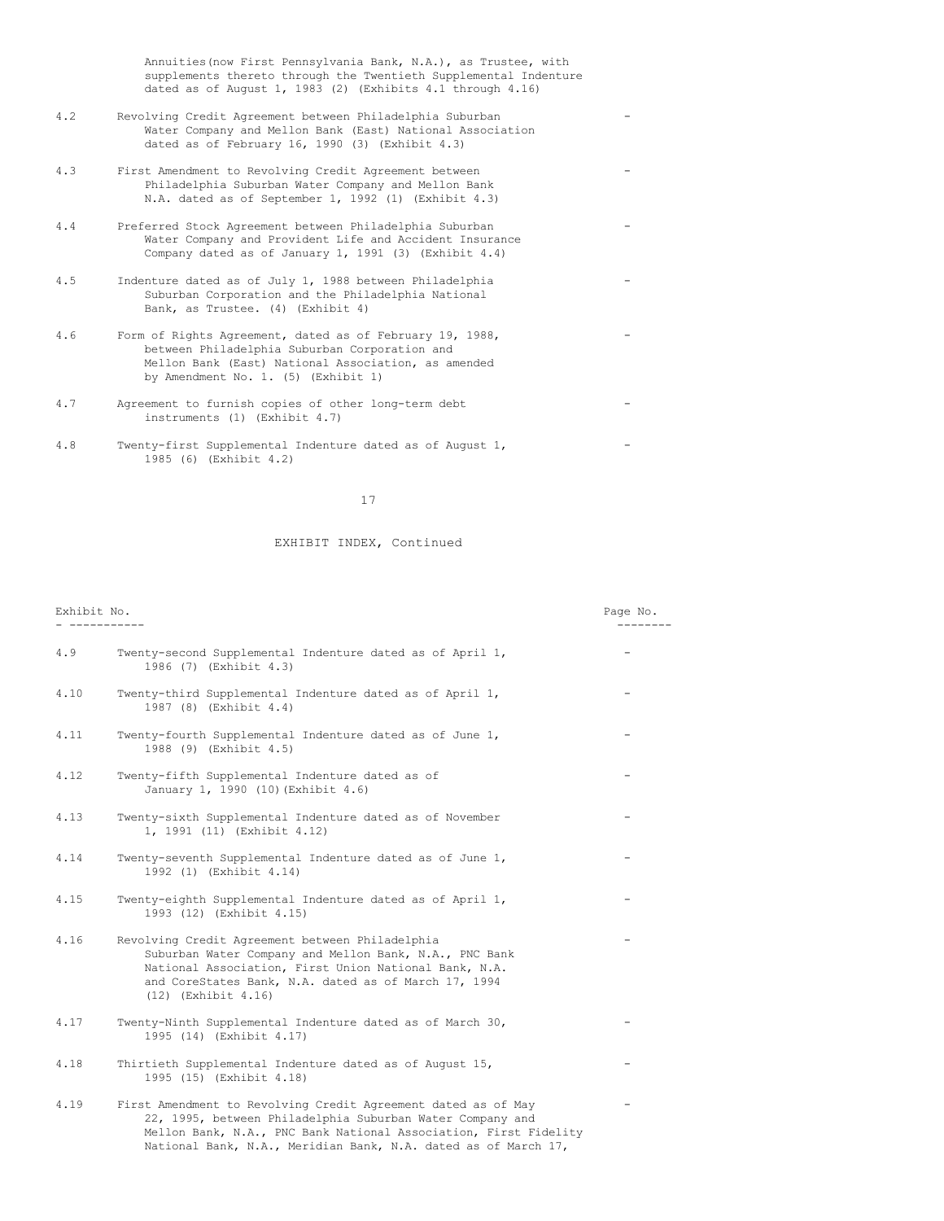| | | |
|---|---|---|
| | Annuities (now First Pennsylvania Bank, N.A.), as Trustee, with supplements thereto through the Twentieth Supplemental Indenture dated as of August 1, 1983 (2) (Exhibits 4.1 through 4.16) | |
| 4.2 | Revolving Credit Agreement between Philadelphia Suburban Water Company and Mellon Bank (East) National Association dated as of February 16, 1990 (3) (Exhibit 4.3) | - |
| 4.3 | First Amendment to Revolving Credit Agreement between Philadelphia Suburban Water Company and Mellon Bank N.A. dated as of September 1, 1992 (1) (Exhibit 4.3) | - |
| 4.4 | Preferred Stock Agreement between Philadelphia Suburban Water Company and Provident Life and Accident Insurance Company dated as of January 1, 1991 (3) (Exhibit 4.4) | - |
| 4.5 | Indenture dated as of July 1, 1988 between Philadelphia Suburban Corporation and the Philadelphia National Bank, as Trustee. (4) (Exhibit 4) | - |
| 4.6 | Form of Rights Agreement, dated as of February 19, 1988, between Philadelphia Suburban Corporation and Mellon Bank (East) National Association, as amended by Amendment No. 1. (5) (Exhibit 1) | - |
| 4.7 | Agreement to furnish copies of other long-term debt instruments (1) (Exhibit 4.7) | - |
| 4.8 | Twenty-first Supplemental Indenture dated as of August 1, 1985 (6) (Exhibit 4.2) | - |

EXHIBIT INDEX, Continued

| Exhibit No. | | Page No. |
|---|---|---|
| 4.9 | Twenty-second Supplemental Indenture dated as of April 1, 1986 (7) (Exhibit 4.3) | - |
| 4.10 | Twenty-third Supplemental Indenture dated as of April 1, 1987 (8) (Exhibit 4.4) | - |
| 4.11 | Twenty-fourth Supplemental Indenture dated as of June 1, 1988 (9) (Exhibit 4.5) | - |
| 4.12 | Twenty-fifth Supplemental Indenture dated as of January 1, 1990 (10) (Exhibit 4.6) | - |
| 4.13 | Twenty-sixth Supplemental Indenture dated as of November 1, 1991 (11) (Exhibit 4.12) | - |
| 4.14 | Twenty-seventh Supplemental Indenture dated as of June 1, 1992 (1) (Exhibit 4.14) | - |
| 4.15 | Twenty-eighth Supplemental Indenture dated as of April 1, 1993 (12) (Exhibit 4.15) | - |
| 4.16 | Revolving Credit Agreement between Philadelphia Suburban Water Company and Mellon Bank, N.A., PNC Bank National Association, First Union National Bank, N.A. and CoreStates Bank, N.A. dated as of March 17, 1994 (12) (Exhibit 4.16) | - |
| 4.17 | Twenty-Ninth Supplemental Indenture dated as of March 30, 1995 (14) (Exhibit 4.17) | - |
| 4.18 | Thirtieth Supplemental Indenture dated as of August 15, 1995 (15) (Exhibit 4.18) | - |
| 4.19 | First Amendment to Revolving Credit Agreement dated as of May 22, 1995, between Philadelphia Suburban Water Company and Mellon Bank, N.A., PNC Bank National Association, First Fidelity National Bank, N.A., Meridian Bank, N.A. dated as of March 17, | - |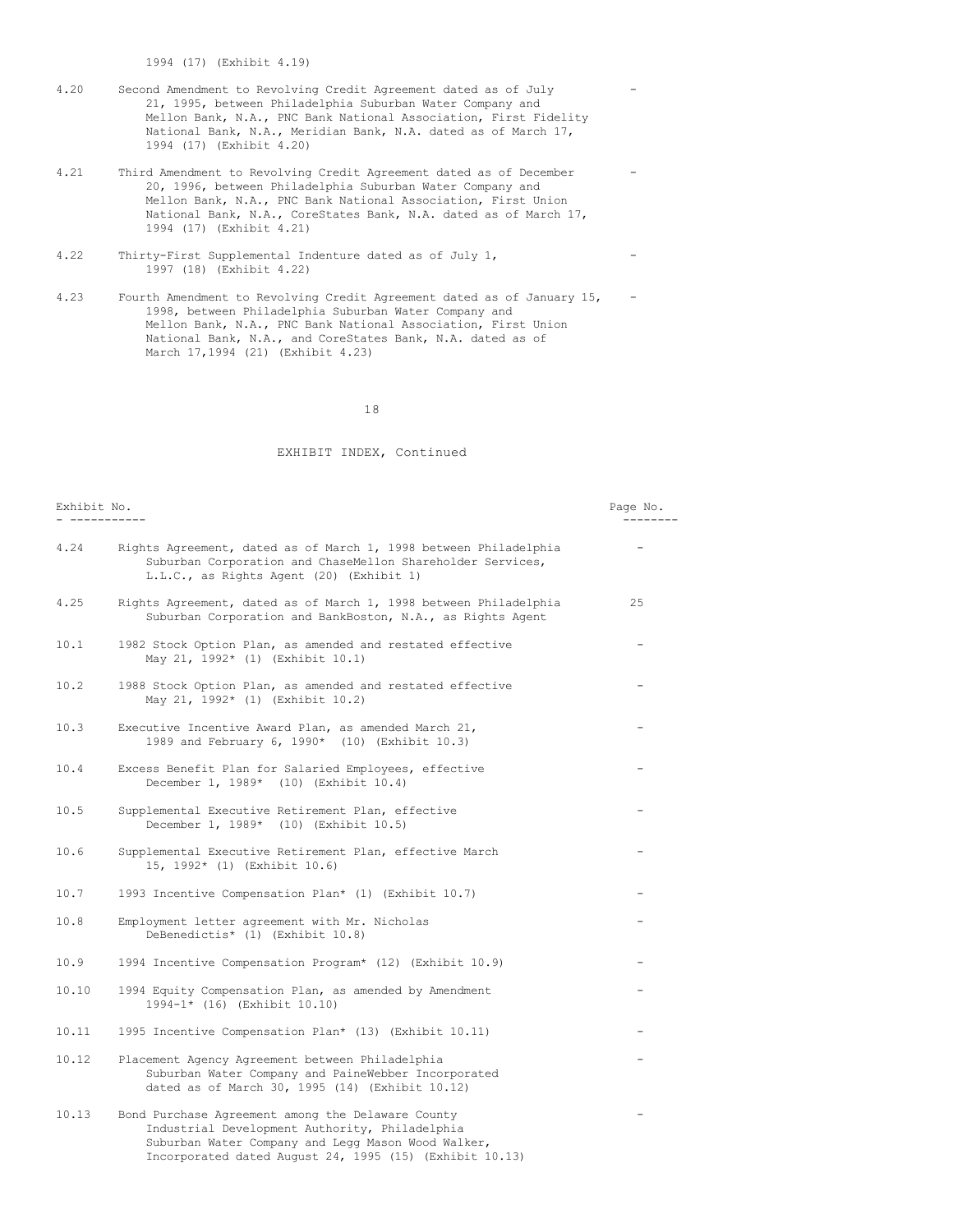| | 1994 (17) (Exhibit 4.19) | |
|---|---|---|
| 4.20 | Second Amendment to Revolving Credit Agreement dated as of July 21, 1995, between Philadelphia Suburban Water Company and Mellon Bank, N.A., PNC Bank National Association, First Fidelity National Bank, N.A., Meridian Bank, N.A. dated as of March 17, 1994 (17) (Exhibit 4.20) | - |
| 4.21 | Third Amendment to Revolving Credit Agreement dated as of December 20, 1996, between Philadelphia Suburban Water Company and Mellon Bank, N.A., PNC Bank National Association, First Union National Bank, N.A., CoreStates Bank, N.A. dated as of March 17, 1994 (17) (Exhibit 4.21) | - |
| 4.22 | Thirty-First Supplemental Indenture dated as of July 1, 1997 (18) (Exhibit 4.22) | - |
| 4.23 | Fourth Amendment to Revolving Credit Agreement dated as of January 15, 1998, between Philadelphia Suburban Water Company and Mellon Bank, N.A., PNC Bank National Association, First Union National Bank, N.A., and CoreStates Bank, N.A. dated as of March 17,1994 (21) (Exhibit 4.23) | - |

EXHIBIT INDEX, Continued

| Exhibit No. | | Page No. |
|---|---|---|
| 4.24 | Rights Agreement, dated as of March 1, 1998 between Philadelphia Suburban Corporation and ChaseMellon Shareholder Services, L.L.C., as Rights Agent (20) (Exhibit 1) | - |
| 4.25 | Rights Agreement, dated as of March 1, 1998 between Philadelphia Suburban Corporation and BankBoston, N.A., as Rights Agent | 25 |
| 10.1 | 1982 Stock Option Plan, as amended and restated effective May 21, 1992* (1) (Exhibit 10.1) | - |
| 10.2 | 1988 Stock Option Plan, as amended and restated effective May 21, 1992* (1) (Exhibit 10.2) | - |
| 10.3 | Executive Incentive Award Plan, as amended March 21, 1989 and February 6, 1990* (10) (Exhibit 10.3) | - |
| 10.4 | Excess Benefit Plan for Salaried Employees, effective December 1, 1989* (10) (Exhibit 10.4) | - |
| 10.5 | Supplemental Executive Retirement Plan, effective December 1, 1989* (10) (Exhibit 10.5) | - |
| 10.6 | Supplemental Executive Retirement Plan, effective March 15, 1992* (1) (Exhibit 10.6) | - |
| 10.7 | 1993 Incentive Compensation Plan* (1) (Exhibit 10.7) | - |
| 10.8 | Employment letter agreement with Mr. Nicholas DeBenedictis* (1) (Exhibit 10.8) | - |
| 10.9 | 1994 Incentive Compensation Program* (12) (Exhibit 10.9) | - |
| 10.10 | 1994 Equity Compensation Plan, as amended by Amendment 1994-1* (16) (Exhibit 10.10) | - |
| 10.11 | 1995 Incentive Compensation Plan* (13) (Exhibit 10.11) | - |
| 10.12 | Placement Agency Agreement between Philadelphia Suburban Water Company and PaineWebber Incorporated dated as of March 30, 1995 (14) (Exhibit 10.12) | - |
| 10.13 | Bond Purchase Agreement among the Delaware County Industrial Development Authority, Philadelphia Suburban Water Company and Legg Mason Wood Walker, Incorporated dated August 24, 1995 (15) (Exhibit 10.13) | - |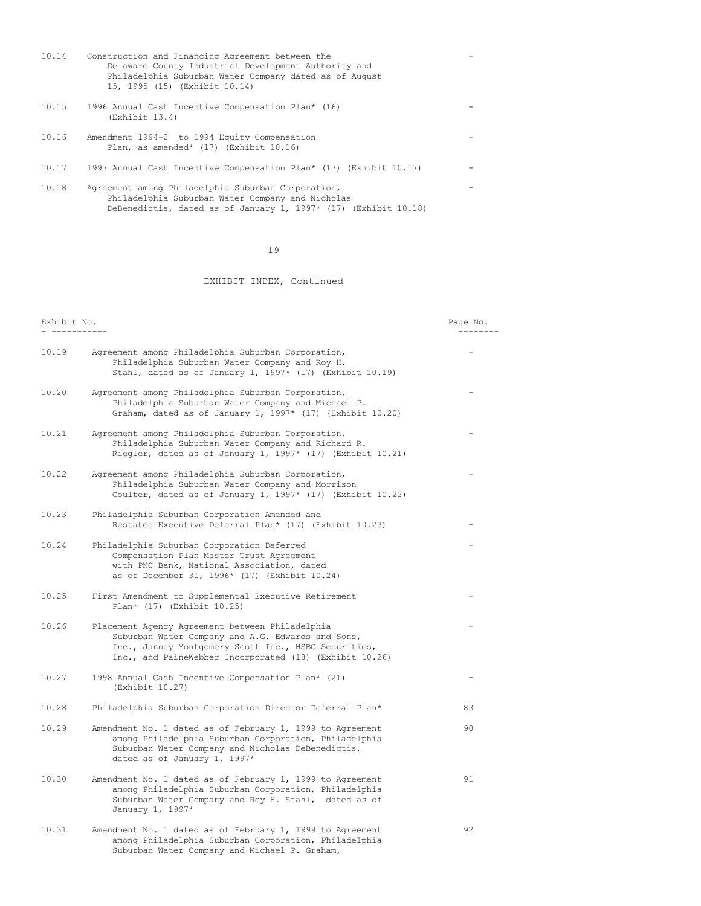| | | |
|---|---|---|
| 10.14 | Construction and Financing Agreement between the Delaware County Industrial Development Authority and Philadelphia Suburban Water Company dated as of August 15, 1995 (15) (Exhibit 10.14) | - |
| 10.15 | 1996 Annual Cash Incentive Compensation Plan* (16) (Exhibit 13.4) | - |
| 10.16 | Amendment 1994-2 to 1994 Equity Compensation Plan, as amended* (17) (Exhibit 10.16) | - |
| 10.17 | 1997 Annual Cash Incentive Compensation Plan* (17) (Exhibit 10.17) | - |
| 10.18 | Agreement among Philadelphia Suburban Corporation, Philadelphia Suburban Water Company and Nicholas DeBenedictis, dated as of January 1, 1997* (17) (Exhibit 10.18) | - |

EXHIBIT INDEX, Continued

| Exhibit No. | | Page No. |
|---|---|---|
| 10.19 | Agreement among Philadelphia Suburban Corporation, Philadelphia Suburban Water Company and Roy H. Stahl, dated as of January 1, 1997* (17) (Exhibit 10.19) | - |
| 10.20 | Agreement among Philadelphia Suburban Corporation, Philadelphia Suburban Water Company and Michael P. Graham, dated as of January 1, 1997* (17) (Exhibit 10.20) | - |
| 10.21 | Agreement among Philadelphia Suburban Corporation, Philadelphia Suburban Water Company and Richard R. Riegler, dated as of January 1, 1997* (17) (Exhibit 10.21) | - |
| 10.22 | Agreement among Philadelphia Suburban Corporation, Philadelphia Suburban Water Company and Morrison Coulter, dated as of January 1, 1997* (17) (Exhibit 10.22) | - |
| 10.23 | Philadelphia Suburban Corporation Amended and Restated Executive Deferral Plan* (17) (Exhibit 10.23) | - |
| 10.24 | Philadelphia Suburban Corporation Deferred Compensation Plan Master Trust Agreement with PNC Bank, National Association, dated as of December 31, 1996* (17) (Exhibit 10.24) | - |
| 10.25 | First Amendment to Supplemental Executive Retirement Plan* (17) (Exhibit 10.25) | - |
| 10.26 | Placement Agency Agreement between Philadelphia Suburban Water Company and A.G. Edwards and Sons, Inc., Janney Montgomery Scott Inc., HSBC Securities, Inc., and PaineWebber Incorporated (18) (Exhibit 10.26) | - |
| 10.27 | 1998 Annual Cash Incentive Compensation Plan* (21) (Exhibit 10.27) | - |
| 10.28 | Philadelphia Suburban Corporation Director Deferral Plan* | 83 |
| 10.29 | Amendment No. 1 dated as of February 1, 1999 to Agreement among Philadelphia Suburban Corporation, Philadelphia Suburban Water Company and Nicholas DeBenedictis, dated as of January 1, 1997* | 90 |
| 10.30 | Amendment No. 1 dated as of February 1, 1999 to Agreement among Philadelphia Suburban Corporation, Philadelphia Suburban Water Company and Roy H. Stahl, dated as of January 1, 1997* | 91 |
| 10.31 | Amendment No. 1 dated as of February 1, 1999 to Agreement among Philadelphia Suburban Corporation, Philadelphia Suburban Water Company and Michael P. Graham, | 92 |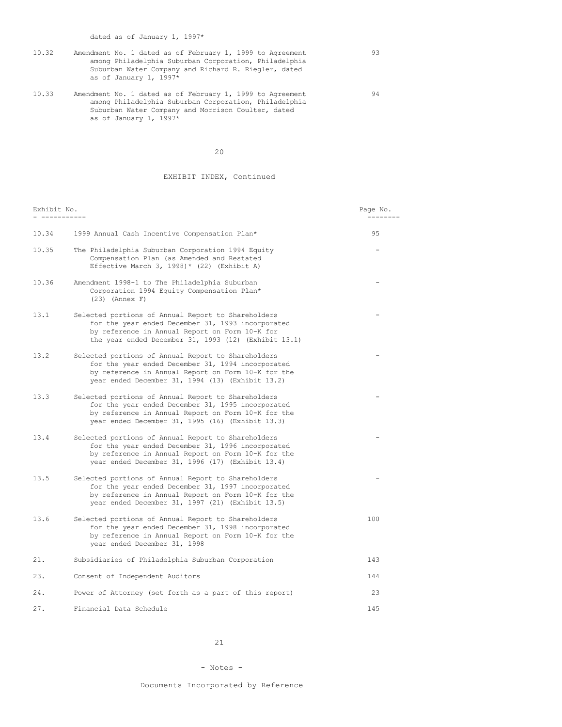dated as of January 1, 1997*

| | | |
|---|---|---|
| 10.32 | Amendment No. 1 dated as of February 1, 1999 to Agreement among Philadelphia Suburban Corporation, Philadelphia Suburban Water Company and Richard R. Riegler, dated as of January 1, 1997* | 93 |
| 10.33 | Amendment No. 1 dated as of February 1, 1999 to Agreement among Philadelphia Suburban Corporation, Philadelphia Suburban Water Company and Morrison Coulter, dated as of January 1, 1997* | 94 |

EXHIBIT INDEX, Continued

| Exhibit No. | | Page No. |
|---|---|---|
| 10.34 | 1999 Annual Cash Incentive Compensation Plan* | 95 |
| 10.35 | The Philadelphia Suburban Corporation 1994 Equity Compensation Plan (as Amended and Restated Effective March 3, 1998)* (22) (Exhibit A) | - |
| 10.36 | Amendment 1998-1 to The Philadelphia Suburban Corporation 1994 Equity Compensation Plan* (23) (Annex F) | - |
| 13.1 | Selected portions of Annual Report to Shareholders for the year ended December 31, 1993 incorporated by reference in Annual Report on Form 10-K for the year ended December 31, 1993 (12) (Exhibit 13.1) | - |
| 13.2 | Selected portions of Annual Report to Shareholders for the year ended December 31, 1994 incorporated by reference in Annual Report on Form 10-K for the year ended December 31, 1994 (13) (Exhibit 13.2) | - |
| 13.3 | Selected portions of Annual Report to Shareholders for the year ended December 31, 1995 incorporated by reference in Annual Report on Form 10-K for the year ended December 31, 1995 (16) (Exhibit 13.3) | - |
| 13.4 | Selected portions of Annual Report to Shareholders for the year ended December 31, 1996 incorporated by reference in Annual Report on Form 10-K for the year ended December 31, 1996 (17) (Exhibit 13.4) | - |
| 13.5 | Selected portions of Annual Report to Shareholders for the year ended December 31, 1997 incorporated by reference in Annual Report on Form 10-K for the year ended December 31, 1997 (21) (Exhibit 13.5) | - |
| 13.6 | Selected portions of Annual Report to Shareholders for the year ended December 31, 1998 incorporated by reference in Annual Report on Form 10-K for the year ended December 31, 1998 | 100 |
| 21. | Subsidiaries of Philadelphia Suburban Corporation | 143 |
| 23. | Consent of Independent Auditors | 144 |
| 24. | Power of Attorney (set forth as a part of this report) | 23 |
| 27. | Financial Data Schedule | 145 |

- Notes -

Documents Incorporated by Reference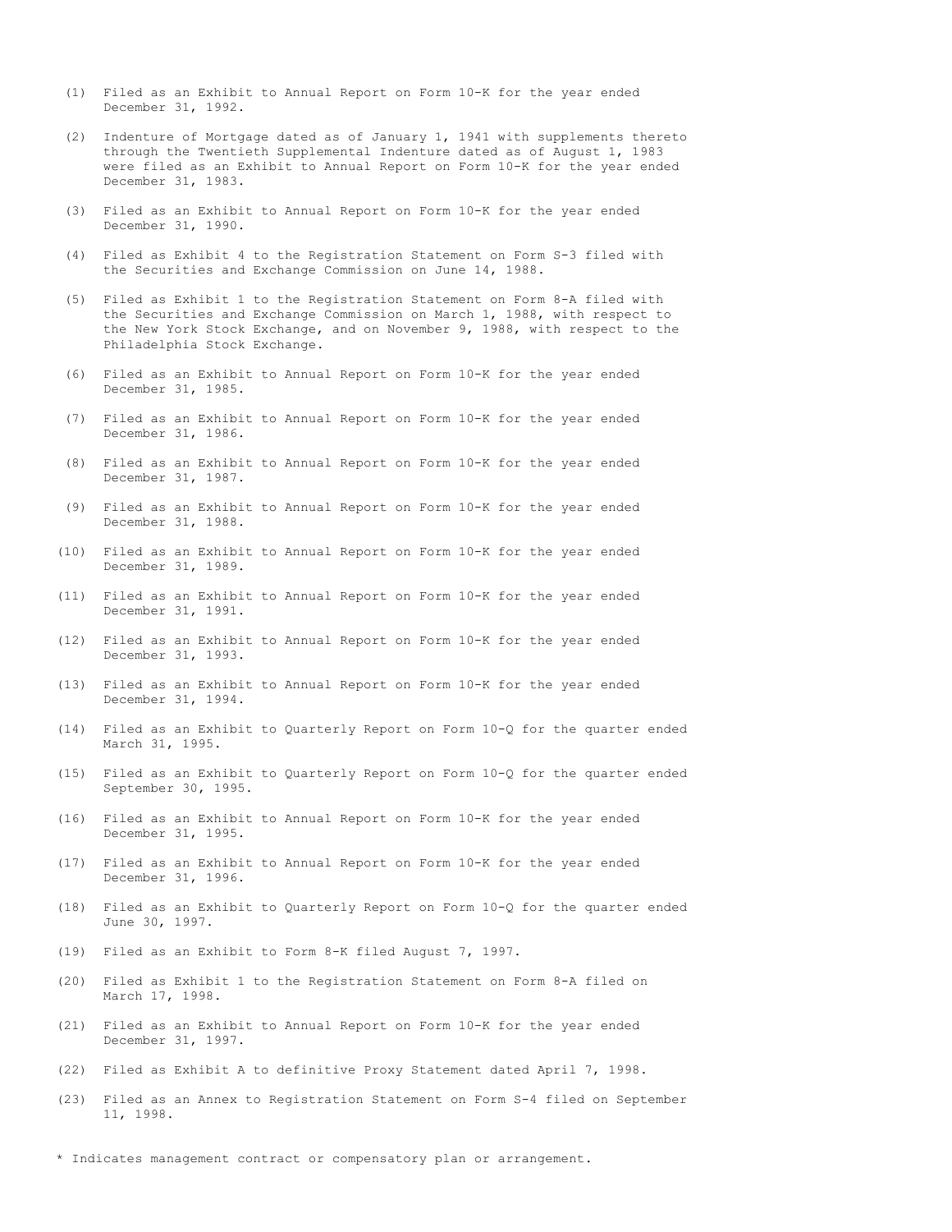(1) Filed as an Exhibit to Annual Report on Form 10-K for the year ended December 31, 1992.

(2) Indenture of Mortgage dated as of January 1, 1941 with supplements thereto through the Twentieth Supplemental Indenture dated as of August 1, 1983 were filed as an Exhibit to Annual Report on Form 10-K for the year ended December 31, 1983.

(3) Filed as an Exhibit to Annual Report on Form 10-K for the year ended December 31, 1990.

(4) Filed as Exhibit 4 to the Registration Statement on Form S-3 filed with the Securities and Exchange Commission on June 14, 1988.

(5) Filed as Exhibit 1 to the Registration Statement on Form 8-A filed with the Securities and Exchange Commission on March 1, 1988, with respect to the New York Stock Exchange, and on November 9, 1988, with respect to the Philadelphia Stock Exchange.

(6) Filed as an Exhibit to Annual Report on Form 10-K for the year ended December 31, 1985.

(7) Filed as an Exhibit to Annual Report on Form 10-K for the year ended December 31, 1986.

(8) Filed as an Exhibit to Annual Report on Form 10-K for the year ended December 31, 1987.

(9) Filed as an Exhibit to Annual Report on Form 10-K for the year ended December 31, 1988.

(10) Filed as an Exhibit to Annual Report on Form 10-K for the year ended December 31, 1989.

(11) Filed as an Exhibit to Annual Report on Form 10-K for the year ended December 31, 1991.

(12) Filed as an Exhibit to Annual Report on Form 10-K for the year ended December 31, 1993.

(13) Filed as an Exhibit to Annual Report on Form 10-K for the year ended December 31, 1994.

(14) Filed as an Exhibit to Quarterly Report on Form 10-Q for the quarter ended March 31, 1995.

(15) Filed as an Exhibit to Quarterly Report on Form 10-Q for the quarter ended September 30, 1995.

(16) Filed as an Exhibit to Annual Report on Form 10-K for the year ended December 31, 1995.

(17) Filed as an Exhibit to Annual Report on Form 10-K for the year ended December 31, 1996.

(18) Filed as an Exhibit to Quarterly Report on Form 10-Q for the quarter ended June 30, 1997.

(19) Filed as an Exhibit to Form 8-K filed August 7, 1997.

(20) Filed as Exhibit 1 to the Registration Statement on Form 8-A filed on March 17, 1998.

(21) Filed as an Exhibit to Annual Report on Form 10-K for the year ended December 31, 1997.

(22) Filed as Exhibit A to definitive Proxy Statement dated April 7, 1998.

(23) Filed as an Annex to Registration Statement on Form S-4 filed on September 11, 1998.

* Indicates management contract or compensatory plan or arrangement.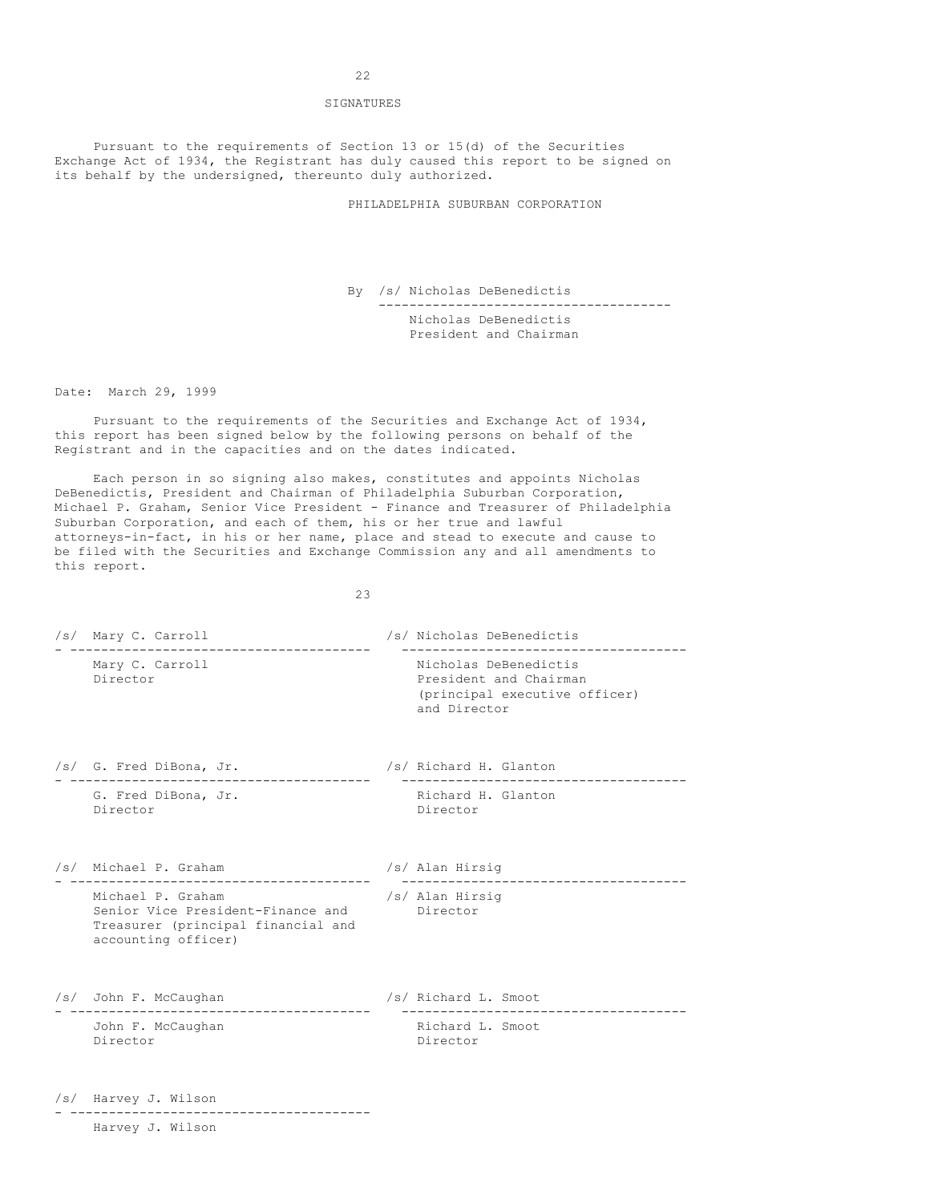## SIGNATURES

Pursuant to the requirements of Section 13 or 15(d) of the Securities Exchange Act of 1934, the Registrant has duly caused this report to be signed on its behalf by the undersigned, thereunto duly authorized.

PHILADELPHIA SUBURBAN CORPORATION

By /s/ Nicholas DeBenedictis
Nicholas DeBenedictis
President and Chairman

Date: March 29, 1999

Pursuant to the requirements of the Securities and Exchange Act of 1934, this report has been signed below by the following persons on behalf of the Registrant and in the capacities and on the dates indicated.

Each person in so signing also makes, constitutes and appoints Nicholas DeBenedictis, President and Chairman of Philadelphia Suburban Corporation, Michael P. Graham, Senior Vice President - Finance and Treasurer of Philadelphia Suburban Corporation, and each of them, his or her true and lawful attorneys-in-fact, in his or her name, place and stead to execute and cause to be filed with the Securities and Exchange Commission any and all amendments to this report.

/s/ Mary C. Carroll
Mary C. Carroll
Director

/s/ Nicholas DeBenedictis
Nicholas DeBenedictis
President and Chairman
(principal executive officer)
and Director

/s/ G. Fred DiBona, Jr.
G. Fred DiBona, Jr.
Director

/s/ Richard H. Glanton
Richard H. Glanton
Director

/s/ Michael P. Graham
Michael P. Graham
Senior Vice President-Finance and Treasurer (principal financial and accounting officer)

/s/ Alan Hirsig
/s/ Alan Hirsig
Director

/s/ John F. McCaughan
John F. McCaughan
Director

/s/ Richard L. Smoot
Richard L. Smoot
Director

/s/ Harvey J. Wilson
Harvey J. Wilson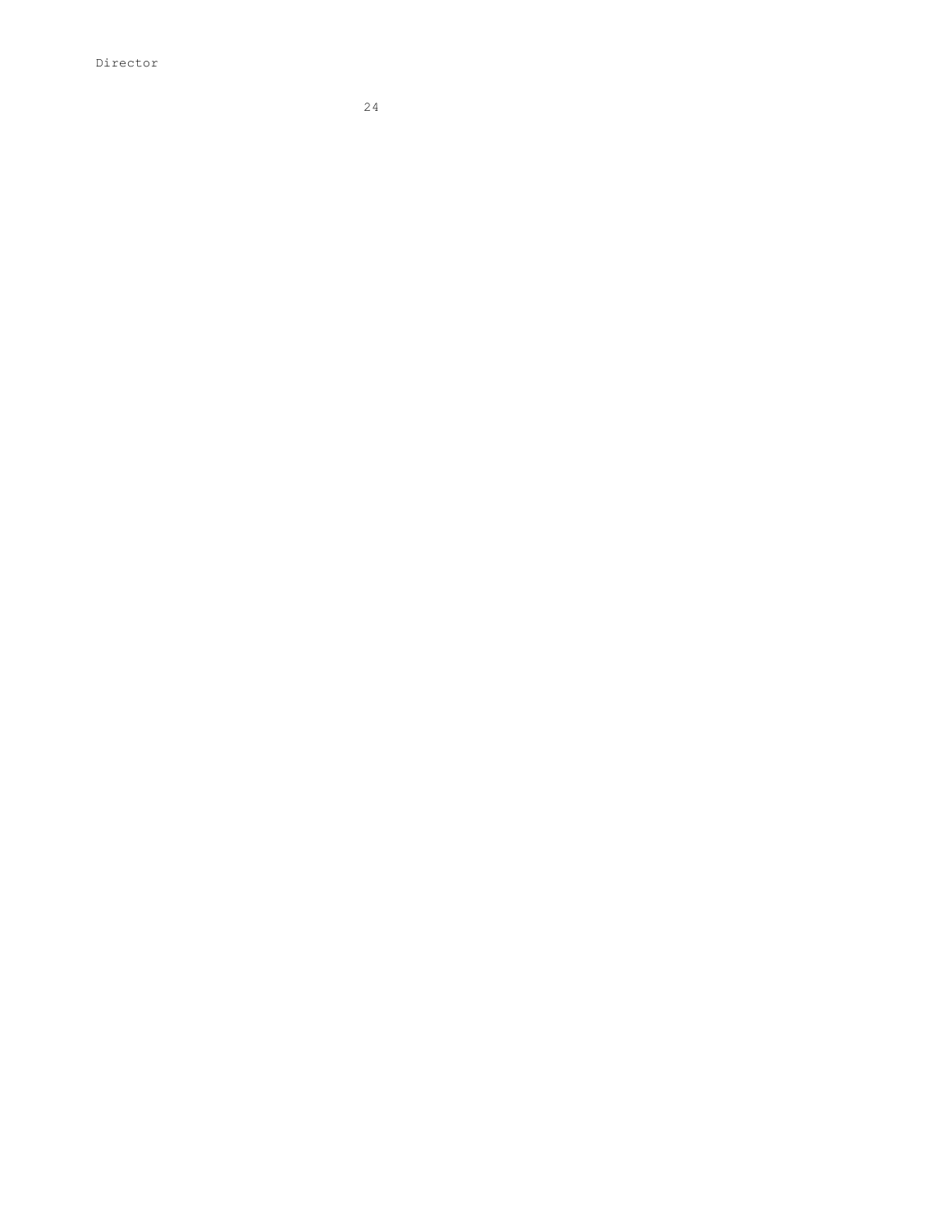Director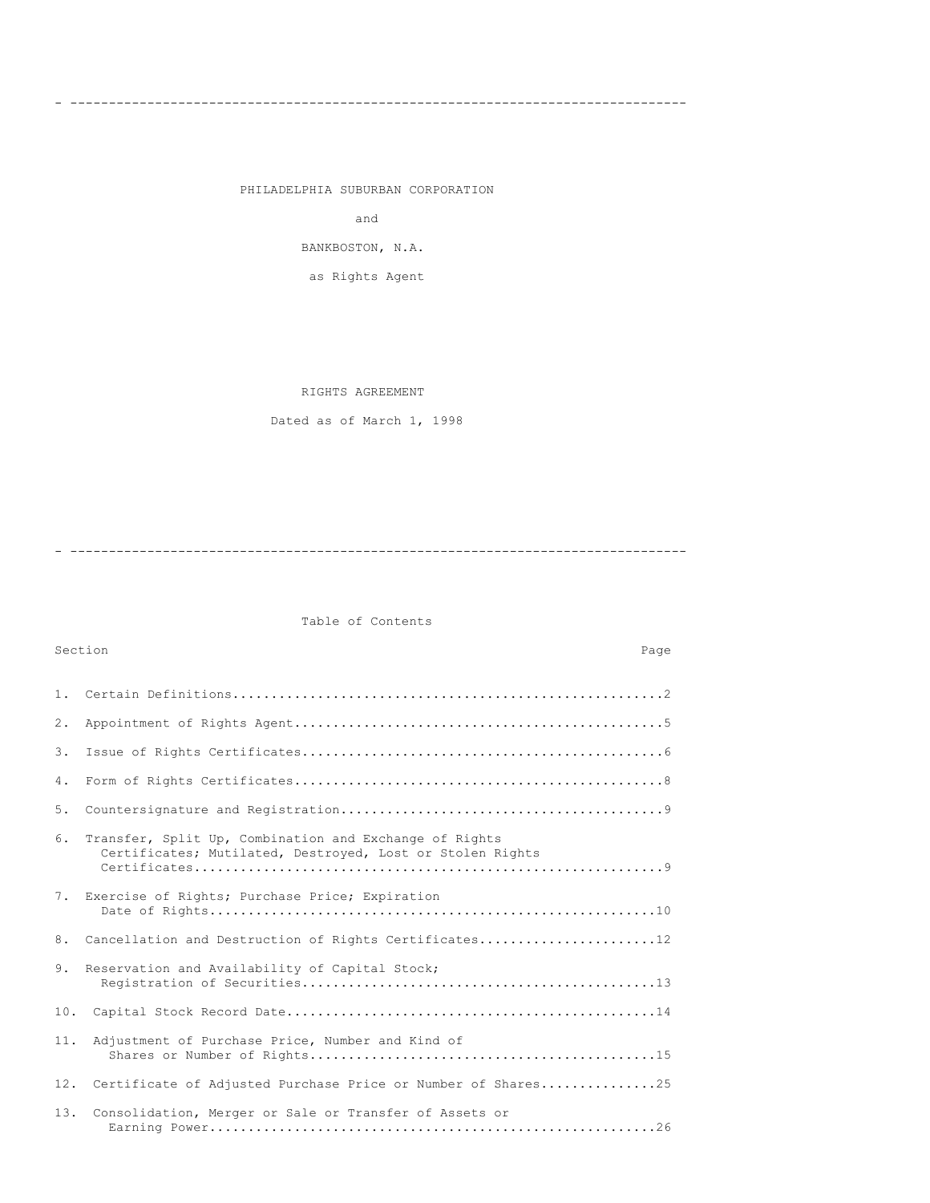---

PHILADELPHIA SUBURBAN CORPORATION

and

BANKBOSTON, N.A.

as Rights Agent

RIGHTS AGREEMENT

Dated as of March 1, 1998

---

## Table of Contents

| Section | Page |
|---|---|
| 1. Certain Definitions | 2 |
| 2. Appointment of Rights Agent | 5 |
| 3. Issue of Rights Certificates | 6 |
| 4. Form of Rights Certificates | 8 |
| 5. Countersignature and Registration | 9 |
| 6. Transfer, Split Up, Combination and Exchange of Rights Certificates; Mutilated, Destroyed, Lost or Stolen Rights Certificates | 9 |
| 7. Exercise of Rights; Purchase Price; Expiration Date of Rights | 10 |
| 8. Cancellation and Destruction of Rights Certificates | 12 |
| 9. Reservation and Availability of Capital Stock; Registration of Securities | 13 |
| 10. Capital Stock Record Date | 14 |
| 11. Adjustment of Purchase Price, Number and Kind of Shares or Number of Rights | 15 |
| 12. Certificate of Adjusted Purchase Price or Number of Shares | 25 |
| 13. Consolidation, Merger or Sale or Transfer of Assets or Earning Power | 26 |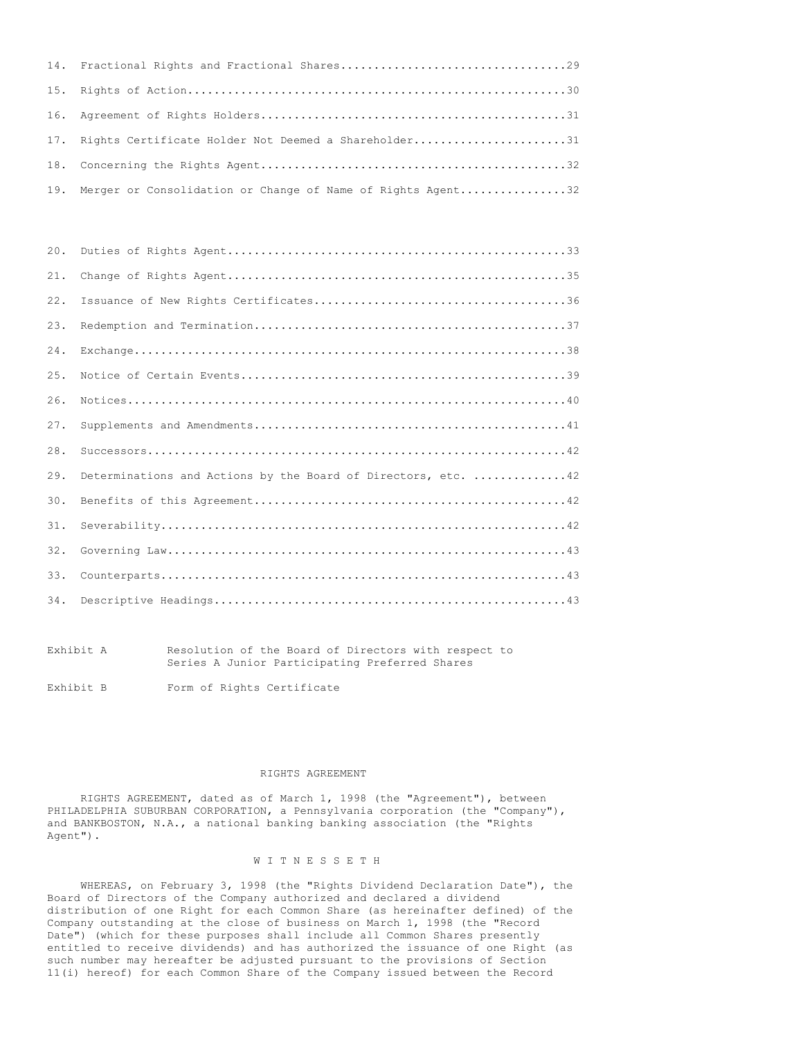| | | |
|---|---|---|
| 14. | Fractional Rights and Fractional Shares | 29 |
| 15. | Rights of Action | 30 |
| 16. | Agreement of Rights Holders | 31 |
| 17. | Rights Certificate Holder Not Deemed a Shareholder | 31 |
| 18. | Concerning the Rights Agent | 32 |
| 19. | Merger or Consolidation or Change of Name of Rights Agent | 32 |
| 20. | Duties of Rights Agent | 33 |
| 21. | Change of Rights Agent | 35 |
| 22. | Issuance of New Rights Certificates | 36 |
| 23. | Redemption and Termination | 37 |
| 24. | Exchange | 38 |
| 25. | Notice of Certain Events | 39 |
| 26. | Notices | 40 |
| 27. | Supplements and Amendments | 41 |
| 28. | Successors | 42 |
| 29. | Determinations and Actions by the Board of Directors, etc. | 42 |
| 30. | Benefits of this Agreement | 42 |
| 31. | Severability | 42 |
| 32. | Governing Law | 43 |
| 33. | Counterparts | 43 |
| 34. | Descriptive Headings | 43 |

| | |
|---|---|
| Exhibit A | Resolution of the Board of Directors with respect to Series A Junior Participating Preferred Shares |
| Exhibit B | Form of Rights Certificate |

# RIGHTS AGREEMENT

RIGHTS AGREEMENT, dated as of March 1, 1998 (the "Agreement"), between PHILADELPHIA SUBURBAN CORPORATION, a Pennsylvania corporation (the "Company"), and BANKBOSTON, N.A., a national banking banking association (the "Rights Agent").

W I T N E S S E T H

WHEREAS, on February 3, 1998 (the "Rights Dividend Declaration Date"), the Board of Directors of the Company authorized and declared a dividend distribution of one Right for each Common Share (as hereinafter defined) of the Company outstanding at the close of business on March 1, 1998 (the "Record Date") (which for these purposes shall include all Common Shares presently entitled to receive dividends) and has authorized the issuance of one Right (as such number may hereafter be adjusted pursuant to the provisions of Section 11(i) hereof) for each Common Share of the Company issued between the Record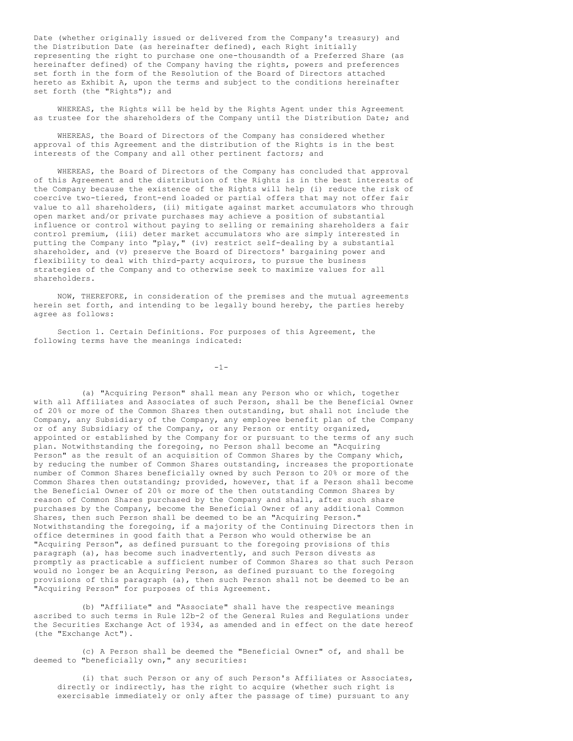Date (whether originally issued or delivered from the Company's treasury) and the Distribution Date (as hereinafter defined), each Right initially representing the right to purchase one one-thousandth of a Preferred Share (as hereinafter defined) of the Company having the rights, powers and preferences set forth in the form of the Resolution of the Board of Directors attached hereto as Exhibit A, upon the terms and subject to the conditions hereinafter set forth (the "Rights"); and

WHEREAS, the Rights will be held by the Rights Agent under this Agreement as trustee for the shareholders of the Company until the Distribution Date; and

WHEREAS, the Board of Directors of the Company has considered whether approval of this Agreement and the distribution of the Rights is in the best interests of the Company and all other pertinent factors; and

WHEREAS, the Board of Directors of the Company has concluded that approval of this Agreement and the distribution of the Rights is in the best interests of the Company because the existence of the Rights will help (i) reduce the risk of coercive two-tiered, front-end loaded or partial offers that may not offer fair value to all shareholders, (ii) mitigate against market accumulators who through open market and/or private purchases may achieve a position of substantial influence or control without paying to selling or remaining shareholders a fair control premium, (iii) deter market accumulators who are simply interested in putting the Company into "play," (iv) restrict self-dealing by a substantial shareholder, and (v) preserve the Board of Directors' bargaining power and flexibility to deal with third-party acquirors, to pursue the business strategies of the Company and to otherwise seek to maximize values for all shareholders.

NOW, THEREFORE, in consideration of the premises and the mutual agreements herein set forth, and intending to be legally bound hereby, the parties hereby agree as follows:

Section 1. Certain Definitions. For purposes of this Agreement, the following terms have the meanings indicated:

(a) "Acquiring Person" shall mean any Person who or which, together with all Affiliates and Associates of such Person, shall be the Beneficial Owner of 20% or more of the Common Shares then outstanding, but shall not include the Company, any Subsidiary of the Company, any employee benefit plan of the Company or of any Subsidiary of the Company, or any Person or entity organized, appointed or established by the Company for or pursuant to the terms of any such plan. Notwithstanding the foregoing, no Person shall become an "Acquiring Person" as the result of an acquisition of Common Shares by the Company which, by reducing the number of Common Shares outstanding, increases the proportionate number of Common Shares beneficially owned by such Person to 20% or more of the Common Shares then outstanding; provided, however, that if a Person shall become the Beneficial Owner of 20% or more of the then outstanding Common Shares by reason of Common Shares purchased by the Company and shall, after such share purchases by the Company, become the Beneficial Owner of any additional Common Shares, then such Person shall be deemed to be an "Acquiring Person." Notwithstanding the foregoing, if a majority of the Continuing Directors then in office determines in good faith that a Person who would otherwise be an "Acquiring Person", as defined pursuant to the foregoing provisions of this paragraph (a), has become such inadvertently, and such Person divests as promptly as practicable a sufficient number of Common Shares so that such Person would no longer be an Acquiring Person, as defined pursuant to the foregoing provisions of this paragraph (a), then such Person shall not be deemed to be an "Acquiring Person" for purposes of this Agreement.

(b) "Affiliate" and "Associate" shall have the respective meanings ascribed to such terms in Rule 12b-2 of the General Rules and Regulations under the Securities Exchange Act of 1934, as amended and in effect on the date hereof (the "Exchange Act").

(c) A Person shall be deemed the "Beneficial Owner" of, and shall be deemed to "beneficially own," any securities:

(i) that such Person or any of such Person's Affiliates or Associates, directly or indirectly, has the right to acquire (whether such right is exercisable immediately or only after the passage of time) pursuant to any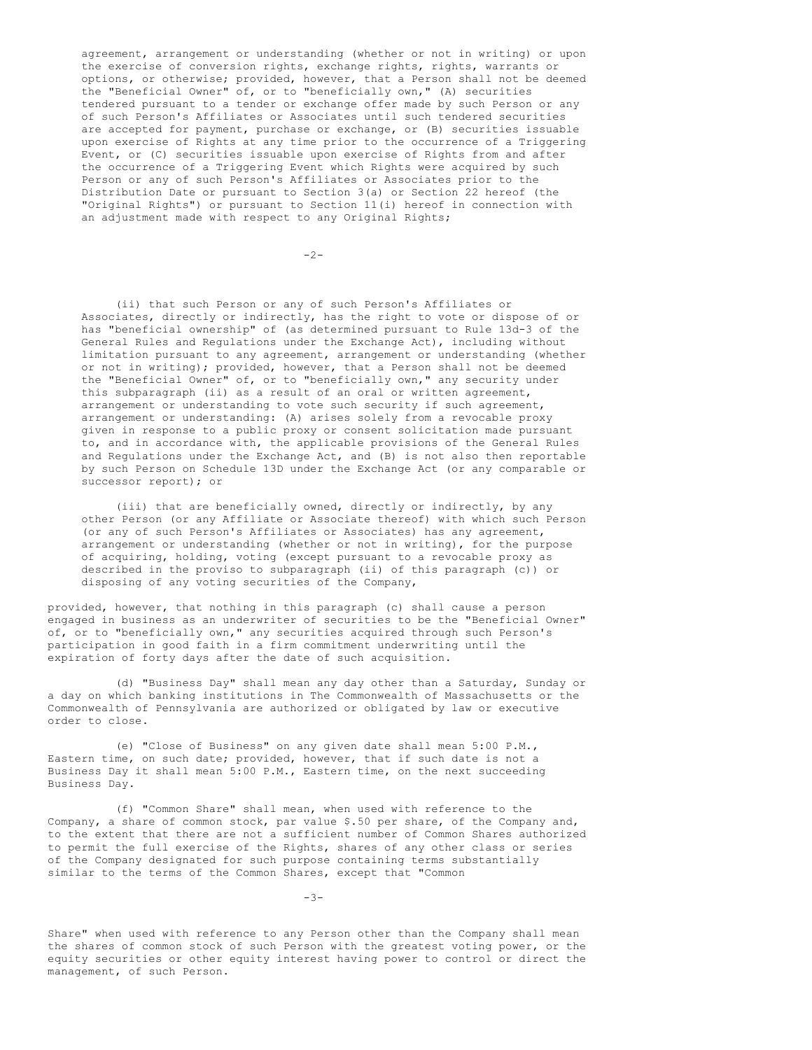agreement, arrangement or understanding (whether or not in writing) or upon the exercise of conversion rights, exchange rights, rights, warrants or options, or otherwise; provided, however, that a Person shall not be deemed the "Beneficial Owner" of, or to "beneficially own," (A) securities tendered pursuant to a tender or exchange offer made by such Person or any of such Person's Affiliates or Associates until such tendered securities are accepted for payment, purchase or exchange, or (B) securities issuable upon exercise of Rights at any time prior to the occurrence of a Triggering Event, or (C) securities issuable upon exercise of Rights from and after the occurrence of a Triggering Event which Rights were acquired by such Person or any of such Person's Affiliates or Associates prior to the Distribution Date or pursuant to Section 3(a) or Section 22 hereof (the "Original Rights") or pursuant to Section 11(i) hereof in connection with an adjustment made with respect to any Original Rights;

(ii) that such Person or any of such Person's Affiliates or Associates, directly or indirectly, has the right to vote or dispose of or has "beneficial ownership" of (as determined pursuant to Rule 13d-3 of the General Rules and Regulations under the Exchange Act), including without limitation pursuant to any agreement, arrangement or understanding (whether or not in writing); provided, however, that a Person shall not be deemed the "Beneficial Owner" of, or to "beneficially own," any security under this subparagraph (ii) as a result of an oral or written agreement, arrangement or understanding to vote such security if such agreement, arrangement or understanding: (A) arises solely from a revocable proxy given in response to a public proxy or consent solicitation made pursuant to, and in accordance with, the applicable provisions of the General Rules and Regulations under the Exchange Act, and (B) is not also then reportable by such Person on Schedule 13D under the Exchange Act (or any comparable or successor report); or

(iii) that are beneficially owned, directly or indirectly, by any other Person (or any Affiliate or Associate thereof) with which such Person (or any of such Person's Affiliates or Associates) has any agreement, arrangement or understanding (whether or not in writing), for the purpose of acquiring, holding, voting (except pursuant to a revocable proxy as described in the proviso to subparagraph (ii) of this paragraph (c)) or disposing of any voting securities of the Company,

provided, however, that nothing in this paragraph (c) shall cause a person engaged in business as an underwriter of securities to be the "Beneficial Owner" of, or to "beneficially own," any securities acquired through such Person's participation in good faith in a firm commitment underwriting until the expiration of forty days after the date of such acquisition.

(d) "Business Day" shall mean any day other than a Saturday, Sunday or a day on which banking institutions in The Commonwealth of Massachusetts or the Commonwealth of Pennsylvania are authorized or obligated by law or executive order to close.

(e) "Close of Business" on any given date shall mean 5:00 P.M., Eastern time, on such date; provided, however, that if such date is not a Business Day it shall mean 5:00 P.M., Eastern time, on the next succeeding Business Day.

(f) "Common Share" shall mean, when used with reference to the Company, a share of common stock, par value $.50 per share, of the Company and, to the extent that there are not a sufficient number of Common Shares authorized to permit the full exercise of the Rights, shares of any other class or series of the Company designated for such purpose containing terms substantially similar to the terms of the Common Shares, except that "Common Share" when used with reference to any Person other than the Company shall mean the shares of common stock of such Person with the greatest voting power, or the equity securities or other equity interest having power to control or direct the management, of such Person.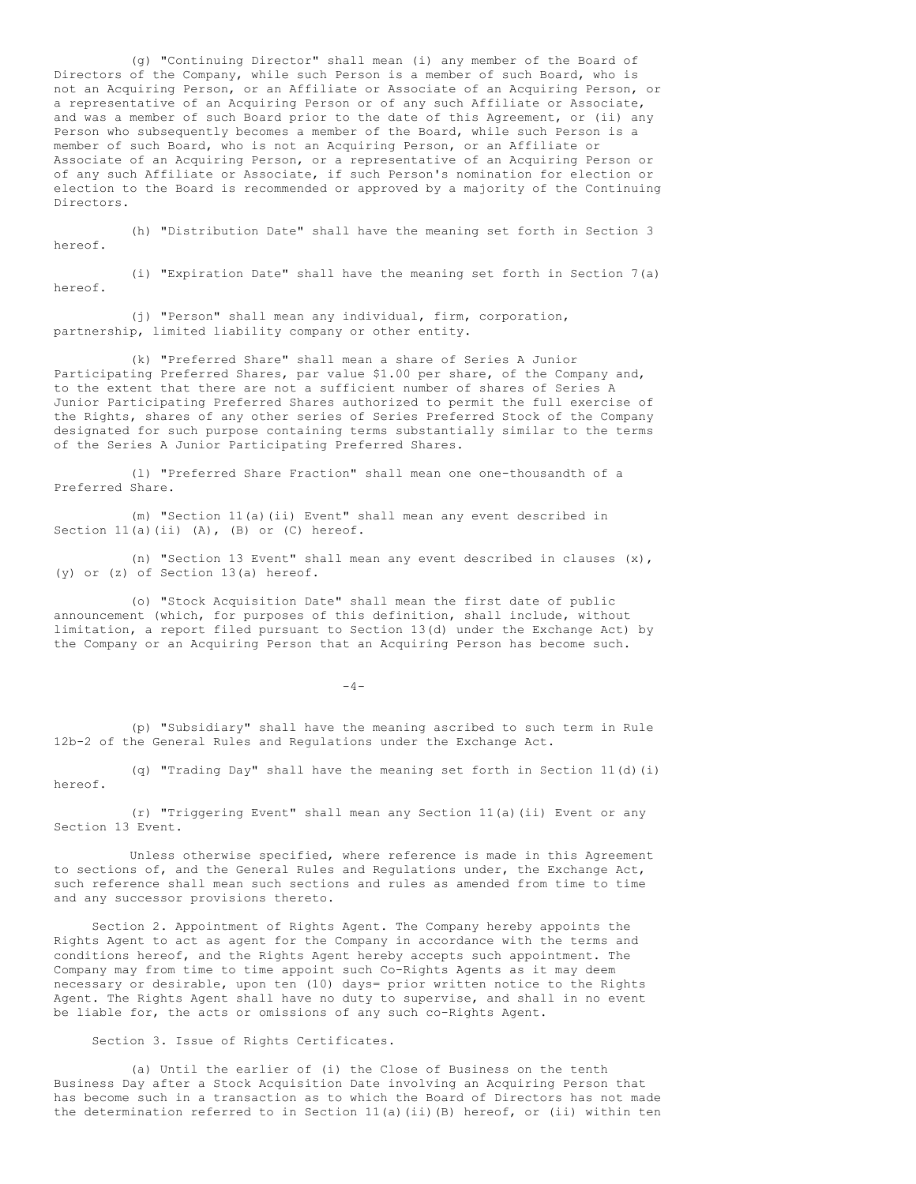(g) "Continuing Director" shall mean (i) any member of the Board of Directors of the Company, while such Person is a member of such Board, who is not an Acquiring Person, or an Affiliate or Associate of an Acquiring Person, or a representative of an Acquiring Person or of any such Affiliate or Associate, and was a member of such Board prior to the date of this Agreement, or (ii) any Person who subsequently becomes a member of the Board, while such Person is a member of such Board, who is not an Acquiring Person, or an Affiliate or Associate of an Acquiring Person, or a representative of an Acquiring Person or of any such Affiliate or Associate, if such Person's nomination for election or election to the Board is recommended or approved by a majority of the Continuing Directors.

(h) "Distribution Date" shall have the meaning set forth in Section 3 hereof.

(i) "Expiration Date" shall have the meaning set forth in Section 7(a) hereof.

(j) "Person" shall mean any individual, firm, corporation, partnership, limited liability company or other entity.

(k) "Preferred Share" shall mean a share of Series A Junior Participating Preferred Shares, par value $1.00 per share, of the Company and, to the extent that there are not a sufficient number of shares of Series A Junior Participating Preferred Shares authorized to permit the full exercise of the Rights, shares of any other series of Series Preferred Stock of the Company designated for such purpose containing terms substantially similar to the terms of the Series A Junior Participating Preferred Shares.

(l) "Preferred Share Fraction" shall mean one one-thousandth of a Preferred Share.

(m) "Section 11(a)(ii) Event" shall mean any event described in Section 11(a)(ii) (A), (B) or (C) hereof.

(n) "Section 13 Event" shall mean any event described in clauses (x), (y) or (z) of Section 13(a) hereof.

(o) "Stock Acquisition Date" shall mean the first date of public announcement (which, for purposes of this definition, shall include, without limitation, a report filed pursuant to Section 13(d) under the Exchange Act) by the Company or an Acquiring Person that an Acquiring Person has become such.

(p) "Subsidiary" shall have the meaning ascribed to such term in Rule 12b-2 of the General Rules and Regulations under the Exchange Act.

(q) "Trading Day" shall have the meaning set forth in Section 11(d)(i) hereof.

(r) "Triggering Event" shall mean any Section 11(a)(ii) Event or any Section 13 Event.

Unless otherwise specified, where reference is made in this Agreement to sections of, and the General Rules and Regulations under, the Exchange Act, such reference shall mean such sections and rules as amended from time to time and any successor provisions thereto.

Section 2. Appointment of Rights Agent. The Company hereby appoints the Rights Agent to act as agent for the Company in accordance with the terms and conditions hereof, and the Rights Agent hereby accepts such appointment. The Company may from time to time appoint such Co-Rights Agents as it may deem necessary or desirable, upon ten (10) days= prior written notice to the Rights Agent. The Rights Agent shall have no duty to supervise, and shall in no event be liable for, the acts or omissions of any such co-Rights Agent.

Section 3. Issue of Rights Certificates.

(a) Until the earlier of (i) the Close of Business on the tenth Business Day after a Stock Acquisition Date involving an Acquiring Person that has become such in a transaction as to which the Board of Directors has not made the determination referred to in Section 11(a)(ii)(B) hereof, or (ii) within ten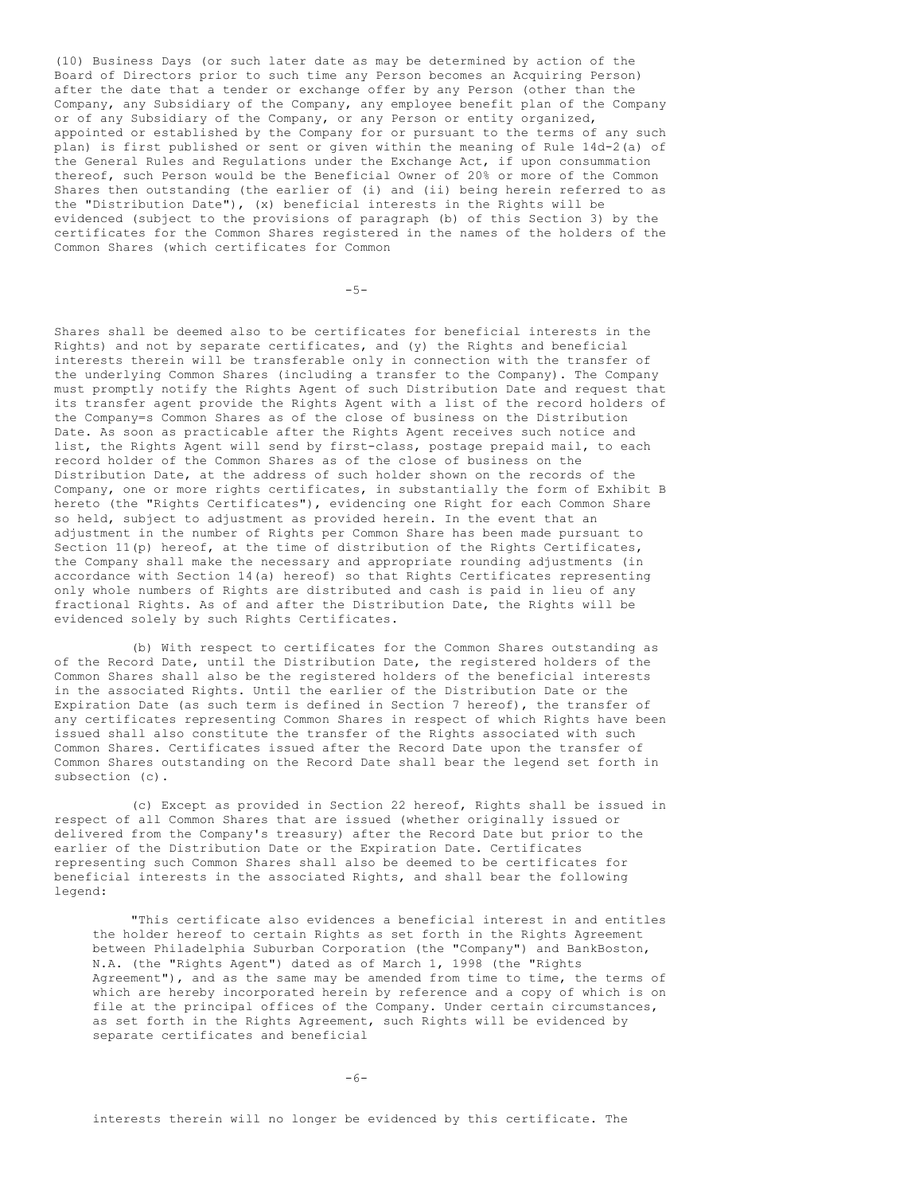(10) Business Days (or such later date as may be determined by action of the Board of Directors prior to such time any Person becomes an Acquiring Person) after the date that a tender or exchange offer by any Person (other than the Company, any Subsidiary of the Company, any employee benefit plan of the Company or of any Subsidiary of the Company, or any Person or entity organized, appointed or established by the Company for or pursuant to the terms of any such plan) is first published or sent or given within the meaning of Rule 14d-2(a) of the General Rules and Regulations under the Exchange Act, if upon consummation thereof, such Person would be the Beneficial Owner of 20% or more of the Common Shares then outstanding (the earlier of (i) and (ii) being herein referred to as the "Distribution Date"), (x) beneficial interests in the Rights will be evidenced (subject to the provisions of paragraph (b) of this Section 3) by the certificates for the Common Shares registered in the names of the holders of the Common Shares (which certificates for Common Shares shall be deemed also to be certificates for beneficial interests in the Rights) and not by separate certificates, and (y) the Rights and beneficial interests therein will be transferable only in connection with the transfer of the underlying Common Shares (including a transfer to the Company). The Company must promptly notify the Rights Agent of such Distribution Date and request that its transfer agent provide the Rights Agent with a list of the record holders of the Company=s Common Shares as of the close of business on the Distribution Date. As soon as practicable after the Rights Agent receives such notice and list, the Rights Agent will send by first-class, postage prepaid mail, to each record holder of the Common Shares as of the close of business on the Distribution Date, at the address of such holder shown on the records of the Company, one or more rights certificates, in substantially the form of Exhibit B hereto (the "Rights Certificates"), evidencing one Right for each Common Share so held, subject to adjustment as provided herein. In the event that an adjustment in the number of Rights per Common Share has been made pursuant to Section 11(p) hereof, at the time of distribution of the Rights Certificates, the Company shall make the necessary and appropriate rounding adjustments (in accordance with Section 14(a) hereof) so that Rights Certificates representing only whole numbers of Rights are distributed and cash is paid in lieu of any fractional Rights. As of and after the Distribution Date, the Rights will be evidenced solely by such Rights Certificates.

(b) With respect to certificates for the Common Shares outstanding as of the Record Date, until the Distribution Date, the registered holders of the Common Shares shall also be the registered holders of the beneficial interests in the associated Rights. Until the earlier of the Distribution Date or the Expiration Date (as such term is defined in Section 7 hereof), the transfer of any certificates representing Common Shares in respect of which Rights have been issued shall also constitute the transfer of the Rights associated with such Common Shares. Certificates issued after the Record Date upon the transfer of Common Shares outstanding on the Record Date shall bear the legend set forth in subsection (c).

(c) Except as provided in Section 22 hereof, Rights shall be issued in respect of all Common Shares that are issued (whether originally issued or delivered from the Company's treasury) after the Record Date but prior to the earlier of the Distribution Date or the Expiration Date. Certificates representing such Common Shares shall also be deemed to be certificates for beneficial interests in the associated Rights, and shall bear the following legend:

> "This certificate also evidences a beneficial interest in and entitles the holder hereof to certain Rights as set forth in the Rights Agreement between Philadelphia Suburban Corporation (the "Company") and BankBoston, N.A. (the "Rights Agent") dated as of March 1, 1998 (the "Rights Agreement"), and as the same may be amended from time to time, the terms of which are hereby incorporated herein by reference and a copy of which is on file at the principal offices of the Company. Under certain circumstances, as set forth in the Rights Agreement, such Rights will be evidenced by separate certificates and beneficial interests therein will no longer be evidenced by this certificate. The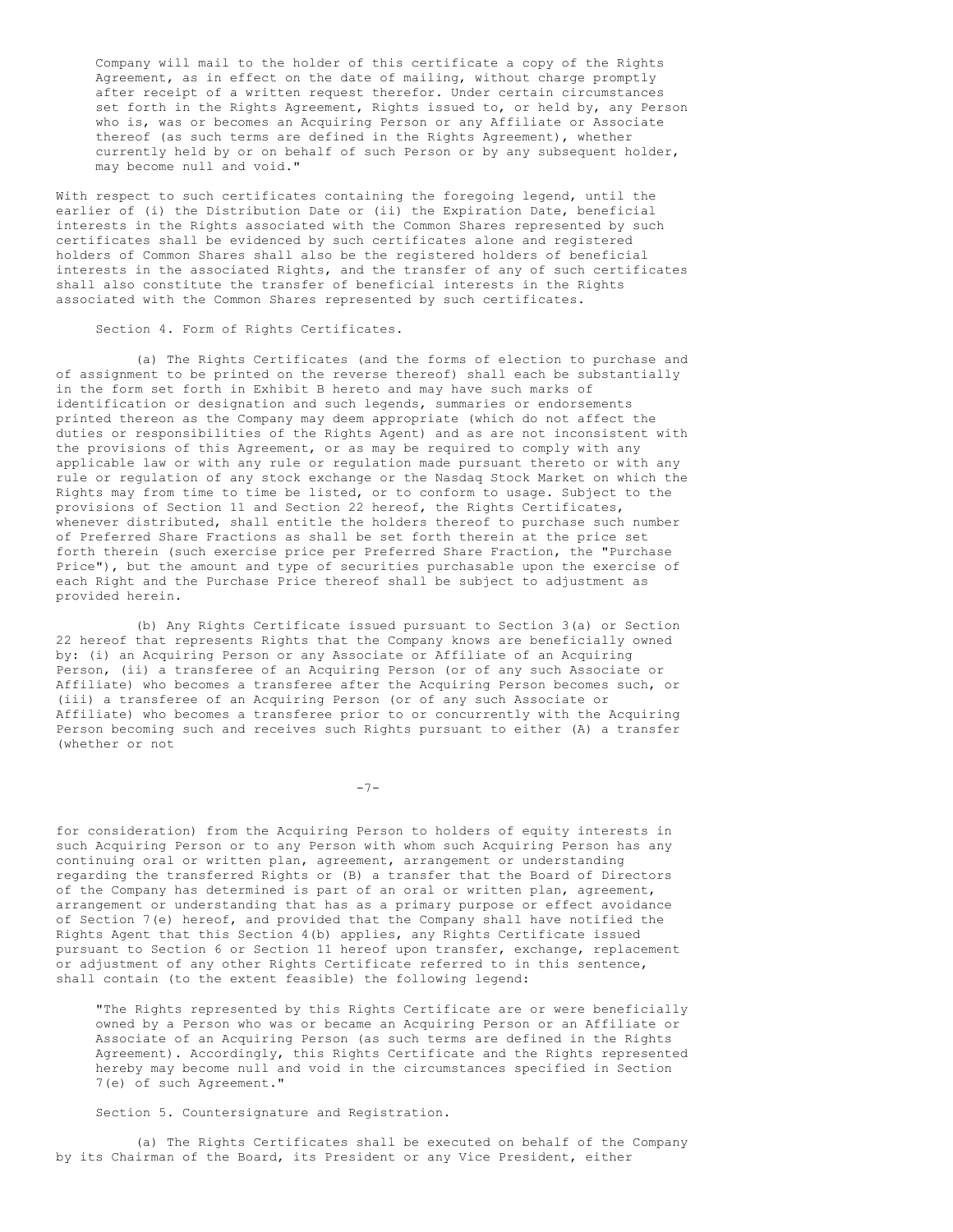Company will mail to the holder of this certificate a copy of the Rights Agreement, as in effect on the date of mailing, without charge promptly after receipt of a written request therefor. Under certain circumstances set forth in the Rights Agreement, Rights issued to, or held by, any Person who is, was or becomes an Acquiring Person or any Affiliate or Associate thereof (as such terms are defined in the Rights Agreement), whether currently held by or on behalf of such Person or by any subsequent holder, may become null and void."

With respect to such certificates containing the foregoing legend, until the earlier of (i) the Distribution Date or (ii) the Expiration Date, beneficial interests in the Rights associated with the Common Shares represented by such certificates shall be evidenced by such certificates alone and registered holders of Common Shares shall also be the registered holders of beneficial interests in the associated Rights, and the transfer of any of such certificates shall also constitute the transfer of beneficial interests in the Rights associated with the Common Shares represented by such certificates.

Section 4. Form of Rights Certificates.

(a) The Rights Certificates (and the forms of election to purchase and of assignment to be printed on the reverse thereof) shall each be substantially in the form set forth in Exhibit B hereto and may have such marks of identification or designation and such legends, summaries or endorsements printed thereon as the Company may deem appropriate (which do not affect the duties or responsibilities of the Rights Agent) and as are not inconsistent with the provisions of this Agreement, or as may be required to comply with any applicable law or with any rule or regulation made pursuant thereto or with any rule or regulation of any stock exchange or the Nasdaq Stock Market on which the Rights may from time to time be listed, or to conform to usage. Subject to the provisions of Section 11 and Section 22 hereof, the Rights Certificates, whenever distributed, shall entitle the holders thereof to purchase such number of Preferred Share Fractions as shall be set forth therein at the price set forth therein (such exercise price per Preferred Share Fraction, the "Purchase Price"), but the amount and type of securities purchasable upon the exercise of each Right and the Purchase Price thereof shall be subject to adjustment as provided herein.

(b) Any Rights Certificate issued pursuant to Section 3(a) or Section 22 hereof that represents Rights that the Company knows are beneficially owned by: (i) an Acquiring Person or any Associate or Affiliate of an Acquiring Person, (ii) a transferee of an Acquiring Person (or of any such Associate or Affiliate) who becomes a transferee after the Acquiring Person becomes such, or (iii) a transferee of an Acquiring Person (or of any such Associate or Affiliate) who becomes a transferee prior to or concurrently with the Acquiring Person becoming such and receives such Rights pursuant to either (A) a transfer (whether or not for consideration) from the Acquiring Person to holders of equity interests in such Acquiring Person or to any Person with whom such Acquiring Person has any continuing oral or written plan, agreement, arrangement or understanding regarding the transferred Rights or (B) a transfer that the Board of Directors of the Company has determined is part of an oral or written plan, agreement, arrangement or understanding that has as a primary purpose or effect avoidance of Section 7(e) hereof, and provided that the Company shall have notified the Rights Agent that this Section 4(b) applies, any Rights Certificate issued pursuant to Section 6 or Section 11 hereof upon transfer, exchange, replacement or adjustment of any other Rights Certificate referred to in this sentence, shall contain (to the extent feasible) the following legend:

"The Rights represented by this Rights Certificate are or were beneficially owned by a Person who was or became an Acquiring Person or an Affiliate or Associate of an Acquiring Person (as such terms are defined in the Rights Agreement). Accordingly, this Rights Certificate and the Rights represented hereby may become null and void in the circumstances specified in Section 7(e) of such Agreement."

Section 5. Countersignature and Registration.

(a) The Rights Certificates shall be executed on behalf of the Company by its Chairman of the Board, its President or any Vice President, either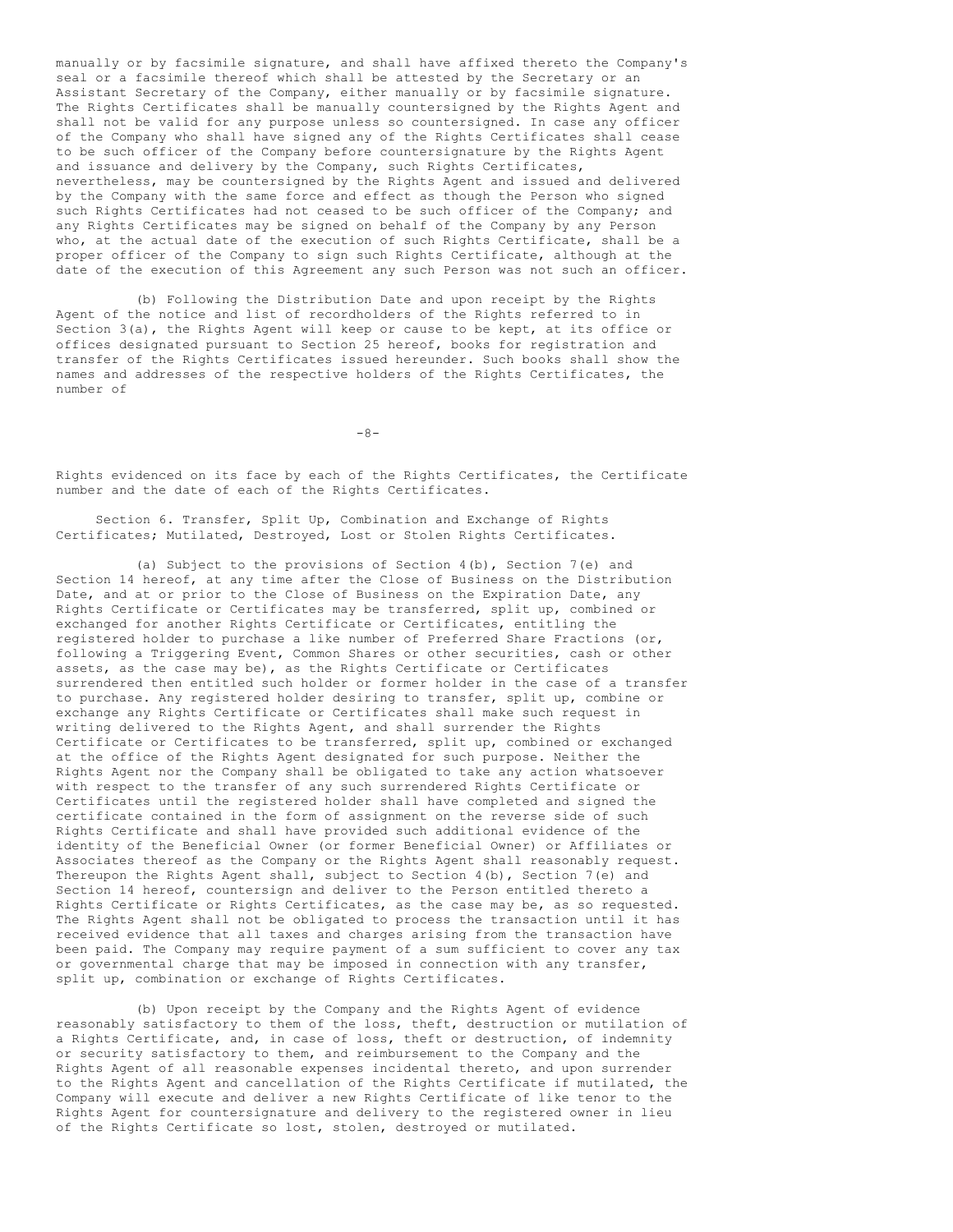manually or by facsimile signature, and shall have affixed thereto the Company's seal or a facsimile thereof which shall be attested by the Secretary or an Assistant Secretary of the Company, either manually or by facsimile signature. The Rights Certificates shall be manually countersigned by the Rights Agent and shall not be valid for any purpose unless so countersigned. In case any officer of the Company who shall have signed any of the Rights Certificates shall cease to be such officer of the Company before countersignature by the Rights Agent and issuance and delivery by the Company, such Rights Certificates, nevertheless, may be countersigned by the Rights Agent and issued and delivered by the Company with the same force and effect as though the Person who signed such Rights Certificates had not ceased to be such officer of the Company; and any Rights Certificates may be signed on behalf of the Company by any Person who, at the actual date of the execution of such Rights Certificate, shall be a proper officer of the Company to sign such Rights Certificate, although at the date of the execution of this Agreement any such Person was not such an officer.

(b) Following the Distribution Date and upon receipt by the Rights Agent of the notice and list of recordholders of the Rights referred to in Section 3(a), the Rights Agent will keep or cause to be kept, at its office or offices designated pursuant to Section 25 hereof, books for registration and transfer of the Rights Certificates issued hereunder. Such books shall show the names and addresses of the respective holders of the Rights Certificates, the number of Rights evidenced on its face by each of the Rights Certificates, the Certificate number and the date of each of the Rights Certificates.

Section 6. Transfer, Split Up, Combination and Exchange of Rights Certificates; Mutilated, Destroyed, Lost or Stolen Rights Certificates.

(a) Subject to the provisions of Section 4(b), Section 7(e) and Section 14 hereof, at any time after the Close of Business on the Distribution Date, and at or prior to the Close of Business on the Expiration Date, any Rights Certificate or Certificates may be transferred, split up, combined or exchanged for another Rights Certificate or Certificates, entitling the registered holder to purchase a like number of Preferred Share Fractions (or, following a Triggering Event, Common Shares or other securities, cash or other assets, as the case may be), as the Rights Certificate or Certificates surrendered then entitled such holder or former holder in the case of a transfer to purchase. Any registered holder desiring to transfer, split up, combine or exchange any Rights Certificate or Certificates shall make such request in writing delivered to the Rights Agent, and shall surrender the Rights Certificate or Certificates to be transferred, split up, combined or exchanged at the office of the Rights Agent designated for such purpose. Neither the Rights Agent nor the Company shall be obligated to take any action whatsoever with respect to the transfer of any such surrendered Rights Certificate or Certificates until the registered holder shall have completed and signed the certificate contained in the form of assignment on the reverse side of such Rights Certificate and shall have provided such additional evidence of the identity of the Beneficial Owner (or former Beneficial Owner) or Affiliates or Associates thereof as the Company or the Rights Agent shall reasonably request. Thereupon the Rights Agent shall, subject to Section 4(b), Section 7(e) and Section 14 hereof, countersign and deliver to the Person entitled thereto a Rights Certificate or Rights Certificates, as the case may be, as so requested. The Rights Agent shall not be obligated to process the transaction until it has received evidence that all taxes and charges arising from the transaction have been paid. The Company may require payment of a sum sufficient to cover any tax or governmental charge that may be imposed in connection with any transfer, split up, combination or exchange of Rights Certificates.

(b) Upon receipt by the Company and the Rights Agent of evidence reasonably satisfactory to them of the loss, theft, destruction or mutilation of a Rights Certificate, and, in case of loss, theft or destruction, of indemnity or security satisfactory to them, and reimbursement to the Company and the Rights Agent of all reasonable expenses incidental thereto, and upon surrender to the Rights Agent and cancellation of the Rights Certificate if mutilated, the Company will execute and deliver a new Rights Certificate of like tenor to the Rights Agent for countersignature and delivery to the registered owner in lieu of the Rights Certificate so lost, stolen, destroyed or mutilated.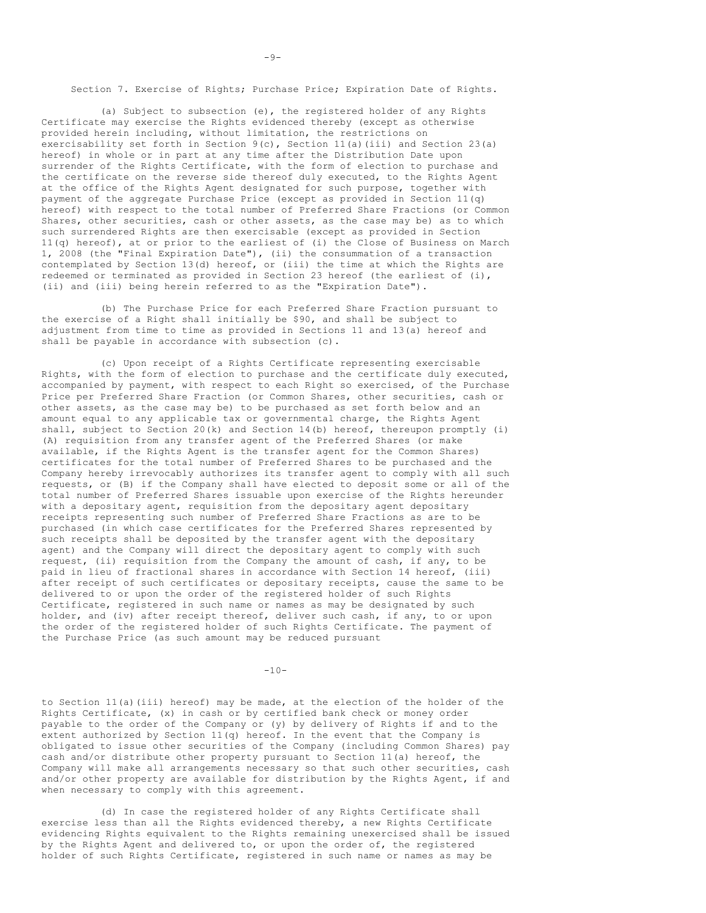Section 7. Exercise of Rights; Purchase Price; Expiration Date of Rights.

(a) Subject to subsection (e), the registered holder of any Rights Certificate may exercise the Rights evidenced thereby (except as otherwise provided herein including, without limitation, the restrictions on exercisability set forth in Section 9(c), Section 11(a)(iii) and Section 23(a) hereof) in whole or in part at any time after the Distribution Date upon surrender of the Rights Certificate, with the form of election to purchase and the certificate on the reverse side thereof duly executed, to the Rights Agent at the office of the Rights Agent designated for such purpose, together with payment of the aggregate Purchase Price (except as provided in Section 11(q) hereof) with respect to the total number of Preferred Share Fractions (or Common Shares, other securities, cash or other assets, as the case may be) as to which such surrendered Rights are then exercisable (except as provided in Section 11(q) hereof), at or prior to the earliest of (i) the Close of Business on March 1, 2008 (the "Final Expiration Date"), (ii) the consummation of a transaction contemplated by Section 13(d) hereof, or (iii) the time at which the Rights are redeemed or terminated as provided in Section 23 hereof (the earliest of (i), (ii) and (iii) being herein referred to as the "Expiration Date").

(b) The Purchase Price for each Preferred Share Fraction pursuant to the exercise of a Right shall initially be $90, and shall be subject to adjustment from time to time as provided in Sections 11 and 13(a) hereof and shall be payable in accordance with subsection (c).

(c) Upon receipt of a Rights Certificate representing exercisable Rights, with the form of election to purchase and the certificate duly executed, accompanied by payment, with respect to each Right so exercised, of the Purchase Price per Preferred Share Fraction (or Common Shares, other securities, cash or other assets, as the case may be) to be purchased as set forth below and an amount equal to any applicable tax or governmental charge, the Rights Agent shall, subject to Section 20(k) and Section 14(b) hereof, thereupon promptly (i) (A) requisition from any transfer agent of the Preferred Shares (or make available, if the Rights Agent is the transfer agent for the Common Shares) certificates for the total number of Preferred Shares to be purchased and the Company hereby irrevocably authorizes its transfer agent to comply with all such requests, or (B) if the Company shall have elected to deposit some or all of the total number of Preferred Shares issuable upon exercise of the Rights hereunder with a depositary agent, requisition from the depositary agent depositary receipts representing such number of Preferred Share Fractions as are to be purchased (in which case certificates for the Preferred Shares represented by such receipts shall be deposited by the transfer agent with the depositary agent) and the Company will direct the depositary agent to comply with such request, (ii) requisition from the Company the amount of cash, if any, to be paid in lieu of fractional shares in accordance with Section 14 hereof, (iii) after receipt of such certificates or depositary receipts, cause the same to be delivered to or upon the order of the registered holder of such Rights Certificate, registered in such name or names as may be designated by such holder, and (iv) after receipt thereof, deliver such cash, if any, to or upon the order of the registered holder of such Rights Certificate. The payment of the Purchase Price (as such amount may be reduced pursuant to Section 11(a)(iii) hereof) may be made, at the election of the holder of the Rights Certificate, (x) in cash or by certified bank check or money order payable to the order of the Company or (y) by delivery of Rights if and to the extent authorized by Section 11(q) hereof. In the event that the Company is obligated to issue other securities of the Company (including Common Shares) pay cash and/or distribute other property pursuant to Section 11(a) hereof, the Company will make all arrangements necessary so that such other securities, cash and/or other property are available for distribution by the Rights Agent, if and when necessary to comply with this agreement.

(d) In case the registered holder of any Rights Certificate shall exercise less than all the Rights evidenced thereby, a new Rights Certificate evidencing Rights equivalent to the Rights remaining unexercised shall be issued by the Rights Agent and delivered to, or upon the order of, the registered holder of such Rights Certificate, registered in such name or names as may be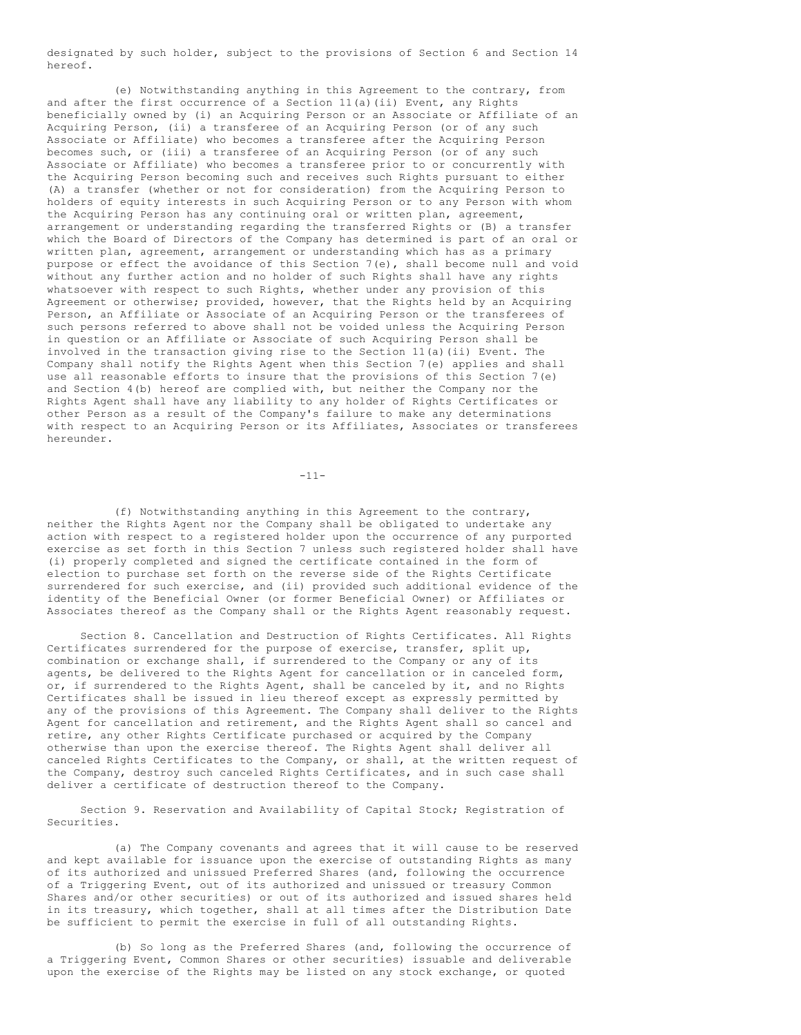designated by such holder, subject to the provisions of Section 6 and Section 14 hereof.

(e) Notwithstanding anything in this Agreement to the contrary, from and after the first occurrence of a Section 11(a)(ii) Event, any Rights beneficially owned by (i) an Acquiring Person or an Associate or Affiliate of an Acquiring Person, (ii) a transferee of an Acquiring Person (or of any such Associate or Affiliate) who becomes a transferee after the Acquiring Person becomes such, or (iii) a transferee of an Acquiring Person (or of any such Associate or Affiliate) who becomes a transferee prior to or concurrently with the Acquiring Person becoming such and receives such Rights pursuant to either (A) a transfer (whether or not for consideration) from the Acquiring Person to holders of equity interests in such Acquiring Person or to any Person with whom the Acquiring Person has any continuing oral or written plan, agreement, arrangement or understanding regarding the transferred Rights or (B) a transfer which the Board of Directors of the Company has determined is part of an oral or written plan, agreement, arrangement or understanding which has as a primary purpose or effect the avoidance of this Section 7(e), shall become null and void without any further action and no holder of such Rights shall have any rights whatsoever with respect to such Rights, whether under any provision of this Agreement or otherwise; provided, however, that the Rights held by an Acquiring Person, an Affiliate or Associate of an Acquiring Person or the transferees of such persons referred to above shall not be voided unless the Acquiring Person in question or an Affiliate or Associate of such Acquiring Person shall be involved in the transaction giving rise to the Section 11(a)(ii) Event. The Company shall notify the Rights Agent when this Section 7(e) applies and shall use all reasonable efforts to insure that the provisions of this Section 7(e) and Section 4(b) hereof are complied with, but neither the Company nor the Rights Agent shall have any liability to any holder of Rights Certificates or other Person as a result of the Company's failure to make any determinations with respect to an Acquiring Person or its Affiliates, Associates or transferees hereunder.

(f) Notwithstanding anything in this Agreement to the contrary, neither the Rights Agent nor the Company shall be obligated to undertake any action with respect to a registered holder upon the occurrence of any purported exercise as set forth in this Section 7 unless such registered holder shall have (i) properly completed and signed the certificate contained in the form of election to purchase set forth on the reverse side of the Rights Certificate surrendered for such exercise, and (ii) provided such additional evidence of the identity of the Beneficial Owner (or former Beneficial Owner) or Affiliates or Associates thereof as the Company shall or the Rights Agent reasonably request.

Section 8. Cancellation and Destruction of Rights Certificates. All Rights Certificates surrendered for the purpose of exercise, transfer, split up, combination or exchange shall, if surrendered to the Company or any of its agents, be delivered to the Rights Agent for cancellation or in canceled form, or, if surrendered to the Rights Agent, shall be canceled by it, and no Rights Certificates shall be issued in lieu thereof except as expressly permitted by any of the provisions of this Agreement. The Company shall deliver to the Rights Agent for cancellation and retirement, and the Rights Agent shall so cancel and retire, any other Rights Certificate purchased or acquired by the Company otherwise than upon the exercise thereof. The Rights Agent shall deliver all canceled Rights Certificates to the Company, or shall, at the written request of the Company, destroy such canceled Rights Certificates, and in such case shall deliver a certificate of destruction thereof to the Company.

Section 9. Reservation and Availability of Capital Stock; Registration of Securities.

(a) The Company covenants and agrees that it will cause to be reserved and kept available for issuance upon the exercise of outstanding Rights as many of its authorized and unissued Preferred Shares (and, following the occurrence of a Triggering Event, out of its authorized and unissued or treasury Common Shares and/or other securities) or out of its authorized and issued shares held in its treasury, which together, shall at all times after the Distribution Date be sufficient to permit the exercise in full of all outstanding Rights.

(b) So long as the Preferred Shares (and, following the occurrence of a Triggering Event, Common Shares or other securities) issuable and deliverable upon the exercise of the Rights may be listed on any stock exchange, or quoted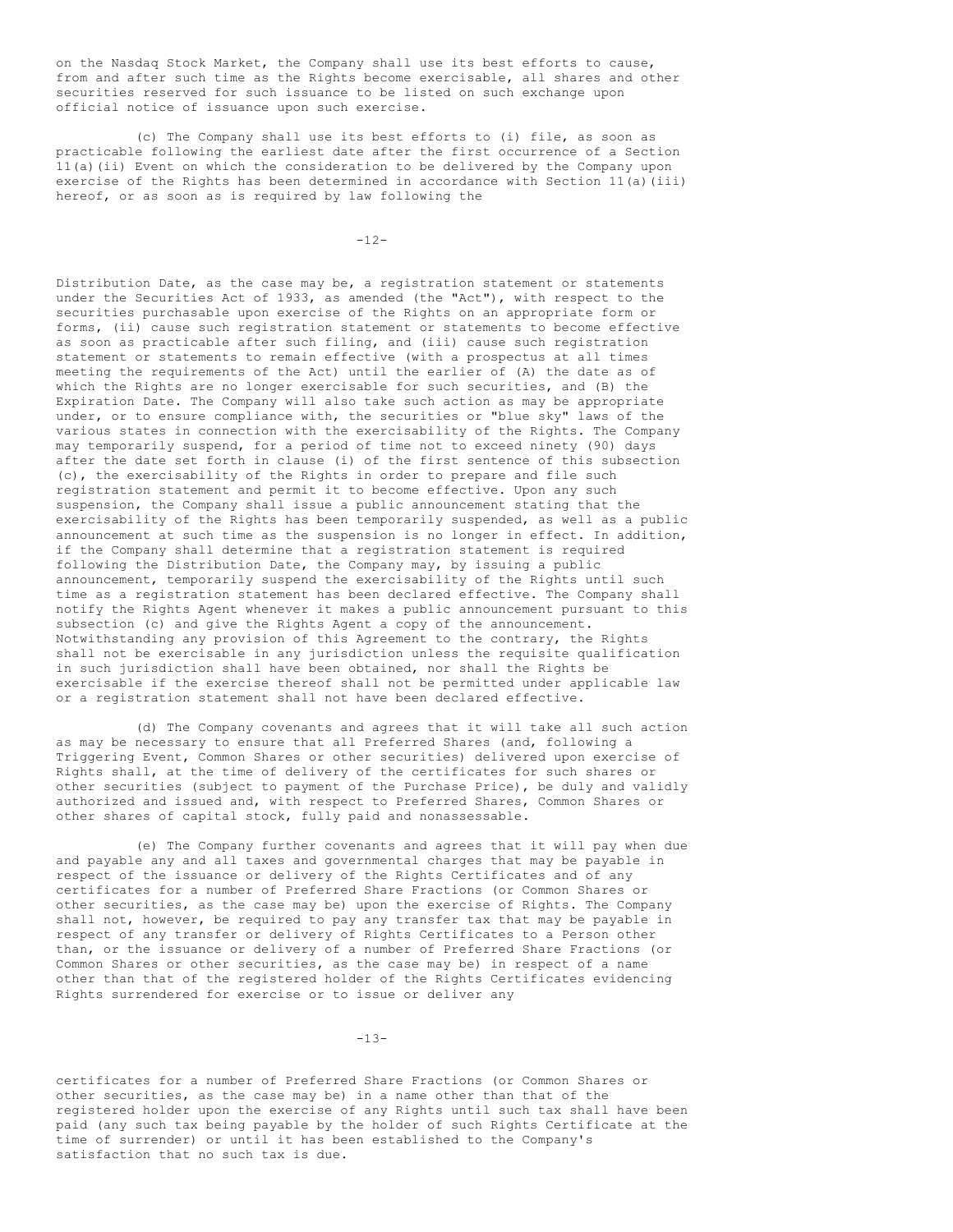on the Nasdaq Stock Market, the Company shall use its best efforts to cause, from and after such time as the Rights become exercisable, all shares and other securities reserved for such issuance to be listed on such exchange upon official notice of issuance upon such exercise.

(c) The Company shall use its best efforts to (i) file, as soon as practicable following the earliest date after the first occurrence of a Section 11(a)(ii) Event on which the consideration to be delivered by the Company upon exercise of the Rights has been determined in accordance with Section 11(a)(iii) hereof, or as soon as is required by law following the Distribution Date, as the case may be, a registration statement or statements under the Securities Act of 1933, as amended (the "Act"), with respect to the securities purchasable upon exercise of the Rights on an appropriate form or forms, (ii) cause such registration statement or statements to become effective as soon as practicable after such filing, and (iii) cause such registration statement or statements to remain effective (with a prospectus at all times meeting the requirements of the Act) until the earlier of (A) the date as of which the Rights are no longer exercisable for such securities, and (B) the Expiration Date. The Company will also take such action as may be appropriate under, or to ensure compliance with, the securities or "blue sky" laws of the various states in connection with the exercisability of the Rights. The Company may temporarily suspend, for a period of time not to exceed ninety (90) days after the date set forth in clause (i) of the first sentence of this subsection (c), the exercisability of the Rights in order to prepare and file such registration statement and permit it to become effective. Upon any such suspension, the Company shall issue a public announcement stating that the exercisability of the Rights has been temporarily suspended, as well as a public announcement at such time as the suspension is no longer in effect. In addition, if the Company shall determine that a registration statement is required following the Distribution Date, the Company may, by issuing a public announcement, temporarily suspend the exercisability of the Rights until such time as a registration statement has been declared effective. The Company shall notify the Rights Agent whenever it makes a public announcement pursuant to this subsection (c) and give the Rights Agent a copy of the announcement. Notwithstanding any provision of this Agreement to the contrary, the Rights shall not be exercisable in any jurisdiction unless the requisite qualification in such jurisdiction shall have been obtained, nor shall the Rights be exercisable if the exercise thereof shall not be permitted under applicable law or a registration statement shall not have been declared effective.

(d) The Company covenants and agrees that it will take all such action as may be necessary to ensure that all Preferred Shares (and, following a Triggering Event, Common Shares or other securities) delivered upon exercise of Rights shall, at the time of delivery of the certificates for such shares or other securities (subject to payment of the Purchase Price), be duly and validly authorized and issued and, with respect to Preferred Shares, Common Shares or other shares of capital stock, fully paid and nonassessable.

(e) The Company further covenants and agrees that it will pay when due and payable any and all taxes and governmental charges that may be payable in respect of the issuance or delivery of the Rights Certificates and of any certificates for a number of Preferred Share Fractions (or Common Shares or other securities, as the case may be) upon the exercise of Rights. The Company shall not, however, be required to pay any transfer tax that may be payable in respect of any transfer or delivery of Rights Certificates to a Person other than, or the issuance or delivery of a number of Preferred Share Fractions (or Common Shares or other securities, as the case may be) in respect of a name other than that of the registered holder of the Rights Certificates evidencing Rights surrendered for exercise or to issue or deliver any certificates for a number of Preferred Share Fractions (or Common Shares or other securities, as the case may be) in a name other than that of the registered holder upon the exercise of any Rights until such tax shall have been paid (any such tax being payable by the holder of such Rights Certificate at the time of surrender) or until it has been established to the Company's satisfaction that no such tax is due.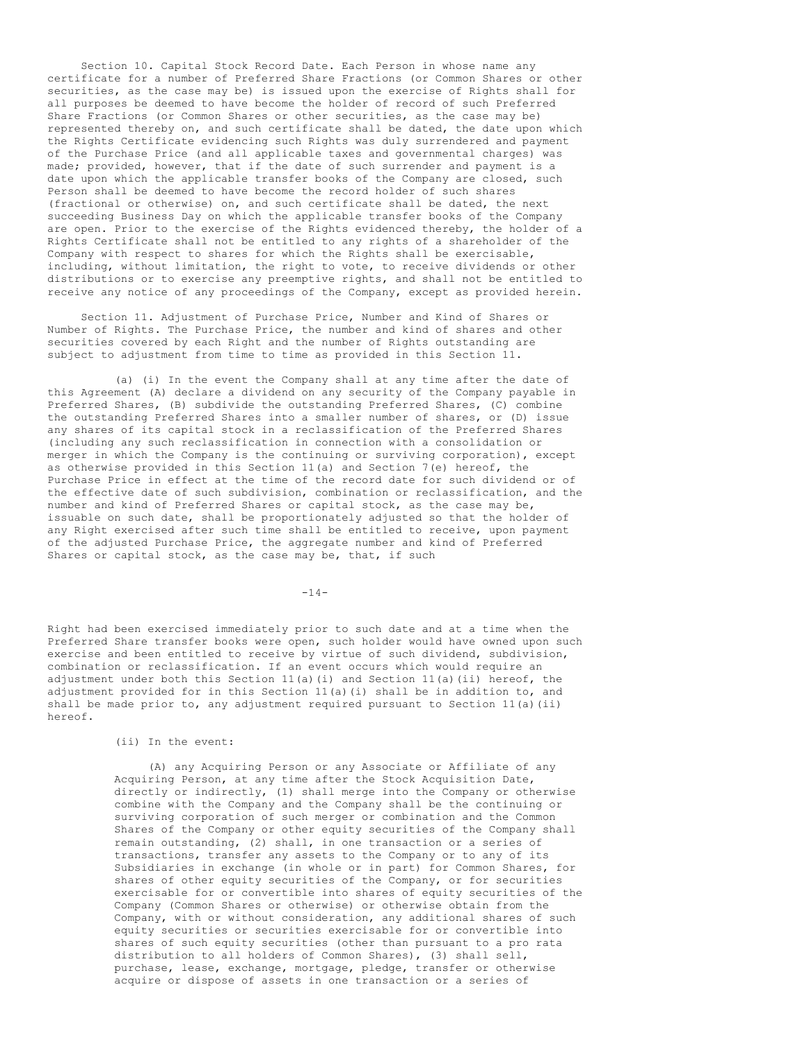Section 10. Capital Stock Record Date. Each Person in whose name any certificate for a number of Preferred Share Fractions (or Common Shares or other securities, as the case may be) is issued upon the exercise of Rights shall for all purposes be deemed to have become the holder of record of such Preferred Share Fractions (or Common Shares or other securities, as the case may be) represented thereby on, and such certificate shall be dated, the date upon which the Rights Certificate evidencing such Rights was duly surrendered and payment of the Purchase Price (and all applicable taxes and governmental charges) was made; provided, however, that if the date of such surrender and payment is a date upon which the applicable transfer books of the Company are closed, such Person shall be deemed to have become the record holder of such shares (fractional or otherwise) on, and such certificate shall be dated, the next succeeding Business Day on which the applicable transfer books of the Company are open. Prior to the exercise of the Rights evidenced thereby, the holder of a Rights Certificate shall not be entitled to any rights of a shareholder of the Company with respect to shares for which the Rights shall be exercisable, including, without limitation, the right to vote, to receive dividends or other distributions or to exercise any preemptive rights, and shall not be entitled to receive any notice of any proceedings of the Company, except as provided herein.

Section 11. Adjustment of Purchase Price, Number and Kind of Shares or Number of Rights. The Purchase Price, the number and kind of shares and other securities covered by each Right and the number of Rights outstanding are subject to adjustment from time to time as provided in this Section 11.

(a) (i) In the event the Company shall at any time after the date of this Agreement (A) declare a dividend on any security of the Company payable in Preferred Shares, (B) subdivide the outstanding Preferred Shares, (C) combine the outstanding Preferred Shares into a smaller number of shares, or (D) issue any shares of its capital stock in a reclassification of the Preferred Shares (including any such reclassification in connection with a consolidation or merger in which the Company is the continuing or surviving corporation), except as otherwise provided in this Section 11(a) and Section 7(e) hereof, the Purchase Price in effect at the time of the record date for such dividend or of the effective date of such subdivision, combination or reclassification, and the number and kind of Preferred Shares or capital stock, as the case may be, issuable on such date, shall be proportionately adjusted so that the holder of any Right exercised after such time shall be entitled to receive, upon payment of the adjusted Purchase Price, the aggregate number and kind of Preferred Shares or capital stock, as the case may be, that, if such Right had been exercised immediately prior to such date and at a time when the Preferred Share transfer books were open, such holder would have owned upon such exercise and been entitled to receive by virtue of such dividend, subdivision, combination or reclassification. If an event occurs which would require an adjustment under both this Section 11(a)(i) and Section 11(a)(ii) hereof, the adjustment provided for in this Section 11(a)(i) shall be in addition to, and shall be made prior to, any adjustment required pursuant to Section 11(a)(ii) hereof.

(ii) In the event:

(A) any Acquiring Person or any Associate or Affiliate of any Acquiring Person, at any time after the Stock Acquisition Date, directly or indirectly, (1) shall merge into the Company or otherwise combine with the Company and the Company shall be the continuing or surviving corporation of such merger or combination and the Common Shares of the Company or other equity securities of the Company shall remain outstanding, (2) shall, in one transaction or a series of transactions, transfer any assets to the Company or to any of its Subsidiaries in exchange (in whole or in part) for Common Shares, for shares of other equity securities of the Company, or for securities exercisable for or convertible into shares of equity securities of the Company (Common Shares or otherwise) or otherwise obtain from the Company, with or without consideration, any additional shares of such equity securities or securities exercisable for or convertible into shares of such equity securities (other than pursuant to a pro rata distribution to all holders of Common Shares), (3) shall sell, purchase, lease, exchange, mortgage, pledge, transfer or otherwise acquire or dispose of assets in one transaction or a series of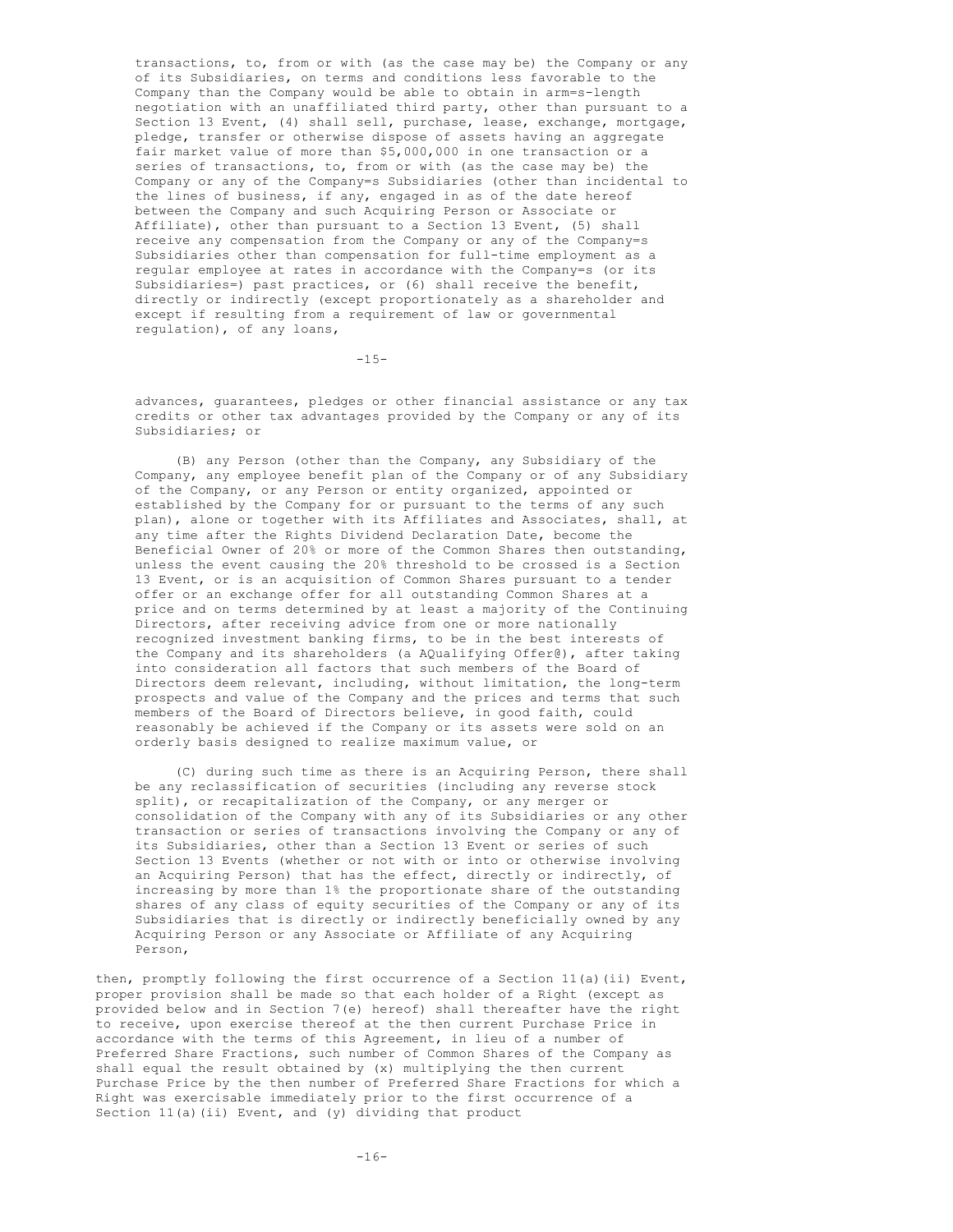transactions, to, from or with (as the case may be) the Company or any of its Subsidiaries, on terms and conditions less favorable to the Company than the Company would be able to obtain in arm=s-length negotiation with an unaffiliated third party, other than pursuant to a Section 13 Event, (4) shall sell, purchase, lease, exchange, mortgage, pledge, transfer or otherwise dispose of assets having an aggregate fair market value of more than $5,000,000 in one transaction or a series of transactions, to, from or with (as the case may be) the Company or any of the Company=s Subsidiaries (other than incidental to the lines of business, if any, engaged in as of the date hereof between the Company and such Acquiring Person or Associate or Affiliate), other than pursuant to a Section 13 Event, (5) shall receive any compensation from the Company or any of the Company=s Subsidiaries other than compensation for full-time employment as a regular employee at rates in accordance with the Company=s (or its Subsidiaries=) past practices, or (6) shall receive the benefit, directly or indirectly (except proportionately as a shareholder and except if resulting from a requirement of law or governmental regulation), of any loans, advances, guarantees, pledges or other financial assistance or any tax credits or other tax advantages provided by the Company or any of its Subsidiaries; or

(B) any Person (other than the Company, any Subsidiary of the Company, any employee benefit plan of the Company or of any Subsidiary of the Company, or any Person or entity organized, appointed or established by the Company for or pursuant to the terms of any such plan), alone or together with its Affiliates and Associates, shall, at any time after the Rights Dividend Declaration Date, become the Beneficial Owner of 20% or more of the Common Shares then outstanding, unless the event causing the 20% threshold to be crossed is a Section 13 Event, or is an acquisition of Common Shares pursuant to a tender offer or an exchange offer for all outstanding Common Shares at a price and on terms determined by at least a majority of the Continuing Directors, after receiving advice from one or more nationally recognized investment banking firms, to be in the best interests of the Company and its shareholders (a AQualifying Offer@), after taking into consideration all factors that such members of the Board of Directors deem relevant, including, without limitation, the long-term prospects and value of the Company and the prices and terms that such members of the Board of Directors believe, in good faith, could reasonably be achieved if the Company or its assets were sold on an orderly basis designed to realize maximum value, or

(C) during such time as there is an Acquiring Person, there shall be any reclassification of securities (including any reverse stock split), or recapitalization of the Company, or any merger or consolidation of the Company with any of its Subsidiaries or any other transaction or series of transactions involving the Company or any of its Subsidiaries, other than a Section 13 Event or series of such Section 13 Events (whether or not with or into or otherwise involving an Acquiring Person) that has the effect, directly or indirectly, of increasing by more than 1% the proportionate share of the outstanding shares of any class of equity securities of the Company or any of its Subsidiaries that is directly or indirectly beneficially owned by any Acquiring Person or any Associate or Affiliate of any Acquiring Person,

then, promptly following the first occurrence of a Section 11(a)(ii) Event, proper provision shall be made so that each holder of a Right (except as provided below and in Section 7(e) hereof) shall thereafter have the right to receive, upon exercise thereof at the then current Purchase Price in accordance with the terms of this Agreement, in lieu of a number of Preferred Share Fractions, such number of Common Shares of the Company as shall equal the result obtained by (x) multiplying the then current Purchase Price by the then number of Preferred Share Fractions for which a Right was exercisable immediately prior to the first occurrence of a Section 11(a)(ii) Event, and (y) dividing that product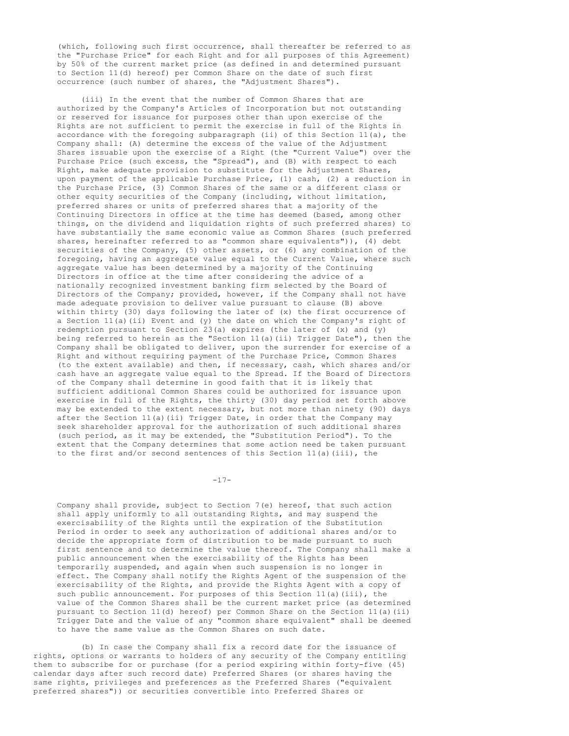(which, following such first occurrence, shall thereafter be referred to as the "Purchase Price" for each Right and for all purposes of this Agreement) by 50% of the current market price (as defined in and determined pursuant to Section 11(d) hereof) per Common Share on the date of such first occurrence (such number of shares, the "Adjustment Shares").

(iii) In the event that the number of Common Shares that are authorized by the Company's Articles of Incorporation but not outstanding or reserved for issuance for purposes other than upon exercise of the Rights are not sufficient to permit the exercise in full of the Rights in accordance with the foregoing subparagraph (ii) of this Section 11(a), the Company shall: (A) determine the excess of the value of the Adjustment Shares issuable upon the exercise of a Right (the "Current Value") over the Purchase Price (such excess, the "Spread"), and (B) with respect to each Right, make adequate provision to substitute for the Adjustment Shares, upon payment of the applicable Purchase Price, (1) cash, (2) a reduction in the Purchase Price, (3) Common Shares of the same or a different class or other equity securities of the Company (including, without limitation, preferred shares or units of preferred shares that a majority of the Continuing Directors in office at the time has deemed (based, among other things, on the dividend and liquidation rights of such preferred shares) to have substantially the same economic value as Common Shares (such preferred shares, hereinafter referred to as "common share equivalents")), (4) debt securities of the Company, (5) other assets, or (6) any combination of the foregoing, having an aggregate value equal to the Current Value, where such aggregate value has been determined by a majority of the Continuing Directors in office at the time after considering the advice of a nationally recognized investment banking firm selected by the Board of Directors of the Company; provided, however, if the Company shall not have made adequate provision to deliver value pursuant to clause (B) above within thirty (30) days following the later of (x) the first occurrence of a Section 11(a)(ii) Event and (y) the date on which the Company's right of redemption pursuant to Section 23(a) expires (the later of (x) and (y) being referred to herein as the "Section 11(a)(ii) Trigger Date"), then the Company shall be obligated to deliver, upon the surrender for exercise of a Right and without requiring payment of the Purchase Price, Common Shares (to the extent available) and then, if necessary, cash, which shares and/or cash have an aggregate value equal to the Spread. If the Board of Directors of the Company shall determine in good faith that it is likely that sufficient additional Common Shares could be authorized for issuance upon exercise in full of the Rights, the thirty (30) day period set forth above may be extended to the extent necessary, but not more than ninety (90) days after the Section 11(a)(ii) Trigger Date, in order that the Company may seek shareholder approval for the authorization of such additional shares (such period, as it may be extended, the "Substitution Period"). To the extent that the Company determines that some action need be taken pursuant to the first and/or second sentences of this Section 11(a)(iii), the Company shall provide, subject to Section 7(e) hereof, that such action shall apply uniformly to all outstanding Rights, and may suspend the exercisability of the Rights until the expiration of the Substitution Period in order to seek any authorization of additional shares and/or to decide the appropriate form of distribution to be made pursuant to such first sentence and to determine the value thereof. The Company shall make a public announcement when the exercisability of the Rights has been temporarily suspended, and again when such suspension is no longer in effect. The Company shall notify the Rights Agent of the suspension of the exercisability of the Rights, and provide the Rights Agent with a copy of such public announcement. For purposes of this Section 11(a)(iii), the value of the Common Shares shall be the current market price (as determined pursuant to Section 11(d) hereof) per Common Share on the Section 11(a)(ii) Trigger Date and the value of any "common share equivalent" shall be deemed to have the same value as the Common Shares on such date.

(b) In case the Company shall fix a record date for the issuance of rights, options or warrants to holders of any security of the Company entitling them to subscribe for or purchase (for a period expiring within forty-five (45) calendar days after such record date) Preferred Shares (or shares having the same rights, privileges and preferences as the Preferred Shares ("equivalent preferred shares")) or securities convertible into Preferred Shares or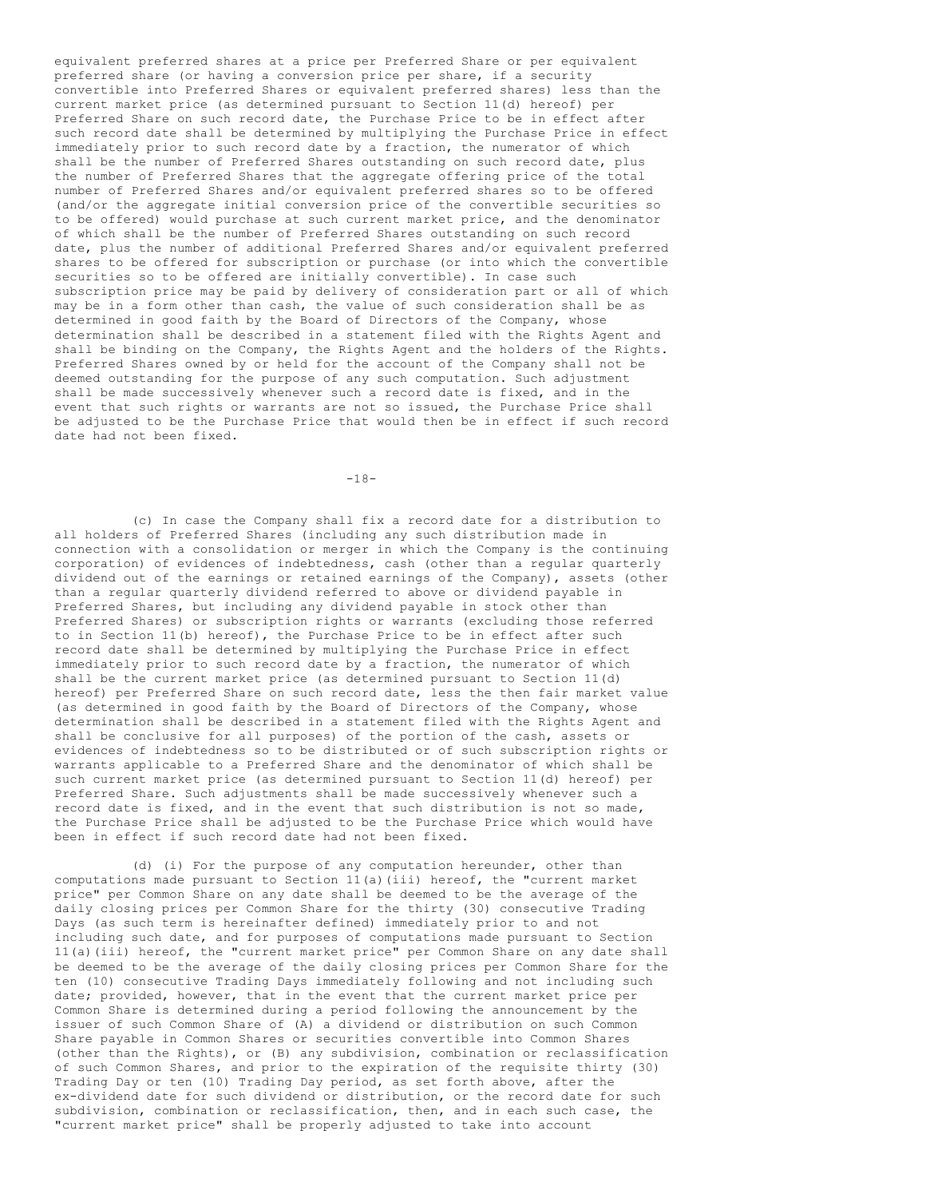equivalent preferred shares at a price per Preferred Share or per equivalent preferred share (or having a conversion price per share, if a security convertible into Preferred Shares or equivalent preferred shares) less than the current market price (as determined pursuant to Section 11(d) hereof) per Preferred Share on such record date, the Purchase Price to be in effect after such record date shall be determined by multiplying the Purchase Price in effect immediately prior to such record date by a fraction, the numerator of which shall be the number of Preferred Shares outstanding on such record date, plus the number of Preferred Shares that the aggregate offering price of the total number of Preferred Shares and/or equivalent preferred shares so to be offered (and/or the aggregate initial conversion price of the convertible securities so to be offered) would purchase at such current market price, and the denominator of which shall be the number of Preferred Shares outstanding on such record date, plus the number of additional Preferred Shares and/or equivalent preferred shares to be offered for subscription or purchase (or into which the convertible securities so to be offered are initially convertible). In case such subscription price may be paid by delivery of consideration part or all of which may be in a form other than cash, the value of such consideration shall be as determined in good faith by the Board of Directors of the Company, whose determination shall be described in a statement filed with the Rights Agent and shall be binding on the Company, the Rights Agent and the holders of the Rights. Preferred Shares owned by or held for the account of the Company shall not be deemed outstanding for the purpose of any such computation. Such adjustment shall be made successively whenever such a record date is fixed, and in the event that such rights or warrants are not so issued, the Purchase Price shall be adjusted to be the Purchase Price that would then be in effect if such record date had not been fixed.

(c) In case the Company shall fix a record date for a distribution to all holders of Preferred Shares (including any such distribution made in connection with a consolidation or merger in which the Company is the continuing corporation) of evidences of indebtedness, cash (other than a regular quarterly dividend out of the earnings or retained earnings of the Company), assets (other than a regular quarterly dividend referred to above or dividend payable in Preferred Shares, but including any dividend payable in stock other than Preferred Shares) or subscription rights or warrants (excluding those referred to in Section 11(b) hereof), the Purchase Price to be in effect after such record date shall be determined by multiplying the Purchase Price in effect immediately prior to such record date by a fraction, the numerator of which shall be the current market price (as determined pursuant to Section 11(d) hereof) per Preferred Share on such record date, less the then fair market value (as determined in good faith by the Board of Directors of the Company, whose determination shall be described in a statement filed with the Rights Agent and shall be conclusive for all purposes) of the portion of the cash, assets or evidences of indebtedness so to be distributed or of such subscription rights or warrants applicable to a Preferred Share and the denominator of which shall be such current market price (as determined pursuant to Section 11(d) hereof) per Preferred Share. Such adjustments shall be made successively whenever such a record date is fixed, and in the event that such distribution is not so made, the Purchase Price shall be adjusted to be the Purchase Price which would have been in effect if such record date had not been fixed.

(d) (i) For the purpose of any computation hereunder, other than computations made pursuant to Section 11(a)(iii) hereof, the "current market price" per Common Share on any date shall be deemed to be the average of the daily closing prices per Common Share for the thirty (30) consecutive Trading Days (as such term is hereinafter defined) immediately prior to and not including such date, and for purposes of computations made pursuant to Section 11(a)(iii) hereof, the "current market price" per Common Share on any date shall be deemed to be the average of the daily closing prices per Common Share for the ten (10) consecutive Trading Days immediately following and not including such date; provided, however, that in the event that the current market price per Common Share is determined during a period following the announcement by the issuer of such Common Share of (A) a dividend or distribution on such Common Share payable in Common Shares or securities convertible into Common Shares (other than the Rights), or (B) any subdivision, combination or reclassification of such Common Shares, and prior to the expiration of the requisite thirty (30) Trading Day or ten (10) Trading Day period, as set forth above, after the ex-dividend date for such dividend or distribution, or the record date for such subdivision, combination or reclassification, then, and in each such case, the "current market price" shall be properly adjusted to take into account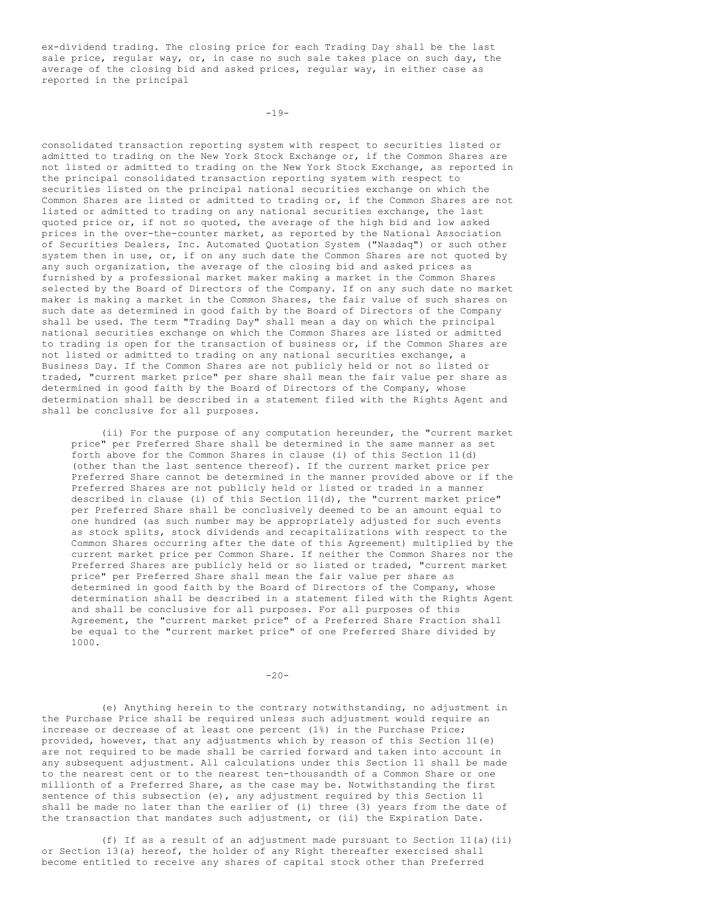ex-dividend trading. The closing price for each Trading Day shall be the last sale price, regular way, or, in case no such sale takes place on such day, the average of the closing bid and asked prices, regular way, in either case as reported in the principal consolidated transaction reporting system with respect to securities listed or admitted to trading on the New York Stock Exchange or, if the Common Shares are not listed or admitted to trading on the New York Stock Exchange, as reported in the principal consolidated transaction reporting system with respect to securities listed on the principal national securities exchange on which the Common Shares are listed or admitted to trading or, if the Common Shares are not listed or admitted to trading on any national securities exchange, the last quoted price or, if not so quoted, the average of the high bid and low asked prices in the over-the-counter market, as reported by the National Association of Securities Dealers, Inc. Automated Quotation System ("Nasdaq") or such other system then in use, or, if on any such date the Common Shares are not quoted by any such organization, the average of the closing bid and asked prices as furnished by a professional market maker making a market in the Common Shares selected by the Board of Directors of the Company. If on any such date no market maker is making a market in the Common Shares, the fair value of such shares on such date as determined in good faith by the Board of Directors of the Company shall be used. The term "Trading Day" shall mean a day on which the principal national securities exchange on which the Common Shares are listed or admitted to trading is open for the transaction of business or, if the Common Shares are not listed or admitted to trading on any national securities exchange, a Business Day. If the Common Shares are not publicly held or not so listed or traded, "current market price" per share shall mean the fair value per share as determined in good faith by the Board of Directors of the Company, whose determination shall be described in a statement filed with the Rights Agent and shall be conclusive for all purposes.

(ii) For the purpose of any computation hereunder, the "current market price" per Preferred Share shall be determined in the same manner as set forth above for the Common Shares in clause (i) of this Section 11(d) (other than the last sentence thereof). If the current market price per Preferred Share cannot be determined in the manner provided above or if the Preferred Shares are not publicly held or listed or traded in a manner described in clause (i) of this Section 11(d), the "current market price" per Preferred Share shall be conclusively deemed to be an amount equal to one hundred (as such number may be appropriately adjusted for such events as stock splits, stock dividends and recapitalizations with respect to the Common Shares occurring after the date of this Agreement) multiplied by the current market price per Common Share. If neither the Common Shares nor the Preferred Shares are publicly held or so listed or traded, "current market price" per Preferred Share shall mean the fair value per share as determined in good faith by the Board of Directors of the Company, whose determination shall be described in a statement filed with the Rights Agent and shall be conclusive for all purposes. For all purposes of this Agreement, the "current market price" of a Preferred Share Fraction shall be equal to the "current market price" of one Preferred Share divided by 1000.

(e) Anything herein to the contrary notwithstanding, no adjustment in the Purchase Price shall be required unless such adjustment would require an increase or decrease of at least one percent (1%) in the Purchase Price; provided, however, that any adjustments which by reason of this Section 11(e) are not required to be made shall be carried forward and taken into account in any subsequent adjustment. All calculations under this Section 11 shall be made to the nearest cent or to the nearest ten-thousandth of a Common Share or one millionth of a Preferred Share, as the case may be. Notwithstanding the first sentence of this subsection (e), any adjustment required by this Section 11 shall be made no later than the earlier of (i) three (3) years from the date of the transaction that mandates such adjustment, or (ii) the Expiration Date.

(f) If as a result of an adjustment made pursuant to Section 11(a)(ii) or Section 13(a) hereof, the holder of any Right thereafter exercised shall become entitled to receive any shares of capital stock other than Preferred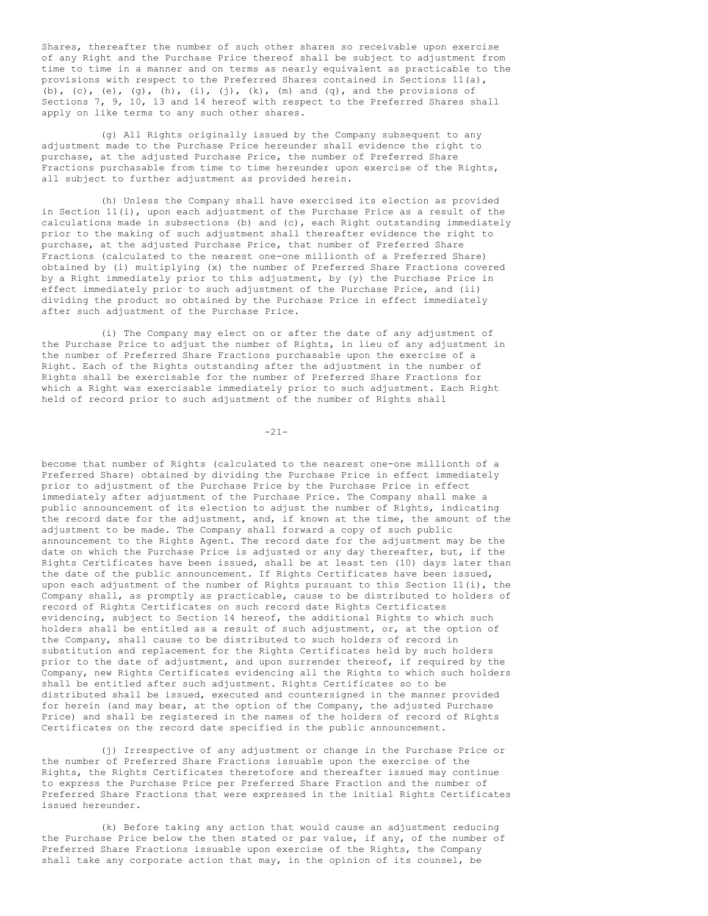Shares, thereafter the number of such other shares so receivable upon exercise of any Right and the Purchase Price thereof shall be subject to adjustment from time to time in a manner and on terms as nearly equivalent as practicable to the provisions with respect to the Preferred Shares contained in Sections 11(a), (b), (c), (e), (g), (h), (i), (j), (k), (m) and (q), and the provisions of Sections 7, 9, 10, 13 and 14 hereof with respect to the Preferred Shares shall apply on like terms to any such other shares.

(g) All Rights originally issued by the Company subsequent to any adjustment made to the Purchase Price hereunder shall evidence the right to purchase, at the adjusted Purchase Price, the number of Preferred Share Fractions purchasable from time to time hereunder upon exercise of the Rights, all subject to further adjustment as provided herein.

(h) Unless the Company shall have exercised its election as provided in Section 11(i), upon each adjustment of the Purchase Price as a result of the calculations made in subsections (b) and (c), each Right outstanding immediately prior to the making of such adjustment shall thereafter evidence the right to purchase, at the adjusted Purchase Price, that number of Preferred Share Fractions (calculated to the nearest one-one millionth of a Preferred Share) obtained by (i) multiplying (x) the number of Preferred Share Fractions covered by a Right immediately prior to this adjustment, by (y) the Purchase Price in effect immediately prior to such adjustment of the Purchase Price, and (ii) dividing the product so obtained by the Purchase Price in effect immediately after such adjustment of the Purchase Price.

(i) The Company may elect on or after the date of any adjustment of the Purchase Price to adjust the number of Rights, in lieu of any adjustment in the number of Preferred Share Fractions purchasable upon the exercise of a Right. Each of the Rights outstanding after the adjustment in the number of Rights shall be exercisable for the number of Preferred Share Fractions for which a Right was exercisable immediately prior to such adjustment. Each Right held of record prior to such adjustment of the number of Rights shall become that number of Rights (calculated to the nearest one-one millionth of a Preferred Share) obtained by dividing the Purchase Price in effect immediately prior to adjustment of the Purchase Price by the Purchase Price in effect immediately after adjustment of the Purchase Price. The Company shall make a public announcement of its election to adjust the number of Rights, indicating the record date for the adjustment, and, if known at the time, the amount of the adjustment to be made. The Company shall forward a copy of such public announcement to the Rights Agent. The record date for the adjustment may be the date on which the Purchase Price is adjusted or any day thereafter, but, if the Rights Certificates have been issued, shall be at least ten (10) days later than the date of the public announcement. If Rights Certificates have been issued, upon each adjustment of the number of Rights pursuant to this Section 11(i), the Company shall, as promptly as practicable, cause to be distributed to holders of record of Rights Certificates on such record date Rights Certificates evidencing, subject to Section 14 hereof, the additional Rights to which such holders shall be entitled as a result of such adjustment, or, at the option of the Company, shall cause to be distributed to such holders of record in substitution and replacement for the Rights Certificates held by such holders prior to the date of adjustment, and upon surrender thereof, if required by the Company, new Rights Certificates evidencing all the Rights to which such holders shall be entitled after such adjustment. Rights Certificates so to be distributed shall be issued, executed and countersigned in the manner provided for herein (and may bear, at the option of the Company, the adjusted Purchase Price) and shall be registered in the names of the holders of record of Rights Certificates on the record date specified in the public announcement.

(j) Irrespective of any adjustment or change in the Purchase Price or the number of Preferred Share Fractions issuable upon the exercise of the Rights, the Rights Certificates theretofore and thereafter issued may continue to express the Purchase Price per Preferred Share Fraction and the number of Preferred Share Fractions that were expressed in the initial Rights Certificates issued hereunder.

(k) Before taking any action that would cause an adjustment reducing the Purchase Price below the then stated or par value, if any, of the number of Preferred Share Fractions issuable upon exercise of the Rights, the Company shall take any corporate action that may, in the opinion of its counsel, be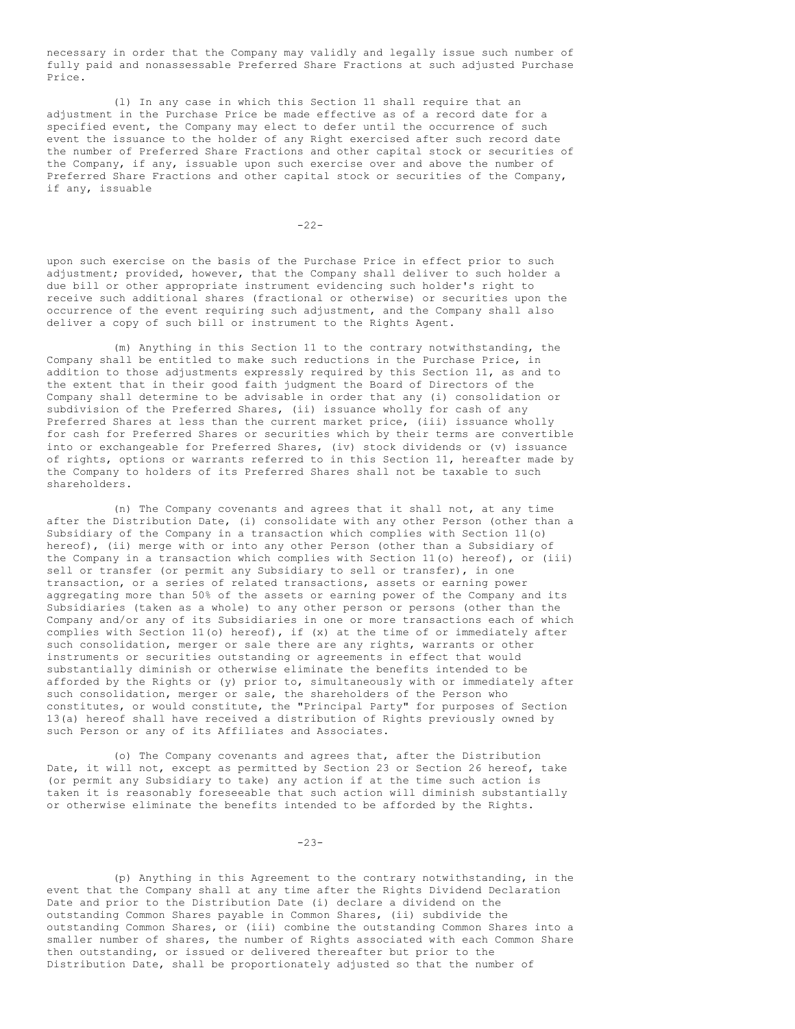necessary in order that the Company may validly and legally issue such number of fully paid and nonassessable Preferred Share Fractions at such adjusted Purchase Price.

(l) In any case in which this Section 11 shall require that an adjustment in the Purchase Price be made effective as of a record date for a specified event, the Company may elect to defer until the occurrence of such event the issuance to the holder of any Right exercised after such record date the number of Preferred Share Fractions and other capital stock or securities of the Company, if any, issuable upon such exercise over and above the number of Preferred Share Fractions and other capital stock or securities of the Company, if any, issuable upon such exercise on the basis of the Purchase Price in effect prior to such adjustment; provided, however, that the Company shall deliver to such holder a due bill or other appropriate instrument evidencing such holder's right to receive such additional shares (fractional or otherwise) or securities upon the occurrence of the event requiring such adjustment, and the Company shall also deliver a copy of such bill or instrument to the Rights Agent.

(m) Anything in this Section 11 to the contrary notwithstanding, the Company shall be entitled to make such reductions in the Purchase Price, in addition to those adjustments expressly required by this Section 11, as and to the extent that in their good faith judgment the Board of Directors of the Company shall determine to be advisable in order that any (i) consolidation or subdivision of the Preferred Shares, (ii) issuance wholly for cash of any Preferred Shares at less than the current market price, (iii) issuance wholly for cash for Preferred Shares or securities which by their terms are convertible into or exchangeable for Preferred Shares, (iv) stock dividends or (v) issuance of rights, options or warrants referred to in this Section 11, hereafter made by the Company to holders of its Preferred Shares shall not be taxable to such shareholders.

(n) The Company covenants and agrees that it shall not, at any time after the Distribution Date, (i) consolidate with any other Person (other than a Subsidiary of the Company in a transaction which complies with Section 11(o) hereof), (ii) merge with or into any other Person (other than a Subsidiary of the Company in a transaction which complies with Section 11(o) hereof), or (iii) sell or transfer (or permit any Subsidiary to sell or transfer), in one transaction, or a series of related transactions, assets or earning power aggregating more than 50% of the assets or earning power of the Company and its Subsidiaries (taken as a whole) to any other person or persons (other than the Company and/or any of its Subsidiaries in one or more transactions each of which complies with Section 11(o) hereof), if (x) at the time of or immediately after such consolidation, merger or sale there are any rights, warrants or other instruments or securities outstanding or agreements in effect that would substantially diminish or otherwise eliminate the benefits intended to be afforded by the Rights or (y) prior to, simultaneously with or immediately after such consolidation, merger or sale, the shareholders of the Person who constitutes, or would constitute, the "Principal Party" for purposes of Section 13(a) hereof shall have received a distribution of Rights previously owned by such Person or any of its Affiliates and Associates.

(o) The Company covenants and agrees that, after the Distribution Date, it will not, except as permitted by Section 23 or Section 26 hereof, take (or permit any Subsidiary to take) any action if at the time such action is taken it is reasonably foreseeable that such action will diminish substantially or otherwise eliminate the benefits intended to be afforded by the Rights.

(p) Anything in this Agreement to the contrary notwithstanding, in the event that the Company shall at any time after the Rights Dividend Declaration Date and prior to the Distribution Date (i) declare a dividend on the outstanding Common Shares payable in Common Shares, (ii) subdivide the outstanding Common Shares, or (iii) combine the outstanding Common Shares into a smaller number of shares, the number of Rights associated with each Common Share then outstanding, or issued or delivered thereafter but prior to the Distribution Date, shall be proportionately adjusted so that the number of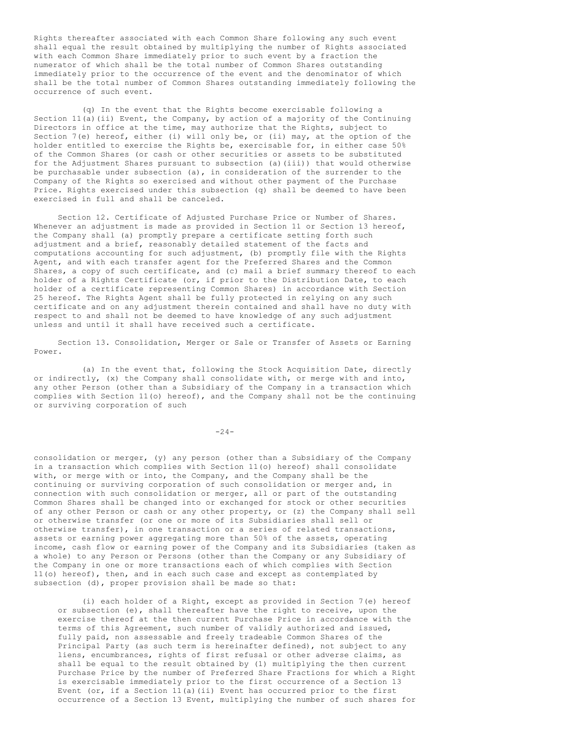Rights thereafter associated with each Common Share following any such event shall equal the result obtained by multiplying the number of Rights associated with each Common Share immediately prior to such event by a fraction the numerator of which shall be the total number of Common Shares outstanding immediately prior to the occurrence of the event and the denominator of which shall be the total number of Common Shares outstanding immediately following the occurrence of such event.

(q) In the event that the Rights become exercisable following a Section 11(a)(ii) Event, the Company, by action of a majority of the Continuing Directors in office at the time, may authorize that the Rights, subject to Section 7(e) hereof, either (i) will only be, or (ii) may, at the option of the holder entitled to exercise the Rights be, exercisable for, in either case 50% of the Common Shares (or cash or other securities or assets to be substituted for the Adjustment Shares pursuant to subsection (a)(iii)) that would otherwise be purchasable under subsection (a), in consideration of the surrender to the Company of the Rights so exercised and without other payment of the Purchase Price. Rights exercised under this subsection (q) shall be deemed to have been exercised in full and shall be canceled.

Section 12. Certificate of Adjusted Purchase Price or Number of Shares. Whenever an adjustment is made as provided in Section 11 or Section 13 hereof, the Company shall (a) promptly prepare a certificate setting forth such adjustment and a brief, reasonably detailed statement of the facts and computations accounting for such adjustment, (b) promptly file with the Rights Agent, and with each transfer agent for the Preferred Shares and the Common Shares, a copy of such certificate, and (c) mail a brief summary thereof to each holder of a Rights Certificate (or, if prior to the Distribution Date, to each holder of a certificate representing Common Shares) in accordance with Section 25 hereof. The Rights Agent shall be fully protected in relying on any such certificate and on any adjustment therein contained and shall have no duty with respect to and shall not be deemed to have knowledge of any such adjustment unless and until it shall have received such a certificate.

Section 13. Consolidation, Merger or Sale or Transfer of Assets or Earning Power.

(a) In the event that, following the Stock Acquisition Date, directly or indirectly, (x) the Company shall consolidate with, or merge with and into, any other Person (other than a Subsidiary of the Company in a transaction which complies with Section 11(o) hereof), and the Company shall not be the continuing or surviving corporation of such consolidation or merger, (y) any person (other than a Subsidiary of the Company in a transaction which complies with Section 11(o) hereof) shall consolidate with, or merge with or into, the Company, and the Company shall be the continuing or surviving corporation of such consolidation or merger and, in connection with such consolidation or merger, all or part of the outstanding Common Shares shall be changed into or exchanged for stock or other securities of any other Person or cash or any other property, or (z) the Company shall sell or otherwise transfer (or one or more of its Subsidiaries shall sell or otherwise transfer), in one transaction or a series of related transactions, assets or earning power aggregating more than 50% of the assets, operating income, cash flow or earning power of the Company and its Subsidiaries (taken as a whole) to any Person or Persons (other than the Company or any Subsidiary of the Company in one or more transactions each of which complies with Section 11(o) hereof), then, and in each such case and except as contemplated by subsection (d), proper provision shall be made so that:

(i) each holder of a Right, except as provided in Section 7(e) hereof or subsection (e), shall thereafter have the right to receive, upon the exercise thereof at the then current Purchase Price in accordance with the terms of this Agreement, such number of validly authorized and issued, fully paid, non assessable and freely tradeable Common Shares of the Principal Party (as such term is hereinafter defined), not subject to any liens, encumbrances, rights of first refusal or other adverse claims, as shall be equal to the result obtained by (1) multiplying the then current Purchase Price by the number of Preferred Share Fractions for which a Right is exercisable immediately prior to the first occurrence of a Section 13 Event (or, if a Section 11(a)(ii) Event has occurred prior to the first occurrence of a Section 13 Event, multiplying the number of such shares for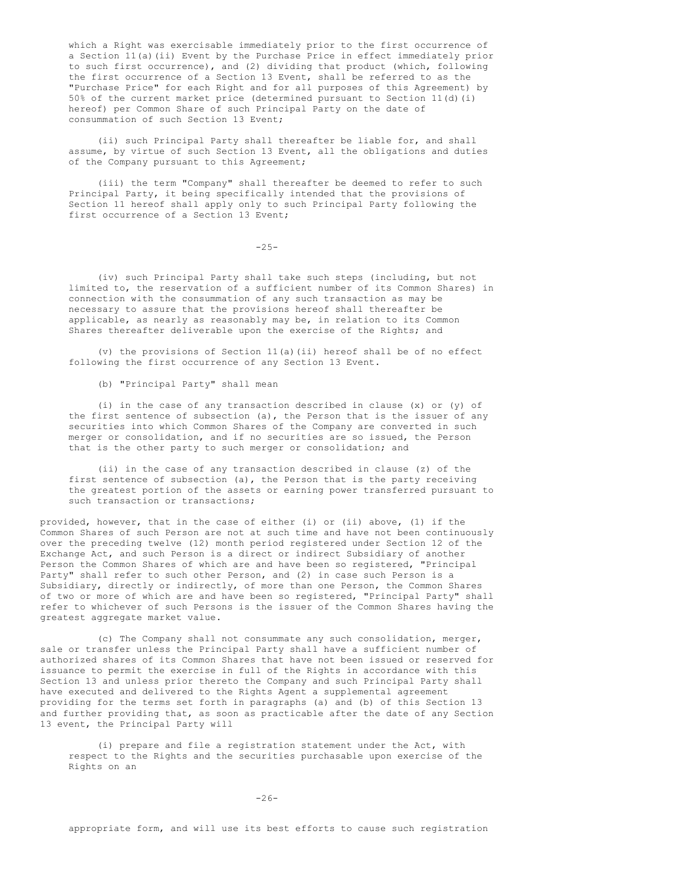which a Right was exercisable immediately prior to the first occurrence of a Section 11(a)(ii) Event by the Purchase Price in effect immediately prior to such first occurrence), and (2) dividing that product (which, following the first occurrence of a Section 13 Event, shall be referred to as the "Purchase Price" for each Right and for all purposes of this Agreement) by 50% of the current market price (determined pursuant to Section 11(d)(i) hereof) per Common Share of such Principal Party on the date of consummation of such Section 13 Event;

(ii) such Principal Party shall thereafter be liable for, and shall assume, by virtue of such Section 13 Event, all the obligations and duties of the Company pursuant to this Agreement;

(iii) the term "Company" shall thereafter be deemed to refer to such Principal Party, it being specifically intended that the provisions of Section 11 hereof shall apply only to such Principal Party following the first occurrence of a Section 13 Event;

(iv) such Principal Party shall take such steps (including, but not limited to, the reservation of a sufficient number of its Common Shares) in connection with the consummation of any such transaction as may be necessary to assure that the provisions hereof shall thereafter be applicable, as nearly as reasonably may be, in relation to its Common Shares thereafter deliverable upon the exercise of the Rights; and

(v) the provisions of Section 11(a)(ii) hereof shall be of no effect following the first occurrence of any Section 13 Event.

(b) "Principal Party" shall mean

(i) in the case of any transaction described in clause (x) or (y) of the first sentence of subsection (a), the Person that is the issuer of any securities into which Common Shares of the Company are converted in such merger or consolidation, and if no securities are so issued, the Person that is the other party to such merger or consolidation; and

(ii) in the case of any transaction described in clause (z) of the first sentence of subsection (a), the Person that is the party receiving the greatest portion of the assets or earning power transferred pursuant to such transaction or transactions;

provided, however, that in the case of either (i) or (ii) above, (1) if the Common Shares of such Person are not at such time and have not been continuously over the preceding twelve (12) month period registered under Section 12 of the Exchange Act, and such Person is a direct or indirect Subsidiary of another Person the Common Shares of which are and have been so registered, "Principal Party" shall refer to such other Person, and (2) in case such Person is a Subsidiary, directly or indirectly, of more than one Person, the Common Shares of two or more of which are and have been so registered, "Principal Party" shall refer to whichever of such Persons is the issuer of the Common Shares having the greatest aggregate market value.

(c) The Company shall not consummate any such consolidation, merger, sale or transfer unless the Principal Party shall have a sufficient number of authorized shares of its Common Shares that have not been issued or reserved for issuance to permit the exercise in full of the Rights in accordance with this Section 13 and unless prior thereto the Company and such Principal Party shall have executed and delivered to the Rights Agent a supplemental agreement providing for the terms set forth in paragraphs (a) and (b) of this Section 13 and further providing that, as soon as practicable after the date of any Section 13 event, the Principal Party will

(i) prepare and file a registration statement under the Act, with respect to the Rights and the securities purchasable upon exercise of the Rights on an appropriate form, and will use its best efforts to cause such registration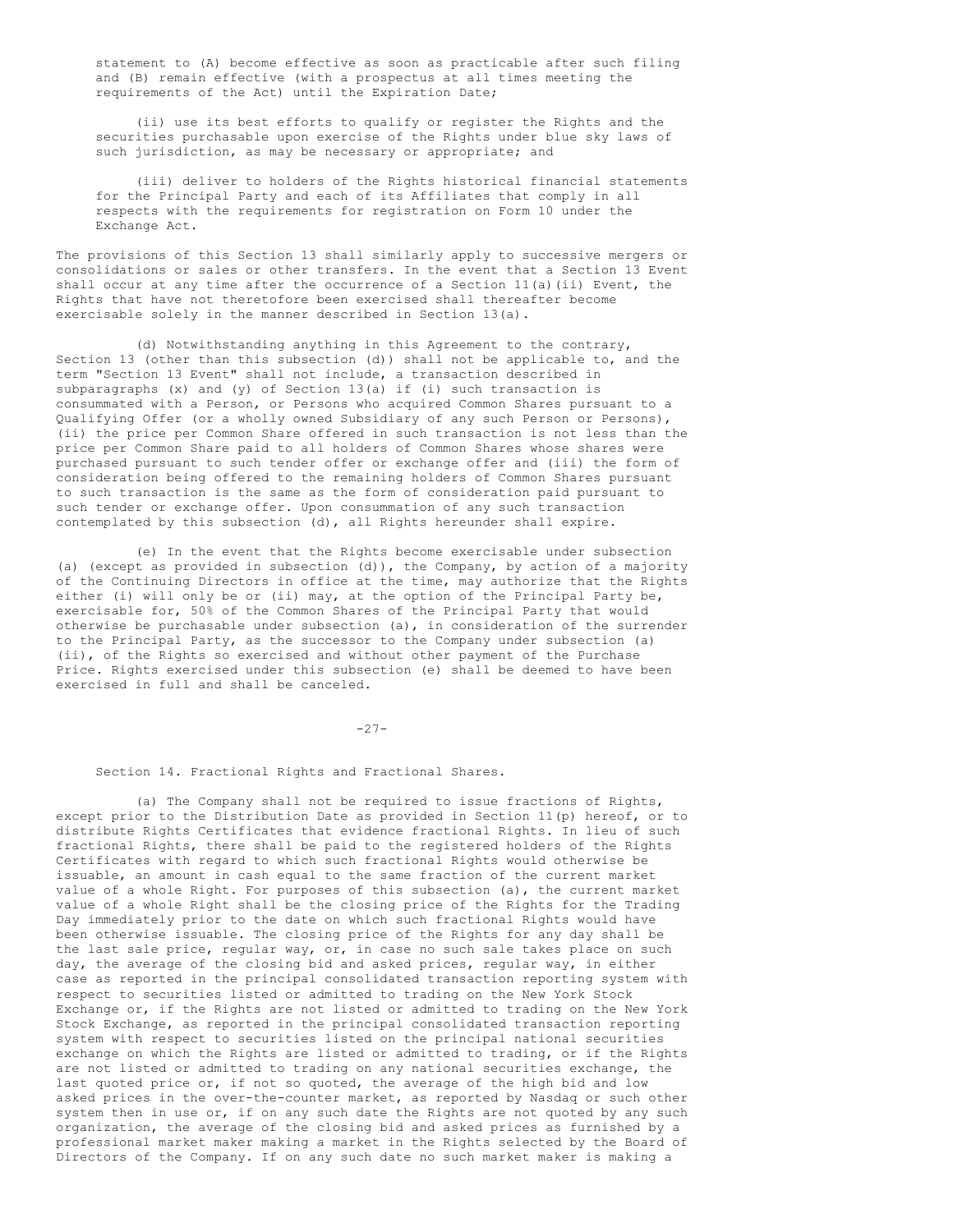statement to (A) become effective as soon as practicable after such filing and (B) remain effective (with a prospectus at all times meeting the requirements of the Act) until the Expiration Date;

(ii) use its best efforts to qualify or register the Rights and the securities purchasable upon exercise of the Rights under blue sky laws of such jurisdiction, as may be necessary or appropriate; and

(iii) deliver to holders of the Rights historical financial statements for the Principal Party and each of its Affiliates that comply in all respects with the requirements for registration on Form 10 under the Exchange Act.

The provisions of this Section 13 shall similarly apply to successive mergers or consolidations or sales or other transfers. In the event that a Section 13 Event shall occur at any time after the occurrence of a Section 11(a)(ii) Event, the Rights that have not theretofore been exercised shall thereafter become exercisable solely in the manner described in Section 13(a).

(d) Notwithstanding anything in this Agreement to the contrary, Section 13 (other than this subsection (d)) shall not be applicable to, and the term "Section 13 Event" shall not include, a transaction described in subparagraphs (x) and (y) of Section 13(a) if (i) such transaction is consummated with a Person, or Persons who acquired Common Shares pursuant to a Qualifying Offer (or a wholly owned Subsidiary of any such Person or Persons), (ii) the price per Common Share offered in such transaction is not less than the price per Common Share paid to all holders of Common Shares whose shares were purchased pursuant to such tender offer or exchange offer and (iii) the form of consideration being offered to the remaining holders of Common Shares pursuant to such transaction is the same as the form of consideration paid pursuant to such tender or exchange offer. Upon consummation of any such transaction contemplated by this subsection (d), all Rights hereunder shall expire.

(e) In the event that the Rights become exercisable under subsection (a) (except as provided in subsection (d)), the Company, by action of a majority of the Continuing Directors in office at the time, may authorize that the Rights either (i) will only be or (ii) may, at the option of the Principal Party be, exercisable for, 50% of the Common Shares of the Principal Party that would otherwise be purchasable under subsection (a), in consideration of the surrender to the Principal Party, as the successor to the Company under subsection (a) (ii), of the Rights so exercised and without other payment of the Purchase Price. Rights exercised under this subsection (e) shall be deemed to have been exercised in full and shall be canceled.

Section 14. Fractional Rights and Fractional Shares.

(a) The Company shall not be required to issue fractions of Rights, except prior to the Distribution Date as provided in Section 11(p) hereof, or to distribute Rights Certificates that evidence fractional Rights. In lieu of such fractional Rights, there shall be paid to the registered holders of the Rights Certificates with regard to which such fractional Rights would otherwise be issuable, an amount in cash equal to the same fraction of the current market value of a whole Right. For purposes of this subsection (a), the current market value of a whole Right shall be the closing price of the Rights for the Trading Day immediately prior to the date on which such fractional Rights would have been otherwise issuable. The closing price of the Rights for any day shall be the last sale price, regular way, or, in case no such sale takes place on such day, the average of the closing bid and asked prices, regular way, in either case as reported in the principal consolidated transaction reporting system with respect to securities listed or admitted to trading on the New York Stock Exchange or, if the Rights are not listed or admitted to trading on the New York Stock Exchange, as reported in the principal consolidated transaction reporting system with respect to securities listed on the principal national securities exchange on which the Rights are listed or admitted to trading, or if the Rights are not listed or admitted to trading on any national securities exchange, the last quoted price or, if not so quoted, the average of the high bid and low asked prices in the over-the-counter market, as reported by Nasdaq or such other system then in use or, if on any such date the Rights are not quoted by any such organization, the average of the closing bid and asked prices as furnished by a professional market maker making a market in the Rights selected by the Board of Directors of the Company. If on any such date no such market maker is making a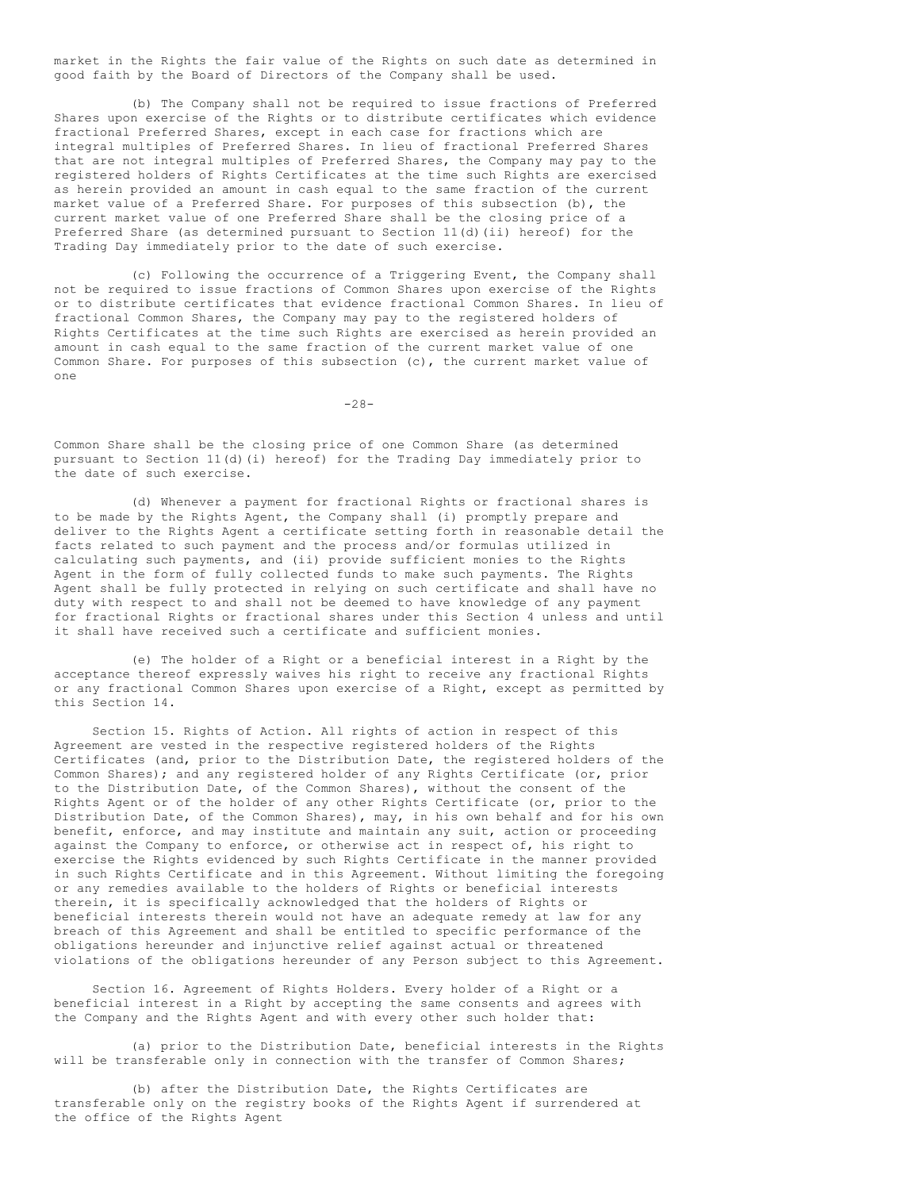market in the Rights the fair value of the Rights on such date as determined in good faith by the Board of Directors of the Company shall be used.

(b) The Company shall not be required to issue fractions of Preferred Shares upon exercise of the Rights or to distribute certificates which evidence fractional Preferred Shares, except in each case for fractions which are integral multiples of Preferred Shares. In lieu of fractional Preferred Shares that are not integral multiples of Preferred Shares, the Company may pay to the registered holders of Rights Certificates at the time such Rights are exercised as herein provided an amount in cash equal to the same fraction of the current market value of a Preferred Share. For purposes of this subsection (b), the current market value of one Preferred Share shall be the closing price of a Preferred Share (as determined pursuant to Section 11(d)(ii) hereof) for the Trading Day immediately prior to the date of such exercise.

(c) Following the occurrence of a Triggering Event, the Company shall not be required to issue fractions of Common Shares upon exercise of the Rights or to distribute certificates that evidence fractional Common Shares. In lieu of fractional Common Shares, the Company may pay to the registered holders of Rights Certificates at the time such Rights are exercised as herein provided an amount in cash equal to the same fraction of the current market value of one Common Share. For purposes of this subsection (c), the current market value of one Common Share shall be the closing price of one Common Share (as determined pursuant to Section 11(d)(i) hereof) for the Trading Day immediately prior to the date of such exercise.

(d) Whenever a payment for fractional Rights or fractional shares is to be made by the Rights Agent, the Company shall (i) promptly prepare and deliver to the Rights Agent a certificate setting forth in reasonable detail the facts related to such payment and the process and/or formulas utilized in calculating such payments, and (ii) provide sufficient monies to the Rights Agent in the form of fully collected funds to make such payments. The Rights Agent shall be fully protected in relying on such certificate and shall have no duty with respect to and shall not be deemed to have knowledge of any payment for fractional Rights or fractional shares under this Section 4 unless and until it shall have received such a certificate and sufficient monies.

(e) The holder of a Right or a beneficial interest in a Right by the acceptance thereof expressly waives his right to receive any fractional Rights or any fractional Common Shares upon exercise of a Right, except as permitted by this Section 14.

Section 15. Rights of Action. All rights of action in respect of this Agreement are vested in the respective registered holders of the Rights Certificates (and, prior to the Distribution Date, the registered holders of the Common Shares); and any registered holder of any Rights Certificate (or, prior to the Distribution Date, of the Common Shares), without the consent of the Rights Agent or of the holder of any other Rights Certificate (or, prior to the Distribution Date, of the Common Shares), may, in his own behalf and for his own benefit, enforce, and may institute and maintain any suit, action or proceeding against the Company to enforce, or otherwise act in respect of, his right to exercise the Rights evidenced by such Rights Certificate in the manner provided in such Rights Certificate and in this Agreement. Without limiting the foregoing or any remedies available to the holders of Rights or beneficial interests therein, it is specifically acknowledged that the holders of Rights or beneficial interests therein would not have an adequate remedy at law for any breach of this Agreement and shall be entitled to specific performance of the obligations hereunder and injunctive relief against actual or threatened violations of the obligations hereunder of any Person subject to this Agreement.

Section 16. Agreement of Rights Holders. Every holder of a Right or a beneficial interest in a Right by accepting the same consents and agrees with the Company and the Rights Agent and with every other such holder that:

(a) prior to the Distribution Date, beneficial interests in the Rights will be transferable only in connection with the transfer of Common Shares;

(b) after the Distribution Date, the Rights Certificates are transferable only on the registry books of the Rights Agent if surrendered at the office of the Rights Agent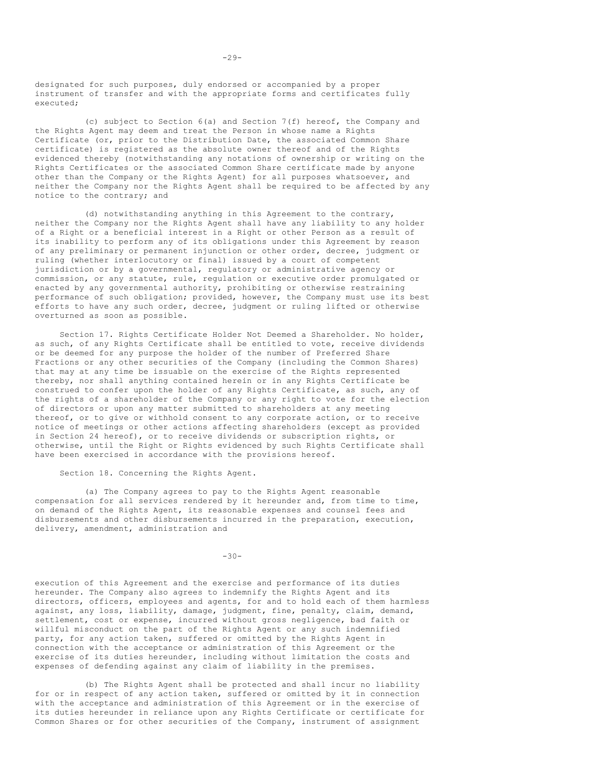designated for such purposes, duly endorsed or accompanied by a proper instrument of transfer and with the appropriate forms and certificates fully executed;

(c) subject to Section 6(a) and Section 7(f) hereof, the Company and the Rights Agent may deem and treat the Person in whose name a Rights Certificate (or, prior to the Distribution Date, the associated Common Share certificate) is registered as the absolute owner thereof and of the Rights evidenced thereby (notwithstanding any notations of ownership or writing on the Rights Certificates or the associated Common Share certificate made by anyone other than the Company or the Rights Agent) for all purposes whatsoever, and neither the Company nor the Rights Agent shall be required to be affected by any notice to the contrary; and

(d) notwithstanding anything in this Agreement to the contrary, neither the Company nor the Rights Agent shall have any liability to any holder of a Right or a beneficial interest in a Right or other Person as a result of its inability to perform any of its obligations under this Agreement by reason of any preliminary or permanent injunction or other order, decree, judgment or ruling (whether interlocutory or final) issued by a court of competent jurisdiction or by a governmental, regulatory or administrative agency or commission, or any statute, rule, regulation or executive order promulgated or enacted by any governmental authority, prohibiting or otherwise restraining performance of such obligation; provided, however, the Company must use its best efforts to have any such order, decree, judgment or ruling lifted or otherwise overturned as soon as possible.

Section 17. Rights Certificate Holder Not Deemed a Shareholder. No holder, as such, of any Rights Certificate shall be entitled to vote, receive dividends or be deemed for any purpose the holder of the number of Preferred Share Fractions or any other securities of the Company (including the Common Shares) that may at any time be issuable on the exercise of the Rights represented thereby, nor shall anything contained herein or in any Rights Certificate be construed to confer upon the holder of any Rights Certificate, as such, any of the rights of a shareholder of the Company or any right to vote for the election of directors or upon any matter submitted to shareholders at any meeting thereof, or to give or withhold consent to any corporate action, or to receive notice of meetings or other actions affecting shareholders (except as provided in Section 24 hereof), or to receive dividends or subscription rights, or otherwise, until the Right or Rights evidenced by such Rights Certificate shall have been exercised in accordance with the provisions hereof.

Section 18. Concerning the Rights Agent.

(a) The Company agrees to pay to the Rights Agent reasonable compensation for all services rendered by it hereunder and, from time to time, on demand of the Rights Agent, its reasonable expenses and counsel fees and disbursements and other disbursements incurred in the preparation, execution, delivery, amendment, administration and

execution of this Agreement and the exercise and performance of its duties hereunder. The Company also agrees to indemnify the Rights Agent and its directors, officers, employees and agents, for and to hold each of them harmless against, any loss, liability, damage, judgment, fine, penalty, claim, demand, settlement, cost or expense, incurred without gross negligence, bad faith or willful misconduct on the part of the Rights Agent or any such indemnified party, for any action taken, suffered or omitted by the Rights Agent in connection with the acceptance or administration of this Agreement or the exercise of its duties hereunder, including without limitation the costs and expenses of defending against any claim of liability in the premises.

(b) The Rights Agent shall be protected and shall incur no liability for or in respect of any action taken, suffered or omitted by it in connection with the acceptance and administration of this Agreement or in the exercise of its duties hereunder in reliance upon any Rights Certificate or certificate for Common Shares or for other securities of the Company, instrument of assignment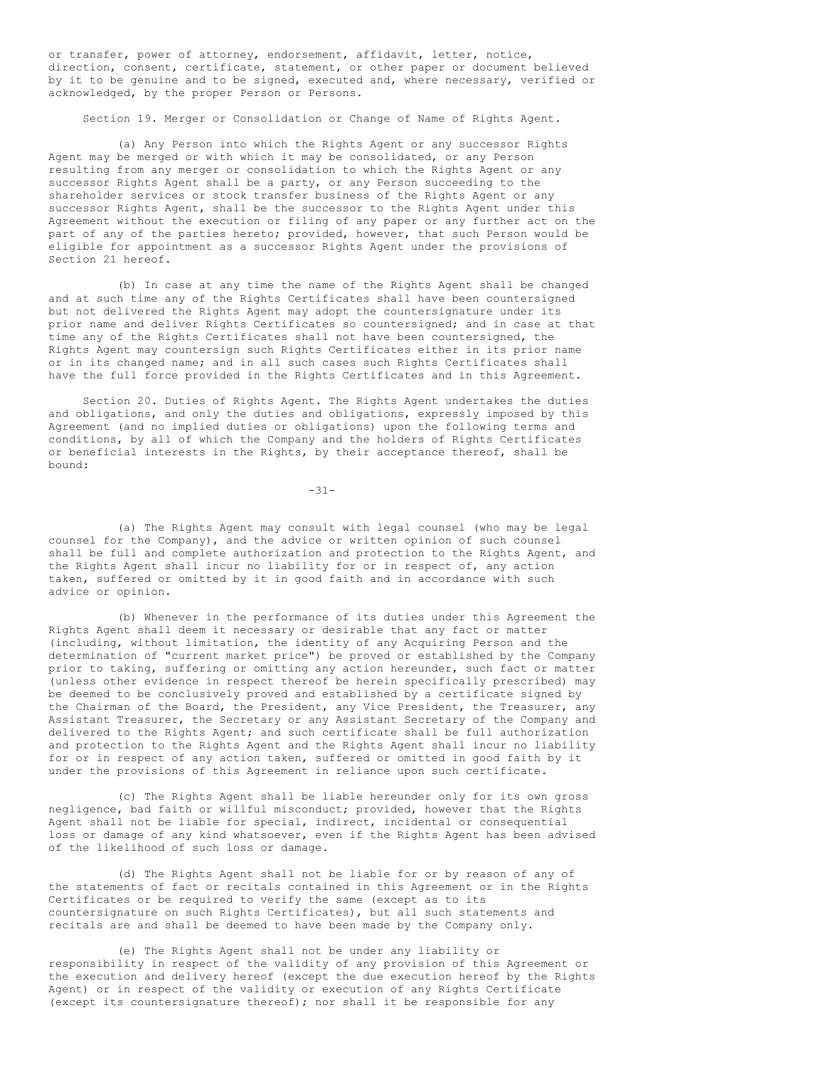or transfer, power of attorney, endorsement, affidavit, letter, notice, direction, consent, certificate, statement, or other paper or document believed by it to be genuine and to be signed, executed and, where necessary, verified or acknowledged, by the proper Person or Persons.

Section 19. Merger or Consolidation or Change of Name of Rights Agent.

(a) Any Person into which the Rights Agent or any successor Rights Agent may be merged or with which it may be consolidated, or any Person resulting from any merger or consolidation to which the Rights Agent or any successor Rights Agent shall be a party, or any Person succeeding to the shareholder services or stock transfer business of the Rights Agent or any successor Rights Agent, shall be the successor to the Rights Agent under this Agreement without the execution or filing of any paper or any further act on the part of any of the parties hereto; provided, however, that such Person would be eligible for appointment as a successor Rights Agent under the provisions of Section 21 hereof.

(b) In case at any time the name of the Rights Agent shall be changed and at such time any of the Rights Certificates shall have been countersigned but not delivered the Rights Agent may adopt the countersignature under its prior name and deliver Rights Certificates so countersigned; and in case at that time any of the Rights Certificates shall not have been countersigned, the Rights Agent may countersign such Rights Certificates either in its prior name or in its changed name; and in all such cases such Rights Certificates shall have the full force provided in the Rights Certificates and in this Agreement.

Section 20. Duties of Rights Agent. The Rights Agent undertakes the duties and obligations, and only the duties and obligations, expressly imposed by this Agreement (and no implied duties or obligations) upon the following terms and conditions, by all of which the Company and the holders of Rights Certificates or beneficial interests in the Rights, by their acceptance thereof, shall be bound:

(a) The Rights Agent may consult with legal counsel (who may be legal counsel for the Company), and the advice or written opinion of such counsel shall be full and complete authorization and protection to the Rights Agent, and the Rights Agent shall incur no liability for or in respect of, any action taken, suffered or omitted by it in good faith and in accordance with such advice or opinion.

(b) Whenever in the performance of its duties under this Agreement the Rights Agent shall deem it necessary or desirable that any fact or matter (including, without limitation, the identity of any Acquiring Person and the determination of "current market price") be proved or established by the Company prior to taking, suffering or omitting any action hereunder, such fact or matter (unless other evidence in respect thereof be herein specifically prescribed) may be deemed to be conclusively proved and established by a certificate signed by the Chairman of the Board, the President, any Vice President, the Treasurer, any Assistant Treasurer, the Secretary or any Assistant Secretary of the Company and delivered to the Rights Agent; and such certificate shall be full authorization and protection to the Rights Agent and the Rights Agent shall incur no liability for or in respect of any action taken, suffered or omitted in good faith by it under the provisions of this Agreement in reliance upon such certificate.

(c) The Rights Agent shall be liable hereunder only for its own gross negligence, bad faith or willful misconduct; provided, however that the Rights Agent shall not be liable for special, indirect, incidental or consequential loss or damage of any kind whatsoever, even if the Rights Agent has been advised of the likelihood of such loss or damage.

(d) The Rights Agent shall not be liable for or by reason of any of the statements of fact or recitals contained in this Agreement or in the Rights Certificates or be required to verify the same (except as to its countersignature on such Rights Certificates), but all such statements and recitals are and shall be deemed to have been made by the Company only.

(e) The Rights Agent shall not be under any liability or responsibility in respect of the validity of any provision of this Agreement or the execution and delivery hereof (except the due execution hereof by the Rights Agent) or in respect of the validity or execution of any Rights Certificate (except its countersignature thereof); nor shall it be responsible for any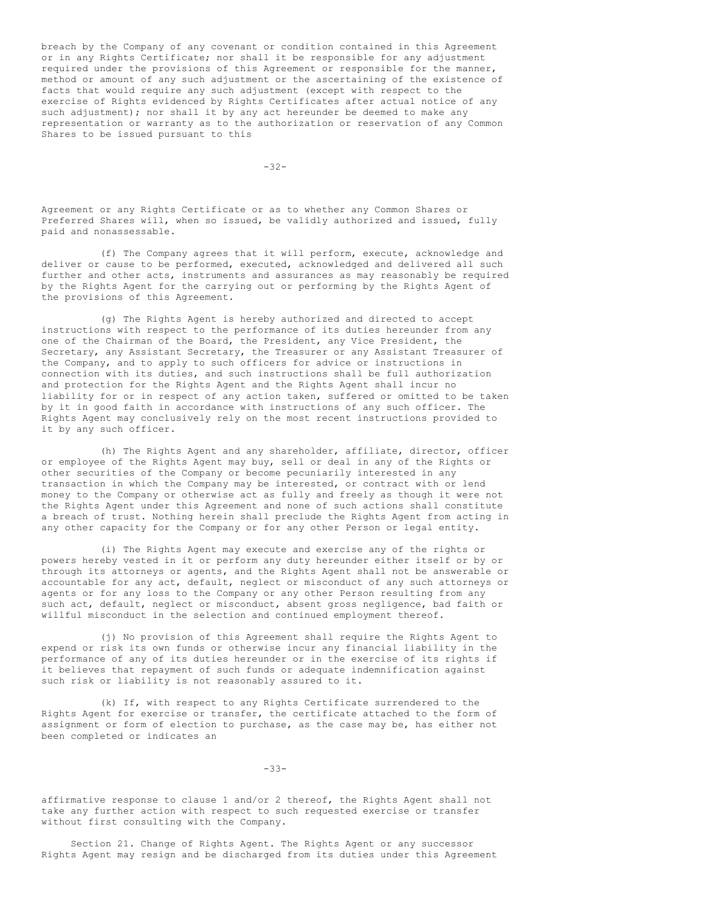breach by the Company of any covenant or condition contained in this Agreement or in any Rights Certificate; nor shall it be responsible for any adjustment required under the provisions of this Agreement or responsible for the manner, method or amount of any such adjustment or the ascertaining of the existence of facts that would require any such adjustment (except with respect to the exercise of Rights evidenced by Rights Certificates after actual notice of any such adjustment); nor shall it by any act hereunder be deemed to make any representation or warranty as to the authorization or reservation of any Common Shares to be issued pursuant to this Agreement or any Rights Certificate or as to whether any Common Shares or Preferred Shares will, when so issued, be validly authorized and issued, fully paid and nonassessable.

(f) The Company agrees that it will perform, execute, acknowledge and deliver or cause to be performed, executed, acknowledged and delivered all such further and other acts, instruments and assurances as may reasonably be required by the Rights Agent for the carrying out or performing by the Rights Agent of the provisions of this Agreement.

(g) The Rights Agent is hereby authorized and directed to accept instructions with respect to the performance of its duties hereunder from any one of the Chairman of the Board, the President, any Vice President, the Secretary, any Assistant Secretary, the Treasurer or any Assistant Treasurer of the Company, and to apply to such officers for advice or instructions in connection with its duties, and such instructions shall be full authorization and protection for the Rights Agent and the Rights Agent shall incur no liability for or in respect of any action taken, suffered or omitted to be taken by it in good faith in accordance with instructions of any such officer. The Rights Agent may conclusively rely on the most recent instructions provided to it by any such officer.

(h) The Rights Agent and any shareholder, affiliate, director, officer or employee of the Rights Agent may buy, sell or deal in any of the Rights or other securities of the Company or become pecuniarily interested in any transaction in which the Company may be interested, or contract with or lend money to the Company or otherwise act as fully and freely as though it were not the Rights Agent under this Agreement and none of such actions shall constitute a breach of trust. Nothing herein shall preclude the Rights Agent from acting in any other capacity for the Company or for any other Person or legal entity.

(i) The Rights Agent may execute and exercise any of the rights or powers hereby vested in it or perform any duty hereunder either itself or by or through its attorneys or agents, and the Rights Agent shall not be answerable or accountable for any act, default, neglect or misconduct of any such attorneys or agents or for any loss to the Company or any other Person resulting from any such act, default, neglect or misconduct, absent gross negligence, bad faith or willful misconduct in the selection and continued employment thereof.

(j) No provision of this Agreement shall require the Rights Agent to expend or risk its own funds or otherwise incur any financial liability in the performance of any of its duties hereunder or in the exercise of its rights if it believes that repayment of such funds or adequate indemnification against such risk or liability is not reasonably assured to it.

(k) If, with respect to any Rights Certificate surrendered to the Rights Agent for exercise or transfer, the certificate attached to the form of assignment or form of election to purchase, as the case may be, has either not been completed or indicates an affirmative response to clause 1 and/or 2 thereof, the Rights Agent shall not take any further action with respect to such requested exercise or transfer without first consulting with the Company.

Section 21. Change of Rights Agent. The Rights Agent or any successor Rights Agent may resign and be discharged from its duties under this Agreement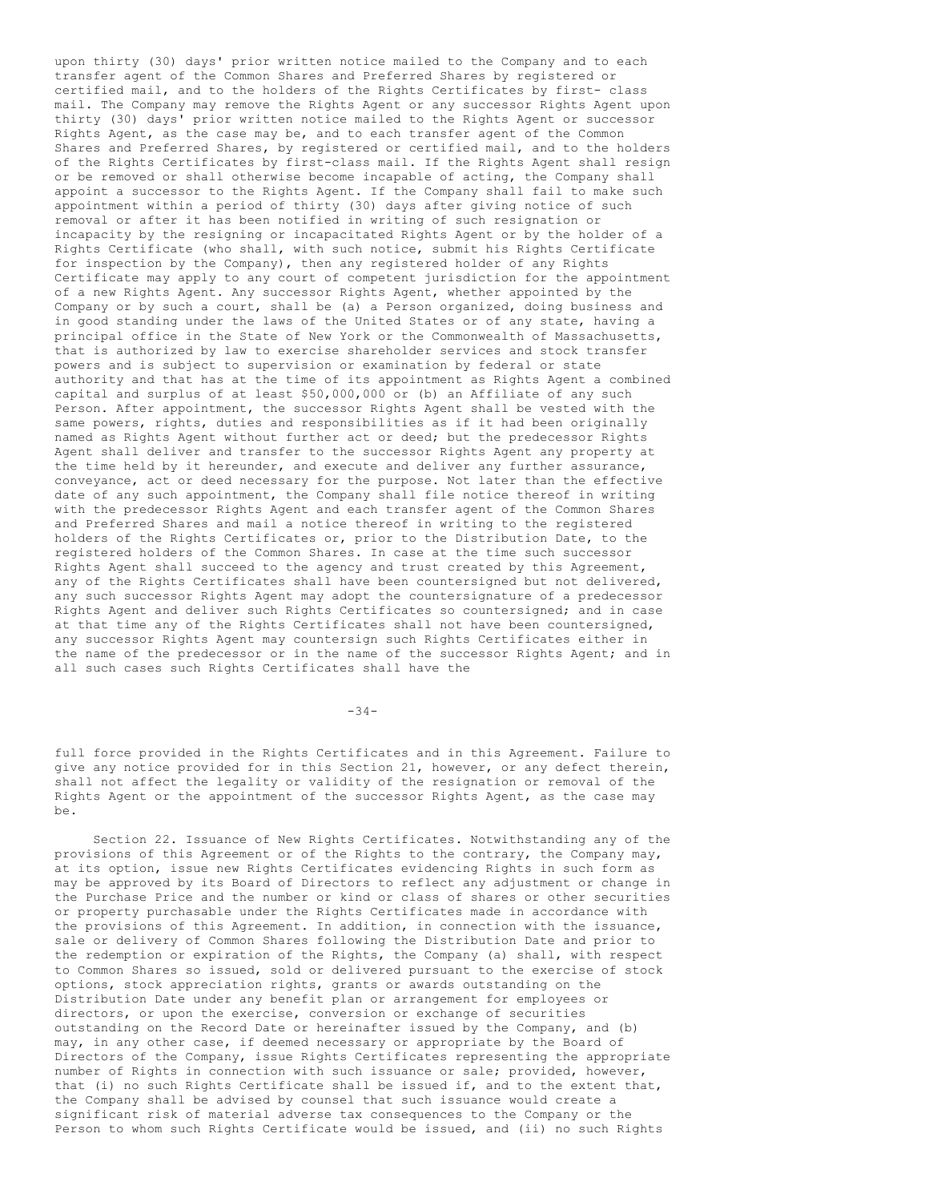upon thirty (30) days' prior written notice mailed to the Company and to each transfer agent of the Common Shares and Preferred Shares by registered or certified mail, and to the holders of the Rights Certificates by first- class mail. The Company may remove the Rights Agent or any successor Rights Agent upon thirty (30) days' prior written notice mailed to the Rights Agent or successor Rights Agent, as the case may be, and to each transfer agent of the Common Shares and Preferred Shares, by registered or certified mail, and to the holders of the Rights Certificates by first-class mail. If the Rights Agent shall resign or be removed or shall otherwise become incapable of acting, the Company shall appoint a successor to the Rights Agent. If the Company shall fail to make such appointment within a period of thirty (30) days after giving notice of such removal or after it has been notified in writing of such resignation or incapacity by the resigning or incapacitated Rights Agent or by the holder of a Rights Certificate (who shall, with such notice, submit his Rights Certificate for inspection by the Company), then any registered holder of any Rights Certificate may apply to any court of competent jurisdiction for the appointment of a new Rights Agent. Any successor Rights Agent, whether appointed by the Company or by such a court, shall be (a) a Person organized, doing business and in good standing under the laws of the United States or of any state, having a principal office in the State of New York or the Commonwealth of Massachusetts, that is authorized by law to exercise shareholder services and stock transfer powers and is subject to supervision or examination by federal or state authority and that has at the time of its appointment as Rights Agent a combined capital and surplus of at least $50,000,000 or (b) an Affiliate of any such Person. After appointment, the successor Rights Agent shall be vested with the same powers, rights, duties and responsibilities as if it had been originally named as Rights Agent without further act or deed; but the predecessor Rights Agent shall deliver and transfer to the successor Rights Agent any property at the time held by it hereunder, and execute and deliver any further assurance, conveyance, act or deed necessary for the purpose. Not later than the effective date of any such appointment, the Company shall file notice thereof in writing with the predecessor Rights Agent and each transfer agent of the Common Shares and Preferred Shares and mail a notice thereof in writing to the registered holders of the Rights Certificates or, prior to the Distribution Date, to the registered holders of the Common Shares. In case at the time such successor Rights Agent shall succeed to the agency and trust created by this Agreement, any of the Rights Certificates shall have been countersigned but not delivered, any such successor Rights Agent may adopt the countersignature of a predecessor Rights Agent and deliver such Rights Certificates so countersigned; and in case at that time any of the Rights Certificates shall not have been countersigned, any successor Rights Agent may countersign such Rights Certificates either in the name of the predecessor or in the name of the successor Rights Agent; and in all such cases such Rights Certificates shall have the full force provided in the Rights Certificates and in this Agreement. Failure to give any notice provided for in this Section 21, however, or any defect therein, shall not affect the legality or validity of the resignation or removal of the Rights Agent or the appointment of the successor Rights Agent, as the case may be.

Section 22. Issuance of New Rights Certificates. Notwithstanding any of the provisions of this Agreement or of the Rights to the contrary, the Company may, at its option, issue new Rights Certificates evidencing Rights in such form as may be approved by its Board of Directors to reflect any adjustment or change in the Purchase Price and the number or kind or class of shares or other securities or property purchasable under the Rights Certificates made in accordance with the provisions of this Agreement. In addition, in connection with the issuance, sale or delivery of Common Shares following the Distribution Date and prior to the redemption or expiration of the Rights, the Company (a) shall, with respect to Common Shares so issued, sold or delivered pursuant to the exercise of stock options, stock appreciation rights, grants or awards outstanding on the Distribution Date under any benefit plan or arrangement for employees or directors, or upon the exercise, conversion or exchange of securities outstanding on the Record Date or hereinafter issued by the Company, and (b) may, in any other case, if deemed necessary or appropriate by the Board of Directors of the Company, issue Rights Certificates representing the appropriate number of Rights in connection with such issuance or sale; provided, however, that (i) no such Rights Certificate shall be issued if, and to the extent that, the Company shall be advised by counsel that such issuance would create a significant risk of material adverse tax consequences to the Company or the Person to whom such Rights Certificate would be issued, and (ii) no such Rights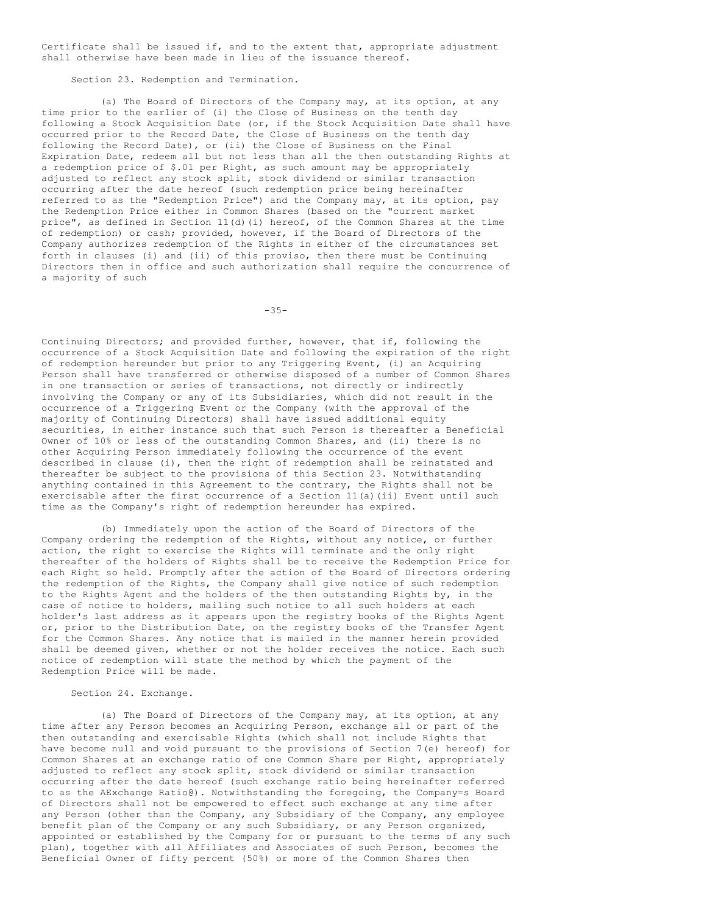Certificate shall be issued if, and to the extent that, appropriate adjustment shall otherwise have been made in lieu of the issuance thereof.

Section 23. Redemption and Termination.

(a) The Board of Directors of the Company may, at its option, at any time prior to the earlier of (i) the Close of Business on the tenth day following a Stock Acquisition Date (or, if the Stock Acquisition Date shall have occurred prior to the Record Date, the Close of Business on the tenth day following the Record Date), or (ii) the Close of Business on the Final Expiration Date, redeem all but not less than all the then outstanding Rights at a redemption price of $.01 per Right, as such amount may be appropriately adjusted to reflect any stock split, stock dividend or similar transaction occurring after the date hereof (such redemption price being hereinafter referred to as the "Redemption Price") and the Company may, at its option, pay the Redemption Price either in Common Shares (based on the "current market price", as defined in Section 11(d)(i) hereof, of the Common Shares at the time of redemption) or cash; provided, however, if the Board of Directors of the Company authorizes redemption of the Rights in either of the circumstances set forth in clauses (i) and (ii) of this proviso, then there must be Continuing Directors then in office and such authorization shall require the concurrence of a majority of such Continuing Directors; and provided further, however, that if, following the occurrence of a Stock Acquisition Date and following the expiration of the right of redemption hereunder but prior to any Triggering Event, (i) an Acquiring Person shall have transferred or otherwise disposed of a number of Common Shares in one transaction or series of transactions, not directly or indirectly involving the Company or any of its Subsidiaries, which did not result in the occurrence of a Triggering Event or the Company (with the approval of the majority of Continuing Directors) shall have issued additional equity securities, in either instance such that such Person is thereafter a Beneficial Owner of 10% or less of the outstanding Common Shares, and (ii) there is no other Acquiring Person immediately following the occurrence of the event described in clause (i), then the right of redemption shall be reinstated and thereafter be subject to the provisions of this Section 23. Notwithstanding anything contained in this Agreement to the contrary, the Rights shall not be exercisable after the first occurrence of a Section 11(a)(ii) Event until such time as the Company's right of redemption hereunder has expired.

(b) Immediately upon the action of the Board of Directors of the Company ordering the redemption of the Rights, without any notice, or further action, the right to exercise the Rights will terminate and the only right thereafter of the holders of Rights shall be to receive the Redemption Price for each Right so held. Promptly after the action of the Board of Directors ordering the redemption of the Rights, the Company shall give notice of such redemption to the Rights Agent and the holders of the then outstanding Rights by, in the case of notice to holders, mailing such notice to all such holders at each holder's last address as it appears upon the registry books of the Rights Agent or, prior to the Distribution Date, on the registry books of the Transfer Agent for the Common Shares. Any notice that is mailed in the manner herein provided shall be deemed given, whether or not the holder receives the notice. Each such notice of redemption will state the method by which the payment of the Redemption Price will be made.

Section 24. Exchange.

(a) The Board of Directors of the Company may, at its option, at any time after any Person becomes an Acquiring Person, exchange all or part of the then outstanding and exercisable Rights (which shall not include Rights that have become null and void pursuant to the provisions of Section 7(e) hereof) for Common Shares at an exchange ratio of one Common Share per Right, appropriately adjusted to reflect any stock split, stock dividend or similar transaction occurring after the date hereof (such exchange ratio being hereinafter referred to as the AExchange Ratio@). Notwithstanding the foregoing, the Company=s Board of Directors shall not be empowered to effect such exchange at any time after any Person (other than the Company, any Subsidiary of the Company, any employee benefit plan of the Company or any such Subsidiary, or any Person organized, appointed or established by the Company for or pursuant to the terms of any such plan), together with all Affiliates and Associates of such Person, becomes the Beneficial Owner of fifty percent (50%) or more of the Common Shares then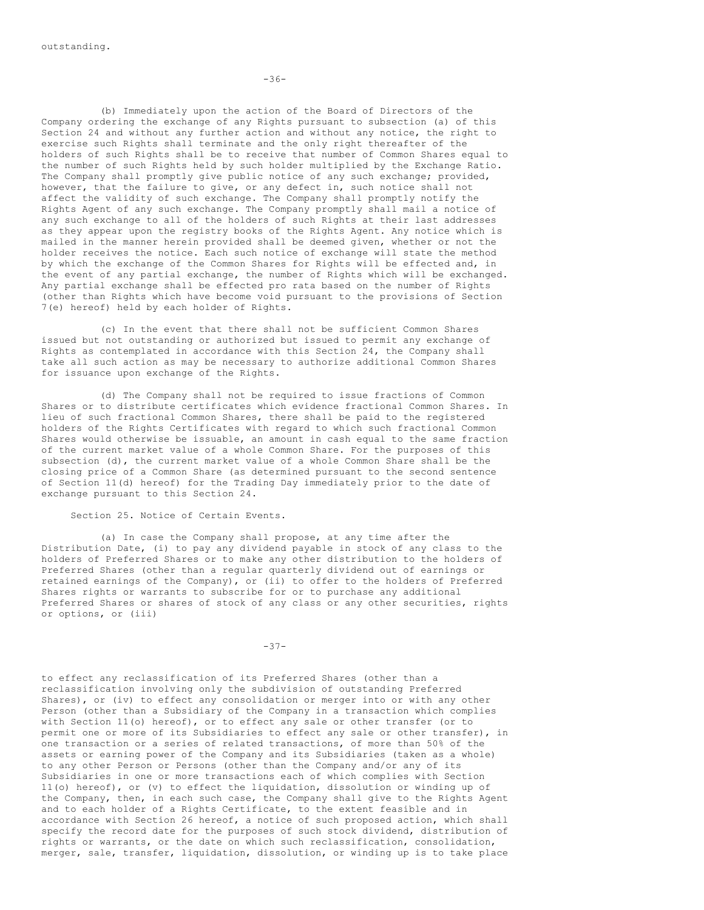outstanding.

(b) Immediately upon the action of the Board of Directors of the Company ordering the exchange of any Rights pursuant to subsection (a) of this Section 24 and without any further action and without any notice, the right to exercise such Rights shall terminate and the only right thereafter of the holders of such Rights shall be to receive that number of Common Shares equal to the number of such Rights held by such holder multiplied by the Exchange Ratio. The Company shall promptly give public notice of any such exchange; provided, however, that the failure to give, or any defect in, such notice shall not affect the validity of such exchange. The Company shall promptly notify the Rights Agent of any such exchange. The Company promptly shall mail a notice of any such exchange to all of the holders of such Rights at their last addresses as they appear upon the registry books of the Rights Agent. Any notice which is mailed in the manner herein provided shall be deemed given, whether or not the holder receives the notice. Each such notice of exchange will state the method by which the exchange of the Common Shares for Rights will be effected and, in the event of any partial exchange, the number of Rights which will be exchanged. Any partial exchange shall be effected pro rata based on the number of Rights (other than Rights which have become void pursuant to the provisions of Section 7(e) hereof) held by each holder of Rights.

(c) In the event that there shall not be sufficient Common Shares issued but not outstanding or authorized but issued to permit any exchange of Rights as contemplated in accordance with this Section 24, the Company shall take all such action as may be necessary to authorize additional Common Shares for issuance upon exchange of the Rights.

(d) The Company shall not be required to issue fractions of Common Shares or to distribute certificates which evidence fractional Common Shares. In lieu of such fractional Common Shares, there shall be paid to the registered holders of the Rights Certificates with regard to which such fractional Common Shares would otherwise be issuable, an amount in cash equal to the same fraction of the current market value of a whole Common Share. For the purposes of this subsection (d), the current market value of a whole Common Share shall be the closing price of a Common Share (as determined pursuant to the second sentence of Section 11(d) hereof) for the Trading Day immediately prior to the date of exchange pursuant to this Section 24.

Section 25. Notice of Certain Events.

(a) In case the Company shall propose, at any time after the Distribution Date, (i) to pay any dividend payable in stock of any class to the holders of Preferred Shares or to make any other distribution to the holders of Preferred Shares (other than a regular quarterly dividend out of earnings or retained earnings of the Company), or (ii) to offer to the holders of Preferred Shares rights or warrants to subscribe for or to purchase any additional Preferred Shares or shares of stock of any class or any other securities, rights or options, or (iii)

to effect any reclassification of its Preferred Shares (other than a reclassification involving only the subdivision of outstanding Preferred Shares), or (iv) to effect any consolidation or merger into or with any other Person (other than a Subsidiary of the Company in a transaction which complies with Section 11(o) hereof), or to effect any sale or other transfer (or to permit one or more of its Subsidiaries to effect any sale or other transfer), in one transaction or a series of related transactions, of more than 50% of the assets or earning power of the Company and its Subsidiaries (taken as a whole) to any other Person or Persons (other than the Company and/or any of its Subsidiaries in one or more transactions each of which complies with Section 11(o) hereof), or (v) to effect the liquidation, dissolution or winding up of the Company, then, in each such case, the Company shall give to the Rights Agent and to each holder of a Rights Certificate, to the extent feasible and in accordance with Section 26 hereof, a notice of such proposed action, which shall specify the record date for the purposes of such stock dividend, distribution of rights or warrants, or the date on which such reclassification, consolidation, merger, sale, transfer, liquidation, dissolution, or winding up is to take place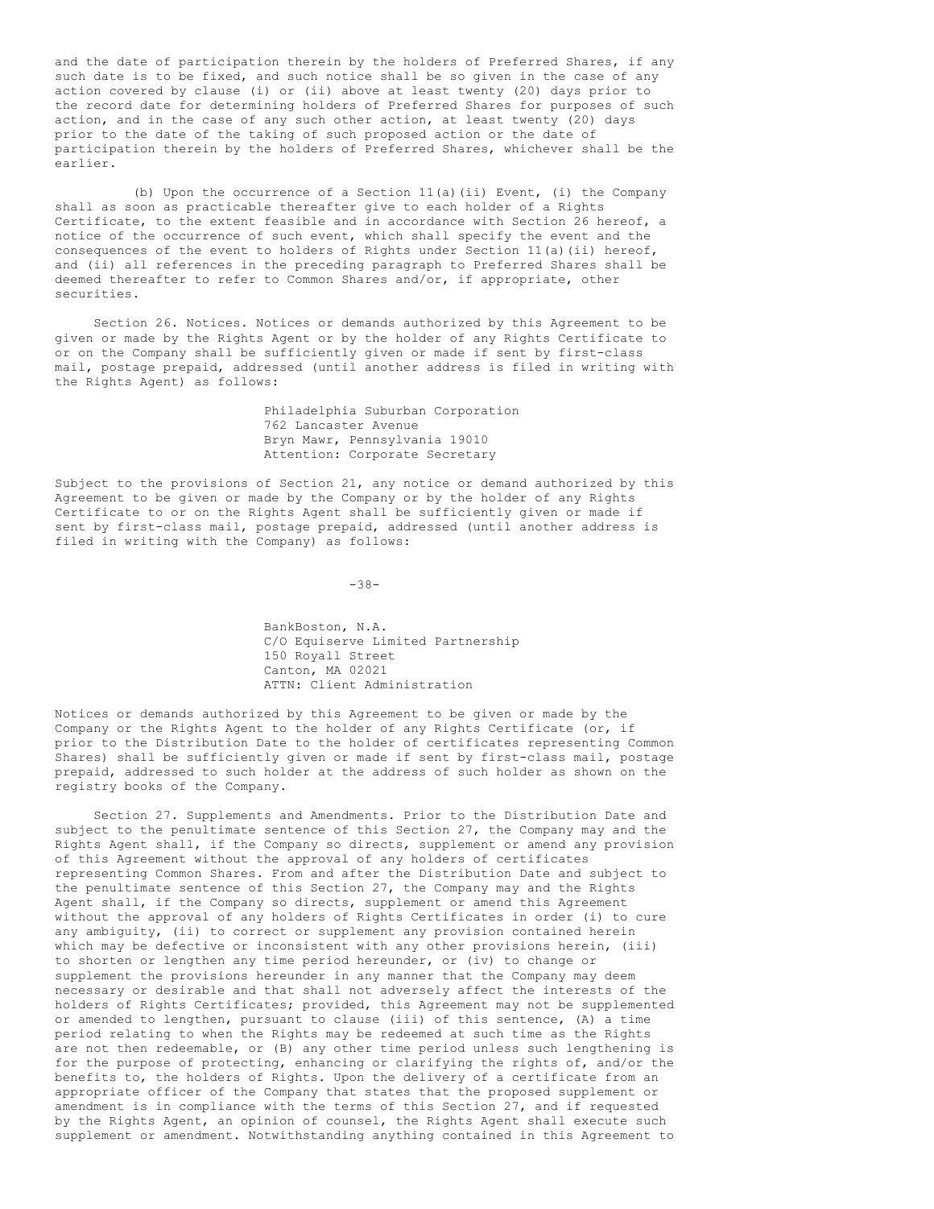and the date of participation therein by the holders of Preferred Shares, if any such date is to be fixed, and such notice shall be so given in the case of any action covered by clause (i) or (ii) above at least twenty (20) days prior to the record date for determining holders of Preferred Shares for purposes of such action, and in the case of any such other action, at least twenty (20) days prior to the date of the taking of such proposed action or the date of participation therein by the holders of Preferred Shares, whichever shall be the earlier.

(b) Upon the occurrence of a Section 11(a)(ii) Event, (i) the Company shall as soon as practicable thereafter give to each holder of a Rights Certificate, to the extent feasible and in accordance with Section 26 hereof, a notice of the occurrence of such event, which shall specify the event and the consequences of the event to holders of Rights under Section 11(a)(ii) hereof, and (ii) all references in the preceding paragraph to Preferred Shares shall be deemed thereafter to refer to Common Shares and/or, if appropriate, other securities.

Section 26. Notices. Notices or demands authorized by this Agreement to be given or made by the Rights Agent or by the holder of any Rights Certificate to or on the Company shall be sufficiently given or made if sent by first-class mail, postage prepaid, addressed (until another address is filed in writing with the Rights Agent) as follows:

Philadelphia Suburban Corporation
762 Lancaster Avenue
Bryn Mawr, Pennsylvania 19010
Attention: Corporate Secretary

Subject to the provisions of Section 21, any notice or demand authorized by this Agreement to be given or made by the Company or by the holder of any Rights Certificate to or on the Rights Agent shall be sufficiently given or made if sent by first-class mail, postage prepaid, addressed (until another address is filed in writing with the Company) as follows:

BankBoston, N.A.
C/O Equiserve Limited Partnership
150 Royall Street
Canton, MA 02021
ATTN: Client Administration

Notices or demands authorized by this Agreement to be given or made by the Company or the Rights Agent to the holder of any Rights Certificate (or, if prior to the Distribution Date to the holder of certificates representing Common Shares) shall be sufficiently given or made if sent by first-class mail, postage prepaid, addressed to such holder at the address of such holder as shown on the registry books of the Company.

Section 27. Supplements and Amendments. Prior to the Distribution Date and subject to the penultimate sentence of this Section 27, the Company may and the Rights Agent shall, if the Company so directs, supplement or amend any provision of this Agreement without the approval of any holders of certificates representing Common Shares. From and after the Distribution Date and subject to the penultimate sentence of this Section 27, the Company may and the Rights Agent shall, if the Company so directs, supplement or amend this Agreement without the approval of any holders of Rights Certificates in order (i) to cure any ambiguity, (ii) to correct or supplement any provision contained herein which may be defective or inconsistent with any other provisions herein, (iii) to shorten or lengthen any time period hereunder, or (iv) to change or supplement the provisions hereunder in any manner that the Company may deem necessary or desirable and that shall not adversely affect the interests of the holders of Rights Certificates; provided, this Agreement may not be supplemented or amended to lengthen, pursuant to clause (iii) of this sentence, (A) a time period relating to when the Rights may be redeemed at such time as the Rights are not then redeemable, or (B) any other time period unless such lengthening is for the purpose of protecting, enhancing or clarifying the rights of, and/or the benefits to, the holders of Rights. Upon the delivery of a certificate from an appropriate officer of the Company that states that the proposed supplement or amendment is in compliance with the terms of this Section 27, and if requested by the Rights Agent, an opinion of counsel, the Rights Agent shall execute such supplement or amendment. Notwithstanding anything contained in this Agreement to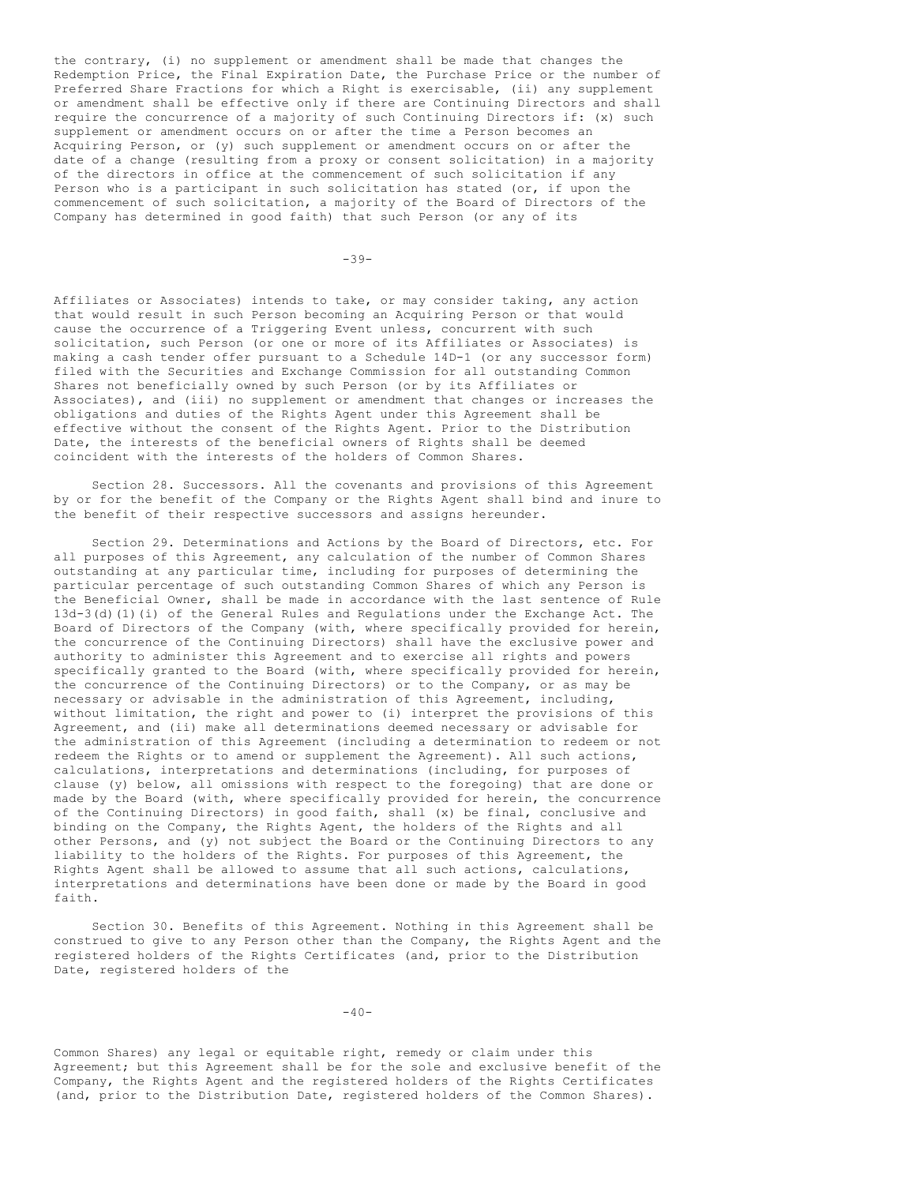the contrary, (i) no supplement or amendment shall be made that changes the Redemption Price, the Final Expiration Date, the Purchase Price or the number of Preferred Share Fractions for which a Right is exercisable, (ii) any supplement or amendment shall be effective only if there are Continuing Directors and shall require the concurrence of a majority of such Continuing Directors if: (x) such supplement or amendment occurs on or after the time a Person becomes an Acquiring Person, or (y) such supplement or amendment occurs on or after the date of a change (resulting from a proxy or consent solicitation) in a majority of the directors in office at the commencement of such solicitation if any Person who is a participant in such solicitation has stated (or, if upon the commencement of such solicitation, a majority of the Board of Directors of the Company has determined in good faith) that such Person (or any of its Affiliates or Associates) intends to take, or may consider taking, any action that would result in such Person becoming an Acquiring Person or that would cause the occurrence of a Triggering Event unless, concurrent with such solicitation, such Person (or one or more of its Affiliates or Associates) is making a cash tender offer pursuant to a Schedule 14D-1 (or any successor form) filed with the Securities and Exchange Commission for all outstanding Common Shares not beneficially owned by such Person (or by its Affiliates or Associates), and (iii) no supplement or amendment that changes or increases the obligations and duties of the Rights Agent under this Agreement shall be effective without the consent of the Rights Agent. Prior to the Distribution Date, the interests of the beneficial owners of Rights shall be deemed coincident with the interests of the holders of Common Shares.

Section 28. Successors. All the covenants and provisions of this Agreement by or for the benefit of the Company or the Rights Agent shall bind and inure to the benefit of their respective successors and assigns hereunder.

Section 29. Determinations and Actions by the Board of Directors, etc. For all purposes of this Agreement, any calculation of the number of Common Shares outstanding at any particular time, including for purposes of determining the particular percentage of such outstanding Common Shares of which any Person is the Beneficial Owner, shall be made in accordance with the last sentence of Rule 13d-3(d)(1)(i) of the General Rules and Regulations under the Exchange Act. The Board of Directors of the Company (with, where specifically provided for herein, the concurrence of the Continuing Directors) shall have the exclusive power and authority to administer this Agreement and to exercise all rights and powers specifically granted to the Board (with, where specifically provided for herein, the concurrence of the Continuing Directors) or to the Company, or as may be necessary or advisable in the administration of this Agreement, including, without limitation, the right and power to (i) interpret the provisions of this Agreement, and (ii) make all determinations deemed necessary or advisable for the administration of this Agreement (including a determination to redeem or not redeem the Rights or to amend or supplement the Agreement). All such actions, calculations, interpretations and determinations (including, for purposes of clause (y) below, all omissions with respect to the foregoing) that are done or made by the Board (with, where specifically provided for herein, the concurrence of the Continuing Directors) in good faith, shall (x) be final, conclusive and binding on the Company, the Rights Agent, the holders of the Rights and all other Persons, and (y) not subject the Board or the Continuing Directors to any liability to the holders of the Rights. For purposes of this Agreement, the Rights Agent shall be allowed to assume that all such actions, calculations, interpretations and determinations have been done or made by the Board in good faith.

Section 30. Benefits of this Agreement. Nothing in this Agreement shall be construed to give to any Person other than the Company, the Rights Agent and the registered holders of the Rights Certificates (and, prior to the Distribution Date, registered holders of the Common Shares) any legal or equitable right, remedy or claim under this Agreement; but this Agreement shall be for the sole and exclusive benefit of the Company, the Rights Agent and the registered holders of the Rights Certificates (and, prior to the Distribution Date, registered holders of the Common Shares).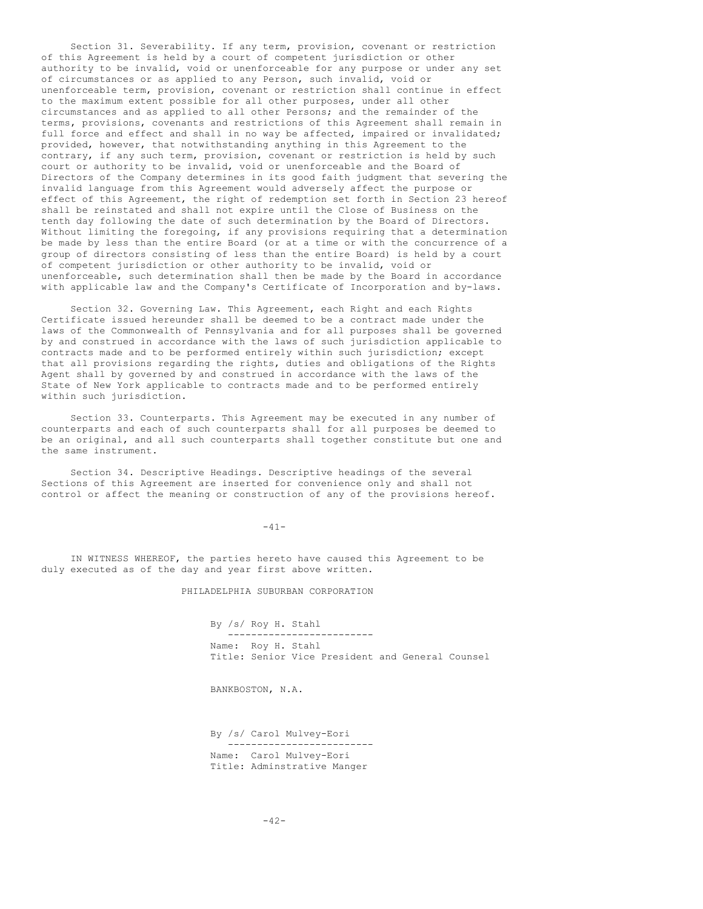Section 31. Severability. If any term, provision, covenant or restriction of this Agreement is held by a court of competent jurisdiction or other authority to be invalid, void or unenforceable for any purpose or under any set of circumstances or as applied to any Person, such invalid, void or unenforceable term, provision, covenant or restriction shall continue in effect to the maximum extent possible for all other purposes, under all other circumstances and as applied to all other Persons; and the remainder of the terms, provisions, covenants and restrictions of this Agreement shall remain in full force and effect and shall in no way be affected, impaired or invalidated; provided, however, that notwithstanding anything in this Agreement to the contrary, if any such term, provision, covenant or restriction is held by such court or authority to be invalid, void or unenforceable and the Board of Directors of the Company determines in its good faith judgment that severing the invalid language from this Agreement would adversely affect the purpose or effect of this Agreement, the right of redemption set forth in Section 23 hereof shall be reinstated and shall not expire until the Close of Business on the tenth day following the date of such determination by the Board of Directors. Without limiting the foregoing, if any provisions requiring that a determination be made by less than the entire Board (or at a time or with the concurrence of a group of directors consisting of less than the entire Board) is held by a court of competent jurisdiction or other authority to be invalid, void or unenforceable, such determination shall then be made by the Board in accordance with applicable law and the Company's Certificate of Incorporation and by-laws.

Section 32. Governing Law. This Agreement, each Right and each Rights Certificate issued hereunder shall be deemed to be a contract made under the laws of the Commonwealth of Pennsylvania and for all purposes shall be governed by and construed in accordance with the laws of such jurisdiction applicable to contracts made and to be performed entirely within such jurisdiction; except that all provisions regarding the rights, duties and obligations of the Rights Agent shall by governed by and construed in accordance with the laws of the State of New York applicable to contracts made and to be performed entirely within such jurisdiction.

Section 33. Counterparts. This Agreement may be executed in any number of counterparts and each of such counterparts shall for all purposes be deemed to be an original, and all such counterparts shall together constitute but one and the same instrument.

Section 34. Descriptive Headings. Descriptive headings of the several Sections of this Agreement are inserted for convenience only and shall not control or affect the meaning or construction of any of the provisions hereof.

IN WITNESS WHEREOF, the parties hereto have caused this Agreement to be duly executed as of the day and year first above written.

PHILADELPHIA SUBURBAN CORPORATION

By /s/ Roy H. Stahl

Name: Roy H. Stahl
Title: Senior Vice President and General Counsel

BANKBOSTON, N.A.

By /s/ Carol Mulvey-Eori

Name: Carol Mulvey-Eori
Title: Adminstrative Manger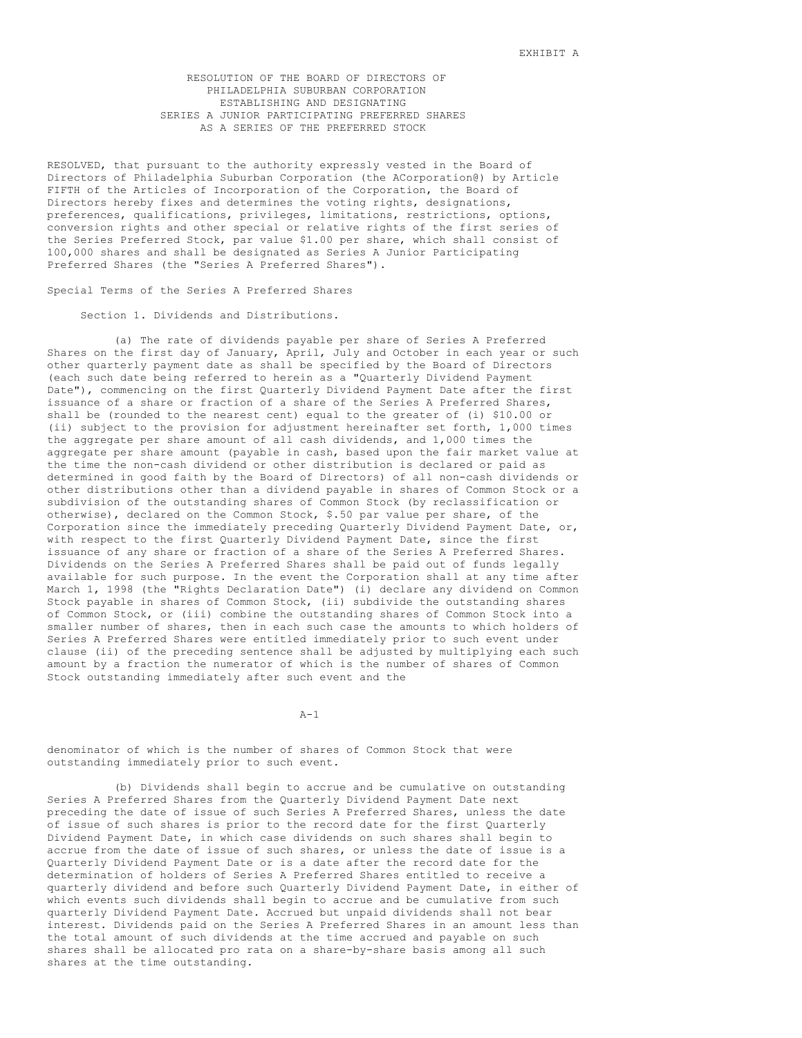EXHIBIT A

RESOLUTION OF THE BOARD OF DIRECTORS OF
PHILADELPHIA SUBURBAN CORPORATION
ESTABLISHING AND DESIGNATING
SERIES A JUNIOR PARTICIPATING PREFERRED SHARES
AS A SERIES OF THE PREFERRED STOCK

RESOLVED, that pursuant to the authority expressly vested in the Board of Directors of Philadelphia Suburban Corporation (the ACorporation@) by Article FIFTH of the Articles of Incorporation of the Corporation, the Board of Directors hereby fixes and determines the voting rights, designations, preferences, qualifications, privileges, limitations, restrictions, options, conversion rights and other special or relative rights of the first series of the Series Preferred Stock, par value $1.00 per share, which shall consist of 100,000 shares and shall be designated as Series A Junior Participating Preferred Shares (the "Series A Preferred Shares").

Special Terms of the Series A Preferred Shares

Section 1. Dividends and Distributions.

(a) The rate of dividends payable per share of Series A Preferred Shares on the first day of January, April, July and October in each year or such other quarterly payment date as shall be specified by the Board of Directors (each such date being referred to herein as a "Quarterly Dividend Payment Date"), commencing on the first Quarterly Dividend Payment Date after the first issuance of a share or fraction of a share of the Series A Preferred Shares, shall be (rounded to the nearest cent) equal to the greater of (i) $10.00 or (ii) subject to the provision for adjustment hereinafter set forth, 1,000 times the aggregate per share amount of all cash dividends, and 1,000 times the aggregate per share amount (payable in cash, based upon the fair market value at the time the non-cash dividend or other distribution is declared or paid as determined in good faith by the Board of Directors) of all non-cash dividends or other distributions other than a dividend payable in shares of Common Stock or a subdivision of the outstanding shares of Common Stock (by reclassification or otherwise), declared on the Common Stock, $.50 par value per share, of the Corporation since the immediately preceding Quarterly Dividend Payment Date, or, with respect to the first Quarterly Dividend Payment Date, since the first issuance of any share or fraction of a share of the Series A Preferred Shares. Dividends on the Series A Preferred Shares shall be paid out of funds legally available for such purpose. In the event the Corporation shall at any time after March 1, 1998 (the "Rights Declaration Date") (i) declare any dividend on Common Stock payable in shares of Common Stock, (ii) subdivide the outstanding shares of Common Stock, or (iii) combine the outstanding shares of Common Stock into a smaller number of shares, then in each such case the amounts to which holders of Series A Preferred Shares were entitled immediately prior to such event under clause (ii) of the preceding sentence shall be adjusted by multiplying each such amount by a fraction the numerator of which is the number of shares of Common Stock outstanding immediately after such event and the denominator of which is the number of shares of Common Stock that were outstanding immediately prior to such event.

(b) Dividends shall begin to accrue and be cumulative on outstanding Series A Preferred Shares from the Quarterly Dividend Payment Date next preceding the date of issue of such Series A Preferred Shares, unless the date of issue of such shares is prior to the record date for the first Quarterly Dividend Payment Date, in which case dividends on such shares shall begin to accrue from the date of issue of such shares, or unless the date of issue is a Quarterly Dividend Payment Date or is a date after the record date for the determination of holders of Series A Preferred Shares entitled to receive a quarterly dividend and before such Quarterly Dividend Payment Date, in either of which events such dividends shall begin to accrue and be cumulative from such quarterly Dividend Payment Date. Accrued but unpaid dividends shall not bear interest. Dividends paid on the Series A Preferred Shares in an amount less than the total amount of such dividends at the time accrued and payable on such shares shall be allocated pro rata on a share-by-share basis among all such shares at the time outstanding.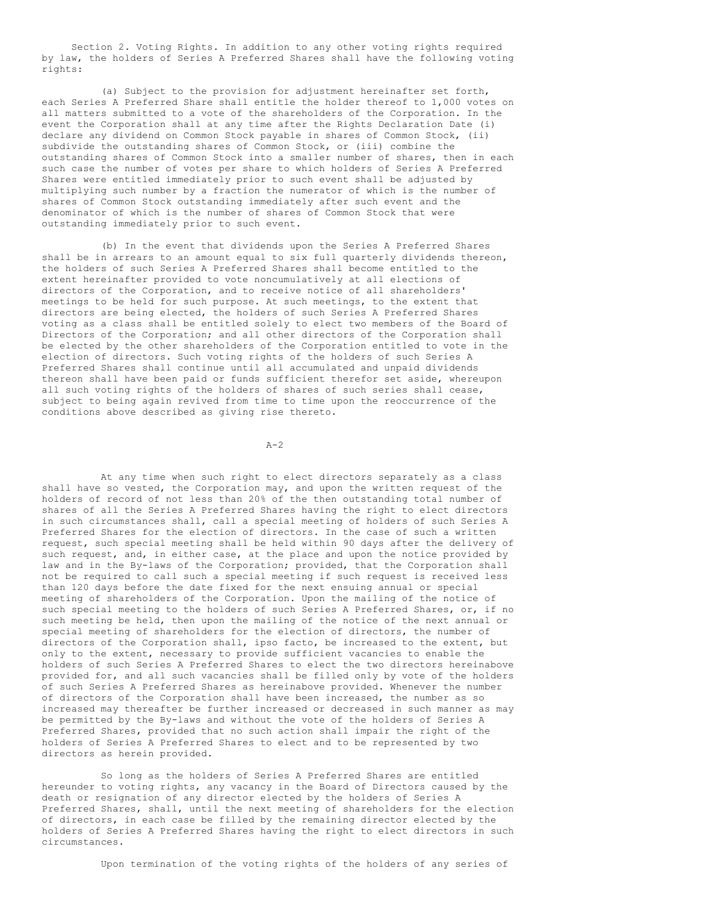Section 2. Voting Rights. In addition to any other voting rights required by law, the holders of Series A Preferred Shares shall have the following voting rights:

(a) Subject to the provision for adjustment hereinafter set forth, each Series A Preferred Share shall entitle the holder thereof to 1,000 votes on all matters submitted to a vote of the shareholders of the Corporation. In the event the Corporation shall at any time after the Rights Declaration Date (i) declare any dividend on Common Stock payable in shares of Common Stock, (ii) subdivide the outstanding shares of Common Stock, or (iii) combine the outstanding shares of Common Stock into a smaller number of shares, then in each such case the number of votes per share to which holders of Series A Preferred Shares were entitled immediately prior to such event shall be adjusted by multiplying such number by a fraction the numerator of which is the number of shares of Common Stock outstanding immediately after such event and the denominator of which is the number of shares of Common Stock that were outstanding immediately prior to such event.

(b) In the event that dividends upon the Series A Preferred Shares shall be in arrears to an amount equal to six full quarterly dividends thereon, the holders of such Series A Preferred Shares shall become entitled to the extent hereinafter provided to vote noncumulatively at all elections of directors of the Corporation, and to receive notice of all shareholders' meetings to be held for such purpose. At such meetings, to the extent that directors are being elected, the holders of such Series A Preferred Shares voting as a class shall be entitled solely to elect two members of the Board of Directors of the Corporation; and all other directors of the Corporation shall be elected by the other shareholders of the Corporation entitled to vote in the election of directors. Such voting rights of the holders of such Series A Preferred Shares shall continue until all accumulated and unpaid dividends thereon shall have been paid or funds sufficient therefor set aside, whereupon all such voting rights of the holders of shares of such series shall cease, subject to being again revived from time to time upon the reoccurrence of the conditions above described as giving rise thereto.

At any time when such right to elect directors separately as a class shall have so vested, the Corporation may, and upon the written request of the holders of record of not less than 20% of the then outstanding total number of shares of all the Series A Preferred Shares having the right to elect directors in such circumstances shall, call a special meeting of holders of such Series A Preferred Shares for the election of directors. In the case of such a written request, such special meeting shall be held within 90 days after the delivery of such request, and, in either case, at the place and upon the notice provided by law and in the By-laws of the Corporation; provided, that the Corporation shall not be required to call such a special meeting if such request is received less than 120 days before the date fixed for the next ensuing annual or special meeting of shareholders of the Corporation. Upon the mailing of the notice of such special meeting to the holders of such Series A Preferred Shares, or, if no such meeting be held, then upon the mailing of the notice of the next annual or special meeting of shareholders for the election of directors, the number of directors of the Corporation shall, ipso facto, be increased to the extent, but only to the extent, necessary to provide sufficient vacancies to enable the holders of such Series A Preferred Shares to elect the two directors hereinabove provided for, and all such vacancies shall be filled only by vote of the holders of such Series A Preferred Shares as hereinabove provided. Whenever the number of directors of the Corporation shall have been increased, the number as so increased may thereafter be further increased or decreased in such manner as may be permitted by the By-laws and without the vote of the holders of Series A Preferred Shares, provided that no such action shall impair the right of the holders of Series A Preferred Shares to elect and to be represented by two directors as herein provided.

So long as the holders of Series A Preferred Shares are entitled hereunder to voting rights, any vacancy in the Board of Directors caused by the death or resignation of any director elected by the holders of Series A Preferred Shares, shall, until the next meeting of shareholders for the election of directors, in each case be filled by the remaining director elected by the holders of Series A Preferred Shares having the right to elect directors in such circumstances.

Upon termination of the voting rights of the holders of any series of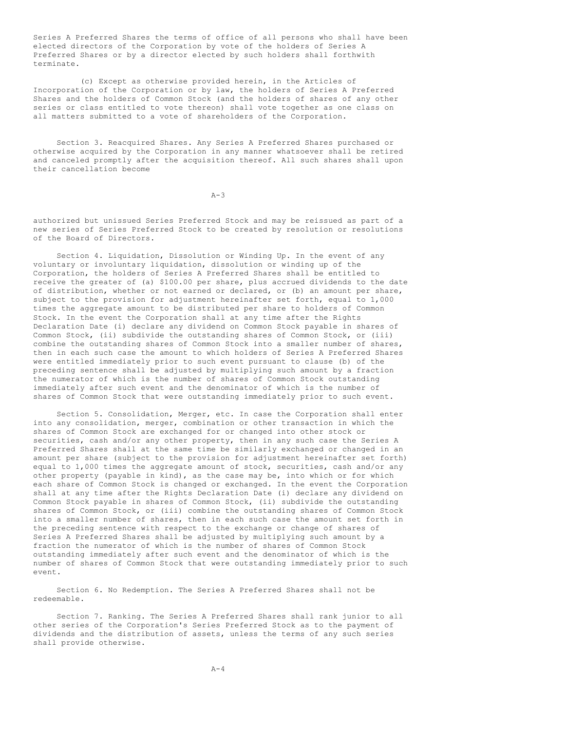Series A Preferred Shares the terms of office of all persons who shall have been elected directors of the Corporation by vote of the holders of Series A Preferred Shares or by a director elected by such holders shall forthwith terminate.

(c) Except as otherwise provided herein, in the Articles of Incorporation of the Corporation or by law, the holders of Series A Preferred Shares and the holders of Common Stock (and the holders of shares of any other series or class entitled to vote thereon) shall vote together as one class on all matters submitted to a vote of shareholders of the Corporation.

Section 3. Reacquired Shares. Any Series A Preferred Shares purchased or otherwise acquired by the Corporation in any manner whatsoever shall be retired and canceled promptly after the acquisition thereof. All such shares shall upon their cancellation become authorized but unissued Series Preferred Stock and may be reissued as part of a new series of Series Preferred Stock to be created by resolution or resolutions of the Board of Directors.

Section 4. Liquidation, Dissolution or Winding Up. In the event of any voluntary or involuntary liquidation, dissolution or winding up of the Corporation, the holders of Series A Preferred Shares shall be entitled to receive the greater of (a) $100.00 per share, plus accrued dividends to the date of distribution, whether or not earned or declared, or (b) an amount per share, subject to the provision for adjustment hereinafter set forth, equal to 1,000 times the aggregate amount to be distributed per share to holders of Common Stock. In the event the Corporation shall at any time after the Rights Declaration Date (i) declare any dividend on Common Stock payable in shares of Common Stock, (ii) subdivide the outstanding shares of Common Stock, or (iii) combine the outstanding shares of Common Stock into a smaller number of shares, then in each such case the amount to which holders of Series A Preferred Shares were entitled immediately prior to such event pursuant to clause (b) of the preceding sentence shall be adjusted by multiplying such amount by a fraction the numerator of which is the number of shares of Common Stock outstanding immediately after such event and the denominator of which is the number of shares of Common Stock that were outstanding immediately prior to such event.

Section 5. Consolidation, Merger, etc. In case the Corporation shall enter into any consolidation, merger, combination or other transaction in which the shares of Common Stock are exchanged for or changed into other stock or securities, cash and/or any other property, then in any such case the Series A Preferred Shares shall at the same time be similarly exchanged or changed in an amount per share (subject to the provision for adjustment hereinafter set forth) equal to 1,000 times the aggregate amount of stock, securities, cash and/or any other property (payable in kind), as the case may be, into which or for which each share of Common Stock is changed or exchanged. In the event the Corporation shall at any time after the Rights Declaration Date (i) declare any dividend on Common Stock payable in shares of Common Stock, (ii) subdivide the outstanding shares of Common Stock, or (iii) combine the outstanding shares of Common Stock into a smaller number of shares, then in each such case the amount set forth in the preceding sentence with respect to the exchange or change of shares of Series A Preferred Shares shall be adjusted by multiplying such amount by a fraction the numerator of which is the number of shares of Common Stock outstanding immediately after such event and the denominator of which is the number of shares of Common Stock that were outstanding immediately prior to such event.

Section 6. No Redemption. The Series A Preferred Shares shall not be redeemable.

Section 7. Ranking. The Series A Preferred Shares shall rank junior to all other series of the Corporation's Series Preferred Stock as to the payment of dividends and the distribution of assets, unless the terms of any such series shall provide otherwise.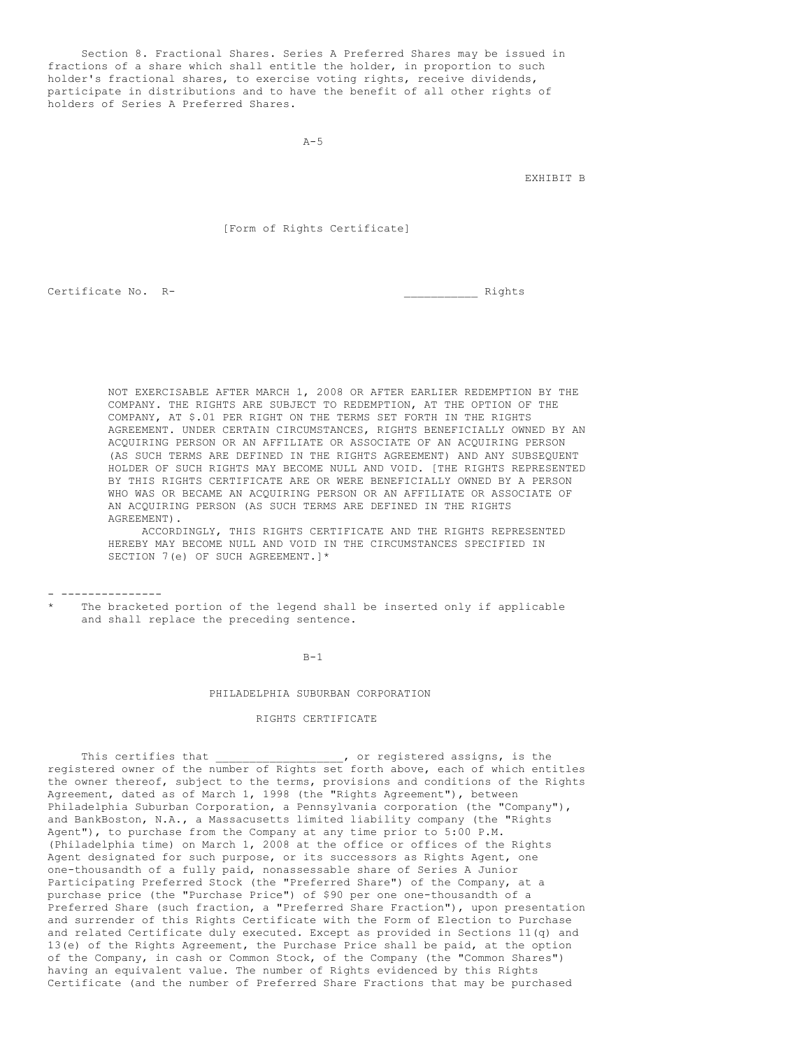Section 8. Fractional Shares. Series A Preferred Shares may be issued in fractions of a share which shall entitle the holder, in proportion to such holder's fractional shares, to exercise voting rights, receive dividends, participate in distributions and to have the benefit of all other rights of holders of Series A Preferred Shares.

EXHIBIT B

[Form of Rights Certificate]

Certificate No. R-                                                    ___________ Rights

NOT EXERCISABLE AFTER MARCH 1, 2008 OR AFTER EARLIER REDEMPTION BY THE COMPANY. THE RIGHTS ARE SUBJECT TO REDEMPTION, AT THE OPTION OF THE COMPANY, AT $.01 PER RIGHT ON THE TERMS SET FORTH IN THE RIGHTS AGREEMENT. UNDER CERTAIN CIRCUMSTANCES, RIGHTS BENEFICIALLY OWNED BY AN ACQUIRING PERSON OR AN AFFILIATE OR ASSOCIATE OF AN ACQUIRING PERSON (AS SUCH TERMS ARE DEFINED IN THE RIGHTS AGREEMENT) AND ANY SUBSEQUENT HOLDER OF SUCH RIGHTS MAY BECOME NULL AND VOID. [THE RIGHTS REPRESENTED BY THIS RIGHTS CERTIFICATE ARE OR WERE BENEFICIALLY OWNED BY A PERSON WHO WAS OR BECAME AN ACQUIRING PERSON OR AN AFFILIATE OR ASSOCIATE OF AN ACQUIRING PERSON (AS SUCH TERMS ARE DEFINED IN THE RIGHTS AGREEMENT).
ACCORDINGLY, THIS RIGHTS CERTIFICATE AND THE RIGHTS REPRESENTED HEREBY MAY BECOME NULL AND VOID IN THE CIRCUMSTANCES SPECIFIED IN SECTION 7(e) OF SUCH AGREEMENT.]*

---------------

\* The bracketed portion of the legend shall be inserted only if applicable and shall replace the preceding sentence.

PHILADELPHIA SUBURBAN CORPORATION

RIGHTS CERTIFICATE

This certifies that __________________, or registered assigns, is the registered owner of the number of Rights set forth above, each of which entitles the owner thereof, subject to the terms, provisions and conditions of the Rights Agreement, dated as of March 1, 1998 (the "Rights Agreement"), between Philadelphia Suburban Corporation, a Pennsylvania corporation (the "Company"), and BankBoston, N.A., a Massacusetts limited liability company (the "Rights Agent"), to purchase from the Company at any time prior to 5:00 P.M. (Philadelphia time) on March 1, 2008 at the office or offices of the Rights Agent designated for such purpose, or its successors as Rights Agent, one one-thousandth of a fully paid, nonassessable share of Series A Junior Participating Preferred Stock (the "Preferred Share") of the Company, at a purchase price (the "Purchase Price") of $90 per one one-thousandth of a Preferred Share (such fraction, a "Preferred Share Fraction"), upon presentation and surrender of this Rights Certificate with the Form of Election to Purchase and related Certificate duly executed. Except as provided in Sections 11(q) and 13(e) of the Rights Agreement, the Purchase Price shall be paid, at the option of the Company, in cash or Common Stock, of the Company (the "Common Shares") having an equivalent value. The number of Rights evidenced by this Rights Certificate (and the number of Preferred Share Fractions that may be purchased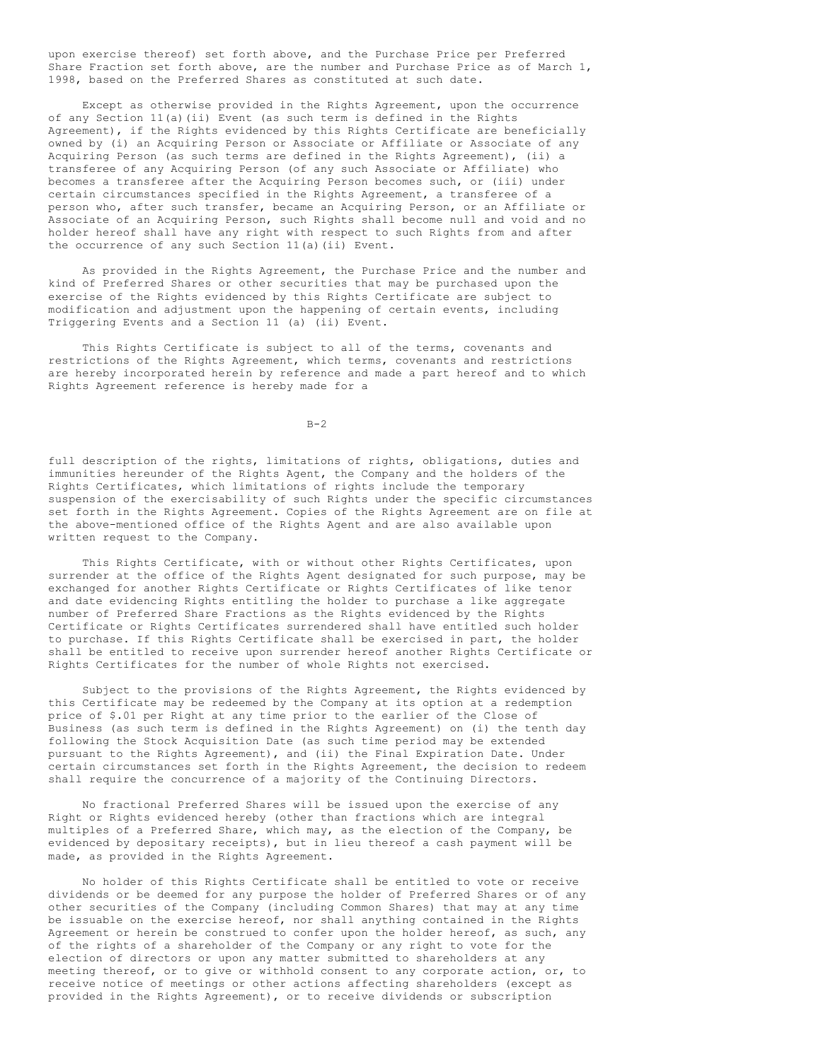upon exercise thereof) set forth above, and the Purchase Price per Preferred Share Fraction set forth above, are the number and Purchase Price as of March 1, 1998, based on the Preferred Shares as constituted at such date.

Except as otherwise provided in the Rights Agreement, upon the occurrence of any Section 11(a)(ii) Event (as such term is defined in the Rights Agreement), if the Rights evidenced by this Rights Certificate are beneficially owned by (i) an Acquiring Person or Associate or Affiliate or Associate of any Acquiring Person (as such terms are defined in the Rights Agreement), (ii) a transferee of any Acquiring Person (of any such Associate or Affiliate) who becomes a transferee after the Acquiring Person becomes such, or (iii) under certain circumstances specified in the Rights Agreement, a transferee of a person who, after such transfer, became an Acquiring Person, or an Affiliate or Associate of an Acquiring Person, such Rights shall become null and void and no holder hereof shall have any right with respect to such Rights from and after the occurrence of any such Section 11(a)(ii) Event.

As provided in the Rights Agreement, the Purchase Price and the number and kind of Preferred Shares or other securities that may be purchased upon the exercise of the Rights evidenced by this Rights Certificate are subject to modification and adjustment upon the happening of certain events, including Triggering Events and a Section 11 (a) (ii) Event.

This Rights Certificate is subject to all of the terms, covenants and restrictions of the Rights Agreement, which terms, covenants and restrictions are hereby incorporated herein by reference and made a part hereof and to which Rights Agreement reference is hereby made for a full description of the rights, limitations of rights, obligations, duties and immunities hereunder of the Rights Agent, the Company and the holders of the Rights Certificates, which limitations of rights include the temporary suspension of the exercisability of such Rights under the specific circumstances set forth in the Rights Agreement. Copies of the Rights Agreement are on file at the above-mentioned office of the Rights Agent and are also available upon written request to the Company.

This Rights Certificate, with or without other Rights Certificates, upon surrender at the office of the Rights Agent designated for such purpose, may be exchanged for another Rights Certificate or Rights Certificates of like tenor and date evidencing Rights entitling the holder to purchase a like aggregate number of Preferred Share Fractions as the Rights evidenced by the Rights Certificate or Rights Certificates surrendered shall have entitled such holder to purchase. If this Rights Certificate shall be exercised in part, the holder shall be entitled to receive upon surrender hereof another Rights Certificate or Rights Certificates for the number of whole Rights not exercised.

Subject to the provisions of the Rights Agreement, the Rights evidenced by this Certificate may be redeemed by the Company at its option at a redemption price of $.01 per Right at any time prior to the earlier of the Close of Business (as such term is defined in the Rights Agreement) on (i) the tenth day following the Stock Acquisition Date (as such time period may be extended pursuant to the Rights Agreement), and (ii) the Final Expiration Date. Under certain circumstances set forth in the Rights Agreement, the decision to redeem shall require the concurrence of a majority of the Continuing Directors.

No fractional Preferred Shares will be issued upon the exercise of any Right or Rights evidenced hereby (other than fractions which are integral multiples of a Preferred Share, which may, as the election of the Company, be evidenced by depositary receipts), but in lieu thereof a cash payment will be made, as provided in the Rights Agreement.

No holder of this Rights Certificate shall be entitled to vote or receive dividends or be deemed for any purpose the holder of Preferred Shares or of any other securities of the Company (including Common Shares) that may at any time be issuable on the exercise hereof, nor shall anything contained in the Rights Agreement or herein be construed to confer upon the holder hereof, as such, any of the rights of a shareholder of the Company or any right to vote for the election of directors or upon any matter submitted to shareholders at any meeting thereof, or to give or withhold consent to any corporate action, or, to receive notice of meetings or other actions affecting shareholders (except as provided in the Rights Agreement), or to receive dividends or subscription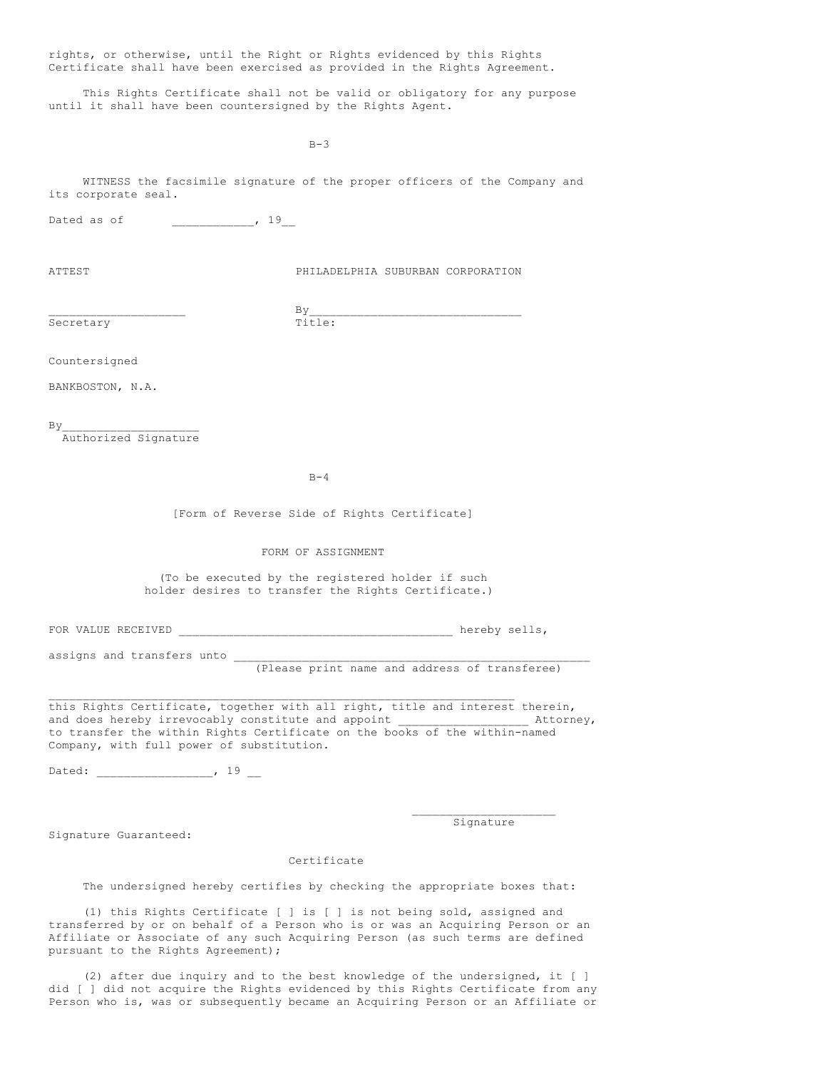rights, or otherwise, until the Right or Rights evidenced by this Rights Certificate shall have been exercised as provided in the Rights Agreement.

This Rights Certificate shall not be valid or obligatory for any purpose until it shall have been countersigned by the Rights Agent.

WITNESS the facsimile signature of the proper officers of the Company and its corporate seal.

Dated as of ____________, 19__

ATTEST PHILADELPHIA SUBURBAN CORPORATION

___________________ By______________________________

Secretary Title:

Countersigned

BANKBOSTON, N.A.

By___________________

Authorized Signature

[Form of Reverse Side of Rights Certificate]

FORM OF ASSIGNMENT

(To be executed by the registered holder if such holder desires to transfer the Rights Certificate.)

FOR VALUE RECEIVED ________________________________________ hereby sells,

assigns and transfers unto ____________________________________________________

(Please print name and address of transferee)

_____________________________________________________________________

this Rights Certificate, together with all right, title and interest therein, and does hereby irrevocably constitute and appoint __________________ Attorney, to transfer the within Rights Certificate on the books of the within-named Company, with full power of substitution.

Dated: _________________, 19 __

_____________________

Signature

Signature Guaranteed:

Certificate

The undersigned hereby certifies by checking the appropriate boxes that:

(1) this Rights Certificate [ ] is [ ] is not being sold, assigned and transferred by or on behalf of a Person who is or was an Acquiring Person or an Affiliate or Associate of any such Acquiring Person (as such terms are defined pursuant to the Rights Agreement);

(2) after due inquiry and to the best knowledge of the undersigned, it [ ] did [ ] did not acquire the Rights evidenced by this Rights Certificate from any Person who is, was or subsequently became an Acquiring Person or an Affiliate or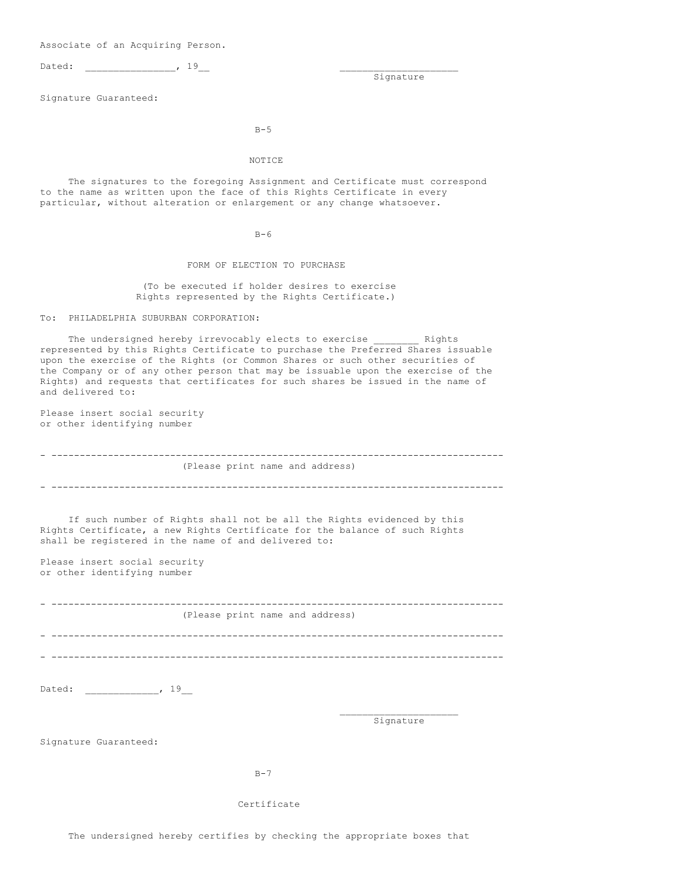Associate of an Acquiring Person.

Dated: _______________, 19__

_____________________
Signature

Signature Guaranteed:

NOTICE

The signatures to the foregoing Assignment and Certificate must correspond to the name as written upon the face of this Rights Certificate in every particular, without alteration or enlargement or any change whatsoever.

FORM OF ELECTION TO PURCHASE

(To be executed if holder desires to exercise Rights represented by the Rights Certificate.)

To: PHILADELPHIA SUBURBAN CORPORATION:

The undersigned hereby irrevocably elects to exercise ________ Rights represented by this Rights Certificate to purchase the Preferred Shares issuable upon the exercise of the Rights (or Common Shares or such other securities of the Company or of any other person that may be issuable upon the exercise of the Rights) and requests that certificates for such shares be issued in the name of and delivered to:

Please insert social security
or other identifying number

- ------------------------------------------------------------------------------

(Please print name and address)

- ------------------------------------------------------------------------------

If such number of Rights shall not be all the Rights evidenced by this Rights Certificate, a new Rights Certificate for the balance of such Rights shall be registered in the name of and delivered to:

Please insert social security
or other identifying number

- ------------------------------------------------------------------------------

(Please print name and address)

- ------------------------------------------------------------------------------

- ------------------------------------------------------------------------------

Dated: _____________, 19__

_____________________
Signature

Signature Guaranteed:

Certificate

The undersigned hereby certifies by checking the appropriate boxes that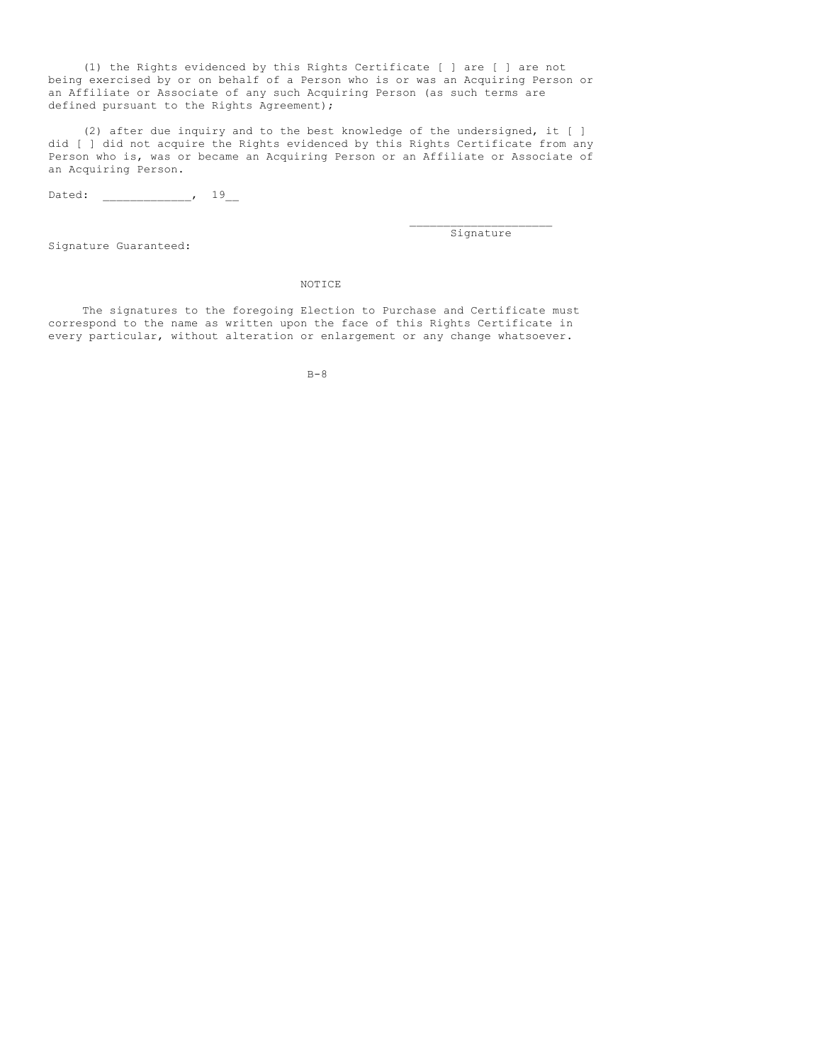(1) the Rights evidenced by this Rights Certificate [ ] are [ ] are not being exercised by or on behalf of a Person who is or was an Acquiring Person or an Affiliate or Associate of any such Acquiring Person (as such terms are defined pursuant to the Rights Agreement);

(2) after due inquiry and to the best knowledge of the undersigned, it [ ] did [ ] did not acquire the Rights evidenced by this Rights Certificate from any Person who is, was or became an Acquiring Person or an Affiliate or Associate of an Acquiring Person.

Dated: _____________, 19__

_____________________
Signature

Signature Guaranteed:

NOTICE

The signatures to the foregoing Election to Purchase and Certificate must correspond to the name as written upon the face of this Rights Certificate in every particular, without alteration or enlargement or any change whatsoever.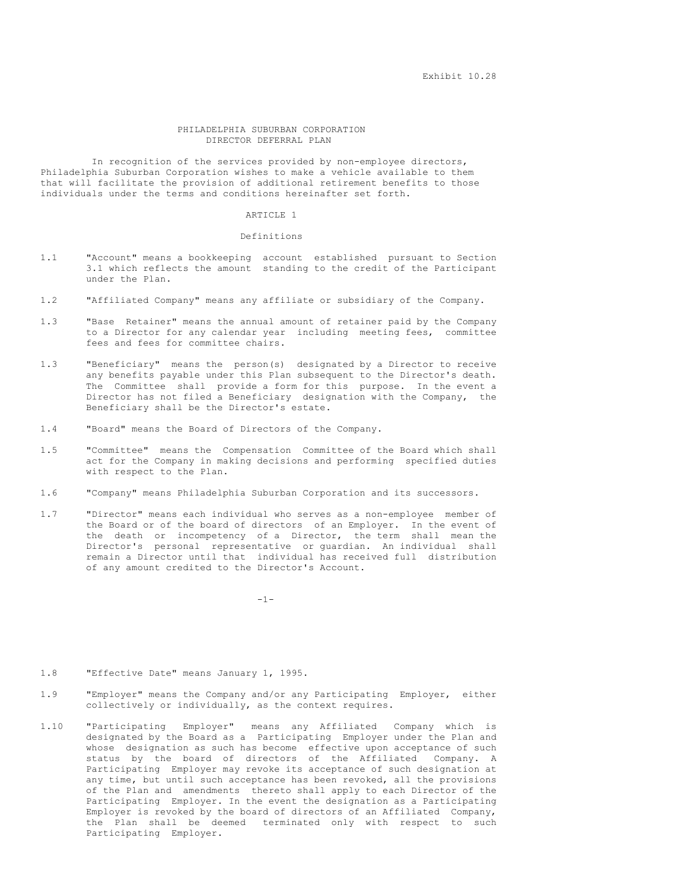Exhibit 10.28

# PHILADELPHIA SUBURBAN CORPORATION
# DIRECTOR DEFERRAL PLAN

In recognition of the services provided by non-employee directors, Philadelphia Suburban Corporation wishes to make a vehicle available to them that will facilitate the provision of additional retirement benefits to those individuals under the terms and conditions hereinafter set forth.

## ARTICLE 1

### Definitions

1.1 "Account" means a bookkeeping account established pursuant to Section 3.1 which reflects the amount standing to the credit of the Participant under the Plan.

1.2 "Affiliated Company" means any affiliate or subsidiary of the Company.

1.3 "Base Retainer" means the annual amount of retainer paid by the Company to a Director for any calendar year including meeting fees, committee fees and fees for committee chairs.

1.3 "Beneficiary" means the person(s) designated by a Director to receive any benefits payable under this Plan subsequent to the Director's death. The Committee shall provide a form for this purpose. In the event a Director has not filed a Beneficiary designation with the Company, the Beneficiary shall be the Director's estate.

1.4 "Board" means the Board of Directors of the Company.

1.5 "Committee" means the Compensation Committee of the Board which shall act for the Company in making decisions and performing specified duties with respect to the Plan.

1.6 "Company" means Philadelphia Suburban Corporation and its successors.

1.7 "Director" means each individual who serves as a non-employee member of the Board or of the board of directors of an Employer. In the event of the death or incompetency of a Director, the term shall mean the Director's personal representative or guardian. An individual shall remain a Director until that individual has received full distribution of any amount credited to the Director's Account.

1.8 "Effective Date" means January 1, 1995.

1.9 "Employer" means the Company and/or any Participating Employer, either collectively or individually, as the context requires.

1.10 "Participating Employer" means any Affiliated Company which is designated by the Board as a Participating Employer under the Plan and whose designation as such has become effective upon acceptance of such status by the board of directors of the Affiliated Company. A Participating Employer may revoke its acceptance of such designation at any time, but until such acceptance has been revoked, all the provisions of the Plan and amendments thereto shall apply to each Director of the Participating Employer. In the event the designation as a Participating Employer is revoked by the board of directors of an Affiliated Company, the Plan shall be deemed terminated only with respect to such Participating Employer.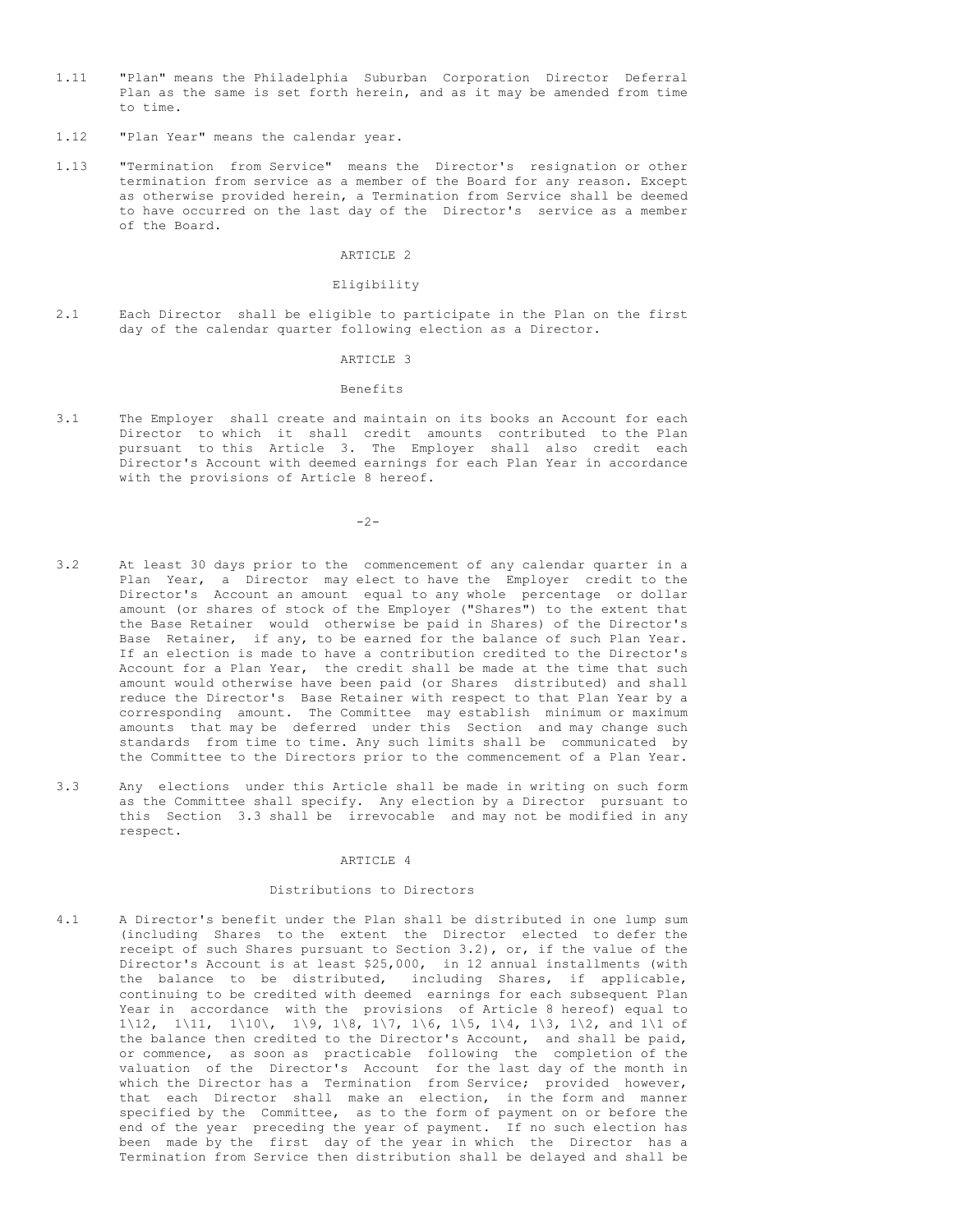1.11 "Plan" means the Philadelphia Suburban Corporation Director Deferral Plan as the same is set forth herein, and as it may be amended from time to time.

1.12 "Plan Year" means the calendar year.

1.13 "Termination from Service" means the Director's resignation or other termination from service as a member of the Board for any reason. Except as otherwise provided herein, a Termination from Service shall be deemed to have occurred on the last day of the Director's service as a member of the Board.

## ARTICLE 2

### Eligibility

2.1 Each Director shall be eligible to participate in the Plan on the first day of the calendar quarter following election as a Director.

## ARTICLE 3

### Benefits

3.1 The Employer shall create and maintain on its books an Account for each Director to which it shall credit amounts contributed to the Plan pursuant to this Article 3. The Employer shall also credit each Director's Account with deemed earnings for each Plan Year in accordance with the provisions of Article 8 hereof.

3.2 At least 30 days prior to the commencement of any calendar quarter in a Plan Year, a Director may elect to have the Employer credit to the Director's Account an amount equal to any whole percentage or dollar amount (or shares of stock of the Employer ("Shares") to the extent that the Base Retainer would otherwise be paid in Shares) of the Director's Base Retainer, if any, to be earned for the balance of such Plan Year. If an election is made to have a contribution credited to the Director's Account for a Plan Year, the credit shall be made at the time that such amount would otherwise have been paid (or Shares distributed) and shall reduce the Director's Base Retainer with respect to that Plan Year by a corresponding amount. The Committee may establish minimum or maximum amounts that may be deferred under this Section and may change such standards from time to time. Any such limits shall be communicated by the Committee to the Directors prior to the commencement of a Plan Year.

3.3 Any elections under this Article shall be made in writing on such form as the Committee shall specify. Any election by a Director pursuant to this Section 3.3 shall be irrevocable and may not be modified in any respect.

## ARTICLE 4

### Distributions to Directors

4.1 A Director's benefit under the Plan shall be distributed in one lump sum (including Shares to the extent the Director elected to defer the receipt of such Shares pursuant to Section 3.2), or, if the value of the Director's Account is at least $25,000, in 12 annual installments (with the balance to be distributed, including Shares, if applicable, continuing to be credited with deemed earnings for each subsequent Plan Year in accordance with the provisions of Article 8 hereof) equal to 1\12, 1\11, 1\10\, 1\9, 1\8, 1\7, 1\6, 1\5, 1\4, 1\3, 1\2, and 1\1 of the balance then credited to the Director's Account, and shall be paid, or commence, as soon as practicable following the completion of the valuation of the Director's Account for the last day of the month in which the Director has a Termination from Service; provided however, that each Director shall make an election, in the form and manner specified by the Committee, as to the form of payment on or before the end of the year preceding the year of payment. If no such election has been made by the first day of the year in which the Director has a Termination from Service then distribution shall be delayed and shall be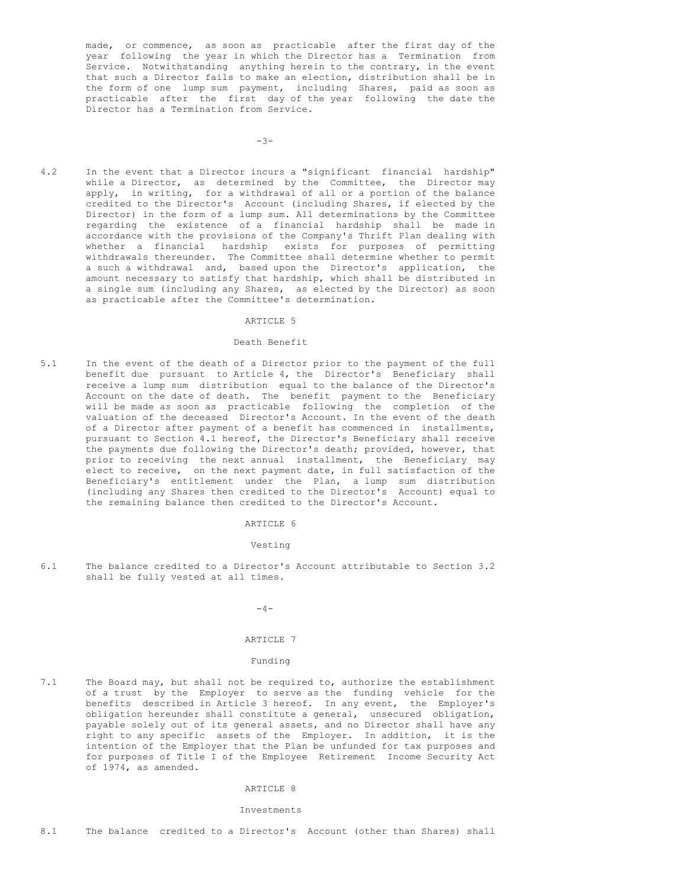made, or commence, as soon as practicable after the first day of the year following the year in which the Director has a Termination from Service. Notwithstanding anything herein to the contrary, in the event that such a Director fails to make an election, distribution shall be in the form of one lump sum payment, including Shares, paid as soon as practicable after the first day of the year following the date the Director has a Termination from Service.

4.2 In the event that a Director incurs a "significant financial hardship" while a Director, as determined by the Committee, the Director may apply, in writing, for a withdrawal of all or a portion of the balance credited to the Director's Account (including Shares, if elected by the Director) in the form of a lump sum. All determinations by the Committee regarding the existence of a financial hardship shall be made in accordance with the provisions of the Company's Thrift Plan dealing with whether a financial hardship exists for purposes of permitting withdrawals thereunder. The Committee shall determine whether to permit a such a withdrawal and, based upon the Director's application, the amount necessary to satisfy that hardship, which shall be distributed in a single sum (including any Shares, as elected by the Director) as soon as practicable after the Committee's determination.

## ARTICLE 5

### Death Benefit

5.1 In the event of the death of a Director prior to the payment of the full benefit due pursuant to Article 4, the Director's Beneficiary shall receive a lump sum distribution equal to the balance of the Director's Account on the date of death. The benefit payment to the Beneficiary will be made as soon as practicable following the completion of the valuation of the deceased Director's Account. In the event of the death of a Director after payment of a benefit has commenced in installments, pursuant to Section 4.1 hereof, the Director's Beneficiary shall receive the payments due following the Director's death; provided, however, that prior to receiving the next annual installment, the Beneficiary may elect to receive, on the next payment date, in full satisfaction of the Beneficiary's entitlement under the Plan, a lump sum distribution (including any Shares then credited to the Director's Account) equal to the remaining balance then credited to the Director's Account.

## ARTICLE 6

### Vesting

6.1 The balance credited to a Director's Account attributable to Section 3.2 shall be fully vested at all times.

## ARTICLE 7

### Funding

7.1 The Board may, but shall not be required to, authorize the establishment of a trust by the Employer to serve as the funding vehicle for the benefits described in Article 3 hereof. In any event, the Employer's obligation hereunder shall constitute a general, unsecured obligation, payable solely out of its general assets, and no Director shall have any right to any specific assets of the Employer. In addition, it is the intention of the Employer that the Plan be unfunded for tax purposes and for purposes of Title I of the Employee Retirement Income Security Act of 1974, as amended.

## ARTICLE 8

### Investments

8.1 The balance credited to a Director's Account (other than Shares) shall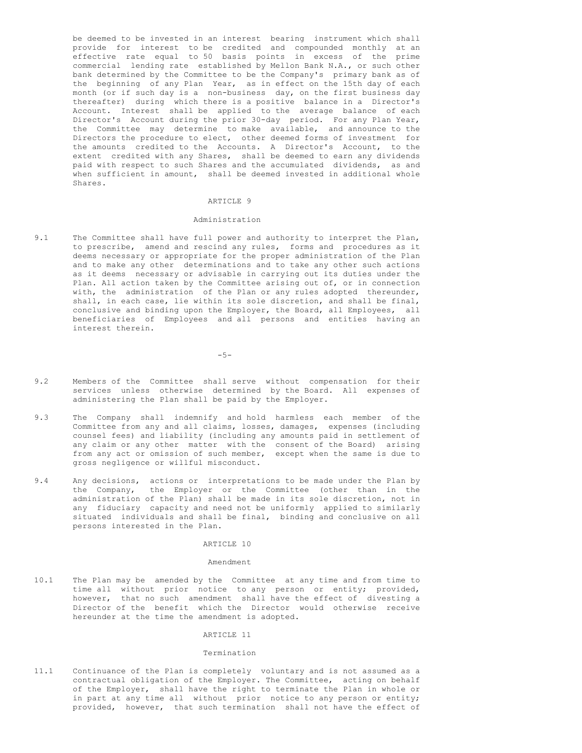be deemed to be invested in an interest bearing instrument which shall provide for interest to be credited and compounded monthly at an effective rate equal to 50 basis points in excess of the prime commercial lending rate established by Mellon Bank N.A., or such other bank determined by the Committee to be the Company's primary bank as of the beginning of any Plan Year, as in effect on the 15th day of each month (or if such day is a non-business day, on the first business day thereafter) during which there is a positive balance in a Director's Account. Interest shall be applied to the average balance of each Director's Account during the prior 30-day period. For any Plan Year, the Committee may determine to make available, and announce to the Directors the procedure to elect, other deemed forms of investment for the amounts credited to the Accounts. A Director's Account, to the extent credited with any Shares, shall be deemed to earn any dividends paid with respect to such Shares and the accumulated dividends, as and when sufficient in amount, shall be deemed invested in additional whole Shares.

## ARTICLE 9

### Administration

9.1 The Committee shall have full power and authority to interpret the Plan, to prescribe, amend and rescind any rules, forms and procedures as it deems necessary or appropriate for the proper administration of the Plan and to make any other determinations and to take any other such actions as it deems necessary or advisable in carrying out its duties under the Plan. All action taken by the Committee arising out of, or in connection with, the administration of the Plan or any rules adopted thereunder, shall, in each case, lie within its sole discretion, and shall be final, conclusive and binding upon the Employer, the Board, all Employees, all beneficiaries of Employees and all persons and entities having an interest therein.

9.2 Members of the Committee shall serve without compensation for their services unless otherwise determined by the Board. All expenses of administering the Plan shall be paid by the Employer.

9.3 The Company shall indemnify and hold harmless each member of the Committee from any and all claims, losses, damages, expenses (including counsel fees) and liability (including any amounts paid in settlement of any claim or any other matter with the consent of the Board) arising from any act or omission of such member, except when the same is due to gross negligence or willful misconduct.

9.4 Any decisions, actions or interpretations to be made under the Plan by the Company, the Employer or the Committee (other than in the administration of the Plan) shall be made in its sole discretion, not in any fiduciary capacity and need not be uniformly applied to similarly situated individuals and shall be final, binding and conclusive on all persons interested in the Plan.

## ARTICLE 10

### Amendment

10.1 The Plan may be amended by the Committee at any time and from time to time all without prior notice to any person or entity; provided, however, that no such amendment shall have the effect of divesting a Director of the benefit which the Director would otherwise receive hereunder at the time the amendment is adopted.

## ARTICLE 11

### Termination

11.1 Continuance of the Plan is completely voluntary and is not assumed as a contractual obligation of the Employer. The Committee, acting on behalf of the Employer, shall have the right to terminate the Plan in whole or in part at any time all without prior notice to any person or entity; provided, however, that such termination shall not have the effect of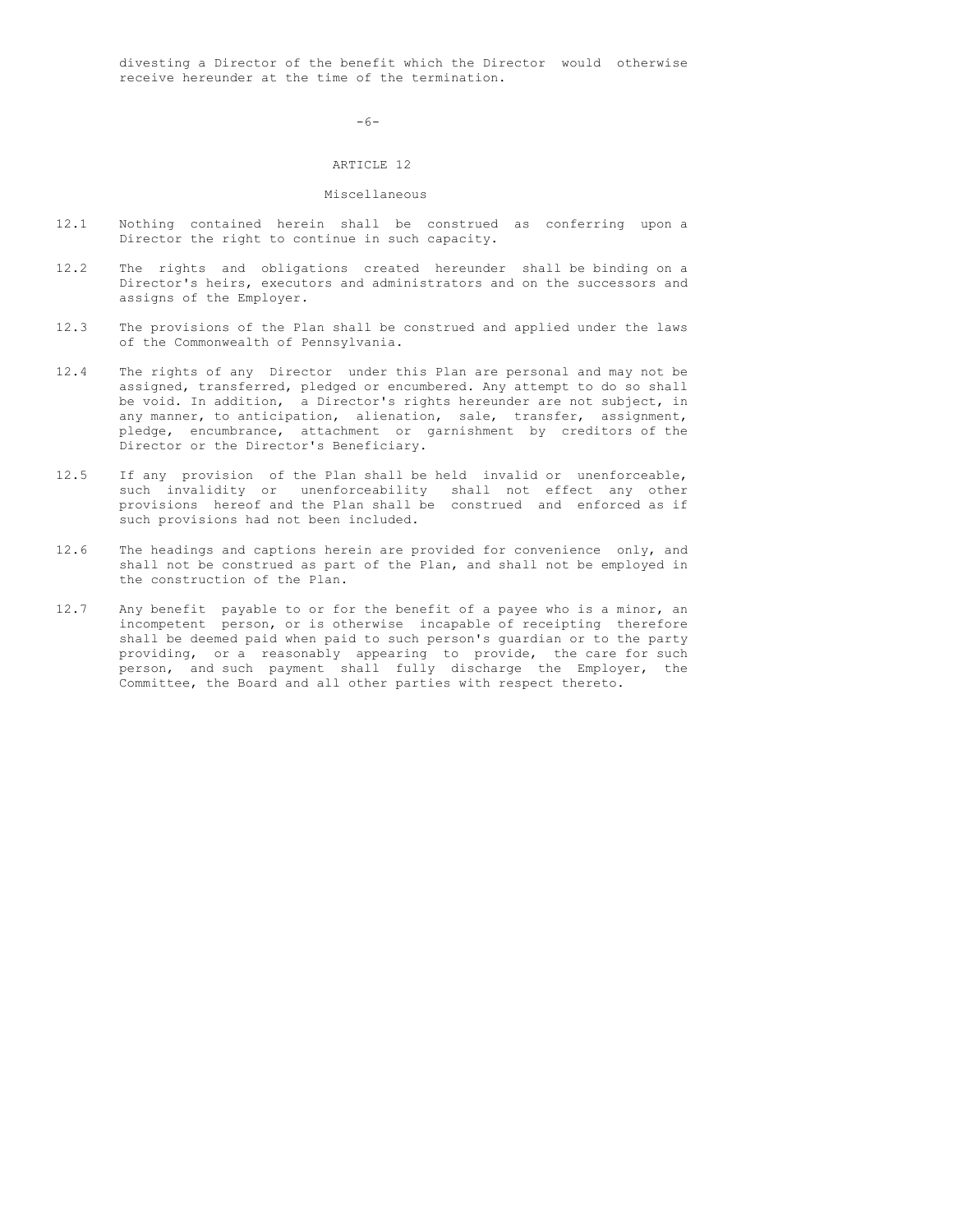divesting a Director of the benefit which the Director would otherwise receive hereunder at the time of the termination.

## ARTICLE 12

### Miscellaneous

12.1 Nothing contained herein shall be construed as conferring upon a Director the right to continue in such capacity.

12.2 The rights and obligations created hereunder shall be binding on a Director's heirs, executors and administrators and on the successors and assigns of the Employer.

12.3 The provisions of the Plan shall be construed and applied under the laws of the Commonwealth of Pennsylvania.

12.4 The rights of any Director under this Plan are personal and may not be assigned, transferred, pledged or encumbered. Any attempt to do so shall be void. In addition, a Director's rights hereunder are not subject, in any manner, to anticipation, alienation, sale, transfer, assignment, pledge, encumbrance, attachment or garnishment by creditors of the Director or the Director's Beneficiary.

12.5 If any provision of the Plan shall be held invalid or unenforceable, such invalidity or unenforceability shall not effect any other provisions hereof and the Plan shall be construed and enforced as if such provisions had not been included.

12.6 The headings and captions herein are provided for convenience only, and shall not be construed as part of the Plan, and shall not be employed in the construction of the Plan.

12.7 Any benefit payable to or for the benefit of a payee who is a minor, an incompetent person, or is otherwise incapable of receipting therefore shall be deemed paid when paid to such person's guardian or to the party providing, or a reasonably appearing to provide, the care for such person, and such payment shall fully discharge the Employer, the Committee, the Board and all other parties with respect thereto.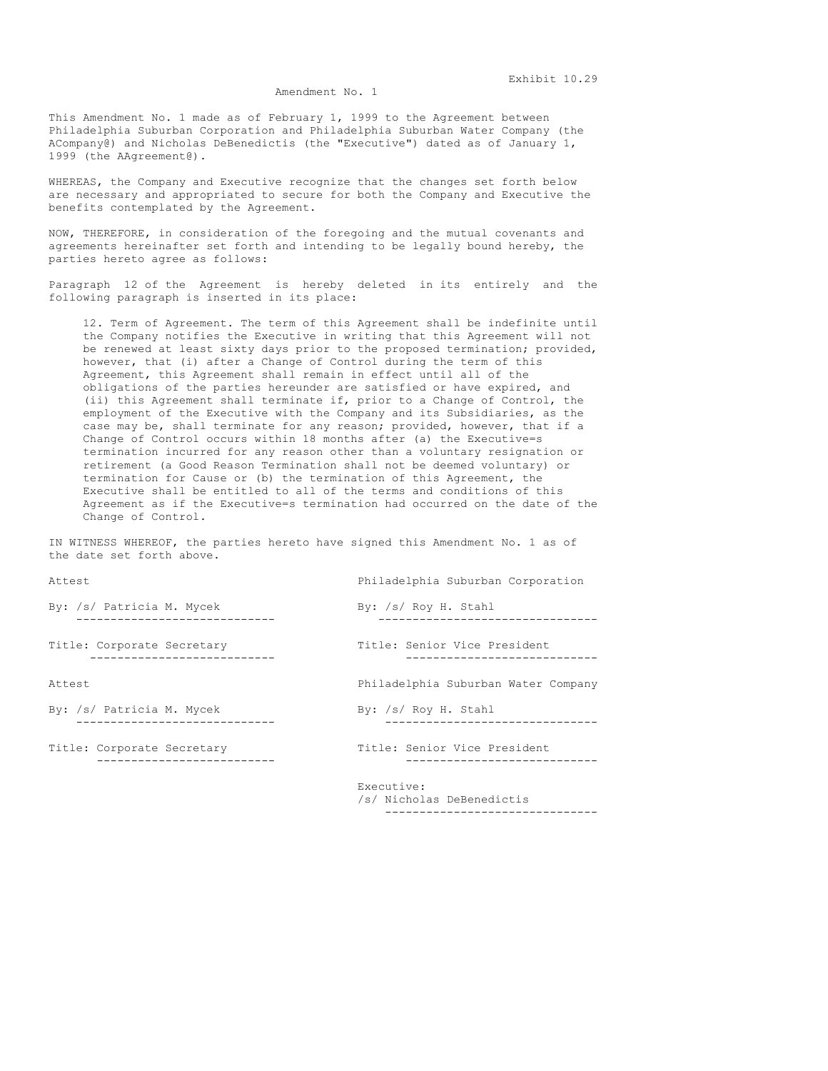Exhibit 10.29

Amendment No. 1

This Amendment No. 1 made as of February 1, 1999 to the Agreement between Philadelphia Suburban Corporation and Philadelphia Suburban Water Company (the ACompany@) and Nicholas DeBenedictis (the "Executive") dated as of January 1, 1999 (the AAgreement@).

WHEREAS, the Company and Executive recognize that the changes set forth below are necessary and appropriated to secure for both the Company and Executive the benefits contemplated by the Agreement.

NOW, THEREFORE, in consideration of the foregoing and the mutual covenants and agreements hereinafter set forth and intending to be legally bound hereby, the parties hereto agree as follows:

Paragraph 12 of the Agreement is hereby deleted in its entirely and the following paragraph is inserted in its place:

> 12. Term of Agreement. The term of this Agreement shall be indefinite until the Company notifies the Executive in writing that this Agreement will not be renewed at least sixty days prior to the proposed termination; provided, however, that (i) after a Change of Control during the term of this Agreement, this Agreement shall remain in effect until all of the obligations of the parties hereunder are satisfied or have expired, and (ii) this Agreement shall terminate if, prior to a Change of Control, the employment of the Executive with the Company and its Subsidiaries, as the case may be, shall terminate for any reason; provided, however, that if a Change of Control occurs within 18 months after (a) the Executive=s termination incurred for any reason other than a voluntary resignation or retirement (a Good Reason Termination shall not be deemed voluntary) or termination for Cause or (b) the termination of this Agreement, the Executive shall be entitled to all of the terms and conditions of this Agreement as if the Executive=s termination had occurred on the date of the Change of Control.

IN WITNESS WHEREOF, the parties hereto have signed this Amendment No. 1 as of the date set forth above.

| Attest | Philadelphia Suburban Corporation |
|---|---|
| By: /s/ Patricia M. Mycek | By: /s/ Roy H. Stahl |
| Title: Corporate Secretary | Title: Senior Vice President |
| Attest | Philadelphia Suburban Water Company |
| By: /s/ Patricia M. Mycek | By: /s/ Roy H. Stahl |
| Title: Corporate Secretary | Title: Senior Vice President |
| | Executive: |
| | /s/ Nicholas DeBenedictis |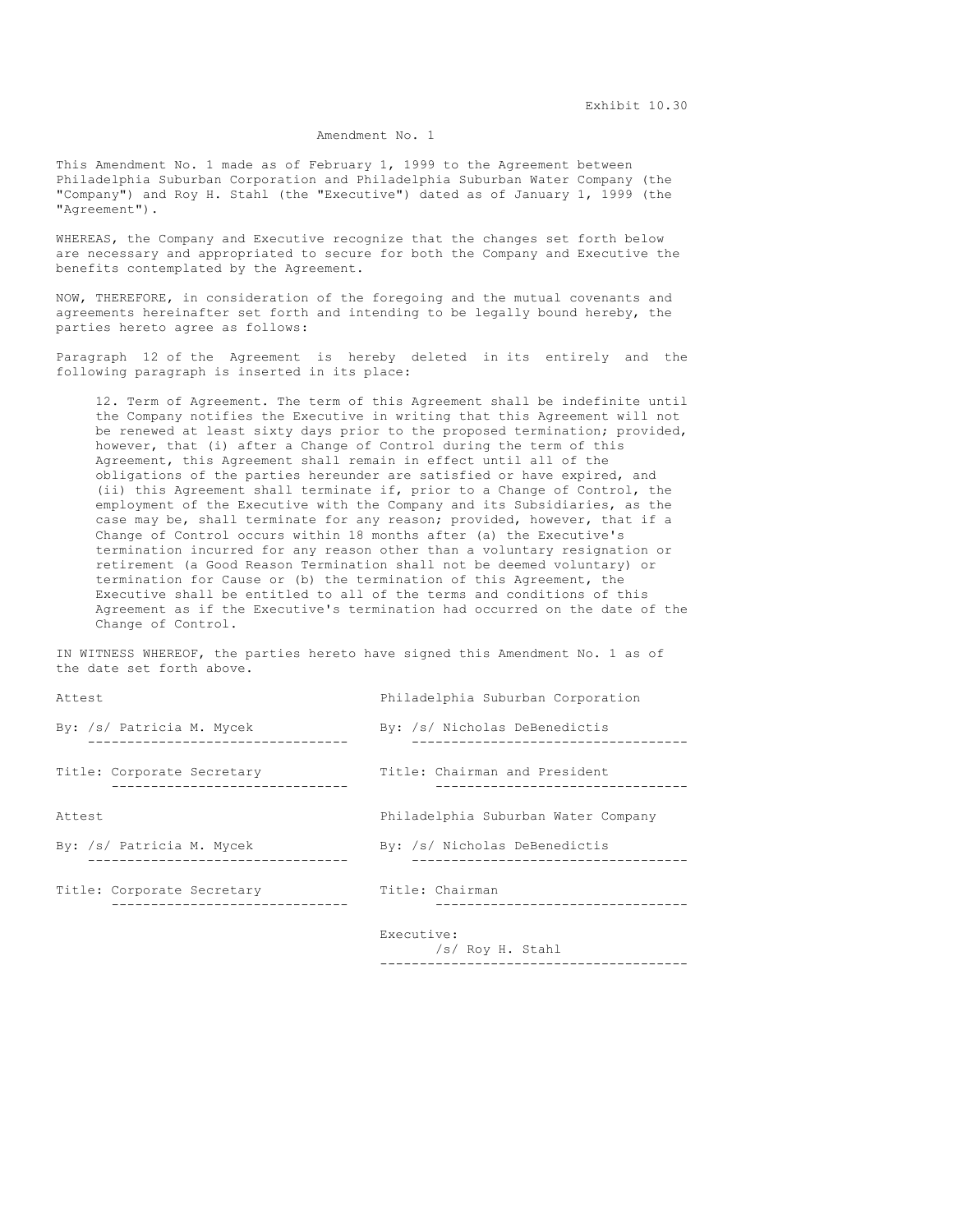Exhibit 10.30

# Amendment No. 1

This Amendment No. 1 made as of February 1, 1999 to the Agreement between Philadelphia Suburban Corporation and Philadelphia Suburban Water Company (the "Company") and Roy H. Stahl (the "Executive") dated as of January 1, 1999 (the "Agreement").

WHEREAS, the Company and Executive recognize that the changes set forth below are necessary and appropriated to secure for both the Company and Executive the benefits contemplated by the Agreement.

NOW, THEREFORE, in consideration of the foregoing and the mutual covenants and agreements hereinafter set forth and intending to be legally bound hereby, the parties hereto agree as follows:

Paragraph 12 of the Agreement is hereby deleted in its entirely and the following paragraph is inserted in its place:

> 12. Term of Agreement. The term of this Agreement shall be indefinite until the Company notifies the Executive in writing that this Agreement will not be renewed at least sixty days prior to the proposed termination; provided, however, that (i) after a Change of Control during the term of this Agreement, this Agreement shall remain in effect until all of the obligations of the parties hereunder are satisfied or have expired, and (ii) this Agreement shall terminate if, prior to a Change of Control, the employment of the Executive with the Company and its Subsidiaries, as the case may be, shall terminate for any reason; provided, however, that if a Change of Control occurs within 18 months after (a) the Executive's termination incurred for any reason other than a voluntary resignation or retirement (a Good Reason Termination shall not be deemed voluntary) or termination for Cause or (b) the termination of this Agreement, the Executive shall be entitled to all of the terms and conditions of this Agreement as if the Executive's termination had occurred on the date of the Change of Control.

IN WITNESS WHEREOF, the parties hereto have signed this Amendment No. 1 as of the date set forth above.

| | |
|---|---|
| Attest | Philadelphia Suburban Corporation |
| By: /s/ Patricia M. Mycek | By: /s/ Nicholas DeBenedictis |
| Title: Corporate Secretary | Title: Chairman and President |
| Attest | Philadelphia Suburban Water Company |
| By: /s/ Patricia M. Mycek | By: /s/ Nicholas DeBenedictis |
| Title: Corporate Secretary | Title: Chairman |
| | Executive: /s/ Roy H. Stahl |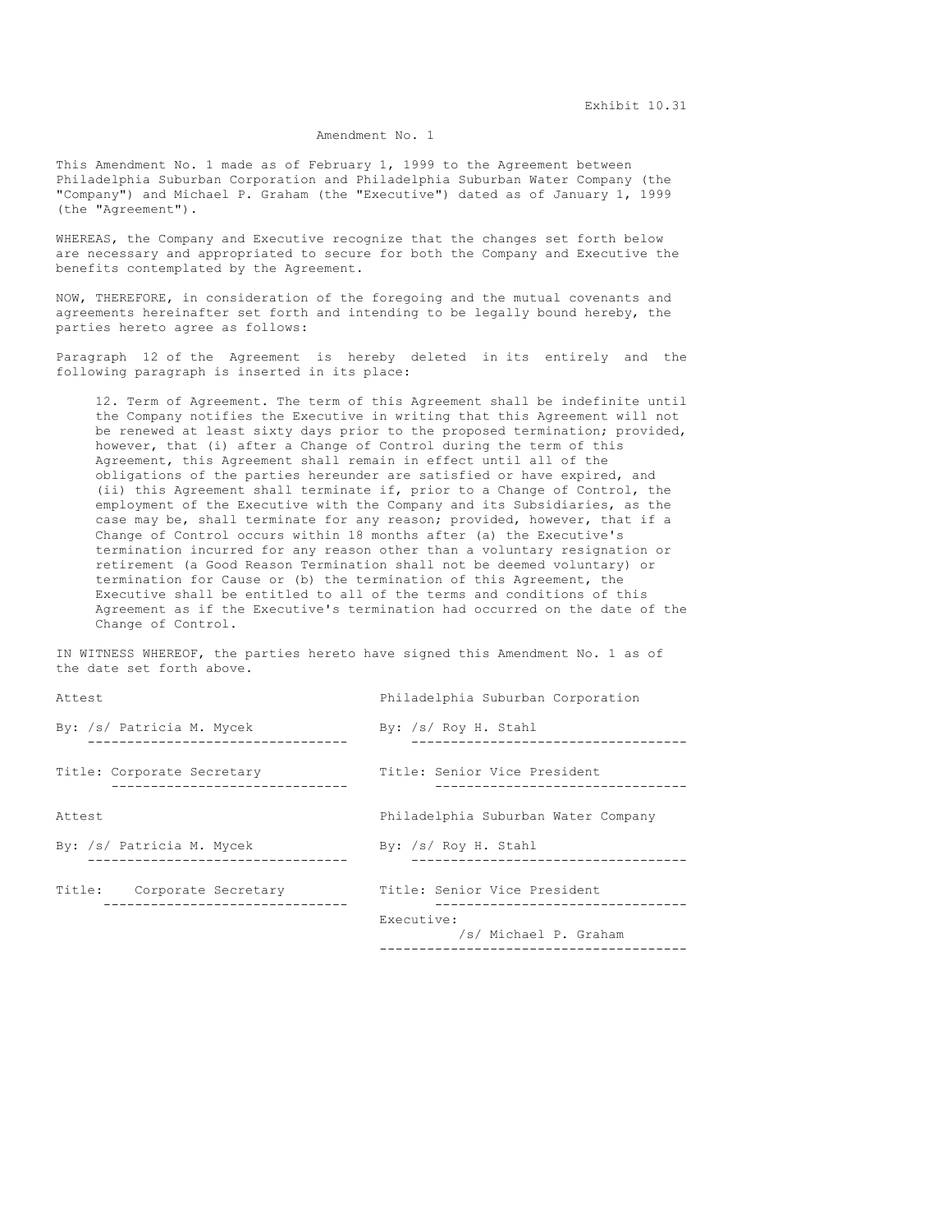Exhibit 10.31

# Amendment No. 1

This Amendment No. 1 made as of February 1, 1999 to the Agreement between Philadelphia Suburban Corporation and Philadelphia Suburban Water Company (the "Company") and Michael P. Graham (the "Executive") dated as of January 1, 1999 (the "Agreement").

WHEREAS, the Company and Executive recognize that the changes set forth below are necessary and appropriated to secure for both the Company and Executive the benefits contemplated by the Agreement.

NOW, THEREFORE, in consideration of the foregoing and the mutual covenants and agreements hereinafter set forth and intending to be legally bound hereby, the parties hereto agree as follows:

Paragraph 12 of the Agreement is hereby deleted in its entirely and the following paragraph is inserted in its place:

> 12. Term of Agreement. The term of this Agreement shall be indefinite until the Company notifies the Executive in writing that this Agreement will not be renewed at least sixty days prior to the proposed termination; provided, however, that (i) after a Change of Control during the term of this Agreement, this Agreement shall remain in effect until all of the obligations of the parties hereunder are satisfied or have expired, and (ii) this Agreement shall terminate if, prior to a Change of Control, the employment of the Executive with the Company and its Subsidiaries, as the case may be, shall terminate for any reason; provided, however, that if a Change of Control occurs within 18 months after (a) the Executive's termination incurred for any reason other than a voluntary resignation or retirement (a Good Reason Termination shall not be deemed voluntary) or termination for Cause or (b) the termination of this Agreement, the Executive shall be entitled to all of the terms and conditions of this Agreement as if the Executive's termination had occurred on the date of the Change of Control.

IN WITNESS WHEREOF, the parties hereto have signed this Amendment No. 1 as of the date set forth above.

| | |
|---|---|
| Attest | Philadelphia Suburban Corporation |
| By: /s/ Patricia M. Mycek | By: /s/ Roy H. Stahl |
| Title: Corporate Secretary | Title: Senior Vice President |
| Attest | Philadelphia Suburban Water Company |
| By: /s/ Patricia M. Mycek | By: /s/ Roy H. Stahl |
| Title: Corporate Secretary | Title: Senior Vice President |
| | Executive: /s/ Michael P. Graham |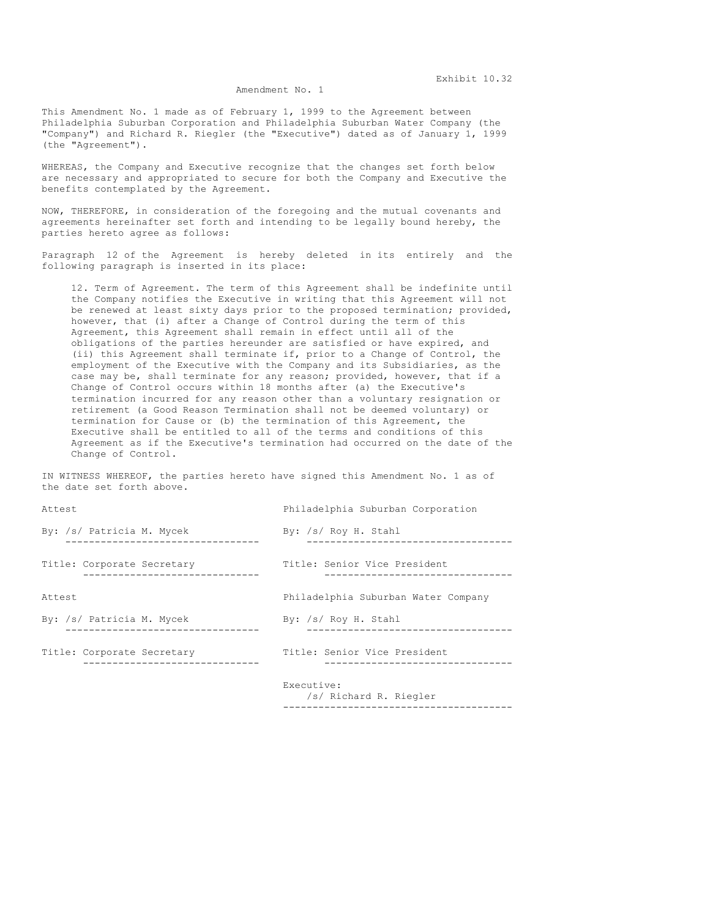Exhibit 10.32

Amendment No. 1

This Amendment No. 1 made as of February 1, 1999 to the Agreement between Philadelphia Suburban Corporation and Philadelphia Suburban Water Company (the "Company") and Richard R. Riegler (the "Executive") dated as of January 1, 1999 (the "Agreement").

WHEREAS, the Company and Executive recognize that the changes set forth below are necessary and appropriated to secure for both the Company and Executive the benefits contemplated by the Agreement.

NOW, THEREFORE, in consideration of the foregoing and the mutual covenants and agreements hereinafter set forth and intending to be legally bound hereby, the parties hereto agree as follows:

Paragraph 12 of the Agreement is hereby deleted in its entirely and the following paragraph is inserted in its place:

> 12. Term of Agreement. The term of this Agreement shall be indefinite until the Company notifies the Executive in writing that this Agreement will not be renewed at least sixty days prior to the proposed termination; provided, however, that (i) after a Change of Control during the term of this Agreement, this Agreement shall remain in effect until all of the obligations of the parties hereunder are satisfied or have expired, and (ii) this Agreement shall terminate if, prior to a Change of Control, the employment of the Executive with the Company and its Subsidiaries, as the case may be, shall terminate for any reason; provided, however, that if a Change of Control occurs within 18 months after (a) the Executive's termination incurred for any reason other than a voluntary resignation or retirement (a Good Reason Termination shall not be deemed voluntary) or termination for Cause or (b) the termination of this Agreement, the Executive shall be entitled to all of the terms and conditions of this Agreement as if the Executive's termination had occurred on the date of the Change of Control.

IN WITNESS WHEREOF, the parties hereto have signed this Amendment No. 1 as of the date set forth above.

| | |
|---|---|
| Attest | Philadelphia Suburban Corporation |
| By: /s/ Patricia M. Mycek | By: /s/ Roy H. Stahl |
| Title: Corporate Secretary | Title: Senior Vice President |
| Attest | Philadelphia Suburban Water Company |
| By: /s/ Patricia M. Mycek | By: /s/ Roy H. Stahl |
| Title: Corporate Secretary | Title: Senior Vice President |
| | Executive: /s/ Richard R. Riegler |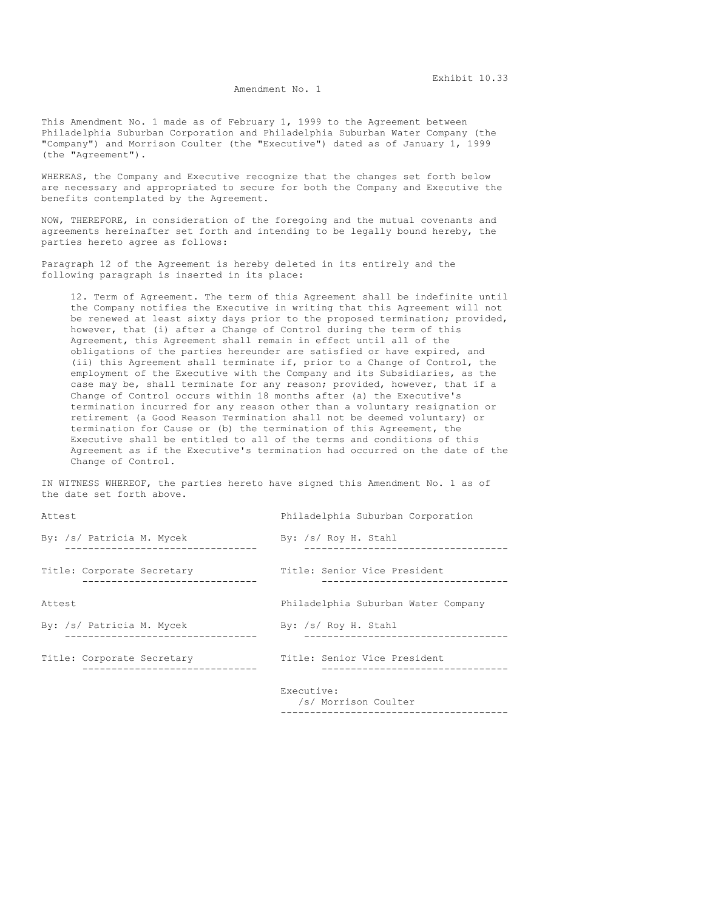Exhibit 10.33

Amendment No. 1

This Amendment No. 1 made as of February 1, 1999 to the Agreement between Philadelphia Suburban Corporation and Philadelphia Suburban Water Company (the "Company") and Morrison Coulter (the "Executive") dated as of January 1, 1999 (the "Agreement").

WHEREAS, the Company and Executive recognize that the changes set forth below are necessary and appropriated to secure for both the Company and Executive the benefits contemplated by the Agreement.

NOW, THEREFORE, in consideration of the foregoing and the mutual covenants and agreements hereinafter set forth and intending to be legally bound hereby, the parties hereto agree as follows:

Paragraph 12 of the Agreement is hereby deleted in its entirely and the following paragraph is inserted in its place:

> 12. Term of Agreement. The term of this Agreement shall be indefinite until the Company notifies the Executive in writing that this Agreement will not be renewed at least sixty days prior to the proposed termination; provided, however, that (i) after a Change of Control during the term of this Agreement, this Agreement shall remain in effect until all of the obligations of the parties hereunder are satisfied or have expired, and (ii) this Agreement shall terminate if, prior to a Change of Control, the employment of the Executive with the Company and its Subsidiaries, as the case may be, shall terminate for any reason; provided, however, that if a Change of Control occurs within 18 months after (a) the Executive's termination incurred for any reason other than a voluntary resignation or retirement (a Good Reason Termination shall not be deemed voluntary) or termination for Cause or (b) the termination of this Agreement, the Executive shall be entitled to all of the terms and conditions of this Agreement as if the Executive's termination had occurred on the date of the Change of Control.

IN WITNESS WHEREOF, the parties hereto have signed this Amendment No. 1 as of the date set forth above.

| | |
|---|---|
| Attest | Philadelphia Suburban Corporation |
| By: /s/ Patricia M. Mycek | By: /s/ Roy H. Stahl |
| Title: Corporate Secretary | Title: Senior Vice President |
| Attest | Philadelphia Suburban Water Company |
| By: /s/ Patricia M. Mycek | By: /s/ Roy H. Stahl |
| Title: Corporate Secretary | Title: Senior Vice President |
| | Executive: |
| | /s/ Morrison Coulter |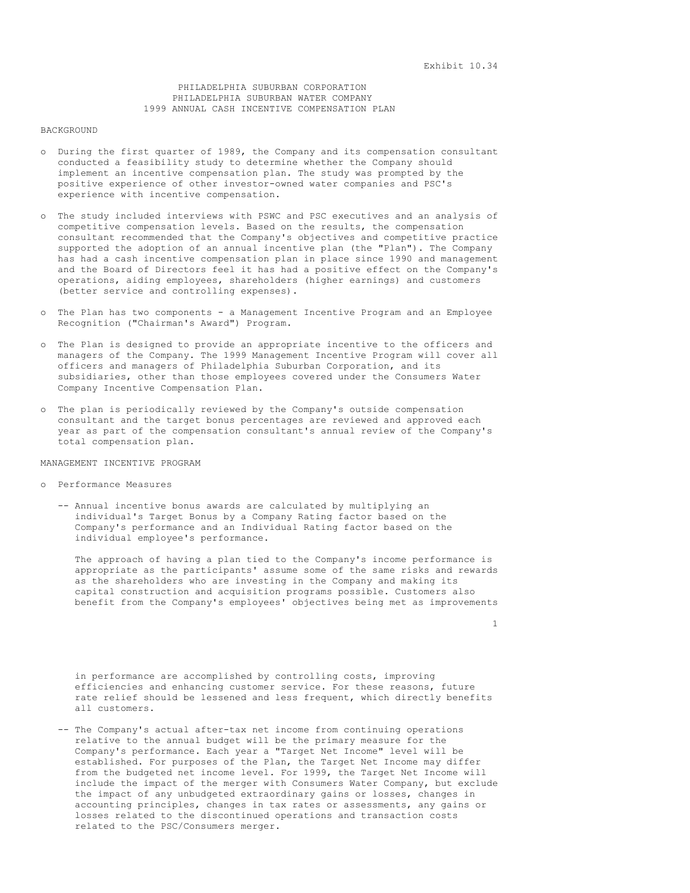Exhibit 10.34

# PHILADELPHIA SUBURBAN CORPORATION
# PHILADELPHIA SUBURBAN WATER COMPANY
# 1999 ANNUAL CASH INCENTIVE COMPENSATION PLAN

## BACKGROUND

- During the first quarter of 1989, the Company and its compensation consultant conducted a feasibility study to determine whether the Company should implement an incentive compensation plan. The study was prompted by the positive experience of other investor-owned water companies and PSC's experience with incentive compensation.

- The study included interviews with PSWC and PSC executives and an analysis of competitive compensation levels. Based on the results, the compensation consultant recommended that the Company's objectives and competitive practice supported the adoption of an annual incentive plan (the "Plan"). The Company has had a cash incentive compensation plan in place since 1990 and management and the Board of Directors feel it has had a positive effect on the Company's operations, aiding employees, shareholders (higher earnings) and customers (better service and controlling expenses).

- The Plan has two components - a Management Incentive Program and an Employee Recognition ("Chairman's Award") Program.

- The Plan is designed to provide an appropriate incentive to the officers and managers of the Company. The 1999 Management Incentive Program will cover all officers and managers of Philadelphia Suburban Corporation, and its subsidiaries, other than those employees covered under the Consumers Water Company Incentive Compensation Plan.

- The plan is periodically reviewed by the Company's outside compensation consultant and the target bonus percentages are reviewed and approved each year as part of the compensation consultant's annual review of the Company's total compensation plan.

## MANAGEMENT INCENTIVE PROGRAM

- Performance Measures

  - Annual incentive bonus awards are calculated by multiplying an individual's Target Bonus by a Company Rating factor based on the Company's performance and an Individual Rating factor based on the individual employee's performance.

    The approach of having a plan tied to the Company's income performance is appropriate as the participants' assume some of the same risks and rewards as the shareholders who are investing in the Company and making its capital construction and acquisition programs possible. Customers also benefit from the Company's employees' objectives being met as improvements in performance are accomplished by controlling costs, improving efficiencies and enhancing customer service. For these reasons, future rate relief should be lessened and less frequent, which directly benefits all customers.

  - The Company's actual after-tax net income from continuing operations relative to the annual budget will be the primary measure for the Company's performance. Each year a "Target Net Income" level will be established. For purposes of the Plan, the Target Net Income may differ from the budgeted net income level. For 1999, the Target Net Income will include the impact of the merger with Consumers Water Company, but exclude the impact of any unbudgeted extraordinary gains or losses, changes in accounting principles, changes in tax rates or assessments, any gains or losses related to the discontinued operations and transaction costs related to the PSC/Consumers merger.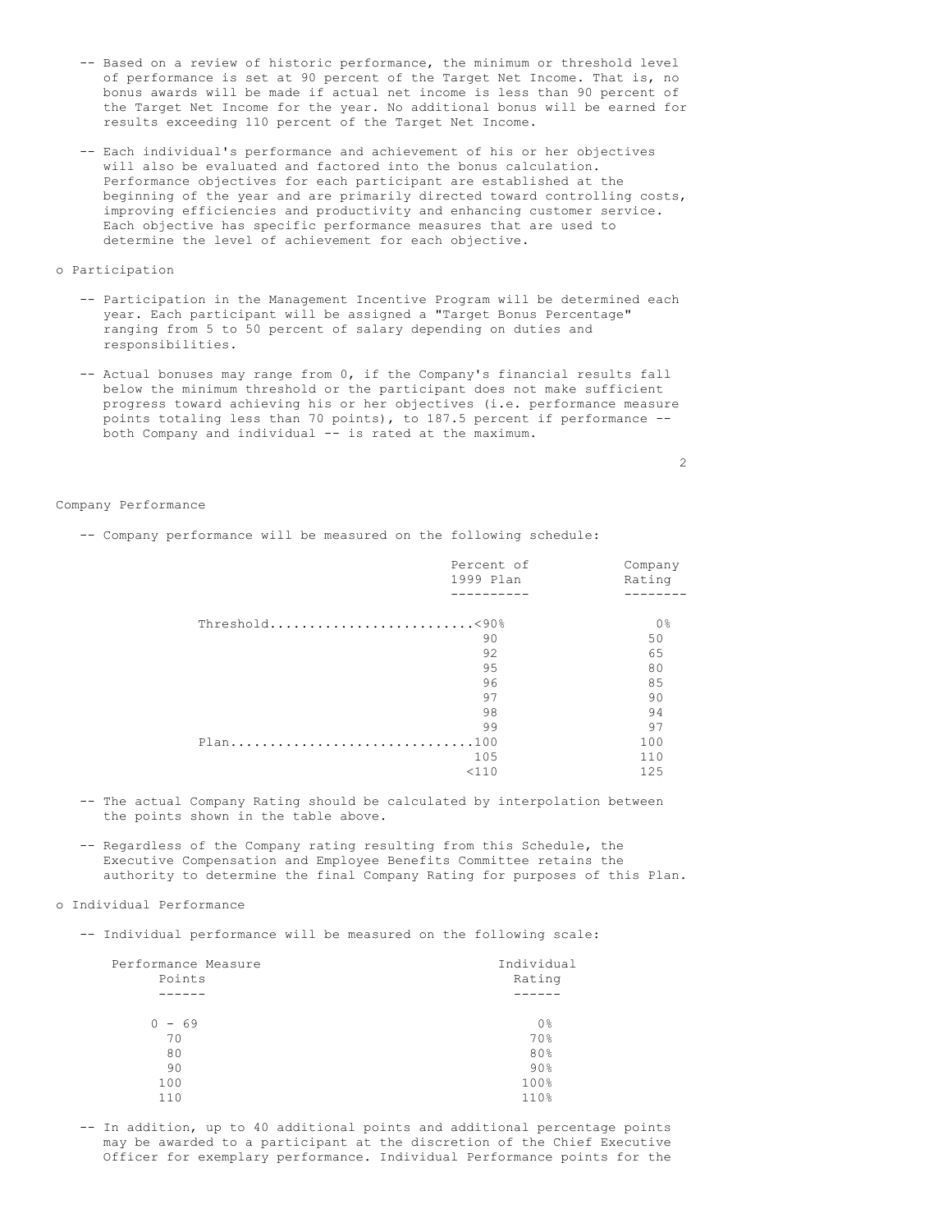-- Based on a review of historic performance, the minimum or threshold level of performance is set at 90 percent of the Target Net Income. That is, no bonus awards will be made if actual net income is less than 90 percent of the Target Net Income for the year. No additional bonus will be earned for results exceeding 110 percent of the Target Net Income.

-- Each individual's performance and achievement of his or her objectives will also be evaluated and factored into the bonus calculation. Performance objectives for each participant are established at the beginning of the year and are primarily directed toward controlling costs, improving efficiencies and productivity and enhancing customer service. Each objective has specific performance measures that are used to determine the level of achievement for each objective.

o Participation

-- Participation in the Management Incentive Program will be determined each year. Each participant will be assigned a "Target Bonus Percentage" ranging from 5 to 50 percent of salary depending on duties and responsibilities.

-- Actual bonuses may range from 0, if the Company's financial results fall below the minimum threshold or the participant does not make sufficient progress toward achieving his or her objectives (i.e. performance measure points totaling less than 70 points), to 187.5 percent if performance -- both Company and individual -- is rated at the maximum.

Company Performance

-- Company performance will be measured on the following schedule:

| | Percent of 1999 Plan | Company Rating |
|---|---|---|
| Threshold | <90% | 0% |
| | 90 | 50 |
| | 92 | 65 |
| | 95 | 80 |
| | 96 | 85 |
| | 97 | 90 |
| | 98 | 94 |
| | 99 | 97 |
| Plan | 100 | 100 |
| | 105 | 110 |
| | <110 | 125 |

-- The actual Company Rating should be calculated by interpolation between the points shown in the table above.

-- Regardless of the Company rating resulting from this Schedule, the Executive Compensation and Employee Benefits Committee retains the authority to determine the final Company Rating for purposes of this Plan.

o Individual Performance

-- Individual performance will be measured on the following scale:

| Performance Measure Points | Individual Rating |
|---|---|
| 0 - 69 | 0% |
| 70 | 70% |
| 80 | 80% |
| 90 | 90% |
| 100 | 100% |
| 110 | 110% |

-- In addition, up to 40 additional points and additional percentage points may be awarded to a participant at the discretion of the Chief Executive Officer for exemplary performance. Individual Performance points for the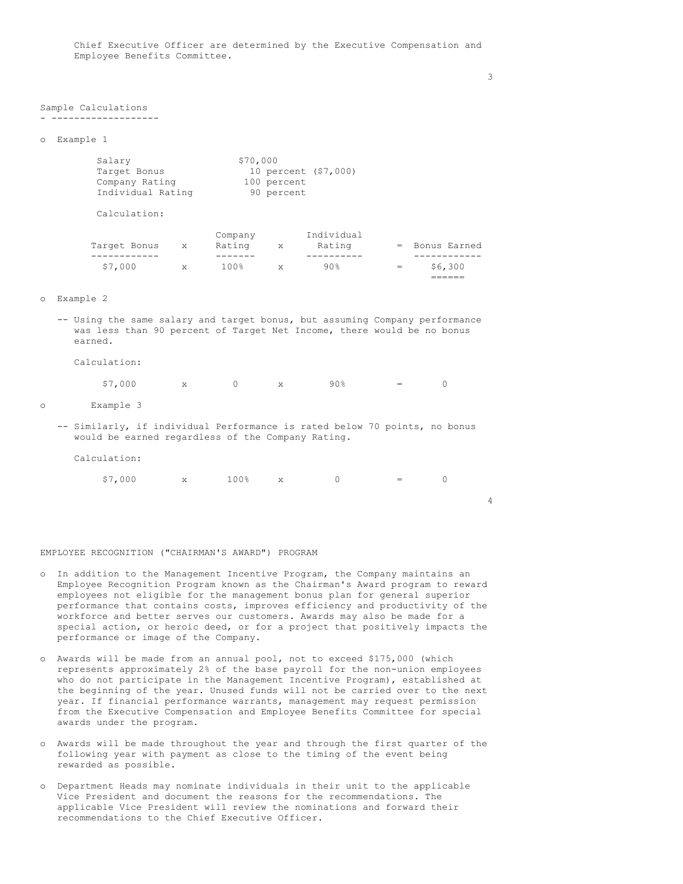Chief Executive Officer are determined by the Executive Compensation and Employee Benefits Committee.

## Sample Calculations

- Example 1

| | |
|---|---|
| Salary | $70,000 |
| Target Bonus | 10 percent ($7,000) |
| Company Rating | 100 percent |
| Individual Rating | 90 percent |

Calculation:

| Target Bonus | x | Company Rating | x | Individual Rating | = | Bonus Earned |
|---|---|---|---|---|---|---|
| $7,000 | x | 100% | x | 90% | = | $6,300 |

- Example 2

  -- Using the same salary and target bonus, but assuming Company performance was less than 90 percent of Target Net Income, there would be no bonus earned.

  Calculation:

| | | | | | | |
|---|---|---|---|---|---|---|
| $7,000 | x | 0 | x | 90% | = | 0 |

- Example 3

  -- Similarly, if individual Performance is rated below 70 points, no bonus would be earned regardless of the Company Rating.

  Calculation:

| | | | | | | |
|---|---|---|---|---|---|---|
| $7,000 | x | 100% | x | 0 | = | 0 |

## EMPLOYEE RECOGNITION ("CHAIRMAN'S AWARD") PROGRAM

- In addition to the Management Incentive Program, the Company maintains an Employee Recognition Program known as the Chairman's Award program to reward employees not eligible for the management bonus plan for general superior performance that contains costs, improves efficiency and productivity of the workforce and better serves our customers. Awards may also be made for a special action, or heroic deed, or for a project that positively impacts the performance or image of the Company.

- Awards will be made from an annual pool, not to exceed $175,000 (which represents approximately 2% of the base payroll for the non-union employees who do not participate in the Management Incentive Program), established at the beginning of the year. Unused funds will not be carried over to the next year. If financial performance warrants, management may request permission from the Executive Compensation and Employee Benefits Committee for special awards under the program.

- Awards will be made throughout the year and through the first quarter of the following year with payment as close to the timing of the event being rewarded as possible.

- Department Heads may nominate individuals in their unit to the applicable Vice President and document the reasons for the recommendations. The applicable Vice President will review the nominations and forward their recommendations to the Chief Executive Officer.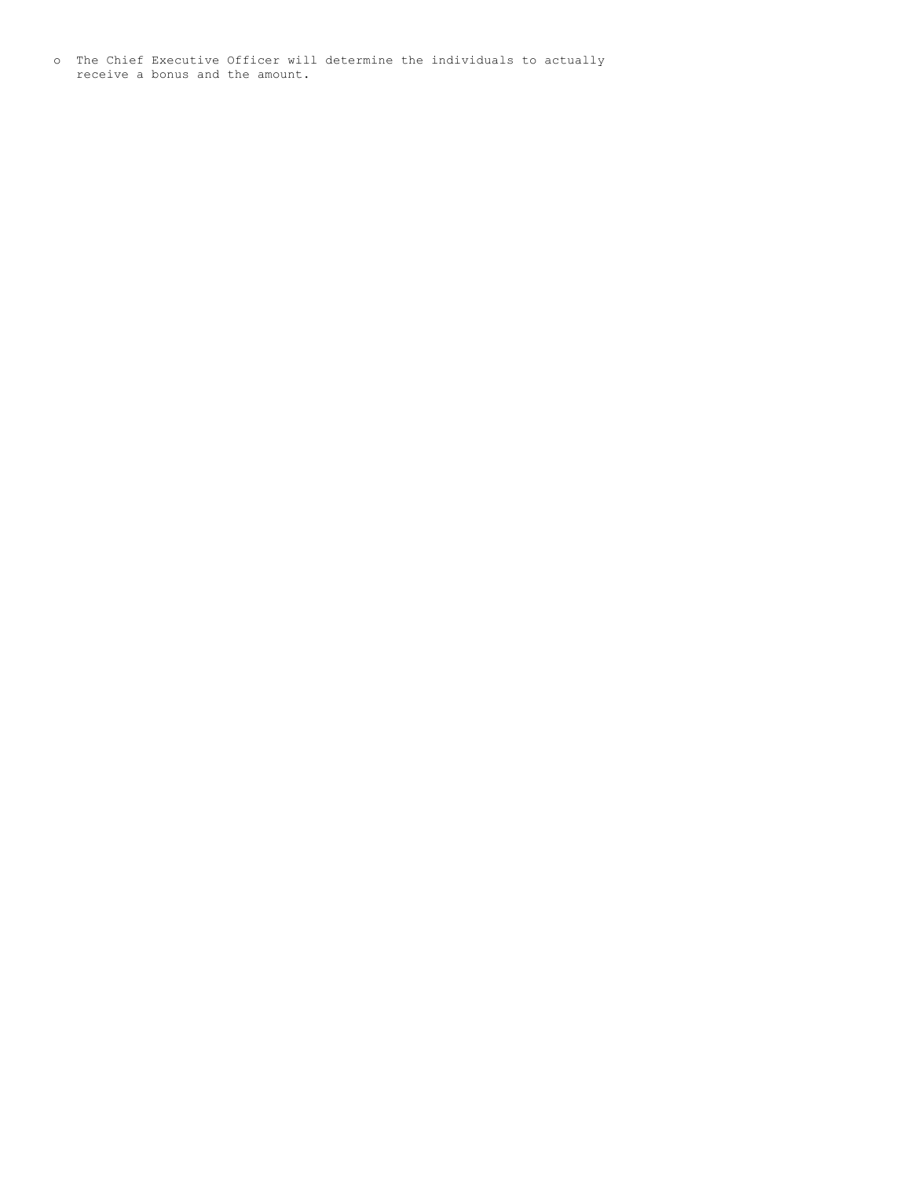- The Chief Executive Officer will determine the individuals to actually receive a bonus and the amount.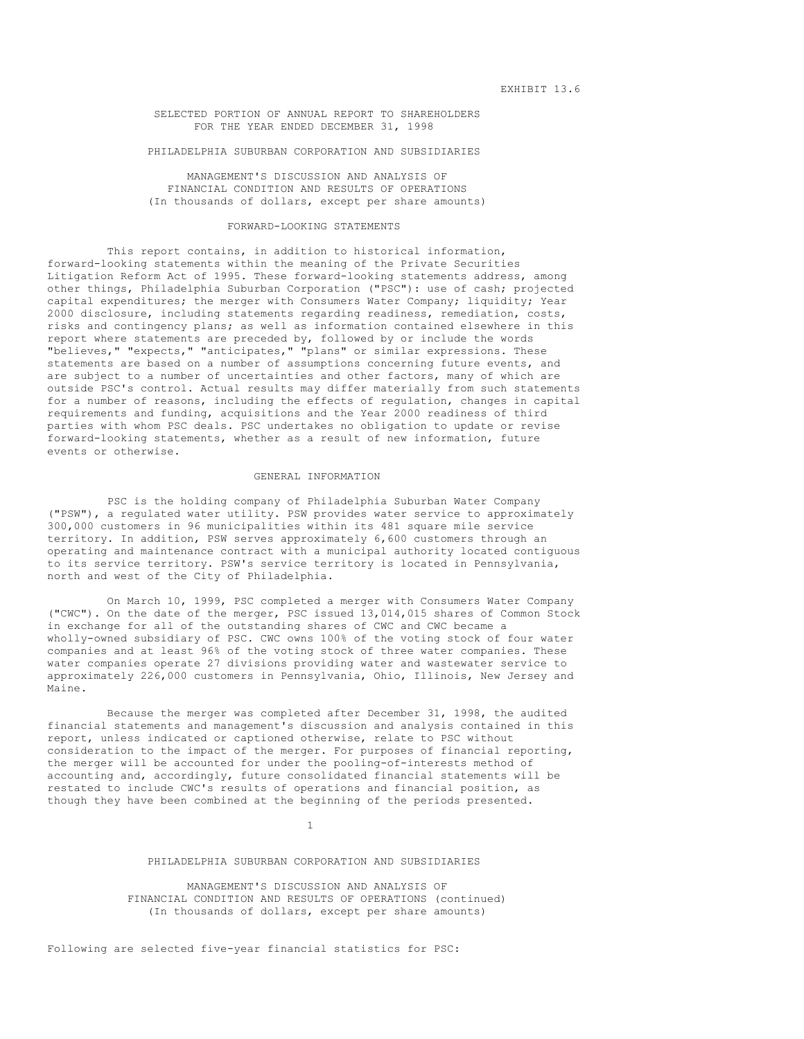EXHIBIT 13.6

# SELECTED PORTION OF ANNUAL REPORT TO SHAREHOLDERS FOR THE YEAR ENDED DECEMBER 31, 1998

## PHILADELPHIA SUBURBAN CORPORATION AND SUBSIDIARIES

## MANAGEMENT'S DISCUSSION AND ANALYSIS OF FINANCIAL CONDITION AND RESULTS OF OPERATIONS
(In thousands of dollars, except per share amounts)

### FORWARD-LOOKING STATEMENTS

This report contains, in addition to historical information, forward-looking statements within the meaning of the Private Securities Litigation Reform Act of 1995. These forward-looking statements address, among other things, Philadelphia Suburban Corporation ("PSC"): use of cash; projected capital expenditures; the merger with Consumers Water Company; liquidity; Year 2000 disclosure, including statements regarding readiness, remediation, costs, risks and contingency plans; as well as information contained elsewhere in this report where statements are preceded by, followed by or include the words "believes," "expects," "anticipates," "plans" or similar expressions. These statements are based on a number of assumptions concerning future events, and are subject to a number of uncertainties and other factors, many of which are outside PSC's control. Actual results may differ materially from such statements for a number of reasons, including the effects of regulation, changes in capital requirements and funding, acquisitions and the Year 2000 readiness of third parties with whom PSC deals. PSC undertakes no obligation to update or revise forward-looking statements, whether as a result of new information, future events or otherwise.

### GENERAL INFORMATION

PSC is the holding company of Philadelphia Suburban Water Company ("PSW"), a regulated water utility. PSW provides water service to approximately 300,000 customers in 96 municipalities within its 481 square mile service territory. In addition, PSW serves approximately 6,600 customers through an operating and maintenance contract with a municipal authority located contiguous to its service territory. PSW's service territory is located in Pennsylvania, north and west of the City of Philadelphia.

On March 10, 1999, PSC completed a merger with Consumers Water Company ("CWC"). On the date of the merger, PSC issued 13,014,015 shares of Common Stock in exchange for all of the outstanding shares of CWC and CWC became a wholly-owned subsidiary of PSC. CWC owns 100% of the voting stock of four water companies and at least 96% of the voting stock of three water companies. These water companies operate 27 divisions providing water and wastewater service to approximately 226,000 customers in Pennsylvania, Ohio, Illinois, New Jersey and Maine.

Because the merger was completed after December 31, 1998, the audited financial statements and management's discussion and analysis contained in this report, unless indicated or captioned otherwise, relate to PSC without consideration to the impact of the merger. For purposes of financial reporting, the merger will be accounted for under the pooling-of-interests method of accounting and, accordingly, future consolidated financial statements will be restated to include CWC's results of operations and financial position, as though they have been combined at the beginning of the periods presented.

Following are selected five-year financial statistics for PSC: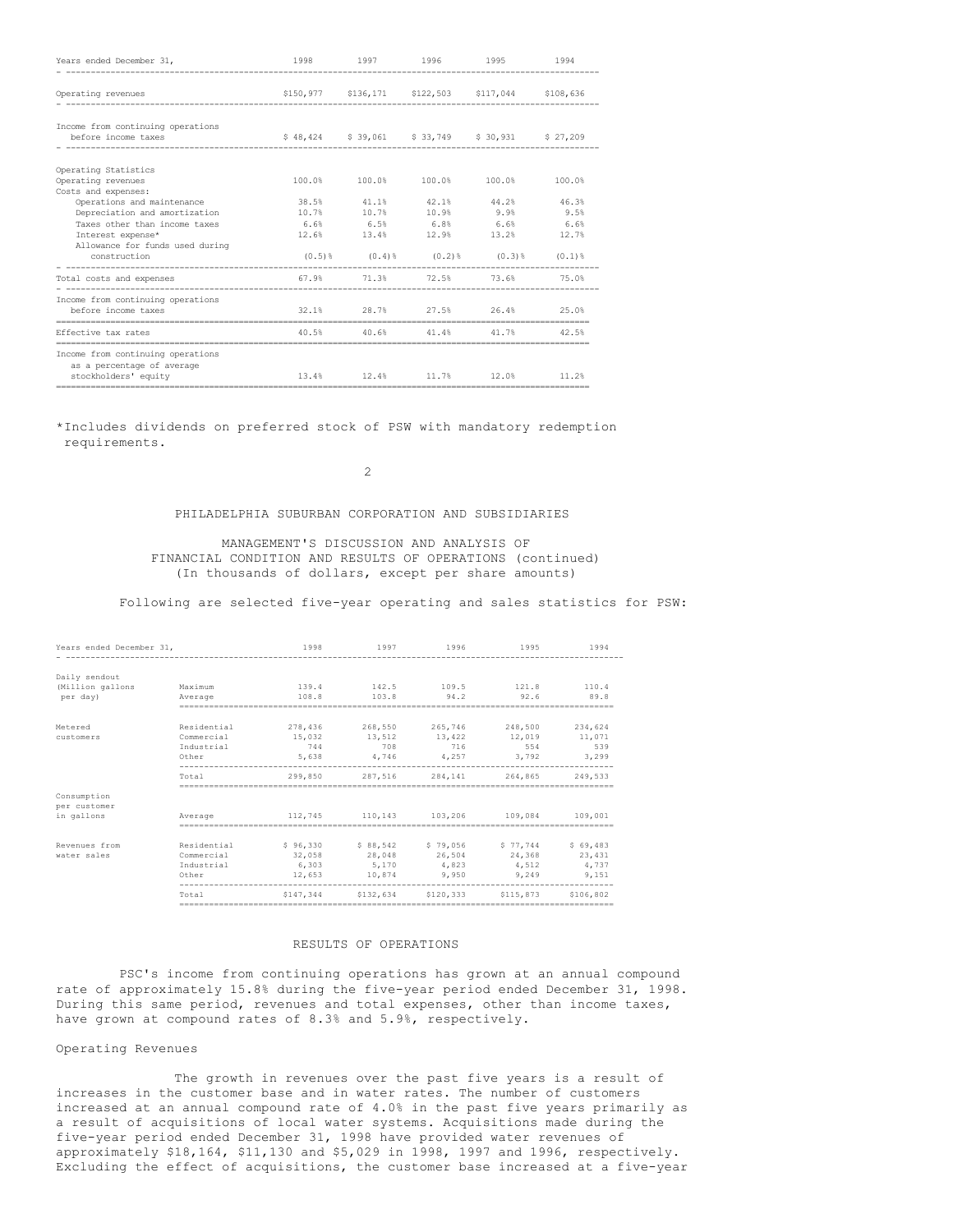| Years ended December 31, | 1998 | 1997 | 1996 | 1995 | 1994 |
|---|---|---|---|---|---|
| Operating revenues | $150,977 | $136,171 | $122,503 | $117,044 | $108,636 |
| Income from continuing operations before income taxes | $ 48,424 | $ 39,061 | $ 33,749 | $ 30,931 | $ 27,209 |
| Operating Statistics | | | | | |
| Operating revenues | 100.0% | 100.0% | 100.0% | 100.0% | 100.0% |
| Costs and expenses: | | | | | |
| Operations and maintenance | 38.5% | 41.1% | 42.1% | 44.2% | 46.3% |
| Depreciation and amortization | 10.7% | 10.7% | 10.9% | 9.9% | 9.5% |
| Taxes other than income taxes | 6.6% | 6.5% | 6.8% | 6.6% | 6.6% |
| Interest expense* | 12.6% | 13.4% | 12.9% | 13.2% | 12.7% |
| Allowance for funds used during construction | (0.5)% | (0.4)% | (0.2)% | (0.3)% | (0.1)% |
| Total costs and expenses | 67.9% | 71.3% | 72.5% | 73.6% | 75.0% |
| Income from continuing operations before income taxes | 32.1% | 28.7% | 27.5% | 26.4% | 25.0% |
| Effective tax rates | 40.5% | 40.6% | 41.4% | 41.7% | 42.5% |
| Income from continuing operations as a percentage of average stockholders' equity | 13.4% | 12.4% | 11.7% | 12.0% | 11.2% |

*Includes dividends on preferred stock of PSW with mandatory redemption requirements.

PHILADELPHIA SUBURBAN CORPORATION AND SUBSIDIARIES

MANAGEMENT'S DISCUSSION AND ANALYSIS OF FINANCIAL CONDITION AND RESULTS OF OPERATIONS (continued)
(In thousands of dollars, except per share amounts)

Following are selected five-year operating and sales statistics for PSW:

| Years ended December 31, | | 1998 | 1997 | 1996 | 1995 | 1994 |
|---|---|---|---|---|---|---|
| Daily sendout (Million gallons per day) | Maximum | 139.4 | 142.5 | 109.5 | 121.8 | 110.4 |
| | Average | 108.8 | 103.8 | 94.2 | 92.6 | 89.8 |
| Metered customers | Residential | 278,436 | 268,550 | 265,746 | 248,500 | 234,624 |
| | Commercial | 15,032 | 13,512 | 13,422 | 12,019 | 11,071 |
| | Industrial | 744 | 708 | 716 | 554 | 539 |
| | Other | 5,638 | 4,746 | 4,257 | 3,792 | 3,299 |
| | Total | 299,850 | 287,516 | 284,141 | 264,865 | 249,533 |
| Consumption per customer in gallons | Average | 112,745 | 110,143 | 103,206 | 109,084 | 109,001 |
| Revenues from water sales | Residential | $ 96,330 | $ 88,542 | $ 79,056 | $ 77,744 | $ 69,483 |
| | Commercial | 32,058 | 28,048 | 26,504 | 24,368 | 23,431 |
| | Industrial | 6,303 | 5,170 | 4,823 | 4,512 | 4,737 |
| | Other | 12,653 | 10,874 | 9,950 | 9,249 | 9,151 |
| | Total | $147,344 | $132,634 | $120,333 | $115,873 | $106,802 |

## RESULTS OF OPERATIONS

PSC's income from continuing operations has grown at an annual compound rate of approximately 15.8% during the five-year period ended December 31, 1998. During this same period, revenues and total expenses, other than income taxes, have grown at compound rates of 8.3% and 5.9%, respectively.

### Operating Revenues

The growth in revenues over the past five years is a result of increases in the customer base and in water rates. The number of customers increased at an annual compound rate of 4.0% in the past five years primarily as a result of acquisitions of local water systems. Acquisitions made during the five-year period ended December 31, 1998 have provided water revenues of approximately $18,164, $11,130 and $5,029 in 1998, 1997 and 1996, respectively. Excluding the effect of acquisitions, the customer base increased at a five-year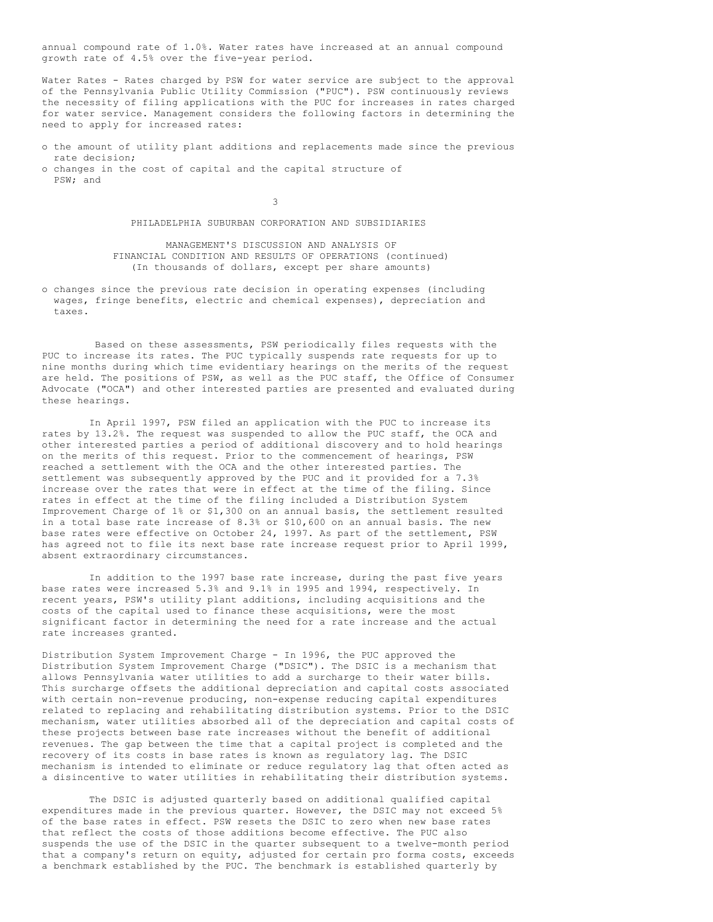annual compound rate of 1.0%. Water rates have increased at an annual compound growth rate of 4.5% over the five-year period.

Water Rates - Rates charged by PSW for water service are subject to the approval of the Pennsylvania Public Utility Commission ("PUC"). PSW continuously reviews the necessity of filing applications with the PUC for increases in rates charged for water service. Management considers the following factors in determining the need to apply for increased rates:

- the amount of utility plant additions and replacements made since the previous rate decision;
- changes in the cost of capital and the capital structure of PSW; and
- changes since the previous rate decision in operating expenses (including wages, fringe benefits, electric and chemical expenses), depreciation and taxes.

Based on these assessments, PSW periodically files requests with the PUC to increase its rates. The PUC typically suspends rate requests for up to nine months during which time evidentiary hearings on the merits of the request are held. The positions of PSW, as well as the PUC staff, the Office of Consumer Advocate ("OCA") and other interested parties are presented and evaluated during these hearings.

In April 1997, PSW filed an application with the PUC to increase its rates by 13.2%. The request was suspended to allow the PUC staff, the OCA and other interested parties a period of additional discovery and to hold hearings on the merits of this request. Prior to the commencement of hearings, PSW reached a settlement with the OCA and the other interested parties. The settlement was subsequently approved by the PUC and it provided for a 7.3% increase over the rates that were in effect at the time of the filing. Since rates in effect at the time of the filing included a Distribution System Improvement Charge of 1% or $1,300 on an annual basis, the settlement resulted in a total base rate increase of 8.3% or $10,600 on an annual basis. The new base rates were effective on October 24, 1997. As part of the settlement, PSW has agreed not to file its next base rate increase request prior to April 1999, absent extraordinary circumstances.

In addition to the 1997 base rate increase, during the past five years base rates were increased 5.3% and 9.1% in 1995 and 1994, respectively. In recent years, PSW's utility plant additions, including acquisitions and the costs of the capital used to finance these acquisitions, were the most significant factor in determining the need for a rate increase and the actual rate increases granted.

Distribution System Improvement Charge - In 1996, the PUC approved the Distribution System Improvement Charge ("DSIC"). The DSIC is a mechanism that allows Pennsylvania water utilities to add a surcharge to their water bills. This surcharge offsets the additional depreciation and capital costs associated with certain non-revenue producing, non-expense reducing capital expenditures related to replacing and rehabilitating distribution systems. Prior to the DSIC mechanism, water utilities absorbed all of the depreciation and capital costs of these projects between base rate increases without the benefit of additional revenues. The gap between the time that a capital project is completed and the recovery of its costs in base rates is known as regulatory lag. The DSIC mechanism is intended to eliminate or reduce regulatory lag that often acted as a disincentive to water utilities in rehabilitating their distribution systems.

The DSIC is adjusted quarterly based on additional qualified capital expenditures made in the previous quarter. However, the DSIC may not exceed 5% of the base rates in effect. PSW resets the DSIC to zero when new base rates that reflect the costs of those additions become effective. The PUC also suspends the use of the DSIC in the quarter subsequent to a twelve-month period that a company's return on equity, adjusted for certain pro forma costs, exceeds a benchmark established by the PUC. The benchmark is established quarterly by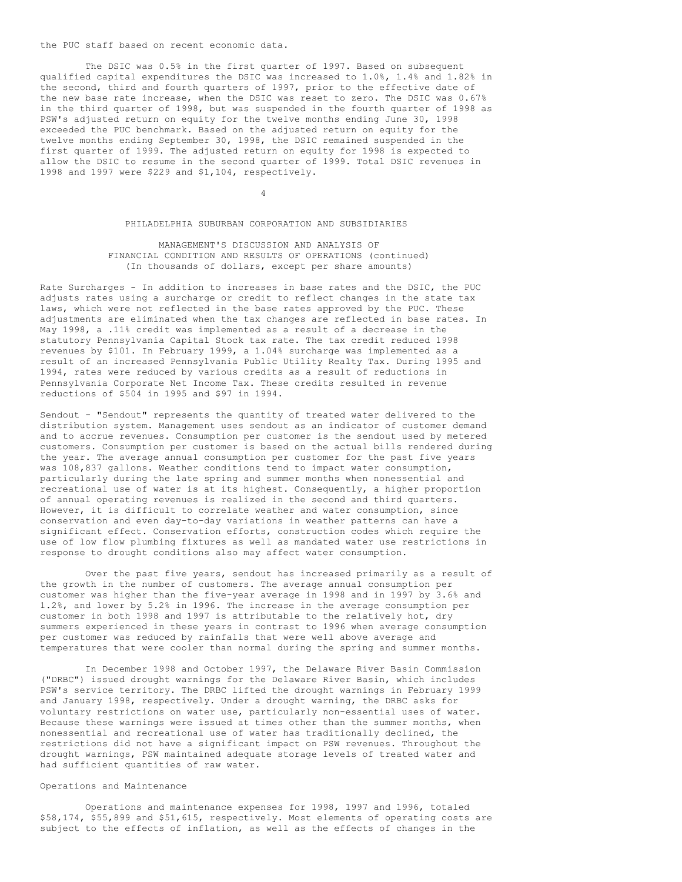the PUC staff based on recent economic data.

The DSIC was 0.5% in the first quarter of 1997. Based on subsequent qualified capital expenditures the DSIC was increased to 1.0%, 1.4% and 1.82% in the second, third and fourth quarters of 1997, prior to the effective date of the new base rate increase, when the DSIC was reset to zero. The DSIC was 0.67% in the third quarter of 1998, but was suspended in the fourth quarter of 1998 as PSW's adjusted return on equity for the twelve months ending June 30, 1998 exceeded the PUC benchmark. Based on the adjusted return on equity for the twelve months ending September 30, 1998, the DSIC remained suspended in the first quarter of 1999. The adjusted return on equity for 1998 is expected to allow the DSIC to resume in the second quarter of 1999. Total DSIC revenues in 1998 and 1997 were $229 and $1,104, respectively.

PHILADELPHIA SUBURBAN CORPORATION AND SUBSIDIARIES

MANAGEMENT'S DISCUSSION AND ANALYSIS OF FINANCIAL CONDITION AND RESULTS OF OPERATIONS (continued)
(In thousands of dollars, except per share amounts)

Rate Surcharges - In addition to increases in base rates and the DSIC, the PUC adjusts rates using a surcharge or credit to reflect changes in the state tax laws, which were not reflected in the base rates approved by the PUC. These adjustments are eliminated when the tax changes are reflected in base rates. In May 1998, a .11% credit was implemented as a result of a decrease in the statutory Pennsylvania Capital Stock tax rate. The tax credit reduced 1998 revenues by $101. In February 1999, a 1.04% surcharge was implemented as a result of an increased Pennsylvania Public Utility Realty Tax. During 1995 and 1994, rates were reduced by various credits as a result of reductions in Pennsylvania Corporate Net Income Tax. These credits resulted in revenue reductions of $504 in 1995 and $97 in 1994.

Sendout - "Sendout" represents the quantity of treated water delivered to the distribution system. Management uses sendout as an indicator of customer demand and to accrue revenues. Consumption per customer is the sendout used by metered customers. Consumption per customer is based on the actual bills rendered during the year. The average annual consumption per customer for the past five years was 108,837 gallons. Weather conditions tend to impact water consumption, particularly during the late spring and summer months when nonessential and recreational use of water is at its highest. Consequently, a higher proportion of annual operating revenues is realized in the second and third quarters. However, it is difficult to correlate weather and water consumption, since conservation and even day-to-day variations in weather patterns can have a significant effect. Conservation efforts, construction codes which require the use of low flow plumbing fixtures as well as mandated water use restrictions in response to drought conditions also may affect water consumption.

Over the past five years, sendout has increased primarily as a result of the growth in the number of customers. The average annual consumption per customer was higher than the five-year average in 1998 and in 1997 by 3.6% and 1.2%, and lower by 5.2% in 1996. The increase in the average consumption per customer in both 1998 and 1997 is attributable to the relatively hot, dry summers experienced in these years in contrast to 1996 when average consumption per customer was reduced by rainfalls that were well above average and temperatures that were cooler than normal during the spring and summer months.

In December 1998 and October 1997, the Delaware River Basin Commission ("DRBC") issued drought warnings for the Delaware River Basin, which includes PSW's service territory. The DRBC lifted the drought warnings in February 1999 and January 1998, respectively. Under a drought warning, the DRBC asks for voluntary restrictions on water use, particularly non-essential uses of water. Because these warnings were issued at times other than the summer months, when nonessential and recreational use of water has traditionally declined, the restrictions did not have a significant impact on PSW revenues. Throughout the drought warnings, PSW maintained adequate storage levels of treated water and had sufficient quantities of raw water.

Operations and Maintenance

Operations and maintenance expenses for 1998, 1997 and 1996, totaled $58,174, $55,899 and $51,615, respectively. Most elements of operating costs are subject to the effects of inflation, as well as the effects of changes in the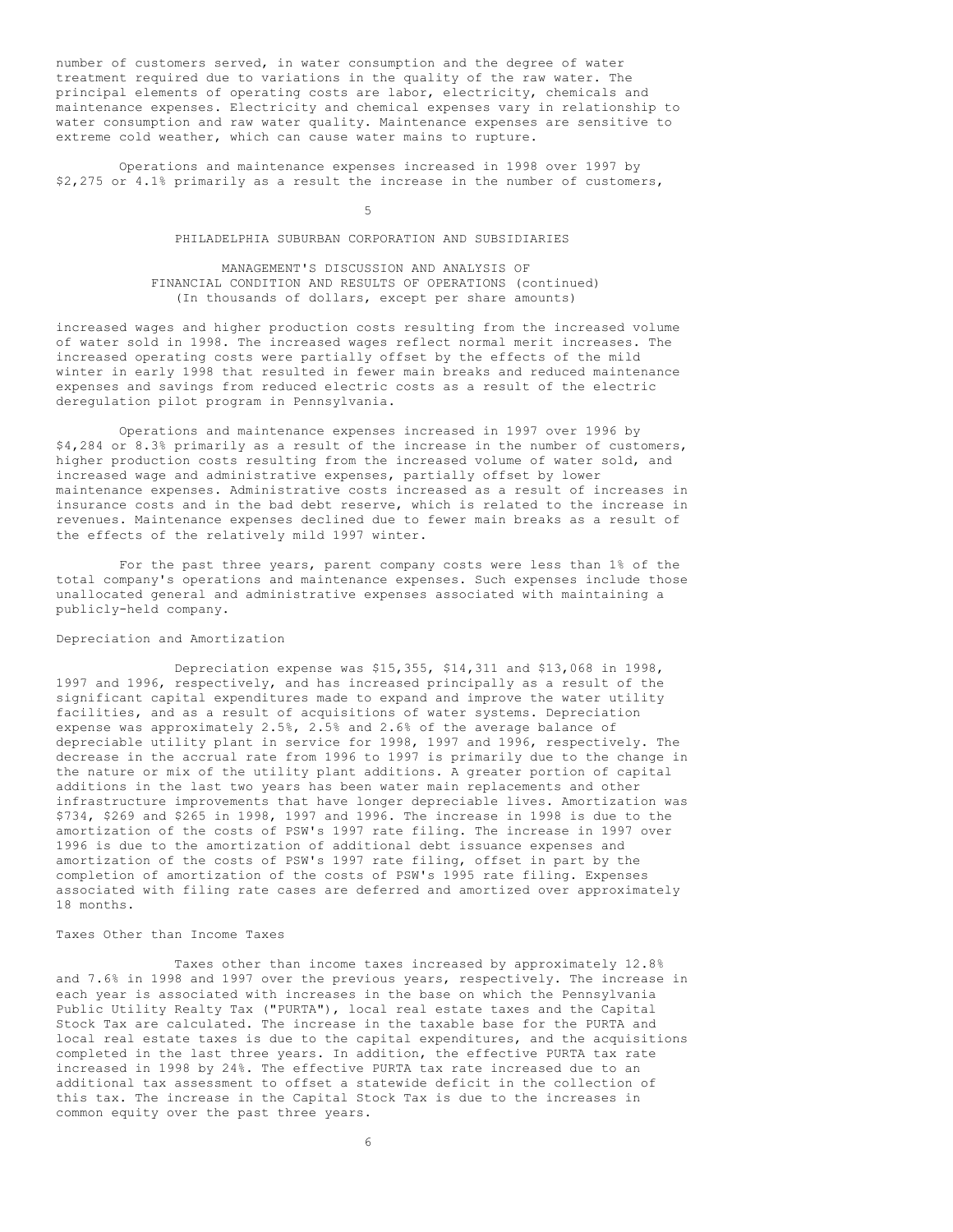number of customers served, in water consumption and the degree of water treatment required due to variations in the quality of the raw water. The principal elements of operating costs are labor, electricity, chemicals and maintenance expenses. Electricity and chemical expenses vary in relationship to water consumption and raw water quality. Maintenance expenses are sensitive to extreme cold weather, which can cause water mains to rupture.

Operations and maintenance expenses increased in 1998 over 1997 by $2,275 or 4.1% primarily as a result the increase in the number of customers, increased wages and higher production costs resulting from the increased volume of water sold in 1998. The increased wages reflect normal merit increases. The increased operating costs were partially offset by the effects of the mild winter in early 1998 that resulted in fewer main breaks and reduced maintenance expenses and savings from reduced electric costs as a result of the electric deregulation pilot program in Pennsylvania.

Operations and maintenance expenses increased in 1997 over 1996 by $4,284 or 8.3% primarily as a result of the increase in the number of customers, higher production costs resulting from the increased volume of water sold, and increased wage and administrative expenses, partially offset by lower maintenance expenses. Administrative costs increased as a result of increases in insurance costs and in the bad debt reserve, which is related to the increase in revenues. Maintenance expenses declined due to fewer main breaks as a result of the effects of the relatively mild 1997 winter.

For the past three years, parent company costs were less than 1% of the total company's operations and maintenance expenses. Such expenses include those unallocated general and administrative expenses associated with maintaining a publicly-held company.

## Depreciation and Amortization

Depreciation expense was $15,355, $14,311 and $13,068 in 1998, 1997 and 1996, respectively, and has increased principally as a result of the significant capital expenditures made to expand and improve the water utility facilities, and as a result of acquisitions of water systems. Depreciation expense was approximately 2.5%, 2.5% and 2.6% of the average balance of depreciable utility plant in service for 1998, 1997 and 1996, respectively. The decrease in the accrual rate from 1996 to 1997 is primarily due to the change in the nature or mix of the utility plant additions. A greater portion of capital additions in the last two years has been water main replacements and other infrastructure improvements that have longer depreciable lives. Amortization was $734, $269 and $265 in 1998, 1997 and 1996. The increase in 1998 is due to the amortization of the costs of PSW's 1997 rate filing. The increase in 1997 over 1996 is due to the amortization of additional debt issuance expenses and amortization of the costs of PSW's 1997 rate filing, offset in part by the completion of amortization of the costs of PSW's 1995 rate filing. Expenses associated with filing rate cases are deferred and amortized over approximately 18 months.

## Taxes Other than Income Taxes

Taxes other than income taxes increased by approximately 12.8% and 7.6% in 1998 and 1997 over the previous years, respectively. The increase in each year is associated with increases in the base on which the Pennsylvania Public Utility Realty Tax ("PURTA"), local real estate taxes and the Capital Stock Tax are calculated. The increase in the taxable base for the PURTA and local real estate taxes is due to the capital expenditures, and the acquisitions completed in the last three years. In addition, the effective PURTA tax rate increased in 1998 by 24%. The effective PURTA tax rate increased due to an additional tax assessment to offset a statewide deficit in the collection of this tax. The increase in the Capital Stock Tax is due to the increases in common equity over the past three years.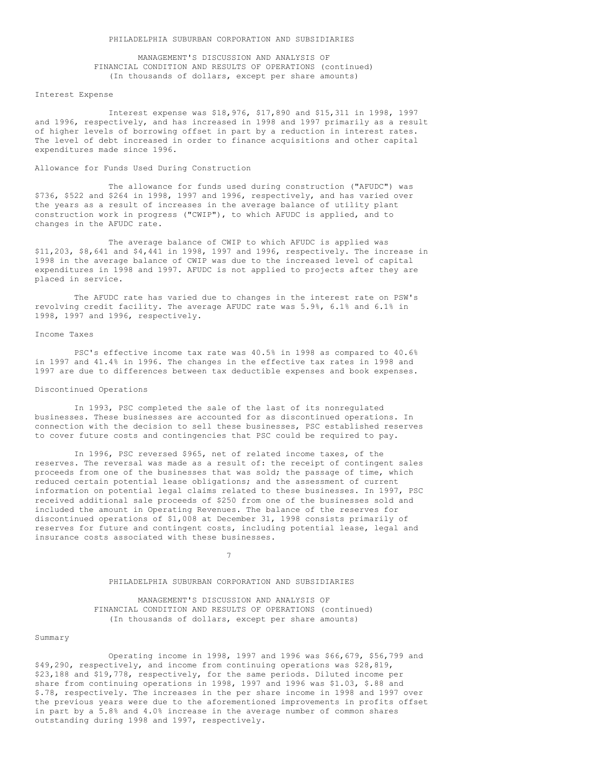## Interest Expense

Interest expense was $18,976, $17,890 and $15,311 in 1998, 1997 and 1996, respectively, and has increased in 1998 and 1997 primarily as a result of higher levels of borrowing offset in part by a reduction in interest rates. The level of debt increased in order to finance acquisitions and other capital expenditures made since 1996.

## Allowance for Funds Used During Construction

The allowance for funds used during construction ("AFUDC") was $736, $522 and $264 in 1998, 1997 and 1996, respectively, and has varied over the years as a result of increases in the average balance of utility plant construction work in progress ("CWIP"), to which AFUDC is applied, and to changes in the AFUDC rate.

The average balance of CWIP to which AFUDC is applied was $11,203, $8,641 and $4,441 in 1998, 1997 and 1996, respectively. The increase in 1998 in the average balance of CWIP was due to the increased level of capital expenditures in 1998 and 1997. AFUDC is not applied to projects after they are placed in service.

The AFUDC rate has varied due to changes in the interest rate on PSW's revolving credit facility. The average AFUDC rate was 5.9%, 6.1% and 6.1% in 1998, 1997 and 1996, respectively.

## Income Taxes

PSC's effective income tax rate was 40.5% in 1998 as compared to 40.6% in 1997 and 41.4% in 1996. The changes in the effective tax rates in 1998 and 1997 are due to differences between tax deductible expenses and book expenses.

## Discontinued Operations

In 1993, PSC completed the sale of the last of its nonregulated businesses. These businesses are accounted for as discontinued operations. In connection with the decision to sell these businesses, PSC established reserves to cover future costs and contingencies that PSC could be required to pay.

In 1996, PSC reversed $965, net of related income taxes, of the reserves. The reversal was made as a result of: the receipt of contingent sales proceeds from one of the businesses that was sold; the passage of time, which reduced certain potential lease obligations; and the assessment of current information on potential legal claims related to these businesses. In 1997, PSC received additional sale proceeds of $250 from one of the businesses sold and included the amount in Operating Revenues. The balance of the reserves for discontinued operations of $1,008 at December 31, 1998 consists primarily of reserves for future and contingent costs, including potential lease, legal and insurance costs associated with these businesses.

## Summary

Operating income in 1998, 1997 and 1996 was $66,679, $56,799 and $49,290, respectively, and income from continuing operations was $28,819, $23,188 and $19,778, respectively, for the same periods. Diluted income per share from continuing operations in 1998, 1997 and 1996 was $1.03, $.88 and $.78, respectively. The increases in the per share income in 1998 and 1997 over the previous years were due to the aforementioned improvements in profits offset in part by a 5.8% and 4.0% increase in the average number of common shares outstanding during 1998 and 1997, respectively.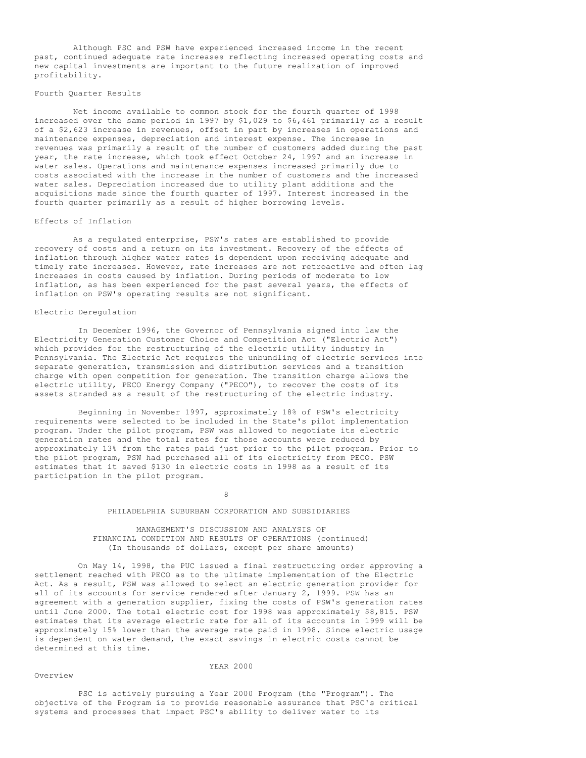Although PSC and PSW have experienced increased income in the recent past, continued adequate rate increases reflecting increased operating costs and new capital investments are important to the future realization of improved profitability.

### Fourth Quarter Results

Net income available to common stock for the fourth quarter of 1998 increased over the same period in 1997 by $1,029 to $6,461 primarily as a result of a $2,623 increase in revenues, offset in part by increases in operations and maintenance expenses, depreciation and interest expense. The increase in revenues was primarily a result of the number of customers added during the past year, the rate increase, which took effect October 24, 1997 and an increase in water sales. Operations and maintenance expenses increased primarily due to costs associated with the increase in the number of customers and the increased water sales. Depreciation increased due to utility plant additions and the acquisitions made since the fourth quarter of 1997. Interest increased in the fourth quarter primarily as a result of higher borrowing levels.

### Effects of Inflation

As a regulated enterprise, PSW's rates are established to provide recovery of costs and a return on its investment. Recovery of the effects of inflation through higher water rates is dependent upon receiving adequate and timely rate increases. However, rate increases are not retroactive and often lag increases in costs caused by inflation. During periods of moderate to low inflation, as has been experienced for the past several years, the effects of inflation on PSW's operating results are not significant.

### Electric Deregulation

In December 1996, the Governor of Pennsylvania signed into law the Electricity Generation Customer Choice and Competition Act ("Electric Act") which provides for the restructuring of the electric utility industry in Pennsylvania. The Electric Act requires the unbundling of electric services into separate generation, transmission and distribution services and a transition charge with open competition for generation. The transition charge allows the electric utility, PECO Energy Company ("PECO"), to recover the costs of its assets stranded as a result of the restructuring of the electric industry.

Beginning in November 1997, approximately 18% of PSW's electricity requirements were selected to be included in the State's pilot implementation program. Under the pilot program, PSW was allowed to negotiate its electric generation rates and the total rates for those accounts were reduced by approximately 13% from the rates paid just prior to the pilot program. Prior to the pilot program, PSW had purchased all of its electricity from PECO. PSW estimates that it saved $130 in electric costs in 1998 as a result of its participation in the pilot program.

PHILADELPHIA SUBURBAN CORPORATION AND SUBSIDIARIES

MANAGEMENT'S DISCUSSION AND ANALYSIS OF FINANCIAL CONDITION AND RESULTS OF OPERATIONS (continued)
(In thousands of dollars, except per share amounts)

On May 14, 1998, the PUC issued a final restructuring order approving a settlement reached with PECO as to the ultimate implementation of the Electric Act. As a result, PSW was allowed to select an electric generation provider for all of its accounts for service rendered after January 2, 1999. PSW has an agreement with a generation supplier, fixing the costs of PSW's generation rates until June 2000. The total electric cost for 1998 was approximately $8,815. PSW estimates that its average electric rate for all of its accounts in 1999 will be approximately 15% lower than the average rate paid in 1998. Since electric usage is dependent on water demand, the exact savings in electric costs cannot be determined at this time.

## YEAR 2000

### Overview

PSC is actively pursuing a Year 2000 Program (the "Program"). The objective of the Program is to provide reasonable assurance that PSC's critical systems and processes that impact PSC's ability to deliver water to its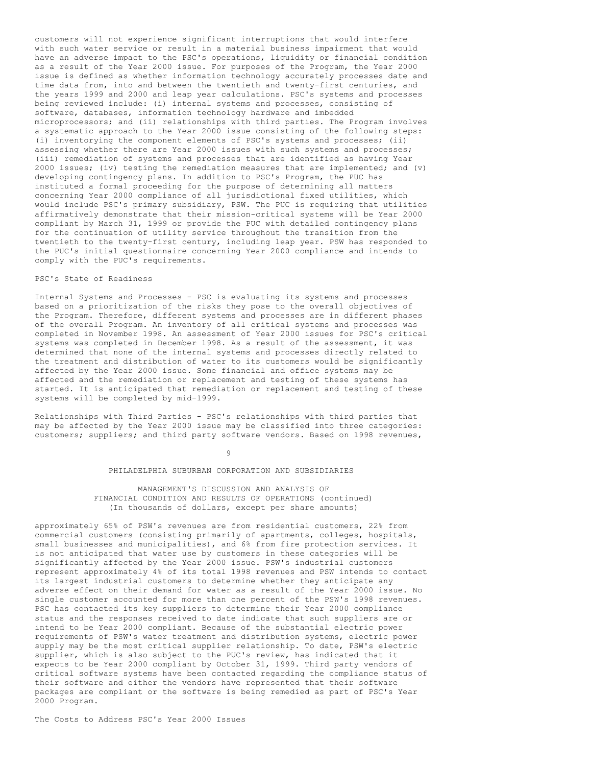customers will not experience significant interruptions that would interfere with such water service or result in a material business impairment that would have an adverse impact to the PSC's operations, liquidity or financial condition as a result of the Year 2000 issue. For purposes of the Program, the Year 2000 issue is defined as whether information technology accurately processes date and time data from, into and between the twentieth and twenty-first centuries, and the years 1999 and 2000 and leap year calculations. PSC's systems and processes being reviewed include: (i) internal systems and processes, consisting of software, databases, information technology hardware and imbedded microprocessors; and (ii) relationships with third parties. The Program involves a systematic approach to the Year 2000 issue consisting of the following steps: (i) inventorying the component elements of PSC's systems and processes; (ii) assessing whether there are Year 2000 issues with such systems and processes; (iii) remediation of systems and processes that are identified as having Year 2000 issues; (iv) testing the remediation measures that are implemented; and (v) developing contingency plans. In addition to PSC's Program, the PUC has instituted a formal proceeding for the purpose of determining all matters concerning Year 2000 compliance of all jurisdictional fixed utilities, which would include PSC's primary subsidiary, PSW. The PUC is requiring that utilities affirmatively demonstrate that their mission-critical systems will be Year 2000 compliant by March 31, 1999 or provide the PUC with detailed contingency plans for the continuation of utility service throughout the transition from the twentieth to the twenty-first century, including leap year. PSW has responded to the PUC's initial questionnaire concerning Year 2000 compliance and intends to comply with the PUC's requirements.

PSC's State of Readiness

Internal Systems and Processes - PSC is evaluating its systems and processes based on a prioritization of the risks they pose to the overall objectives of the Program. Therefore, different systems and processes are in different phases of the overall Program. An inventory of all critical systems and processes was completed in November 1998. An assessment of Year 2000 issues for PSC's critical systems was completed in December 1998. As a result of the assessment, it was determined that none of the internal systems and processes directly related to the treatment and distribution of water to its customers would be significantly affected by the Year 2000 issue. Some financial and office systems may be affected and the remediation or replacement and testing of these systems has started. It is anticipated that remediation or replacement and testing of these systems will be completed by mid-1999.

Relationships with Third Parties - PSC's relationships with third parties that may be affected by the Year 2000 issue may be classified into three categories: customers; suppliers; and third party software vendors. Based on 1998 revenues, approximately 65% of PSW's revenues are from residential customers, 22% from commercial customers (consisting primarily of apartments, colleges, hospitals, small businesses and municipalities), and 6% from fire protection services. It is not anticipated that water use by customers in these categories will be significantly affected by the Year 2000 issue. PSW's industrial customers represent approximately 4% of its total 1998 revenues and PSW intends to contact its largest industrial customers to determine whether they anticipate any adverse effect on their demand for water as a result of the Year 2000 issue. No single customer accounted for more than one percent of the PSW's 1998 revenues. PSC has contacted its key suppliers to determine their Year 2000 compliance status and the responses received to date indicate that such suppliers are or intend to be Year 2000 compliant. Because of the substantial electric power requirements of PSW's water treatment and distribution systems, electric power supply may be the most critical supplier relationship. To date, PSW's electric supplier, which is also subject to the PUC's review, has indicated that it expects to be Year 2000 compliant by October 31, 1999. Third party vendors of critical software systems have been contacted regarding the compliance status of their software and either the vendors have represented that their software packages are compliant or the software is being remedied as part of PSC's Year 2000 Program.

The Costs to Address PSC's Year 2000 Issues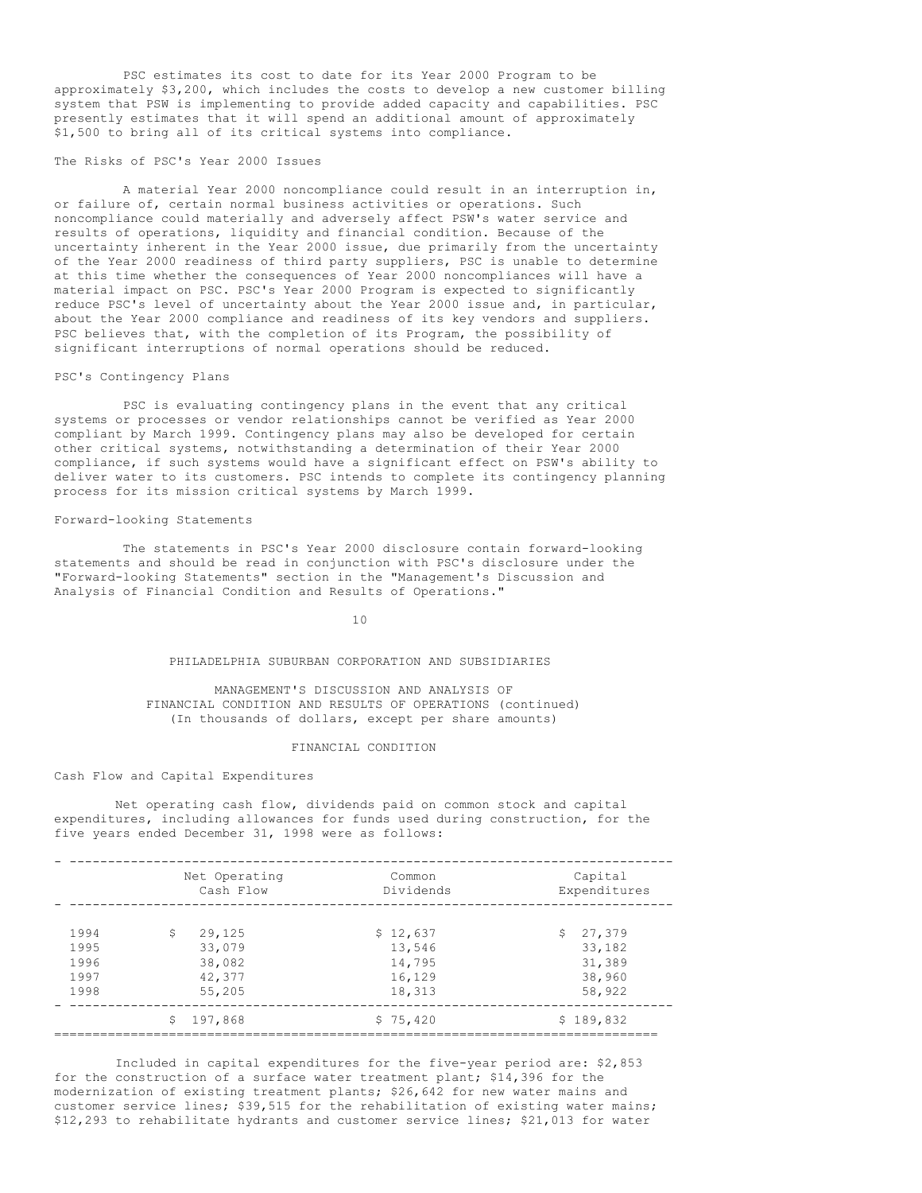PSC estimates its cost to date for its Year 2000 Program to be approximately $3,200, which includes the costs to develop a new customer billing system that PSW is implementing to provide added capacity and capabilities. PSC presently estimates that it will spend an additional amount of approximately $1,500 to bring all of its critical systems into compliance.

### The Risks of PSC's Year 2000 Issues

A material Year 2000 noncompliance could result in an interruption in, or failure of, certain normal business activities or operations. Such noncompliance could materially and adversely affect PSW's water service and results of operations, liquidity and financial condition. Because of the uncertainty inherent in the Year 2000 issue, due primarily from the uncertainty of the Year 2000 readiness of third party suppliers, PSC is unable to determine at this time whether the consequences of Year 2000 noncompliances will have a material impact on PSC. PSC's Year 2000 Program is expected to significantly reduce PSC's level of uncertainty about the Year 2000 issue and, in particular, about the Year 2000 compliance and readiness of its key vendors and suppliers. PSC believes that, with the completion of its Program, the possibility of significant interruptions of normal operations should be reduced.

### PSC's Contingency Plans

PSC is evaluating contingency plans in the event that any critical systems or processes or vendor relationships cannot be verified as Year 2000 compliant by March 1999. Contingency plans may also be developed for certain other critical systems, notwithstanding a determination of their Year 2000 compliance, if such systems would have a significant effect on PSW's ability to deliver water to its customers. PSC intends to complete its contingency planning process for its mission critical systems by March 1999.

### Forward-looking Statements

The statements in PSC's Year 2000 disclosure contain forward-looking statements and should be read in conjunction with PSC's disclosure under the "Forward-looking Statements" section in the "Management's Discussion and Analysis of Financial Condition and Results of Operations."

## PHILADELPHIA SUBURBAN CORPORATION AND SUBSIDIARIES

## MANAGEMENT'S DISCUSSION AND ANALYSIS OF FINANCIAL CONDITION AND RESULTS OF OPERATIONS (continued)

(In thousands of dollars, except per share amounts)

## FINANCIAL CONDITION

### Cash Flow and Capital Expenditures

Net operating cash flow, dividends paid on common stock and capital expenditures, including allowances for funds used during construction, for the five years ended December 31, 1998 were as follows:

| | Net Operating Cash Flow | Common Dividends | Capital Expenditures |
|---|---|---|---|
| 1994 | $ 29,125 | $ 12,637 | $ 27,379 |
| 1995 | 33,079 | 13,546 | 33,182 |
| 1996 | 38,082 | 14,795 | 31,389 |
| 1997 | 42,377 | 16,129 | 38,960 |
| 1998 | 55,205 | 18,313 | 58,922 |
| | $ 197,868 | $ 75,420 | $ 189,832 |

Included in capital expenditures for the five-year period are: $2,853 for the construction of a surface water treatment plant; $14,396 for the modernization of existing treatment plants; $26,642 for new water mains and customer service lines; $39,515 for the rehabilitation of existing water mains; $12,293 to rehabilitate hydrants and customer service lines; $21,013 for water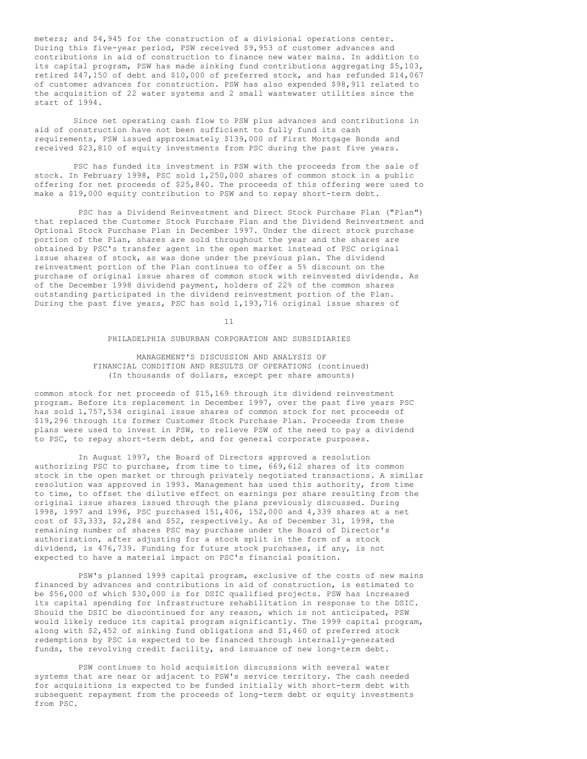meters; and $4,945 for the construction of a divisional operations center. During this five-year period, PSW received $9,953 of customer advances and contributions in aid of construction to finance new water mains. In addition to its capital program, PSW has made sinking fund contributions aggregating $5,103, retired $47,150 of debt and $10,000 of preferred stock, and has refunded $14,067 of customer advances for construction. PSW has also expended $98,911 related to the acquisition of 22 water systems and 2 small wastewater utilities since the start of 1994.

Since net operating cash flow to PSW plus advances and contributions in aid of construction have not been sufficient to fully fund its cash requirements, PSW issued approximately $139,000 of First Mortgage Bonds and received $23,810 of equity investments from PSC during the past five years.

PSC has funded its investment in PSW with the proceeds from the sale of stock. In February 1998, PSC sold 1,250,000 shares of common stock in a public offering for net proceeds of $25,840. The proceeds of this offering were used to make a $19,000 equity contribution to PSW and to repay short-term debt.

PSC has a Dividend Reinvestment and Direct Stock Purchase Plan ("Plan") that replaced the Customer Stock Purchase Plan and the Dividend Reinvestment and Optional Stock Purchase Plan in December 1997. Under the direct stock purchase portion of the Plan, shares are sold throughout the year and the shares are obtained by PSC's transfer agent in the open market instead of PSC original issue shares of stock, as was done under the previous plan. The dividend reinvestment portion of the Plan continues to offer a 5% discount on the purchase of original issue shares of common stock with reinvested dividends. As of the December 1998 dividend payment, holders of 22% of the common shares outstanding participated in the dividend reinvestment portion of the Plan. During the past five years, PSC has sold 1,193,716 original issue shares of

PHILADELPHIA SUBURBAN CORPORATION AND SUBSIDIARIES

MANAGEMENT'S DISCUSSION AND ANALYSIS OF FINANCIAL CONDITION AND RESULTS OF OPERATIONS (continued)
(In thousands of dollars, except per share amounts)

common stock for net proceeds of $15,169 through its dividend reinvestment program. Before its replacement in December 1997, over the past five years PSC has sold 1,757,534 original issue shares of common stock for net proceeds of $19,296 through its former Customer Stock Purchase Plan. Proceeds from these plans were used to invest in PSW, to relieve PSW of the need to pay a dividend to PSC, to repay short-term debt, and for general corporate purposes.

In August 1997, the Board of Directors approved a resolution authorizing PSC to purchase, from time to time, 669,612 shares of its common stock in the open market or through privately negotiated transactions. A similar resolution was approved in 1993. Management has used this authority, from time to time, to offset the dilutive effect on earnings per share resulting from the original issue shares issued through the plans previously discussed. During 1998, 1997 and 1996, PSC purchased 151,406, 152,000 and 4,339 shares at a net cost of $3,333, $2,284 and $52, respectively. As of December 31, 1998, the remaining number of shares PSC may purchase under the Board of Director's authorization, after adjusting for a stock split in the form of a stock dividend, is 476,739. Funding for future stock purchases, if any, is not expected to have a material impact on PSC's financial position.

PSW's planned 1999 capital program, exclusive of the costs of new mains financed by advances and contributions in aid of construction, is estimated to be $56,000 of which $30,000 is for DSIC qualified projects. PSW has increased its capital spending for infrastructure rehabilitation in response to the DSIC. Should the DSIC be discontinued for any reason, which is not anticipated, PSW would likely reduce its capital program significantly. The 1999 capital program, along with $2,452 of sinking fund obligations and $1,460 of preferred stock redemptions by PSC is expected to be financed through internally-generated funds, the revolving credit facility, and issuance of new long-term debt.

PSW continues to hold acquisition discussions with several water systems that are near or adjacent to PSW's service territory. The cash needed for acquisitions is expected to be funded initially with short-term debt with subsequent repayment from the proceeds of long-term debt or equity investments from PSC.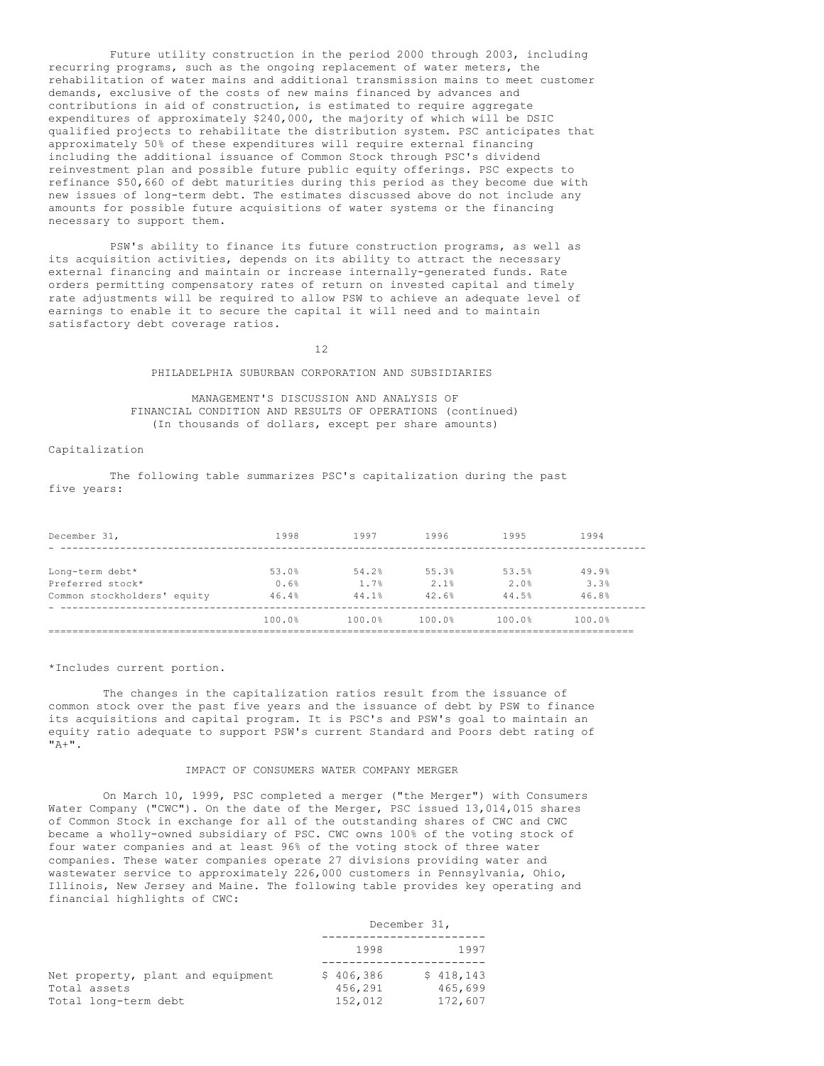Future utility construction in the period 2000 through 2003, including recurring programs, such as the ongoing replacement of water meters, the rehabilitation of water mains and additional transmission mains to meet customer demands, exclusive of the costs of new mains financed by advances and contributions in aid of construction, is estimated to require aggregate expenditures of approximately $240,000, the majority of which will be DSIC qualified projects to rehabilitate the distribution system. PSC anticipates that approximately 50% of these expenditures will require external financing including the additional issuance of Common Stock through PSC's dividend reinvestment plan and possible future public equity offerings. PSC expects to refinance $50,660 of debt maturities during this period as they become due with new issues of long-term debt. The estimates discussed above do not include any amounts for possible future acquisitions of water systems or the financing necessary to support them.

PSW's ability to finance its future construction programs, as well as its acquisition activities, depends on its ability to attract the necessary external financing and maintain or increase internally-generated funds. Rate orders permitting compensatory rates of return on invested capital and timely rate adjustments will be required to allow PSW to achieve an adequate level of earnings to enable it to secure the capital it will need and to maintain satisfactory debt coverage ratios.

PHILADELPHIA SUBURBAN CORPORATION AND SUBSIDIARIES

MANAGEMENT'S DISCUSSION AND ANALYSIS OF FINANCIAL CONDITION AND RESULTS OF OPERATIONS (continued)
(In thousands of dollars, except per share amounts)

## Capitalization

The following table summarizes PSC's capitalization during the past five years:

| December 31, | 1998 | 1997 | 1996 | 1995 | 1994 |
|---|---|---|---|---|---|
| Long-term debt* | 53.0% | 54.2% | 55.3% | 53.5% | 49.9% |
| Preferred stock* | 0.6% | 1.7% | 2.1% | 2.0% | 3.3% |
| Common stockholders' equity | 46.4% | 44.1% | 42.6% | 44.5% | 46.8% |
| | 100.0% | 100.0% | 100.0% | 100.0% | 100.0% |

*Includes current portion.

The changes in the capitalization ratios result from the issuance of common stock over the past five years and the issuance of debt by PSW to finance its acquisitions and capital program. It is PSC's and PSW's goal to maintain an equity ratio adequate to support PSW's current Standard and Poors debt rating of "A+".

## IMPACT OF CONSUMERS WATER COMPANY MERGER

On March 10, 1999, PSC completed a merger ("the Merger") with Consumers Water Company ("CWC"). On the date of the Merger, PSC issued 13,014,015 shares of Common Stock in exchange for all of the outstanding shares of CWC and CWC became a wholly-owned subsidiary of PSC. CWC owns 100% of the voting stock of four water companies and at least 96% of the voting stock of three water companies. These water companies operate 27 divisions providing water and wastewater service to approximately 226,000 customers in Pennsylvania, Ohio, Illinois, New Jersey and Maine. The following table provides key operating and financial highlights of CWC:

| | December 31, | |
|---|---|---|
| | 1998 | 1997 |
| Net property, plant and equipment | $ 406,386 | $ 418,143 |
| Total assets | 456,291 | 465,699 |
| Total long-term debt | 152,012 | 172,607 |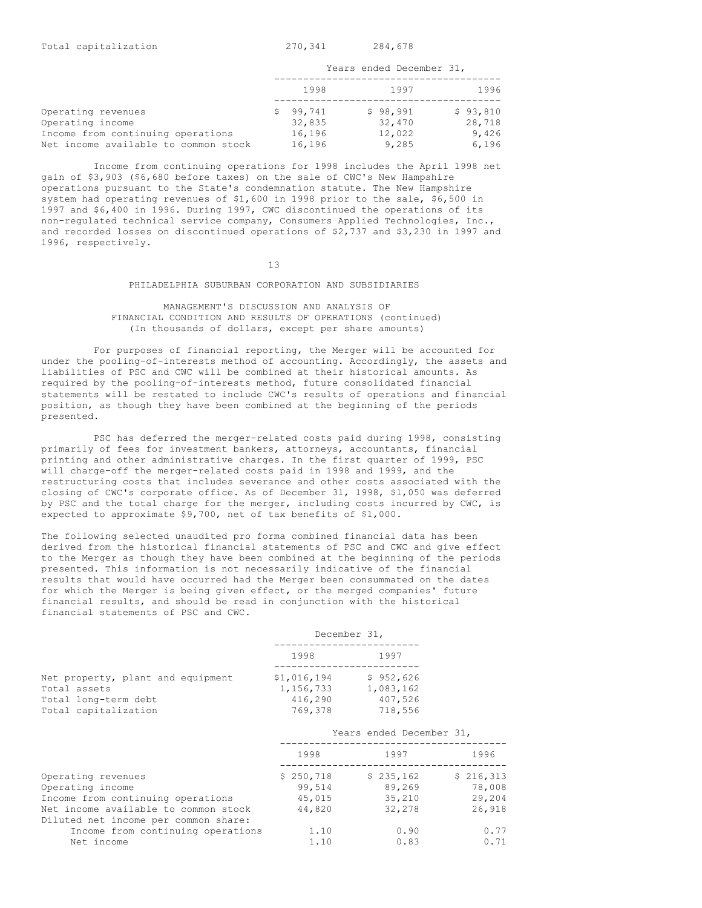| | | |
|---|---|---|
| Total capitalization | 270,341 | 284,678 |

| | Years ended December 31, | | |
|---|---|---|---|
| | 1998 | 1997 | 1996 |
| Operating revenues | $ 99,741 | $ 98,991 | $ 93,810 |
| Operating income | 32,835 | 32,470 | 28,718 |
| Income from continuing operations | 16,196 | 12,022 | 9,426 |
| Net income available to common stock | 16,196 | 9,285 | 6,196 |

Income from continuing operations for 1998 includes the April 1998 net gain of $3,903 ($6,680 before taxes) on the sale of CWC's New Hampshire operations pursuant to the State's condemnation statute. The New Hampshire system had operating revenues of $1,600 in 1998 prior to the sale, $6,500 in 1997 and $6,400 in 1996. During 1997, CWC discontinued the operations of its non-regulated technical service company, Consumers Applied Technologies, Inc., and recorded losses on discontinued operations of $2,737 and $3,230 in 1997 and 1996, respectively.

PHILADELPHIA SUBURBAN CORPORATION AND SUBSIDIARIES

MANAGEMENT'S DISCUSSION AND ANALYSIS OF FINANCIAL CONDITION AND RESULTS OF OPERATIONS (continued)
(In thousands of dollars, except per share amounts)

For purposes of financial reporting, the Merger will be accounted for under the pooling-of-interests method of accounting. Accordingly, the assets and liabilities of PSC and CWC will be combined at their historical amounts. As required by the pooling-of-interests method, future consolidated financial statements will be restated to include CWC's results of operations and financial position, as though they have been combined at the beginning of the periods presented.

PSC has deferred the merger-related costs paid during 1998, consisting primarily of fees for investment bankers, attorneys, accountants, financial printing and other administrative charges. In the first quarter of 1999, PSC will charge-off the merger-related costs paid in 1998 and 1999, and the restructuring costs that includes severance and other costs associated with the closing of CWC's corporate office. As of December 31, 1998, $1,050 was deferred by PSC and the total charge for the merger, including costs incurred by CWC, is expected to approximate $9,700, net of tax benefits of $1,000.

The following selected unaudited pro forma combined financial data has been derived from the historical financial statements of PSC and CWC and give effect to the Merger as though they have been combined at the beginning of the periods presented. This information is not necessarily indicative of the financial results that would have occurred had the Merger been consummated on the dates for which the Merger is being given effect, or the merged companies' future financial results, and should be read in conjunction with the historical financial statements of PSC and CWC.

| | December 31, | |
|---|---|---|
| | 1998 | 1997 |
| Net property, plant and equipment | $1,016,194 | $ 952,626 |
| Total assets | 1,156,733 | 1,083,162 |
| Total long-term debt | 416,290 | 407,526 |
| Total capitalization | 769,378 | 718,556 |

| | Years ended December 31, | | |
|---|---|---|---|
| | 1998 | 1997 | 1996 |
| Operating revenues | $ 250,718 | $ 235,162 | $ 216,313 |
| Operating income | 99,514 | 89,269 | 78,008 |
| Income from continuing operations | 45,015 | 35,210 | 29,204 |
| Net income available to common stock | 44,820 | 32,278 | 26,918 |
| Diluted net income per common share: | | | |
| Income from continuing operations | 1.10 | 0.90 | 0.77 |
| Net income | 1.10 | 0.83 | 0.71 |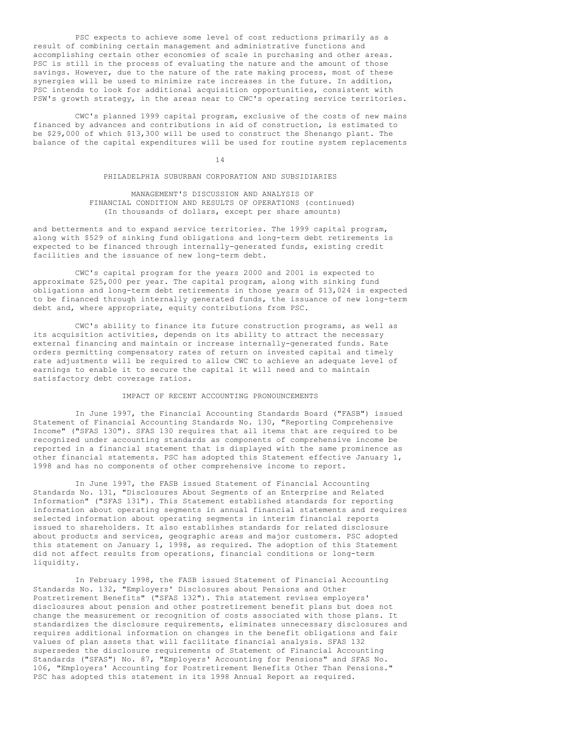PSC expects to achieve some level of cost reductions primarily as a result of combining certain management and administrative functions and accomplishing certain other economies of scale in purchasing and other areas. PSC is still in the process of evaluating the nature and the amount of those savings. However, due to the nature of the rate making process, most of these synergies will be used to minimize rate increases in the future. In addition, PSC intends to look for additional acquisition opportunities, consistent with PSW's growth strategy, in the areas near to CWC's operating service territories.

CWC's planned 1999 capital program, exclusive of the costs of new mains financed by advances and contributions in aid of construction, is estimated to be $29,000 of which $13,300 will be used to construct the Shenango plant. The balance of the capital expenditures will be used for routine system replacements and betterments and to expand service territories. The 1999 capital program, along with $529 of sinking fund obligations and long-term debt retirements is expected to be financed through internally-generated funds, existing credit facilities and the issuance of new long-term debt.

CWC's capital program for the years 2000 and 2001 is expected to approximate $25,000 per year. The capital program, along with sinking fund obligations and long-term debt retirements in those years of $13,024 is expected to be financed through internally generated funds, the issuance of new long-term debt and, where appropriate, equity contributions from PSC.

CWC's ability to finance its future construction programs, as well as its acquisition activities, depends on its ability to attract the necessary external financing and maintain or increase internally-generated funds. Rate orders permitting compensatory rates of return on invested capital and timely rate adjustments will be required to allow CWC to achieve an adequate level of earnings to enable it to secure the capital it will need and to maintain satisfactory debt coverage ratios.

## IMPACT OF RECENT ACCOUNTING PRONOUNCEMENTS

In June 1997, the Financial Accounting Standards Board ("FASB") issued Statement of Financial Accounting Standards No. 130, "Reporting Comprehensive Income" ("SFAS 130"). SFAS 130 requires that all items that are required to be recognized under accounting standards as components of comprehensive income be reported in a financial statement that is displayed with the same prominence as other financial statements. PSC has adopted this Statement effective January 1, 1998 and has no components of other comprehensive income to report.

In June 1997, the FASB issued Statement of Financial Accounting Standards No. 131, "Disclosures About Segments of an Enterprise and Related Information" ("SFAS 131"). This Statement established standards for reporting information about operating segments in annual financial statements and requires selected information about operating segments in interim financial reports issued to shareholders. It also establishes standards for related disclosure about products and services, geographic areas and major customers. PSC adopted this statement on January 1, 1998, as required. The adoption of this Statement did not affect results from operations, financial conditions or long-term liquidity.

In February 1998, the FASB issued Statement of Financial Accounting Standards No. 132, "Employers' Disclosures about Pensions and Other Postretirement Benefits" ("SFAS 132"). This statement revises employers' disclosures about pension and other postretirement benefit plans but does not change the measurement or recognition of costs associated with those plans. It standardizes the disclosure requirements, eliminates unnecessary disclosures and requires additional information on changes in the benefit obligations and fair values of plan assets that will facilitate financial analysis. SFAS 132 supersedes the disclosure requirements of Statement of Financial Accounting Standards ("SFAS") No. 87, "Employers' Accounting for Pensions" and SFAS No. 106, "Employers' Accounting for Postretirement Benefits Other Than Pensions." PSC has adopted this statement in its 1998 Annual Report as required.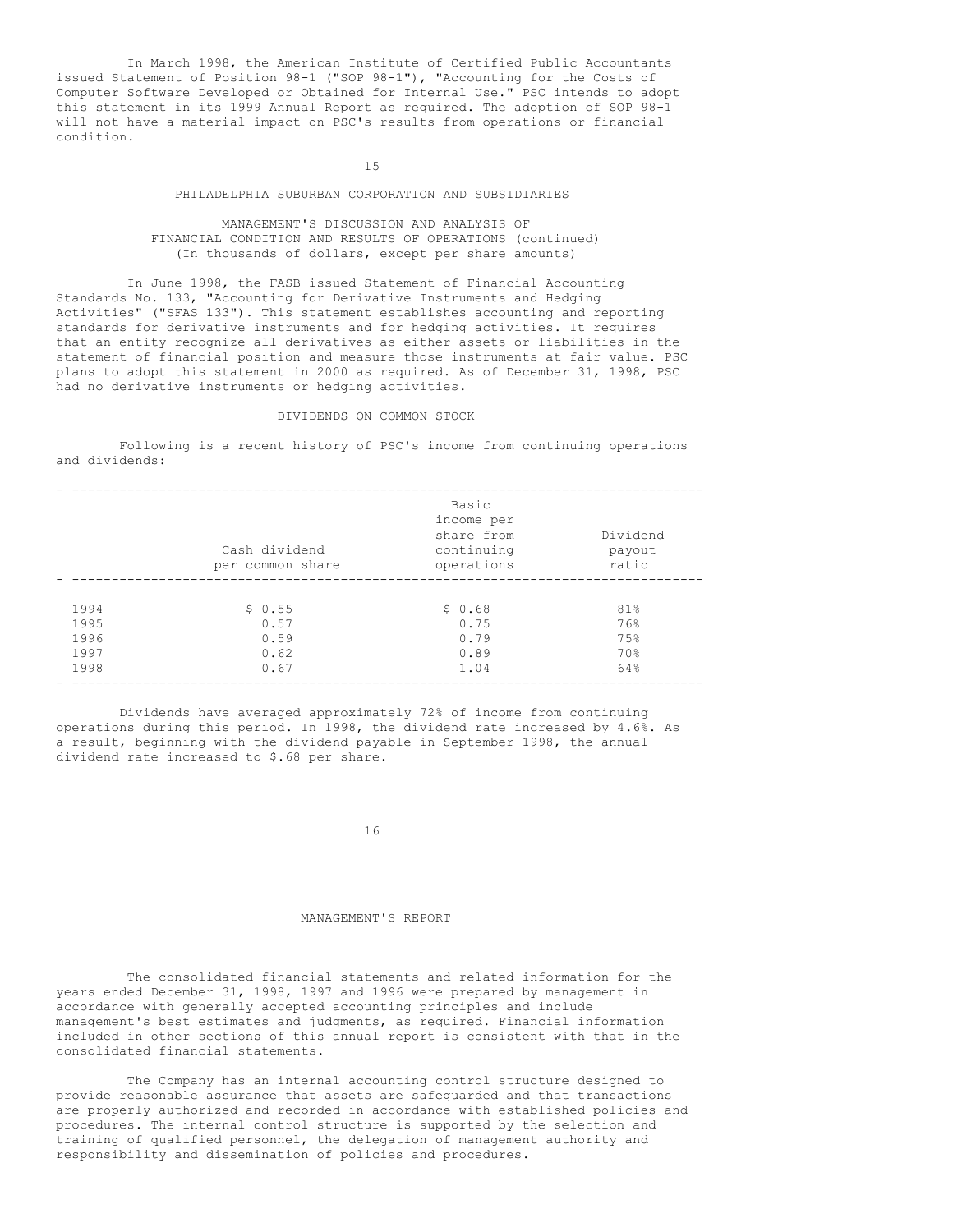In March 1998, the American Institute of Certified Public Accountants issued Statement of Position 98-1 ("SOP 98-1"), "Accounting for the Costs of Computer Software Developed or Obtained for Internal Use." PSC intends to adopt this statement in its 1999 Annual Report as required. The adoption of SOP 98-1 will not have a material impact on PSC's results from operations or financial condition.

PHILADELPHIA SUBURBAN CORPORATION AND SUBSIDIARIES

MANAGEMENT'S DISCUSSION AND ANALYSIS OF FINANCIAL CONDITION AND RESULTS OF OPERATIONS (continued)
(In thousands of dollars, except per share amounts)

In June 1998, the FASB issued Statement of Financial Accounting Standards No. 133, "Accounting for Derivative Instruments and Hedging Activities" ("SFAS 133"). This statement establishes accounting and reporting standards for derivative instruments and for hedging activities. It requires that an entity recognize all derivatives as either assets or liabilities in the statement of financial position and measure those instruments at fair value. PSC plans to adopt this statement in 2000 as required. As of December 31, 1998, PSC had no derivative instruments or hedging activities.

## DIVIDENDS ON COMMON STOCK

Following is a recent history of PSC's income from continuing operations and dividends:

| | Cash dividend per common share | Basic income per share from continuing operations | Dividend payout ratio |
|---|---|---|---|
| 1994 | $ 0.55 | $ 0.68 | 81% |
| 1995 | 0.57 | 0.75 | 76% |
| 1996 | 0.59 | 0.79 | 75% |
| 1997 | 0.62 | 0.89 | 70% |
| 1998 | 0.67 | 1.04 | 64% |

Dividends have averaged approximately 72% of income from continuing operations during this period. In 1998, the dividend rate increased by 4.6%. As a result, beginning with the dividend payable in September 1998, the annual dividend rate increased to $.68 per share.

## MANAGEMENT'S REPORT

The consolidated financial statements and related information for the years ended December 31, 1998, 1997 and 1996 were prepared by management in accordance with generally accepted accounting principles and include management's best estimates and judgments, as required. Financial information included in other sections of this annual report is consistent with that in the consolidated financial statements.

The Company has an internal accounting control structure designed to provide reasonable assurance that assets are safeguarded and that transactions are properly authorized and recorded in accordance with established policies and procedures. The internal control structure is supported by the selection and training of qualified personnel, the delegation of management authority and responsibility and dissemination of policies and procedures.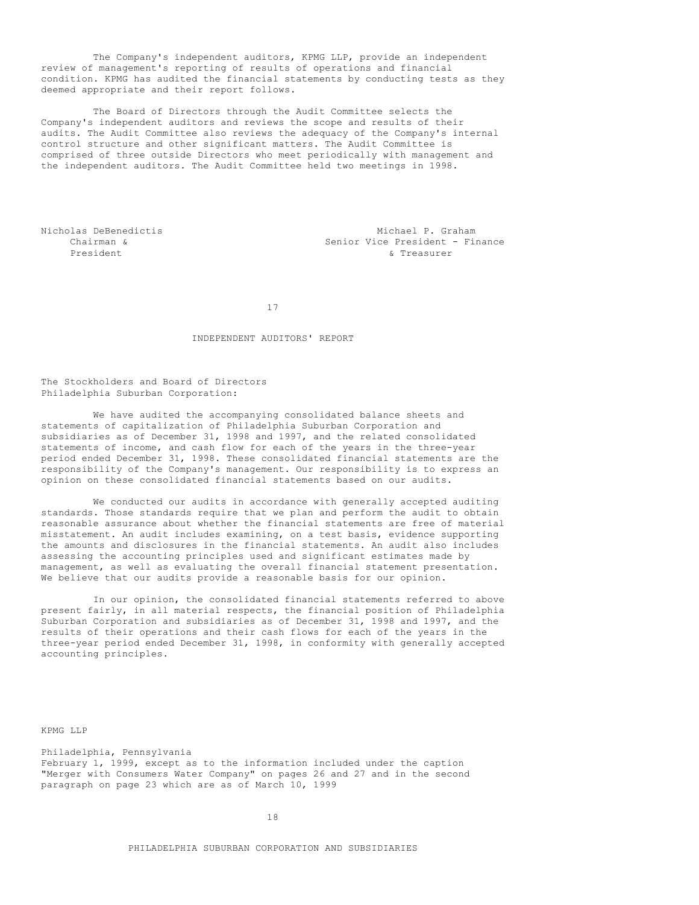The Company's independent auditors, KPMG LLP, provide an independent review of management's reporting of results of operations and financial condition. KPMG has audited the financial statements by conducting tests as they deemed appropriate and their report follows.

The Board of Directors through the Audit Committee selects the Company's independent auditors and reviews the scope and results of their audits. The Audit Committee also reviews the adequacy of the Company's internal control structure and other significant matters. The Audit Committee is comprised of three outside Directors who meet periodically with management and the independent auditors. The Audit Committee held two meetings in 1998.

Nicholas DeBenedictis
Chairman &
President

Michael P. Graham
Senior Vice President - Finance
& Treasurer

## INDEPENDENT AUDITORS' REPORT

The Stockholders and Board of Directors
Philadelphia Suburban Corporation:

We have audited the accompanying consolidated balance sheets and statements of capitalization of Philadelphia Suburban Corporation and subsidiaries as of December 31, 1998 and 1997, and the related consolidated statements of income, and cash flow for each of the years in the three-year period ended December 31, 1998. These consolidated financial statements are the responsibility of the Company's management. Our responsibility is to express an opinion on these consolidated financial statements based on our audits.

We conducted our audits in accordance with generally accepted auditing standards. Those standards require that we plan and perform the audit to obtain reasonable assurance about whether the financial statements are free of material misstatement. An audit includes examining, on a test basis, evidence supporting the amounts and disclosures in the financial statements. An audit also includes assessing the accounting principles used and significant estimates made by management, as well as evaluating the overall financial statement presentation. We believe that our audits provide a reasonable basis for our opinion.

In our opinion, the consolidated financial statements referred to above present fairly, in all material respects, the financial position of Philadelphia Suburban Corporation and subsidiaries as of December 31, 1998 and 1997, and the results of their operations and their cash flows for each of the years in the three-year period ended December 31, 1998, in conformity with generally accepted accounting principles.

KPMG LLP

Philadelphia, Pennsylvania
February 1, 1999, except as to the information included under the caption "Merger with Consumers Water Company" on pages 26 and 27 and in the second paragraph on page 23 which are as of March 10, 1999

PHILADELPHIA SUBURBAN CORPORATION AND SUBSIDIARIES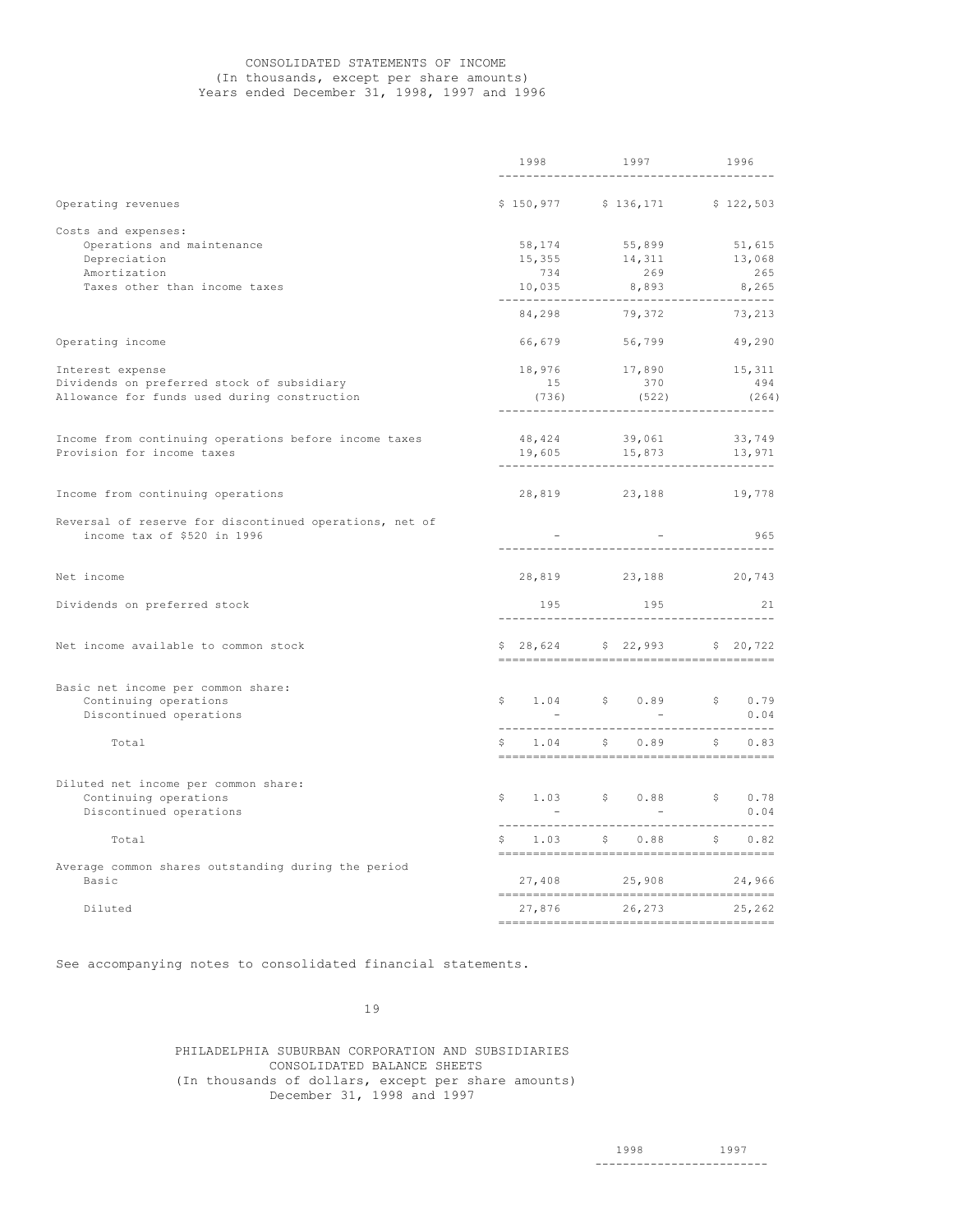CONSOLIDATED STATEMENTS OF INCOME
(In thousands, except per share amounts)
Years ended December 31, 1998, 1997 and 1996

| | 1998 | 1997 | 1996 |
|---|---|---|---|
| Operating revenues | $ 150,977 | $ 136,171 | $ 122,503 |
| Costs and expenses: | | | |
| Operations and maintenance | 58,174 | 55,899 | 51,615 |
| Depreciation | 15,355 | 14,311 | 13,068 |
| Amortization | 734 | 269 | 265 |
| Taxes other than income taxes | 10,035 | 8,893 | 8,265 |
| | 84,298 | 79,372 | 73,213 |
| Operating income | 66,679 | 56,799 | 49,290 |
| Interest expense | 18,976 | 17,890 | 15,311 |
| Dividends on preferred stock of subsidiary | 15 | 370 | 494 |
| Allowance for funds used during construction | (736) | (522) | (264) |
| Income from continuing operations before income taxes | 48,424 | 39,061 | 33,749 |
| Provision for income taxes | 19,605 | 15,873 | 13,971 |
| Income from continuing operations | 28,819 | 23,188 | 19,778 |
| Reversal of reserve for discontinued operations, net of income tax of $520 in 1996 | - | - | 965 |
| Net income | 28,819 | 23,188 | 20,743 |
| Dividends on preferred stock | 195 | 195 | 21 |
| Net income available to common stock | $ 28,624 | $ 22,993 | $ 20,722 |
| Basic net income per common share: | | | |
| Continuing operations | $ 1.04 | $ 0.89 | $ 0.79 |
| Discontinued operations | - | - | 0.04 |
| Total | $ 1.04 | $ 0.89 | $ 0.83 |
| Diluted net income per common share: | | | |
| Continuing operations | $ 1.03 | $ 0.88 | $ 0.78 |
| Discontinued operations | - | - | 0.04 |
| Total | $ 1.03 | $ 0.88 | $ 0.82 |
| Average common shares outstanding during the period | | | |
| Basic | 27,408 | 25,908 | 24,966 |
| Diluted | 27,876 | 26,273 | 25,262 |

See accompanying notes to consolidated financial statements.

PHILADELPHIA SUBURBAN CORPORATION AND SUBSIDIARIES
CONSOLIDATED BALANCE SHEETS
(In thousands of dollars, except per share amounts)
December 31, 1998 and 1997

| | 1998 | 1997 |
|---|---|---|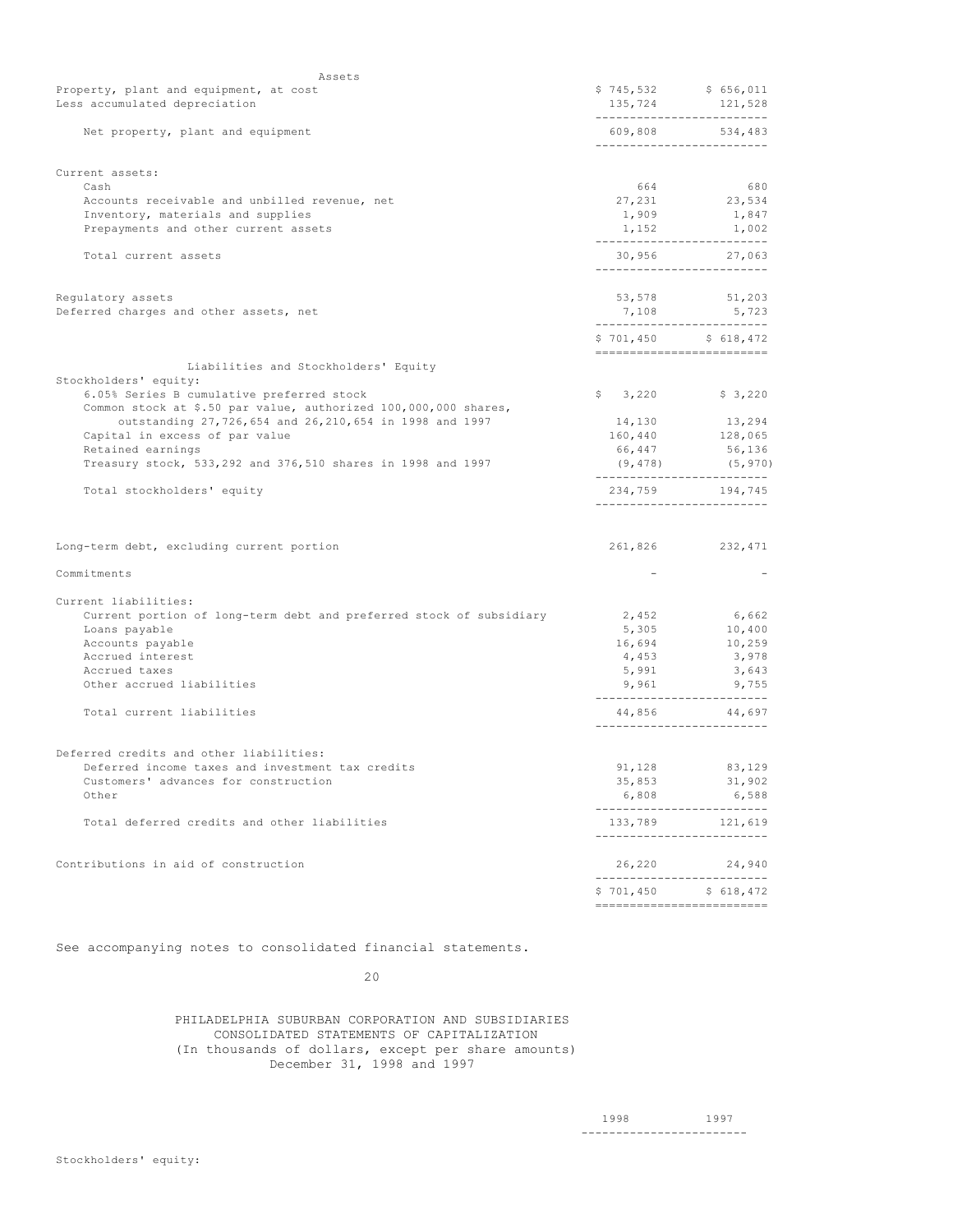| Assets | | |
|---|---|---|
| Property, plant and equipment, at cost | $ 745,532 | $ 656,011 |
| Less accumulated depreciation | 135,724 | 121,528 |
| Net property, plant and equipment | 609,808 | 534,483 |
| Current assets: | | |
| Cash | 664 | 680 |
| Accounts receivable and unbilled revenue, net | 27,231 | 23,534 |
| Inventory, materials and supplies | 1,909 | 1,847 |
| Prepayments and other current assets | 1,152 | 1,002 |
| Total current assets | 30,956 | 27,063 |
| Regulatory assets | 53,578 | 51,203 |
| Deferred charges and other assets, net | 7,108 | 5,723 |
| | $ 701,450 | $ 618,472 |

| Liabilities and Stockholders' Equity | | |
|---|---|---|
| Stockholders' equity: | | |
| 6.05% Series B cumulative preferred stock | $ 3,220 | $ 3,220 |
| Common stock at $.50 par value, authorized 100,000,000 shares, outstanding 27,726,654 and 26,210,654 in 1998 and 1997 | 14,130 | 13,294 |
| Capital in excess of par value | 160,440 | 128,065 |
| Retained earnings | 66,447 | 56,136 |
| Treasury stock, 533,292 and 376,510 shares in 1998 and 1997 | (9,478) | (5,970) |
| Total stockholders' equity | 234,759 | 194,745 |
| Long-term debt, excluding current portion | 261,826 | 232,471 |
| Commitments | - | - |
| Current liabilities: | | |
| Current portion of long-term debt and preferred stock of subsidiary | 2,452 | 6,662 |
| Loans payable | 5,305 | 10,400 |
| Accounts payable | 16,694 | 10,259 |
| Accrued interest | 4,453 | 3,978 |
| Accrued taxes | 5,991 | 3,643 |
| Other accrued liabilities | 9,961 | 9,755 |
| Total current liabilities | 44,856 | 44,697 |
| Deferred credits and other liabilities: | | |
| Deferred income taxes and investment tax credits | 91,128 | 83,129 |
| Customers' advances for construction | 35,853 | 31,902 |
| Other | 6,808 | 6,588 |
| Total deferred credits and other liabilities | 133,789 | 121,619 |
| Contributions in aid of construction | 26,220 | 24,940 |
| | $ 701,450 | $ 618,472 |

See accompanying notes to consolidated financial statements.

PHILADELPHIA SUBURBAN CORPORATION AND SUBSIDIARIES
CONSOLIDATED STATEMENTS OF CAPITALIZATION
(In thousands of dollars, except per share amounts)
December 31, 1998 and 1997

| | 1998 | 1997 |
|---|---|---|
| Stockholders' equity: | | |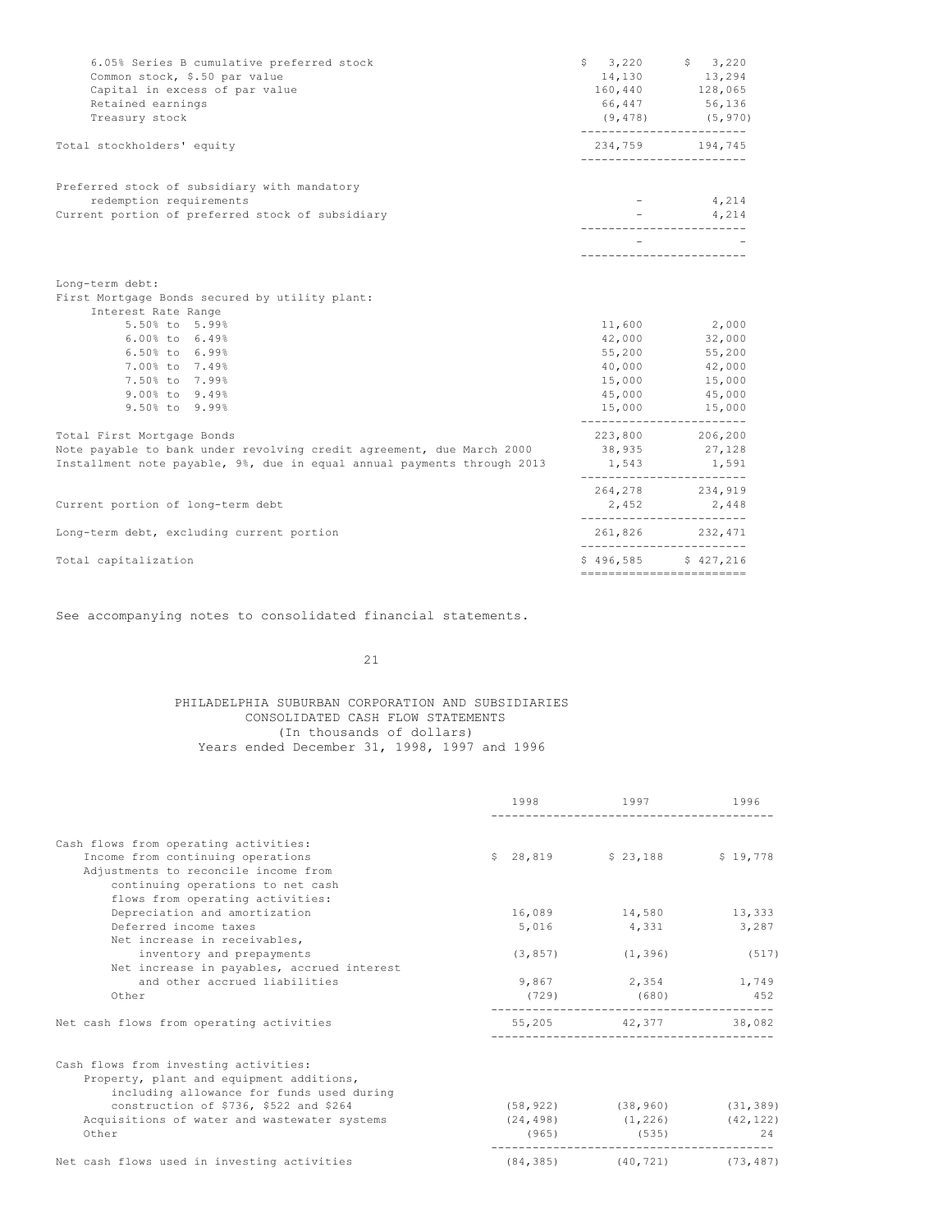| | | |
|---|---|---|
| 6.05% Series B cumulative preferred stock | $ 3,220 | $ 3,220 |
| Common stock, $.50 par value | 14,130 | 13,294 |
| Capital in excess of par value | 160,440 | 128,065 |
| Retained earnings | 66,447 | 56,136 |
| Treasury stock | (9,478) | (5,970) |
| Total stockholders' equity | 234,759 | 194,745 |
| Preferred stock of subsidiary with mandatory redemption requirements | - | 4,214 |
| Current portion of preferred stock of subsidiary | - | 4,214 |
| | - | - |
| Long-term debt: | | |
| First Mortgage Bonds secured by utility plant: | | |
| Interest Rate Range | | |
| 5.50% to 5.99% | 11,600 | 2,000 |
| 6.00% to 6.49% | 42,000 | 32,000 |
| 6.50% to 6.99% | 55,200 | 55,200 |
| 7.00% to 7.49% | 40,000 | 42,000 |
| 7.50% to 7.99% | 15,000 | 15,000 |
| 9.00% to 9.49% | 45,000 | 45,000 |
| 9.50% to 9.99% | 15,000 | 15,000 |
| Total First Mortgage Bonds | 223,800 | 206,200 |
| Note payable to bank under revolving credit agreement, due March 2000 | 38,935 | 27,128 |
| Installment note payable, 9%, due in equal annual payments through 2013 | 1,543 | 1,591 |
| | 264,278 | 234,919 |
| Current portion of long-term debt | 2,452 | 2,448 |
| Long-term debt, excluding current portion | 261,826 | 232,471 |
| Total capitalization | $ 496,585 | $ 427,216 |

See accompanying notes to consolidated financial statements.

PHILADELPHIA SUBURBAN CORPORATION AND SUBSIDIARIES
CONSOLIDATED CASH FLOW STATEMENTS
(In thousands of dollars)
Years ended December 31, 1998, 1997 and 1996

| | 1998 | 1997 | 1996 |
|---|---|---|---|
| Cash flows from operating activities: | | | |
| Income from continuing operations | $ 28,819 | $ 23,188 | $ 19,778 |
| Adjustments to reconcile income from continuing operations to net cash flows from operating activities: | | | |
| Depreciation and amortization | 16,089 | 14,580 | 13,333 |
| Deferred income taxes | 5,016 | 4,331 | 3,287 |
| Net increase in receivables, inventory and prepayments | (3,857) | (1,396) | (517) |
| Net increase in payables, accrued interest and other accrued liabilities | 9,867 | 2,354 | 1,749 |
| Other | (729) | (680) | 452 |
| Net cash flows from operating activities | 55,205 | 42,377 | 38,082 |
| Cash flows from investing activities: | | | |
| Property, plant and equipment additions, including allowance for funds used during construction of $736, $522 and $264 | (58,922) | (38,960) | (31,389) |
| Acquisitions of water and wastewater systems | (24,498) | (1,226) | (42,122) |
| Other | (965) | (535) | 24 |
| Net cash flows used in investing activities | (84,385) | (40,721) | (73,487) |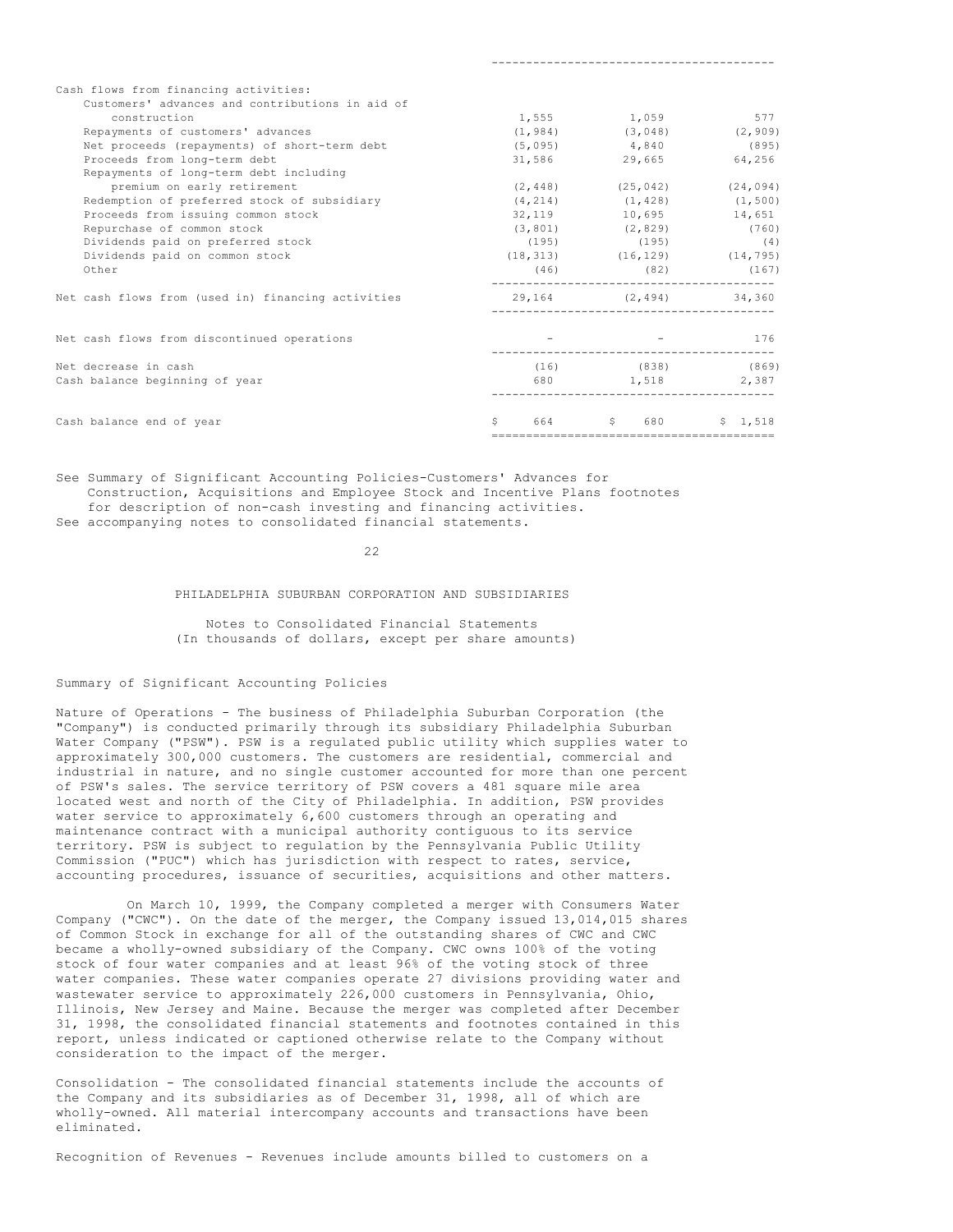| | | | |
|---|---|---|---|
| Cash flows from financing activities: | | | |
| Customers' advances and contributions in aid of construction | 1,555 | 1,059 | 577 |
| Repayments of customers' advances | (1,984) | (3,048) | (2,909) |
| Net proceeds (repayments) of short-term debt | (5,095) | 4,840 | (895) |
| Proceeds from long-term debt | 31,586 | 29,665 | 64,256 |
| Repayments of long-term debt including premium on early retirement | (2,448) | (25,042) | (24,094) |
| Redemption of preferred stock of subsidiary | (4,214) | (1,428) | (1,500) |
| Proceeds from issuing common stock | 32,119 | 10,695 | 14,651 |
| Repurchase of common stock | (3,801) | (2,829) | (760) |
| Dividends paid on preferred stock | (195) | (195) | (4) |
| Dividends paid on common stock | (18,313) | (16,129) | (14,795) |
| Other | (46) | (82) | (167) |
| Net cash flows from (used in) financing activities | 29,164 | (2,494) | 34,360 |
| Net cash flows from discontinued operations | - | - | 176 |
| Net decrease in cash | (16) | (838) | (869) |
| Cash balance beginning of year | 680 | 1,518 | 2,387 |
| Cash balance end of year | $ 664 | $ 680 | $ 1,518 |

See Summary of Significant Accounting Policies-Customers' Advances for Construction, Acquisitions and Employee Stock and Incentive Plans footnotes for description of non-cash investing and financing activities.
See accompanying notes to consolidated financial statements.

# PHILADELPHIA SUBURBAN CORPORATION AND SUBSIDIARIES

## Notes to Consolidated Financial Statements
(In thousands of dollars, except per share amounts)

### Summary of Significant Accounting Policies

Nature of Operations - The business of Philadelphia Suburban Corporation (the "Company") is conducted primarily through its subsidiary Philadelphia Suburban Water Company ("PSW"). PSW is a regulated public utility which supplies water to approximately 300,000 customers. The customers are residential, commercial and industrial in nature, and no single customer accounted for more than one percent of PSW's sales. The service territory of PSW covers a 481 square mile area located west and north of the City of Philadelphia. In addition, PSW provides water service to approximately 6,600 customers through an operating and maintenance contract with a municipal authority contiguous to its service territory. PSW is subject to regulation by the Pennsylvania Public Utility Commission ("PUC") which has jurisdiction with respect to rates, service, accounting procedures, issuance of securities, acquisitions and other matters.

On March 10, 1999, the Company completed a merger with Consumers Water Company ("CWC"). On the date of the merger, the Company issued 13,014,015 shares of Common Stock in exchange for all of the outstanding shares of CWC and CWC became a wholly-owned subsidiary of the Company. CWC owns 100% of the voting stock of four water companies and at least 96% of the voting stock of three water companies. These water companies operate 27 divisions providing water and wastewater service to approximately 226,000 customers in Pennsylvania, Ohio, Illinois, New Jersey and Maine. Because the merger was completed after December 31, 1998, the consolidated financial statements and footnotes contained in this report, unless indicated or captioned otherwise relate to the Company without consideration to the impact of the merger.

Consolidation - The consolidated financial statements include the accounts of the Company and its subsidiaries as of December 31, 1998, all of which are wholly-owned. All material intercompany accounts and transactions have been eliminated.

Recognition of Revenues - Revenues include amounts billed to customers on a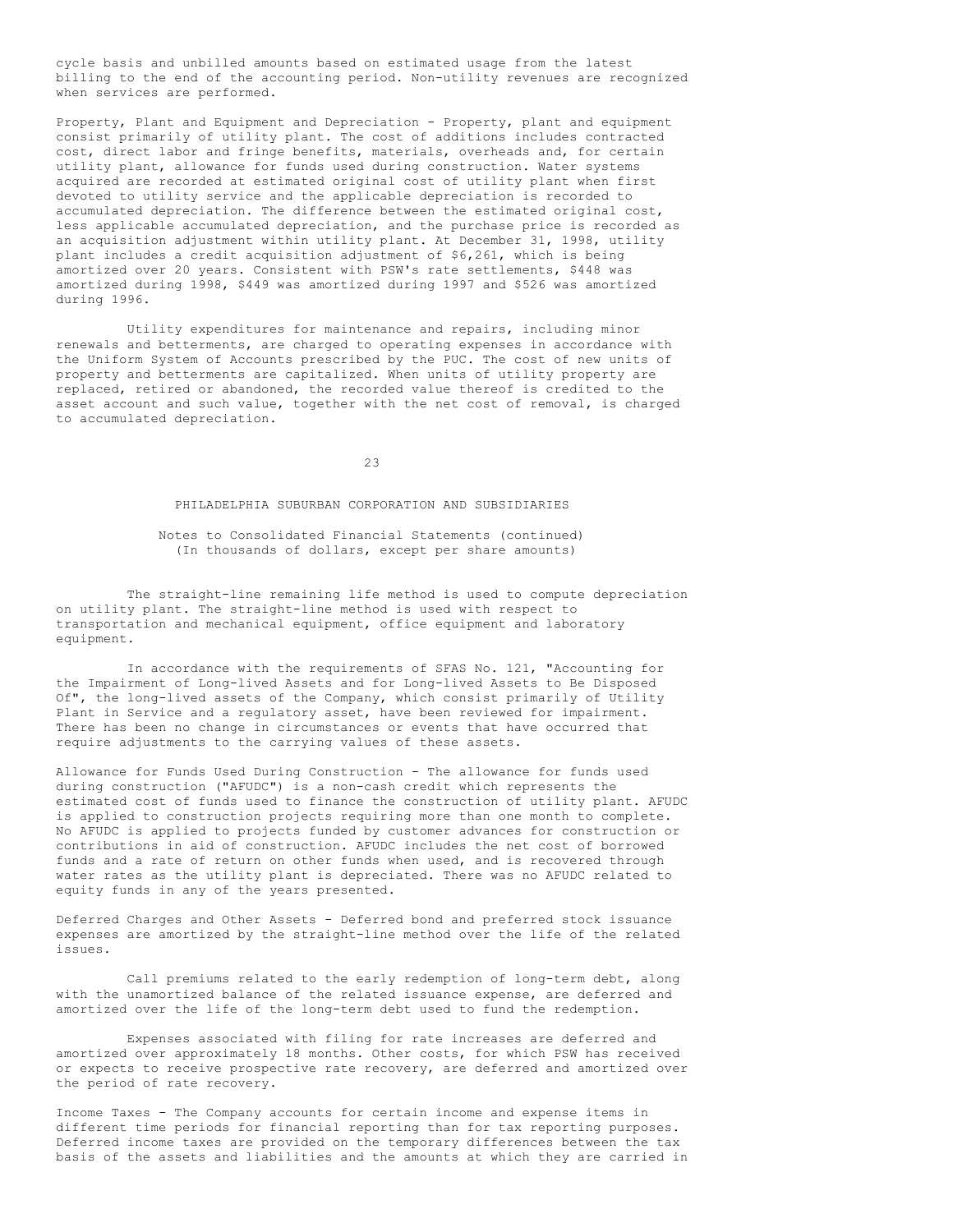cycle basis and unbilled amounts based on estimated usage from the latest billing to the end of the accounting period. Non-utility revenues are recognized when services are performed.

Property, Plant and Equipment and Depreciation - Property, plant and equipment consist primarily of utility plant. The cost of additions includes contracted cost, direct labor and fringe benefits, materials, overheads and, for certain utility plant, allowance for funds used during construction. Water systems acquired are recorded at estimated original cost of utility plant when first devoted to utility service and the applicable depreciation is recorded to accumulated depreciation. The difference between the estimated original cost, less applicable accumulated depreciation, and the purchase price is recorded as an acquisition adjustment within utility plant. At December 31, 1998, utility plant includes a credit acquisition adjustment of $6,261, which is being amortized over 20 years. Consistent with PSW's rate settlements, $448 was amortized during 1998, $449 was amortized during 1997 and $526 was amortized during 1996.

Utility expenditures for maintenance and repairs, including minor renewals and betterments, are charged to operating expenses in accordance with the Uniform System of Accounts prescribed by the PUC. The cost of new units of property and betterments are capitalized. When units of utility property are replaced, retired or abandoned, the recorded value thereof is credited to the asset account and such value, together with the net cost of removal, is charged to accumulated depreciation.

PHILADELPHIA SUBURBAN CORPORATION AND SUBSIDIARIES

Notes to Consolidated Financial Statements (continued)
(In thousands of dollars, except per share amounts)

The straight-line remaining life method is used to compute depreciation on utility plant. The straight-line method is used with respect to transportation and mechanical equipment, office equipment and laboratory equipment.

In accordance with the requirements of SFAS No. 121, "Accounting for the Impairment of Long-lived Assets and for Long-lived Assets to Be Disposed Of", the long-lived assets of the Company, which consist primarily of Utility Plant in Service and a regulatory asset, have been reviewed for impairment. There has been no change in circumstances or events that have occurred that require adjustments to the carrying values of these assets.

Allowance for Funds Used During Construction - The allowance for funds used during construction ("AFUDC") is a non-cash credit which represents the estimated cost of funds used to finance the construction of utility plant. AFUDC is applied to construction projects requiring more than one month to complete. No AFUDC is applied to projects funded by customer advances for construction or contributions in aid of construction. AFUDC includes the net cost of borrowed funds and a rate of return on other funds when used, and is recovered through water rates as the utility plant is depreciated. There was no AFUDC related to equity funds in any of the years presented.

Deferred Charges and Other Assets - Deferred bond and preferred stock issuance expenses are amortized by the straight-line method over the life of the related issues.

Call premiums related to the early redemption of long-term debt, along with the unamortized balance of the related issuance expense, are deferred and amortized over the life of the long-term debt used to fund the redemption.

Expenses associated with filing for rate increases are deferred and amortized over approximately 18 months. Other costs, for which PSW has received or expects to receive prospective rate recovery, are deferred and amortized over the period of rate recovery.

Income Taxes - The Company accounts for certain income and expense items in different time periods for financial reporting than for tax reporting purposes. Deferred income taxes are provided on the temporary differences between the tax basis of the assets and liabilities and the amounts at which they are carried in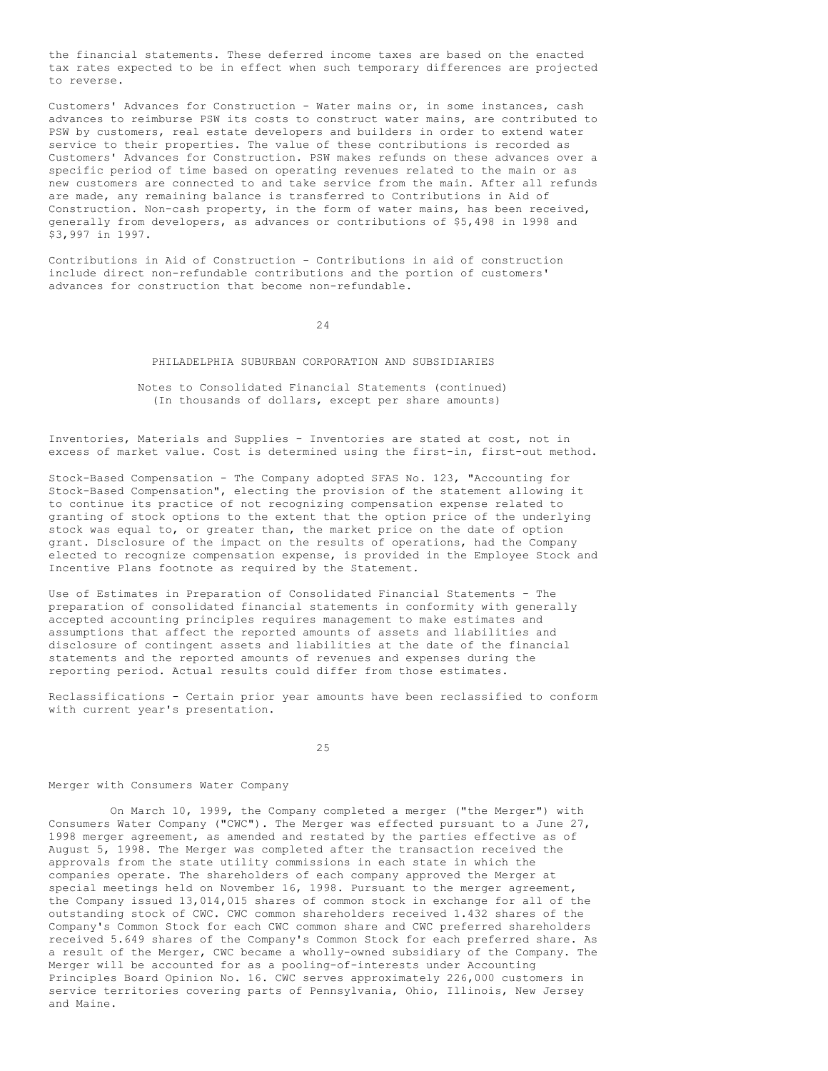the financial statements. These deferred income taxes are based on the enacted tax rates expected to be in effect when such temporary differences are projected to reverse.

Customers' Advances for Construction - Water mains or, in some instances, cash advances to reimburse PSW its costs to construct water mains, are contributed to PSW by customers, real estate developers and builders in order to extend water service to their properties. The value of these contributions is recorded as Customers' Advances for Construction. PSW makes refunds on these advances over a specific period of time based on operating revenues related to the main or as new customers are connected to and take service from the main. After all refunds are made, any remaining balance is transferred to Contributions in Aid of Construction. Non-cash property, in the form of water mains, has been received, generally from developers, as advances or contributions of $5,498 in 1998 and $3,997 in 1997.

Contributions in Aid of Construction - Contributions in aid of construction include direct non-refundable contributions and the portion of customers' advances for construction that become non-refundable.

PHILADELPHIA SUBURBAN CORPORATION AND SUBSIDIARIES

Notes to Consolidated Financial Statements (continued)
(In thousands of dollars, except per share amounts)

Inventories, Materials and Supplies - Inventories are stated at cost, not in excess of market value. Cost is determined using the first-in, first-out method.

Stock-Based Compensation - The Company adopted SFAS No. 123, "Accounting for Stock-Based Compensation", electing the provision of the statement allowing it to continue its practice of not recognizing compensation expense related to granting of stock options to the extent that the option price of the underlying stock was equal to, or greater than, the market price on the date of option grant. Disclosure of the impact on the results of operations, had the Company elected to recognize compensation expense, is provided in the Employee Stock and Incentive Plans footnote as required by the Statement.

Use of Estimates in Preparation of Consolidated Financial Statements - The preparation of consolidated financial statements in conformity with generally accepted accounting principles requires management to make estimates and assumptions that affect the reported amounts of assets and liabilities and disclosure of contingent assets and liabilities at the date of the financial statements and the reported amounts of revenues and expenses during the reporting period. Actual results could differ from those estimates.

Reclassifications - Certain prior year amounts have been reclassified to conform with current year's presentation.

Merger with Consumers Water Company

On March 10, 1999, the Company completed a merger ("the Merger") with Consumers Water Company ("CWC"). The Merger was effected pursuant to a June 27, 1998 merger agreement, as amended and restated by the parties effective as of August 5, 1998. The Merger was completed after the transaction received the approvals from the state utility commissions in each state in which the companies operate. The shareholders of each company approved the Merger at special meetings held on November 16, 1998. Pursuant to the merger agreement, the Company issued 13,014,015 shares of common stock in exchange for all of the outstanding stock of CWC. CWC common shareholders received 1.432 shares of the Company's Common Stock for each CWC common share and CWC preferred shareholders received 5.649 shares of the Company's Common Stock for each preferred share. As a result of the Merger, CWC became a wholly-owned subsidiary of the Company. The Merger will be accounted for as a pooling-of-interests under Accounting Principles Board Opinion No. 16. CWC serves approximately 226,000 customers in service territories covering parts of Pennsylvania, Ohio, Illinois, New Jersey and Maine.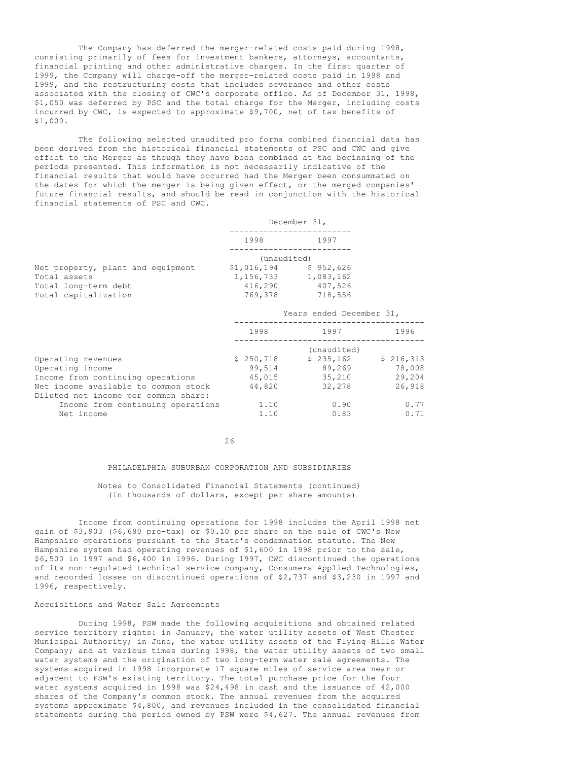The Company has deferred the merger-related costs paid during 1998, consisting primarily of fees for investment bankers, attorneys, accountants, financial printing and other administrative charges. In the first quarter of 1999, the Company will charge-off the merger-related costs paid in 1998 and 1999, and the restructuring costs that includes severance and other costs associated with the closing of CWC's corporate office. As of December 31, 1998, $1,050 was deferred by PSC and the total charge for the Merger, including costs incurred by CWC, is expected to approximate $9,700, net of tax benefits of $1,000.

The following selected unaudited pro forma combined financial data has been derived from the historical financial statements of PSC and CWC and give effect to the Merger as though they have been combined at the beginning of the periods presented. This information is not necessarily indicative of the financial results that would have occurred had the Merger been consummated on the dates for which the merger is being given effect, or the merged companies' future financial results, and should be read in conjunction with the historical financial statements of PSC and CWC.

| | December 31, | |
|---|---|---|
| | 1998 | 1997 |
| | (unaudited) | |
| Net property, plant and equipment | $1,016,194 | $ 952,626 |
| Total assets | 1,156,733 | 1,083,162 |
| Total long-term debt | 416,290 | 407,526 |
| Total capitalization | 769,378 | 718,556 |

| | Years ended December 31, | | |
|---|---|---|---|
| | 1998 | 1997 | 1996 |
| | | (unaudited) | |
| Operating revenues | $ 250,718 | $ 235,162 | $ 216,313 |
| Operating income | 99,514 | 89,269 | 78,008 |
| Income from continuing operations | 45,015 | 35,210 | 29,204 |
| Net income available to common stock | 44,820 | 32,278 | 26,918 |
| Diluted net income per common share: | | | |
| Income from continuing operations | 1.10 | 0.90 | 0.77 |
| Net income | 1.10 | 0.83 | 0.71 |

Income from continuing operations for 1998 includes the April 1998 net gain of $3,903 ($6,680 pre-tax) or $0.10 per share on the sale of CWC's New Hampshire operations pursuant to the State's condemnation statute. The New Hampshire system had operating revenues of $1,600 in 1998 prior to the sale, $6,500 in 1997 and $6,400 in 1996. During 1997, CWC discontinued the operations of its non-regulated technical service company, Consumers Applied Technologies, and recorded losses on discontinued operations of $2,737 and $3,230 in 1997 and 1996, respectively.

## Acquisitions and Water Sale Agreements

During 1998, PSW made the following acquisitions and obtained related service territory rights: in January, the water utility assets of West Chester Municipal Authority; in June, the water utility assets of the Flying Hills Water Company; and at various times during 1998, the water utility assets of two small water systems and the origination of two long-term water sale agreements. The systems acquired in 1998 incorporate 17 square miles of service area near or adjacent to PSW's existing territory. The total purchase price for the four water systems acquired in 1998 was $24,498 in cash and the issuance of 42,000 shares of the Company's common stock. The annual revenues from the acquired systems approximate $4,800, and revenues included in the consolidated financial statements during the period owned by PSW were $4,627. The annual revenues from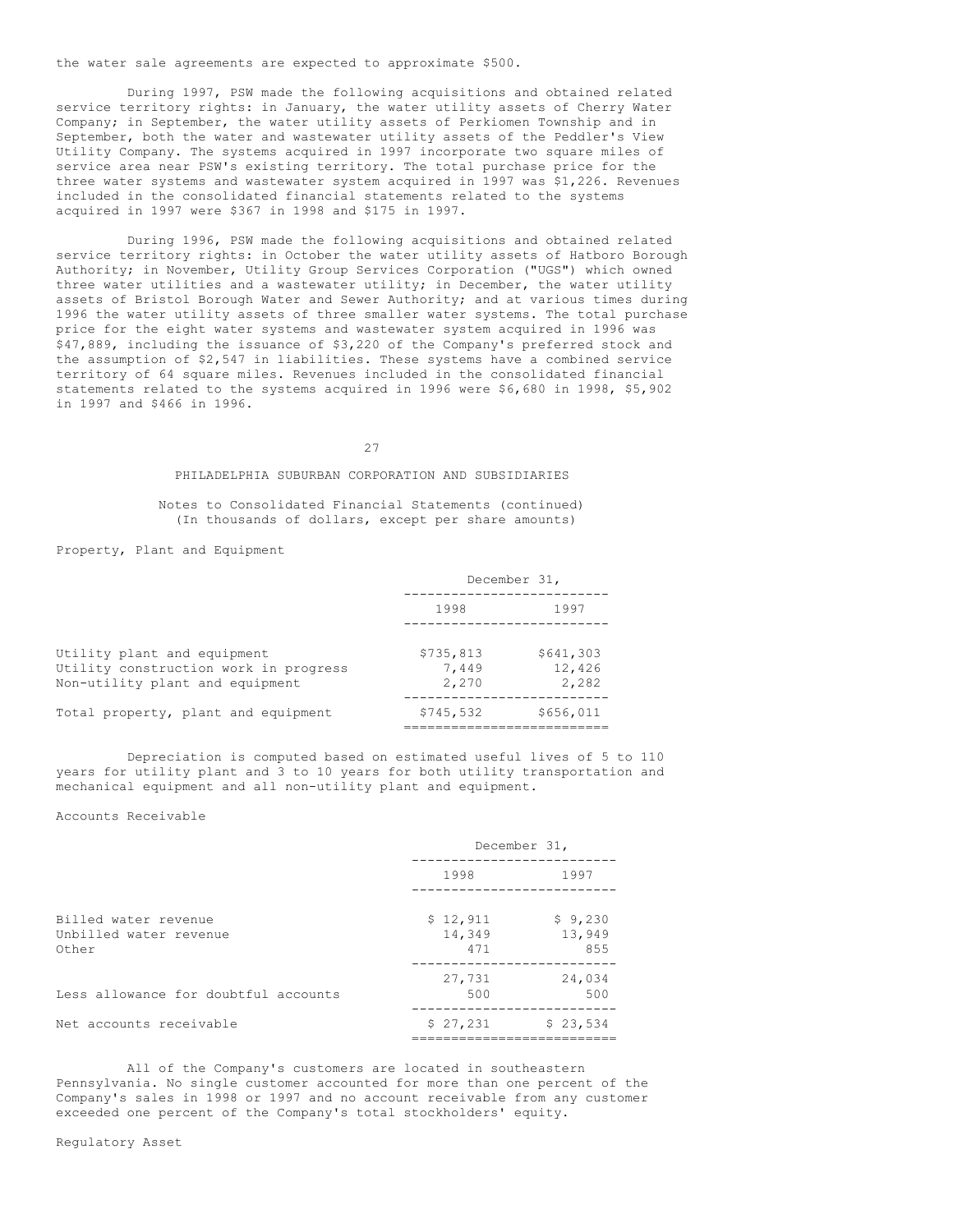the water sale agreements are expected to approximate $500.

During 1997, PSW made the following acquisitions and obtained related service territory rights: in January, the water utility assets of Cherry Water Company; in September, the water utility assets of Perkiomen Township and in September, both the water and wastewater utility assets of the Peddler's View Utility Company. The systems acquired in 1997 incorporate two square miles of service area near PSW's existing territory. The total purchase price for the three water systems and wastewater system acquired in 1997 was $1,226. Revenues included in the consolidated financial statements related to the systems acquired in 1997 were $367 in 1998 and $175 in 1997.

During 1996, PSW made the following acquisitions and obtained related service territory rights: in October the water utility assets of Hatboro Borough Authority; in November, Utility Group Services Corporation ("UGS") which owned three water utilities and a wastewater utility; in December, the water utility assets of Bristol Borough Water and Sewer Authority; and at various times during 1996 the water utility assets of three smaller water systems. The total purchase price for the eight water systems and wastewater system acquired in 1996 was $47,889, including the issuance of $3,220 of the Company's preferred stock and the assumption of $2,547 in liabilities. These systems have a combined service territory of 64 square miles. Revenues included in the consolidated financial statements related to the systems acquired in 1996 were $6,680 in 1998, $5,902 in 1997 and $466 in 1996.

PHILADELPHIA SUBURBAN CORPORATION AND SUBSIDIARIES

Notes to Consolidated Financial Statements (continued)
(In thousands of dollars, except per share amounts)

Property, Plant and Equipment

| | December 31, 1998 | December 31, 1997 |
|---|---|---|
| Utility plant and equipment | $735,813 | $641,303 |
| Utility construction work in progress | 7,449 | 12,426 |
| Non-utility plant and equipment | 2,270 | 2,282 |
| Total property, plant and equipment | $745,532 | $656,011 |

Depreciation is computed based on estimated useful lives of 5 to 110 years for utility plant and 3 to 10 years for both utility transportation and mechanical equipment and all non-utility plant and equipment.

Accounts Receivable

| | December 31, 1998 | December 31, 1997 |
|---|---|---|
| Billed water revenue | $ 12,911 | $ 9,230 |
| Unbilled water revenue | 14,349 | 13,949 |
| Other | 471 | 855 |
| | 27,731 | 24,034 |
| Less allowance for doubtful accounts | 500 | 500 |
| Net accounts receivable | $ 27,231 | $ 23,534 |

All of the Company's customers are located in southeastern Pennsylvania. No single customer accounted for more than one percent of the Company's sales in 1998 or 1997 and no account receivable from any customer exceeded one percent of the Company's total stockholders' equity.

Regulatory Asset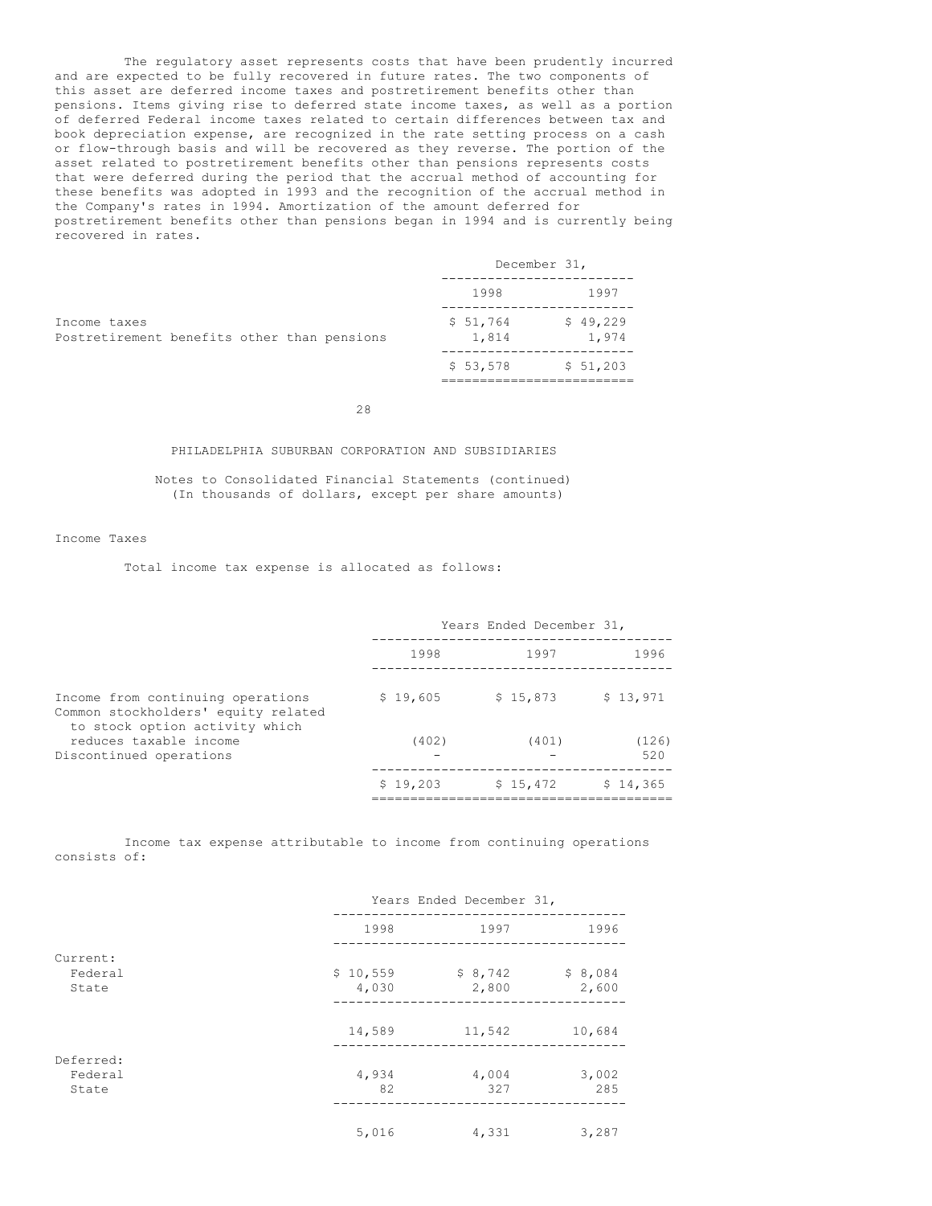The regulatory asset represents costs that have been prudently incurred and are expected to be fully recovered in future rates. The two components of this asset are deferred income taxes and postretirement benefits other than pensions. Items giving rise to deferred state income taxes, as well as a portion of deferred Federal income taxes related to certain differences between tax and book depreciation expense, are recognized in the rate setting process on a cash or flow-through basis and will be recovered as they reverse. The portion of the asset related to postretirement benefits other than pensions represents costs that were deferred during the period that the accrual method of accounting for these benefits was adopted in 1993 and the recognition of the accrual method in the Company's rates in 1994. Amortization of the amount deferred for postretirement benefits other than pensions began in 1994 and is currently being recovered in rates.

| | December 31, | |
|---|---|---|
| | 1998 | 1997 |
| Income taxes | $ 51,764 | $ 49,229 |
| Postretirement benefits other than pensions | 1,814 | 1,974 |
| | $ 53,578 | $ 51,203 |

PHILADELPHIA SUBURBAN CORPORATION AND SUBSIDIARIES

Notes to Consolidated Financial Statements (continued)
(In thousands of dollars, except per share amounts)

### Income Taxes

Total income tax expense is allocated as follows:

| | Years Ended December 31, | | |
|---|---|---|---|
| | 1998 | 1997 | 1996 |
| Income from continuing operations | $ 19,605 | $ 15,873 | $ 13,971 |
| Common stockholders' equity related to stock option activity which reduces taxable income | (402) | (401) | (126) |
| Discontinued operations | - | - | 520 |
| | $ 19,203 | $ 15,472 | $ 14,365 |

Income tax expense attributable to income from continuing operations consists of:

| | Years Ended December 31, | | |
|---|---|---|---|
| | 1998 | 1997 | 1996 |
| Current: | | | |
| Federal | $ 10,559 | $ 8,742 | $ 8,084 |
| State | 4,030 | 2,800 | 2,600 |
| | 14,589 | 11,542 | 10,684 |
| Deferred: | | | |
| Federal | 4,934 | 4,004 | 3,002 |
| State | 82 | 327 | 285 |
| | 5,016 | 4,331 | 3,287 |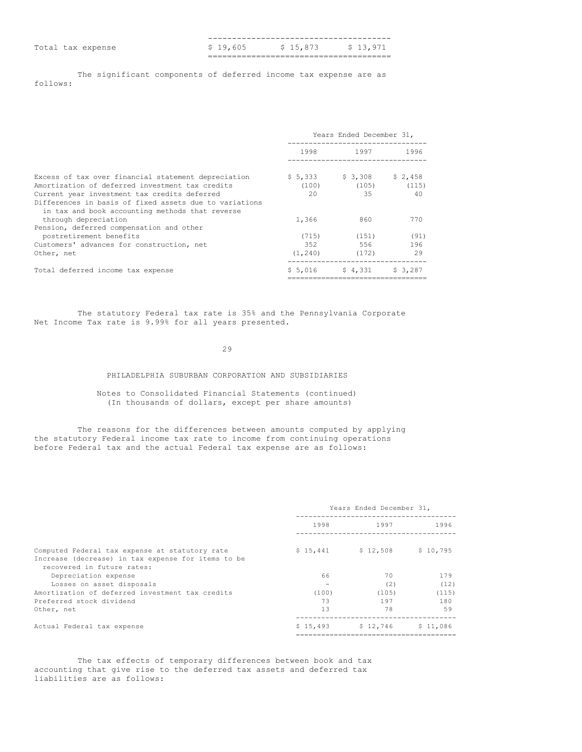| | | | |
|---|---|---|---|
| Total tax expense | $ 19,605 | $ 15,873 | $ 13,971 |

The significant components of deferred income tax expense are as follows:

| | Years Ended December 31, | | |
|---|---|---|---|
| | 1998 | 1997 | 1996 |
| Excess of tax over financial statement depreciation | $ 5,333 | $ 3,308 | $ 2,458 |
| Amortization of deferred investment tax credits | (100) | (105) | (115) |
| Current year investment tax credits deferred | 20 | 35 | 40 |
| Differences in basis of fixed assets due to variations in tax and book accounting methods that reverse through depreciation | 1,366 | 860 | 770 |
| Pension, deferred compensation and other postretirement benefits | (715) | (151) | (91) |
| Customers' advances for construction, net | 352 | 556 | 196 |
| Other, net | (1,240) | (172) | 29 |
| Total deferred income tax expense | $ 5,016 | $ 4,331 | $ 3,287 |

The statutory Federal tax rate is 35% and the Pennsylvania Corporate Net Income Tax rate is 9.99% for all years presented.

PHILADELPHIA SUBURBAN CORPORATION AND SUBSIDIARIES

Notes to Consolidated Financial Statements (continued)
(In thousands of dollars, except per share amounts)

The reasons for the differences between amounts computed by applying the statutory Federal income tax rate to income from continuing operations before Federal tax and the actual Federal tax expense are as follows:

| | Years Ended December 31, | | |
|---|---|---|---|
| | 1998 | 1997 | 1996 |
| Computed Federal tax expense at statutory rate | $ 15,441 | $ 12,508 | $ 10,795 |
| Increase (decrease) in tax expense for items to be recovered in future rates: | | | |
| Depreciation expense | 66 | 70 | 179 |
| Losses on asset disposals | - | (2) | (12) |
| Amortization of deferred investment tax credits | (100) | (105) | (115) |
| Preferred stock dividend | 73 | 197 | 180 |
| Other, net | 13 | 78 | 59 |
| Actual Federal tax expense | $ 15,493 | $ 12,746 | $ 11,086 |

The tax effects of temporary differences between book and tax accounting that give rise to the deferred tax assets and deferred tax liabilities are as follows: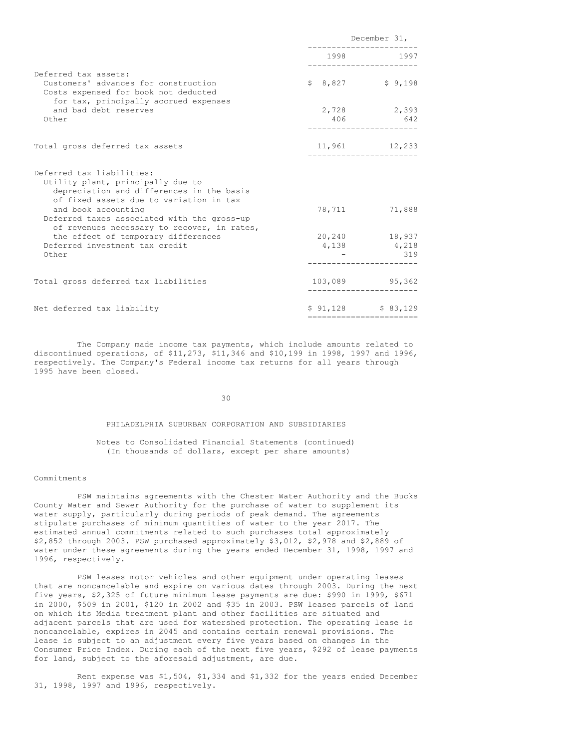| | December 31, | |
|---|---|---|
| | 1998 | 1997 |
| Deferred tax assets: | | |
| Customers' advances for construction | $ 8,827 | $ 9,198 |
| Costs expensed for book not deducted for tax, principally accrued expenses and bad debt reserves | 2,728 | 2,393 |
| Other | 406 | 642 |
| Total gross deferred tax assets | 11,961 | 12,233 |
| Deferred tax liabilities: | | |
| Utility plant, principally due to depreciation and differences in the basis of fixed assets due to variation in tax and book accounting | 78,711 | 71,888 |
| Deferred taxes associated with the gross-up of revenues necessary to recover, in rates, the effect of temporary differences | 20,240 | 18,937 |
| Deferred investment tax credit | 4,138 | 4,218 |
| Other | - | 319 |
| Total gross deferred tax liabilities | 103,089 | 95,362 |
| Net deferred tax liability | $ 91,128 | $ 83,129 |

The Company made income tax payments, which include amounts related to discontinued operations, of $11,273, $11,346 and $10,199 in 1998, 1997 and 1996, respectively. The Company's Federal income tax returns for all years through 1995 have been closed.

PHILADELPHIA SUBURBAN CORPORATION AND SUBSIDIARIES

Notes to Consolidated Financial Statements (continued)
(In thousands of dollars, except per share amounts)

Commitments

PSW maintains agreements with the Chester Water Authority and the Bucks County Water and Sewer Authority for the purchase of water to supplement its water supply, particularly during periods of peak demand. The agreements stipulate purchases of minimum quantities of water to the year 2017. The estimated annual commitments related to such purchases total approximately $2,852 through 2003. PSW purchased approximately $3,012, $2,978 and $2,889 of water under these agreements during the years ended December 31, 1998, 1997 and 1996, respectively.

PSW leases motor vehicles and other equipment under operating leases that are noncancelable and expire on various dates through 2003. During the next five years, $2,325 of future minimum lease payments are due: $990 in 1999, $671 in 2000, $509 in 2001, $120 in 2002 and $35 in 2003. PSW leases parcels of land on which its Media treatment plant and other facilities are situated and adjacent parcels that are used for watershed protection. The operating lease is noncancelable, expires in 2045 and contains certain renewal provisions. The lease is subject to an adjustment every five years based on changes in the Consumer Price Index. During each of the next five years, $292 of lease payments for land, subject to the aforesaid adjustment, are due.

Rent expense was $1,504, $1,334 and $1,332 for the years ended December 31, 1998, 1997 and 1996, respectively.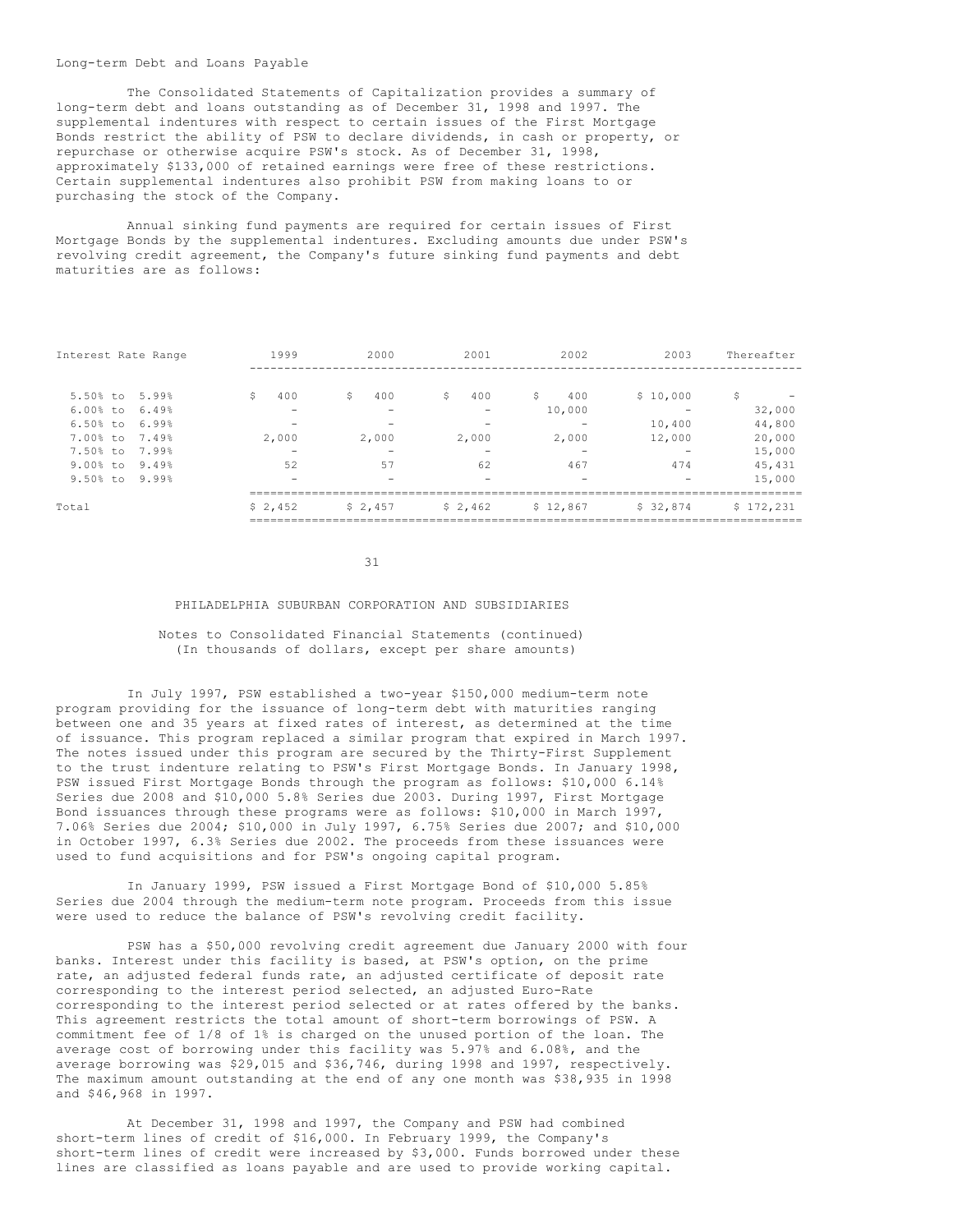Long-term Debt and Loans Payable

The Consolidated Statements of Capitalization provides a summary of long-term debt and loans outstanding as of December 31, 1998 and 1997. The supplemental indentures with respect to certain issues of the First Mortgage Bonds restrict the ability of PSW to declare dividends, in cash or property, or repurchase or otherwise acquire PSW's stock. As of December 31, 1998, approximately $133,000 of retained earnings were free of these restrictions. Certain supplemental indentures also prohibit PSW from making loans to or purchasing the stock of the Company.

Annual sinking fund payments are required for certain issues of First Mortgage Bonds by the supplemental indentures. Excluding amounts due under PSW's revolving credit agreement, the Company's future sinking fund payments and debt maturities are as follows:

| Interest Rate Range | 1999 | 2000 | 2001 | 2002 | 2003 | Thereafter |
|---|---|---|---|---|---|---|
| 5.50% to 5.99% | $ 400 | $ 400 | $ 400 | $ 400 | $ 10,000 | $ - |
| 6.00% to 6.49% | - | - | - | 10,000 | - | 32,000 |
| 6.50% to 6.99% | - | - | - | - | 10,400 | 44,800 |
| 7.00% to 7.49% | 2,000 | 2,000 | 2,000 | 2,000 | 12,000 | 20,000 |
| 7.50% to 7.99% | - | - | - | - | - | 15,000 |
| 9.00% to 9.49% | 52 | 57 | 62 | 467 | 474 | 45,431 |
| 9.50% to 9.99% | - | - | - | - | - | 15,000 |
| Total | $ 2,452 | $ 2,457 | $ 2,462 | $ 12,867 | $ 32,874 | $ 172,231 |

PHILADELPHIA SUBURBAN CORPORATION AND SUBSIDIARIES

Notes to Consolidated Financial Statements (continued)
(In thousands of dollars, except per share amounts)

In July 1997, PSW established a two-year $150,000 medium-term note program providing for the issuance of long-term debt with maturities ranging between one and 35 years at fixed rates of interest, as determined at the time of issuance. This program replaced a similar program that expired in March 1997. The notes issued under this program are secured by the Thirty-First Supplement to the trust indenture relating to PSW's First Mortgage Bonds. In January 1998, PSW issued First Mortgage Bonds through the program as follows: $10,000 6.14% Series due 2008 and $10,000 5.8% Series due 2003. During 1997, First Mortgage Bond issuances through these programs were as follows: $10,000 in March 1997, 7.06% Series due 2004; $10,000 in July 1997, 6.75% Series due 2007; and $10,000 in October 1997, 6.3% Series due 2002. The proceeds from these issuances were used to fund acquisitions and for PSW's ongoing capital program.

In January 1999, PSW issued a First Mortgage Bond of $10,000 5.85% Series due 2004 through the medium-term note program. Proceeds from this issue were used to reduce the balance of PSW's revolving credit facility.

PSW has a $50,000 revolving credit agreement due January 2000 with four banks. Interest under this facility is based, at PSW's option, on the prime rate, an adjusted federal funds rate, an adjusted certificate of deposit rate corresponding to the interest period selected, an adjusted Euro-Rate corresponding to the interest period selected or at rates offered by the banks. This agreement restricts the total amount of short-term borrowings of PSW. A commitment fee of 1/8 of 1% is charged on the unused portion of the loan. The average cost of borrowing under this facility was 5.97% and 6.08%, and the average borrowing was $29,015 and $36,746, during 1998 and 1997, respectively. The maximum amount outstanding at the end of any one month was $38,935 in 1998 and $46,968 in 1997.

At December 31, 1998 and 1997, the Company and PSW had combined short-term lines of credit of $16,000. In February 1999, the Company's short-term lines of credit were increased by $3,000. Funds borrowed under these lines are classified as loans payable and are used to provide working capital.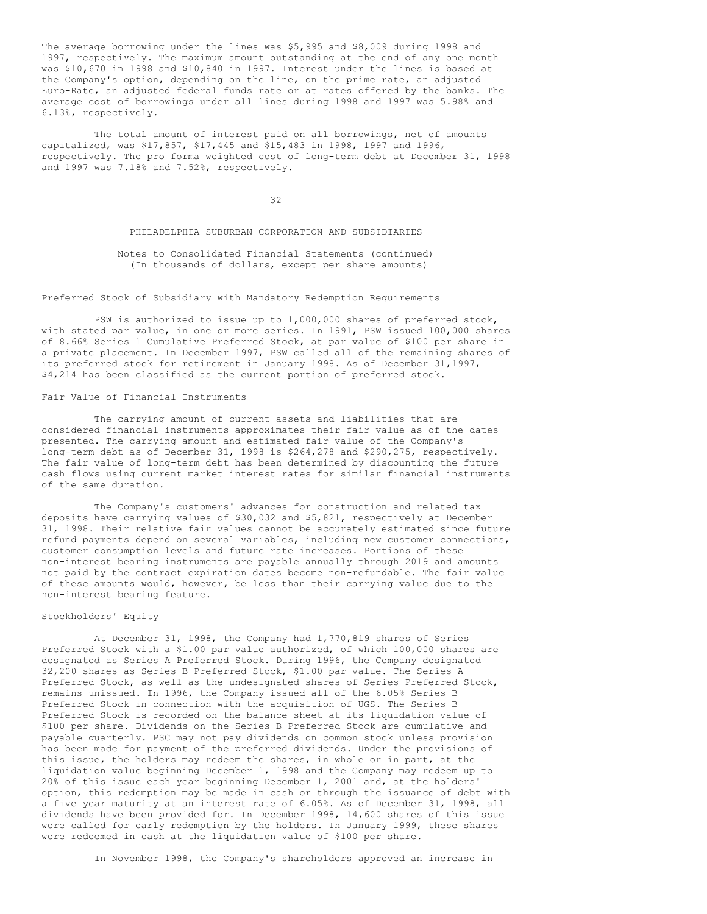The average borrowing under the lines was $5,995 and $8,009 during 1998 and 1997, respectively. The maximum amount outstanding at the end of any one month was $10,670 in 1998 and $10,840 in 1997. Interest under the lines is based at the Company's option, depending on the line, on the prime rate, an adjusted Euro-Rate, an adjusted federal funds rate or at rates offered by the banks. The average cost of borrowings under all lines during 1998 and 1997 was 5.98% and 6.13%, respectively.

The total amount of interest paid on all borrowings, net of amounts capitalized, was $17,857, $17,445 and $15,483 in 1998, 1997 and 1996, respectively. The pro forma weighted cost of long-term debt at December 31, 1998 and 1997 was 7.18% and 7.52%, respectively.

PHILADELPHIA SUBURBAN CORPORATION AND SUBSIDIARIES

Notes to Consolidated Financial Statements (continued)
(In thousands of dollars, except per share amounts)

## Preferred Stock of Subsidiary with Mandatory Redemption Requirements

PSW is authorized to issue up to 1,000,000 shares of preferred stock, with stated par value, in one or more series. In 1991, PSW issued 100,000 shares of 8.66% Series 1 Cumulative Preferred Stock, at par value of $100 per share in a private placement. In December 1997, PSW called all of the remaining shares of its preferred stock for retirement in January 1998. As of December 31,1997, $4,214 has been classified as the current portion of preferred stock.

## Fair Value of Financial Instruments

The carrying amount of current assets and liabilities that are considered financial instruments approximates their fair value as of the dates presented. The carrying amount and estimated fair value of the Company's long-term debt as of December 31, 1998 is $264,278 and $290,275, respectively. The fair value of long-term debt has been determined by discounting the future cash flows using current market interest rates for similar financial instruments of the same duration.

The Company's customers' advances for construction and related tax deposits have carrying values of $30,032 and $5,821, respectively at December 31, 1998. Their relative fair values cannot be accurately estimated since future refund payments depend on several variables, including new customer connections, customer consumption levels and future rate increases. Portions of these non-interest bearing instruments are payable annually through 2019 and amounts not paid by the contract expiration dates become non-refundable. The fair value of these amounts would, however, be less than their carrying value due to the non-interest bearing feature.

## Stockholders' Equity

At December 31, 1998, the Company had 1,770,819 shares of Series Preferred Stock with a $1.00 par value authorized, of which 100,000 shares are designated as Series A Preferred Stock. During 1996, the Company designated 32,200 shares as Series B Preferred Stock, $1.00 par value. The Series A Preferred Stock, as well as the undesignated shares of Series Preferred Stock, remains unissued. In 1996, the Company issued all of the 6.05% Series B Preferred Stock in connection with the acquisition of UGS. The Series B Preferred Stock is recorded on the balance sheet at its liquidation value of $100 per share. Dividends on the Series B Preferred Stock are cumulative and payable quarterly. PSC may not pay dividends on common stock unless provision has been made for payment of the preferred dividends. Under the provisions of this issue, the holders may redeem the shares, in whole or in part, at the liquidation value beginning December 1, 1998 and the Company may redeem up to 20% of this issue each year beginning December 1, 2001 and, at the holders' option, this redemption may be made in cash or through the issuance of debt with a five year maturity at an interest rate of 6.05%. As of December 31, 1998, all dividends have been provided for. In December 1998, 14,600 shares of this issue were called for early redemption by the holders. In January 1999, these shares were redeemed in cash at the liquidation value of $100 per share.

In November 1998, the Company's shareholders approved an increase in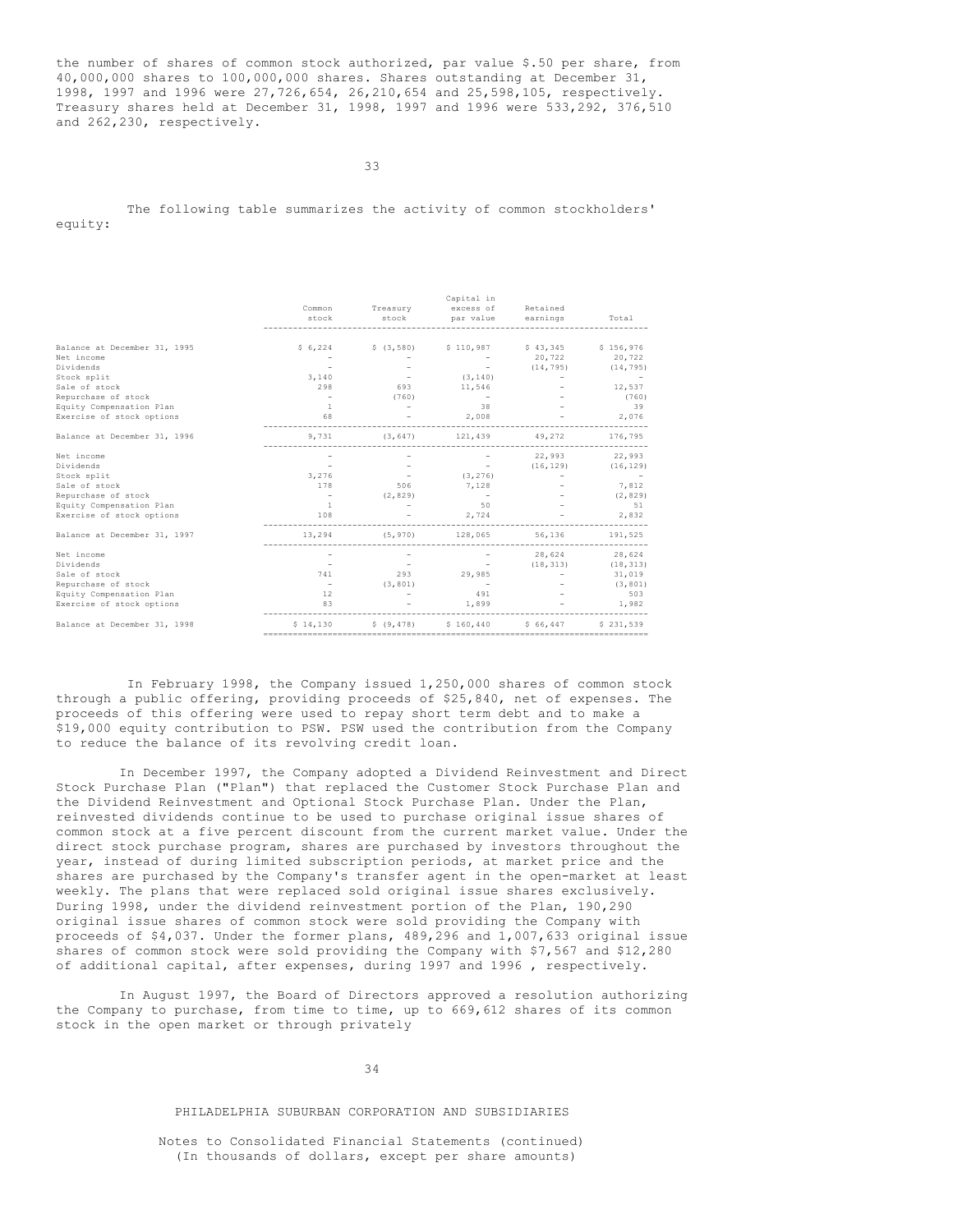the number of shares of common stock authorized, par value $.50 per share, from 40,000,000 shares to 100,000,000 shares. Shares outstanding at December 31, 1998, 1997 and 1996 were 27,726,654, 26,210,654 and 25,598,105, respectively. Treasury shares held at December 31, 1998, 1997 and 1996 were 533,292, 376,510 and 262,230, respectively.

The following table summarizes the activity of common stockholders' equity:

| | Common stock | Treasury stock | Capital in excess of par value | Retained earnings | Total |
|---|---|---|---|---|---|
| Balance at December 31, 1995 | $ 6,224 | $ (3,580) | $ 110,987 | $ 43,345 | $ 156,976 |
| Net income | - | - | - | 20,722 | 20,722 |
| Dividends | - | - | - | (14,795) | (14,795) |
| Stock split | 3,140 | - | (3,140) | - | - |
| Sale of stock | 298 | 693 | 11,546 | - | 12,537 |
| Repurchase of stock | - | (760) | - | - | (760) |
| Equity Compensation Plan | 1 | - | 38 | - | 39 |
| Exercise of stock options | 68 | - | 2,008 | - | 2,076 |
| Balance at December 31, 1996 | 9,731 | (3,647) | 121,439 | 49,272 | 176,795 |
| Net income | - | - | - | 22,993 | 22,993 |
| Dividends | - | - | - | (16,129) | (16,129) |
| Stock split | 3,276 | - | (3,276) | - | - |
| Sale of stock | 178 | 506 | 7,128 | - | 7,812 |
| Repurchase of stock | - | (2,829) | - | - | (2,829) |
| Equity Compensation Plan | 1 | - | 50 | - | 51 |
| Exercise of stock options | 108 | - | 2,724 | - | 2,832 |
| Balance at December 31, 1997 | 13,294 | (5,970) | 128,065 | 56,136 | 191,525 |
| Net income | - | - | - | 28,624 | 28,624 |
| Dividends | - | - | - | (18,313) | (18,313) |
| Sale of stock | 741 | 293 | 29,985 | - | 31,019 |
| Repurchase of stock | - | (3,801) | - | - | (3,801) |
| Equity Compensation Plan | 12 | - | 491 | - | 503 |
| Exercise of stock options | 83 | - | 1,899 | - | 1,982 |
| Balance at December 31, 1998 | $ 14,130 | $ (9,478) | $ 160,440 | $ 66,447 | $ 231,539 |

In February 1998, the Company issued 1,250,000 shares of common stock through a public offering, providing proceeds of $25,840, net of expenses. The proceeds of this offering were used to repay short term debt and to make a $19,000 equity contribution to PSW. PSW used the contribution from the Company to reduce the balance of its revolving credit loan.

In December 1997, the Company adopted a Dividend Reinvestment and Direct Stock Purchase Plan ("Plan") that replaced the Customer Stock Purchase Plan and the Dividend Reinvestment and Optional Stock Purchase Plan. Under the Plan, reinvested dividends continue to be used to purchase original issue shares of common stock at a five percent discount from the current market value. Under the direct stock purchase program, shares are purchased by investors throughout the year, instead of during limited subscription periods, at market price and the shares are purchased by the Company's transfer agent in the open-market at least weekly. The plans that were replaced sold original issue shares exclusively. During 1998, under the dividend reinvestment portion of the Plan, 190,290 original issue shares of common stock were sold providing the Company with proceeds of $4,037. Under the former plans, 489,296 and 1,007,633 original issue shares of common stock were sold providing the Company with $7,567 and $12,280 of additional capital, after expenses, during 1997 and 1996 , respectively.

In August 1997, the Board of Directors approved a resolution authorizing the Company to purchase, from time to time, up to 669,612 shares of its common stock in the open market or through privately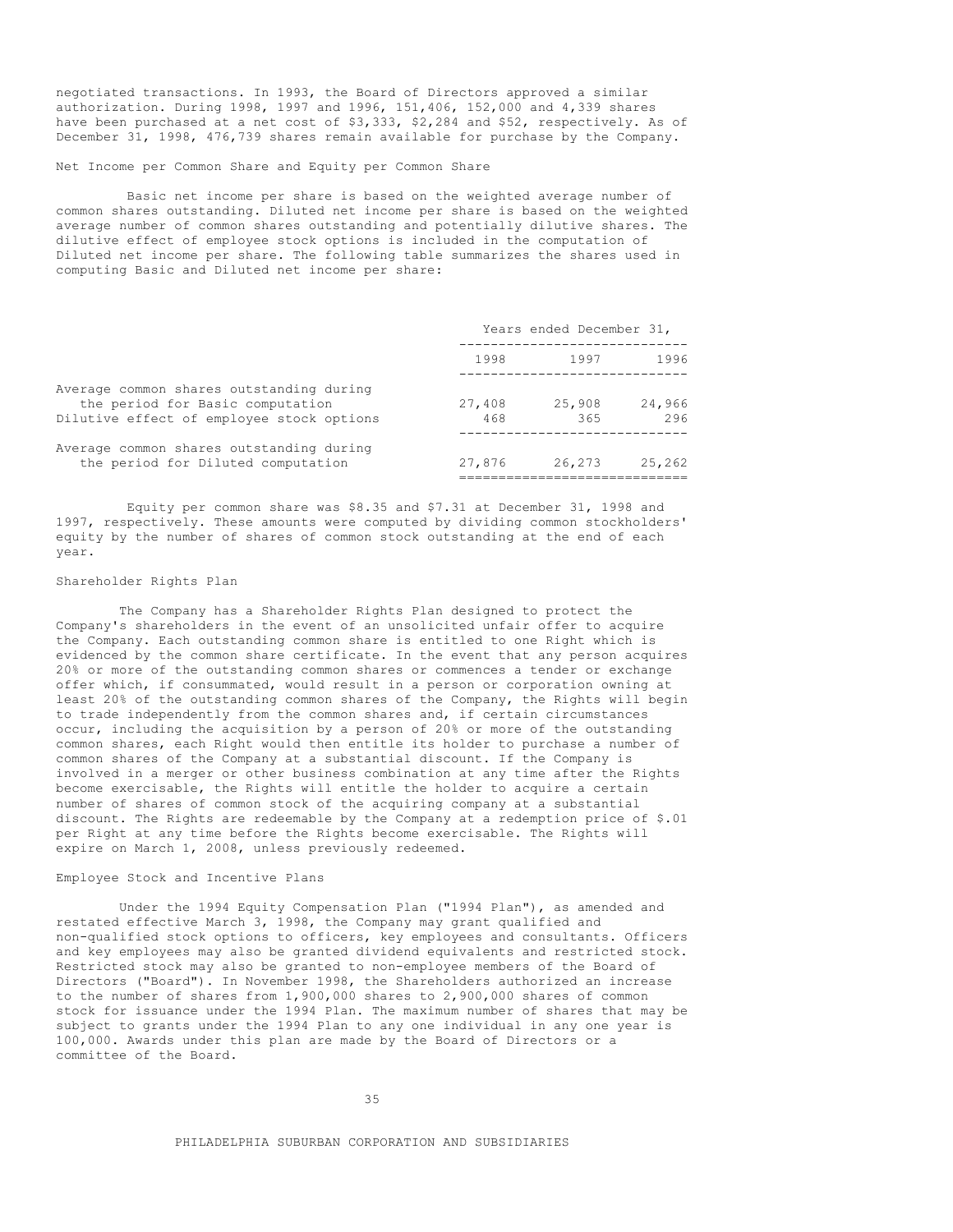negotiated transactions. In 1993, the Board of Directors approved a similar authorization. During 1998, 1997 and 1996, 151,406, 152,000 and 4,339 shares have been purchased at a net cost of $3,333, $2,284 and $52, respectively. As of December 31, 1998, 476,739 shares remain available for purchase by the Company.

Net Income per Common Share and Equity per Common Share

Basic net income per share is based on the weighted average number of common shares outstanding. Diluted net income per share is based on the weighted average number of common shares outstanding and potentially dilutive shares. The dilutive effect of employee stock options is included in the computation of Diluted net income per share. The following table summarizes the shares used in computing Basic and Diluted net income per share:

| | Years ended December 31, | | |
|---|---|---|---|
| | 1998 | 1997 | 1996 |
| Average common shares outstanding during the period for Basic computation | 27,408 | 25,908 | 24,966 |
| Dilutive effect of employee stock options | 468 | 365 | 296 |
| Average common shares outstanding during the period for Diluted computation | 27,876 | 26,273 | 25,262 |

Equity per common share was $8.35 and $7.31 at December 31, 1998 and 1997, respectively. These amounts were computed by dividing common stockholders' equity by the number of shares of common stock outstanding at the end of each year.

Shareholder Rights Plan

The Company has a Shareholder Rights Plan designed to protect the Company's shareholders in the event of an unsolicited unfair offer to acquire the Company. Each outstanding common share is entitled to one Right which is evidenced by the common share certificate. In the event that any person acquires 20% or more of the outstanding common shares or commences a tender or exchange offer which, if consummated, would result in a person or corporation owning at least 20% of the outstanding common shares of the Company, the Rights will begin to trade independently from the common shares and, if certain circumstances occur, including the acquisition by a person of 20% or more of the outstanding common shares, each Right would then entitle its holder to purchase a number of common shares of the Company at a substantial discount. If the Company is involved in a merger or other business combination at any time after the Rights become exercisable, the Rights will entitle the holder to acquire a certain number of shares of common stock of the acquiring company at a substantial discount. The Rights are redeemable by the Company at a redemption price of $.01 per Right at any time before the Rights become exercisable. The Rights will expire on March 1, 2008, unless previously redeemed.

Employee Stock and Incentive Plans

Under the 1994 Equity Compensation Plan ("1994 Plan"), as amended and restated effective March 3, 1998, the Company may grant qualified and non-qualified stock options to officers, key employees and consultants. Officers and key employees may also be granted dividend equivalents and restricted stock. Restricted stock may also be granted to non-employee members of the Board of Directors ("Board"). In November 1998, the Shareholders authorized an increase to the number of shares from 1,900,000 shares to 2,900,000 shares of common stock for issuance under the 1994 Plan. The maximum number of shares that may be subject to grants under the 1994 Plan to any one individual in any one year is 100,000. Awards under this plan are made by the Board of Directors or a committee of the Board.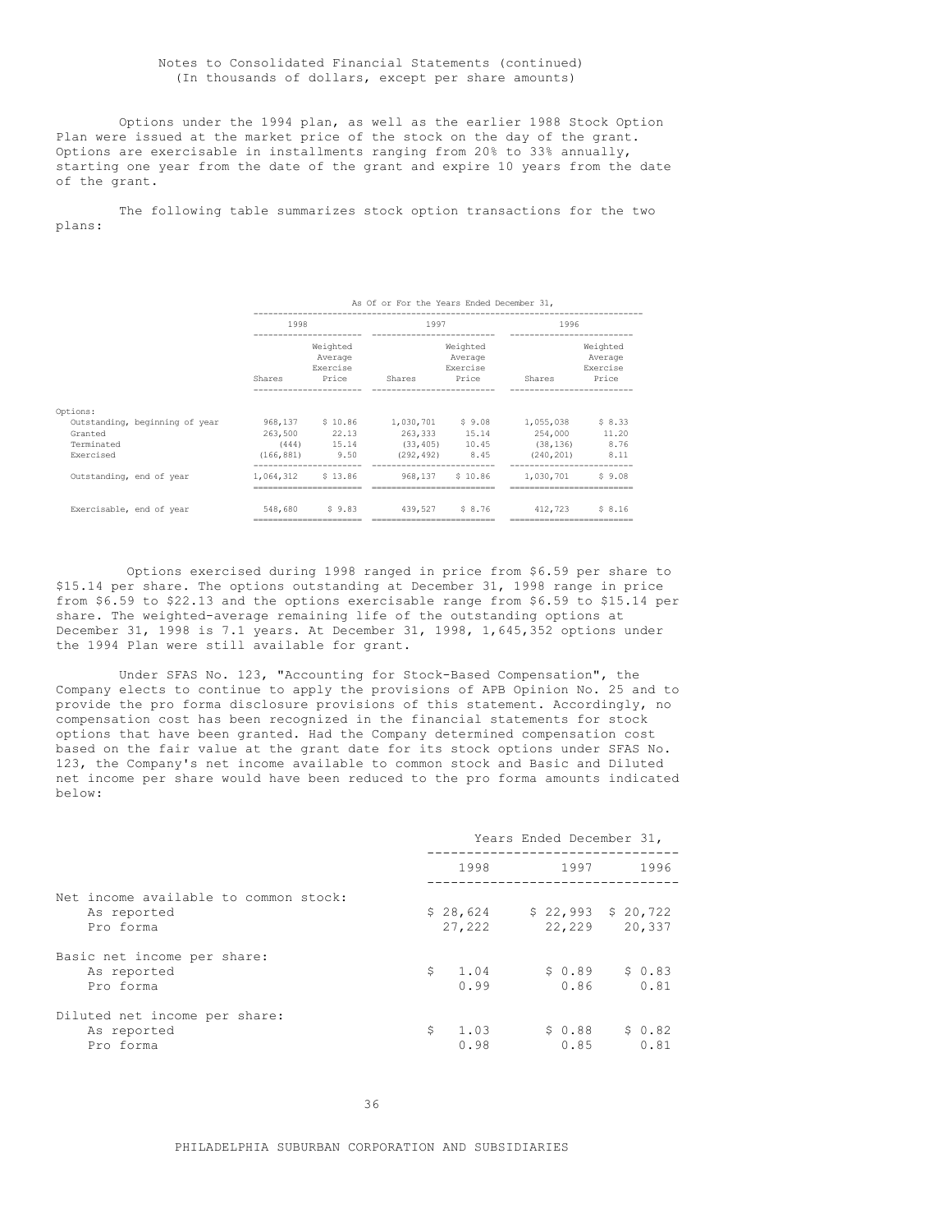Notes to Consolidated Financial Statements (continued)
(In thousands of dollars, except per share amounts)

Options under the 1994 plan, as well as the earlier 1988 Stock Option Plan were issued at the market price of the stock on the day of the grant. Options are exercisable in installments ranging from 20% to 33% annually, starting one year from the date of the grant and expire 10 years from the date of the grant.

The following table summarizes stock option transactions for the two plans:

| | As Of or For the Years Ended December 31, | | | | | |
|---|---|---|---|---|---|---|
| | 1998 | | 1997 | | 1996 | |
| | Shares | Weighted Average Exercise Price | Shares | Weighted Average Exercise Price | Shares | Weighted Average Exercise Price |
| Options: | | | | | | |
| Outstanding, beginning of year | 968,137 | $ 10.86 | 1,030,701 | $ 9.08 | 1,055,038 | $ 8.33 |
| Granted | 263,500 | 22.13 | 263,333 | 15.14 | 254,000 | 11.20 |
| Terminated | (444) | 15.14 | (33,405) | 10.45 | (38,136) | 8.76 |
| Exercised | (166,881) | 9.50 | (292,492) | 8.45 | (240,201) | 8.11 |
| Outstanding, end of year | 1,064,312 | $ 13.86 | 968,137 | $ 10.86 | 1,030,701 | $ 9.08 |
| Exercisable, end of year | 548,680 | $ 9.83 | 439,527 | $ 8.76 | 412,723 | $ 8.16 |

Options exercised during 1998 ranged in price from $6.59 per share to $15.14 per share. The options outstanding at December 31, 1998 range in price from $6.59 to $22.13 and the options exercisable range from $6.59 to $15.14 per share. The weighted-average remaining life of the outstanding options at December 31, 1998 is 7.1 years. At December 31, 1998, 1,645,352 options under the 1994 Plan were still available for grant.

Under SFAS No. 123, "Accounting for Stock-Based Compensation", the Company elects to continue to apply the provisions of APB Opinion No. 25 and to provide the pro forma disclosure provisions of this statement. Accordingly, no compensation cost has been recognized in the financial statements for stock options that have been granted. Had the Company determined compensation cost based on the fair value at the grant date for its stock options under SFAS No. 123, the Company's net income available to common stock and Basic and Diluted net income per share would have been reduced to the pro forma amounts indicated below:

| | Years Ended December 31, | | |
|---|---|---|---|
| | 1998 | 1997 | 1996 |
| Net income available to common stock: | | | |
| As reported | $ 28,624 | $ 22,993 | $ 20,722 |
| Pro forma | 27,222 | 22,229 | 20,337 |
| Basic net income per share: | | | |
| As reported | $ 1.04 | $ 0.89 | $ 0.83 |
| Pro forma | 0.99 | 0.86 | 0.81 |
| Diluted net income per share: | | | |
| As reported | $ 1.03 | $ 0.88 | $ 0.82 |
| Pro forma | 0.98 | 0.85 | 0.81 |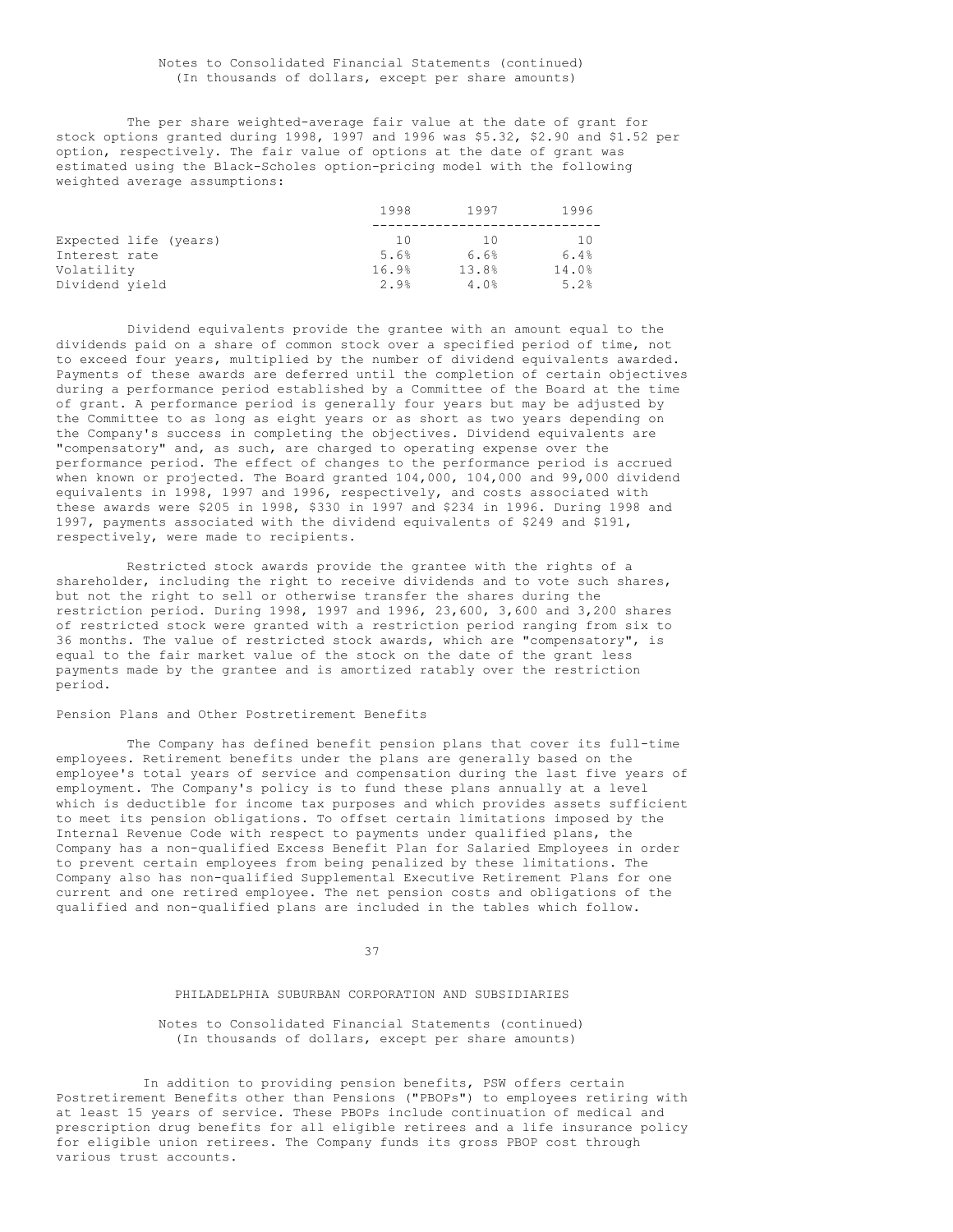The per share weighted-average fair value at the date of grant for stock options granted during 1998, 1997 and 1996 was $5.32, $2.90 and $1.52 per option, respectively. The fair value of options at the date of grant was estimated using the Black-Scholes option-pricing model with the following weighted average assumptions:

| | 1998 | 1997 | 1996 |
|---|---|---|---|
| Expected life (years) | 10 | 10 | 10 |
| Interest rate | 5.6% | 6.6% | 6.4% |
| Volatility | 16.9% | 13.8% | 14.0% |
| Dividend yield | 2.9% | 4.0% | 5.2% |

Dividend equivalents provide the grantee with an amount equal to the dividends paid on a share of common stock over a specified period of time, not to exceed four years, multiplied by the number of dividend equivalents awarded. Payments of these awards are deferred until the completion of certain objectives during a performance period established by a Committee of the Board at the time of grant. A performance period is generally four years but may be adjusted by the Committee to as long as eight years or as short as two years depending on the Company's success in completing the objectives. Dividend equivalents are "compensatory" and, as such, are charged to operating expense over the performance period. The effect of changes to the performance period is accrued when known or projected. The Board granted 104,000, 104,000 and 99,000 dividend equivalents in 1998, 1997 and 1996, respectively, and costs associated with these awards were $205 in 1998, $330 in 1997 and $234 in 1996. During 1998 and 1997, payments associated with the dividend equivalents of $249 and $191, respectively, were made to recipients.

Restricted stock awards provide the grantee with the rights of a shareholder, including the right to receive dividends and to vote such shares, but not the right to sell or otherwise transfer the shares during the restriction period. During 1998, 1997 and 1996, 23,600, 3,600 and 3,200 shares of restricted stock were granted with a restriction period ranging from six to 36 months. The value of restricted stock awards, which are "compensatory", is equal to the fair market value of the stock on the date of the grant less payments made by the grantee and is amortized ratably over the restriction period.

## Pension Plans and Other Postretirement Benefits

The Company has defined benefit pension plans that cover its full-time employees. Retirement benefits under the plans are generally based on the employee's total years of service and compensation during the last five years of employment. The Company's policy is to fund these plans annually at a level which is deductible for income tax purposes and which provides assets sufficient to meet its pension obligations. To offset certain limitations imposed by the Internal Revenue Code with respect to payments under qualified plans, the Company has a non-qualified Excess Benefit Plan for Salaried Employees in order to prevent certain employees from being penalized by these limitations. The Company also has non-qualified Supplemental Executive Retirement Plans for one current and one retired employee. The net pension costs and obligations of the qualified and non-qualified plans are included in the tables which follow.

In addition to providing pension benefits, PSW offers certain Postretirement Benefits other than Pensions ("PBOPs") to employees retiring with at least 15 years of service. These PBOPs include continuation of medical and prescription drug benefits for all eligible retirees and a life insurance policy for eligible union retirees. The Company funds its gross PBOP cost through various trust accounts.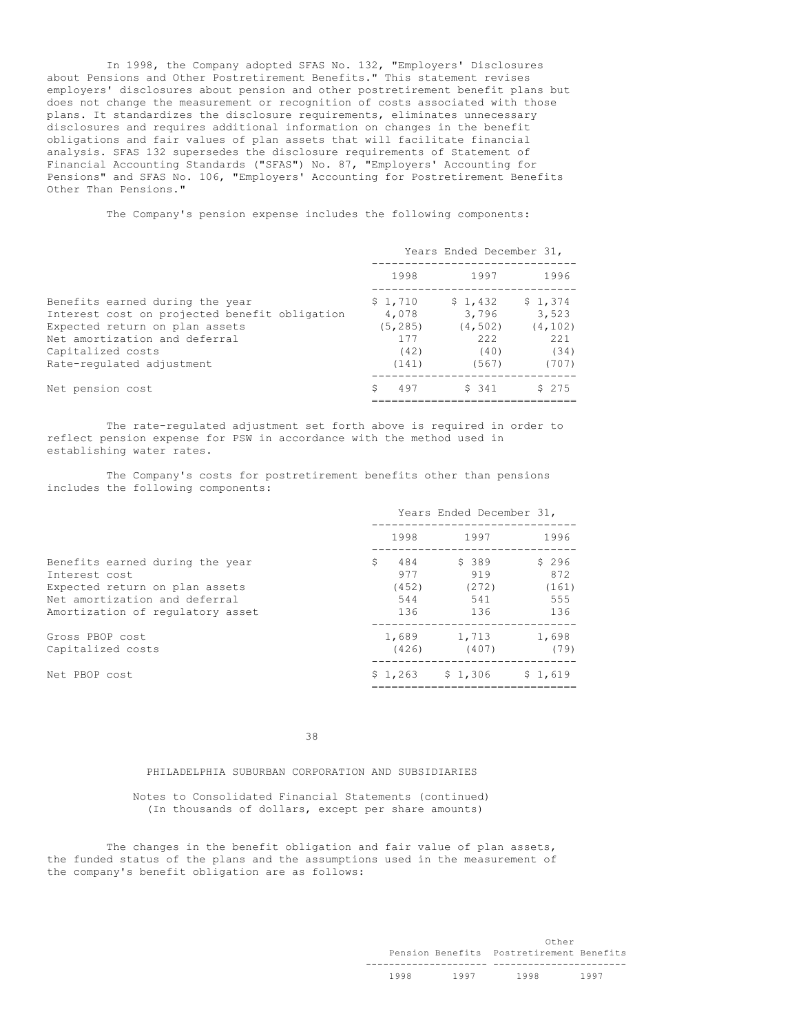In 1998, the Company adopted SFAS No. 132, "Employers' Disclosures about Pensions and Other Postretirement Benefits." This statement revises employers' disclosures about pension and other postretirement benefit plans but does not change the measurement or recognition of costs associated with those plans. It standardizes the disclosure requirements, eliminates unnecessary disclosures and requires additional information on changes in the benefit obligations and fair values of plan assets that will facilitate financial analysis. SFAS 132 supersedes the disclosure requirements of Statement of Financial Accounting Standards ("SFAS") No. 87, "Employers' Accounting for Pensions" and SFAS No. 106, "Employers' Accounting for Postretirement Benefits Other Than Pensions."

The Company's pension expense includes the following components:

| | Years Ended December 31, | | |
|---|---|---|---|
| | 1998 | 1997 | 1996 |
| Benefits earned during the year | $ 1,710 | $ 1,432 | $ 1,374 |
| Interest cost on projected benefit obligation | 4,078 | 3,796 | 3,523 |
| Expected return on plan assets | (5,285) | (4,502) | (4,102) |
| Net amortization and deferral | 177 | 222 | 221 |
| Capitalized costs | (42) | (40) | (34) |
| Rate-regulated adjustment | (141) | (567) | (707) |
| Net pension cost | $ 497 | $ 341 | $ 275 |

The rate-regulated adjustment set forth above is required in order to reflect pension expense for PSW in accordance with the method used in establishing water rates.

The Company's costs for postretirement benefits other than pensions includes the following components:

| | Years Ended December 31, | | |
|---|---|---|---|
| | 1998 | 1997 | 1996 |
| Benefits earned during the year | $ 484 | $ 389 | $ 296 |
| Interest cost | 977 | 919 | 872 |
| Expected return on plan assets | (452) | (272) | (161) |
| Net amortization and deferral | 544 | 541 | 555 |
| Amortization of regulatory asset | 136 | 136 | 136 |
| Gross PBOP cost | 1,689 | 1,713 | 1,698 |
| Capitalized costs | (426) | (407) | (79) |
| Net PBOP cost | $ 1,263 | $ 1,306 | $ 1,619 |

PHILADELPHIA SUBURBAN CORPORATION AND SUBSIDIARIES

Notes to Consolidated Financial Statements (continued)
(In thousands of dollars, except per share amounts)

The changes in the benefit obligation and fair value of plan assets, the funded status of the plans and the assumptions used in the measurement of the company's benefit obligation are as follows:

| | Pension Benefits | | Other Postretirement Benefits | |
|---|---|---|---|---|
| | 1998 | 1997 | 1998 | 1997 |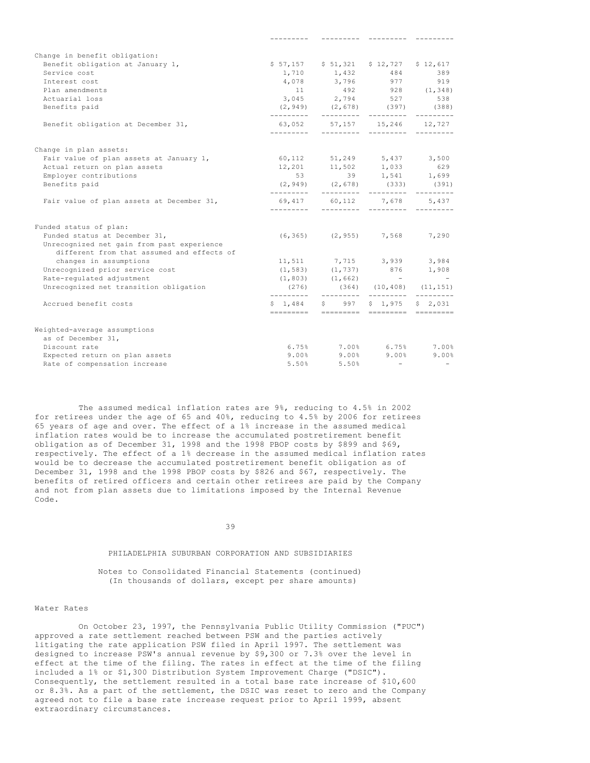| | | | | |
|---|---|---|---|---|
| Change in benefit obligation: | | | | |
| Benefit obligation at January 1, | $ 57,157 | $ 51,321 | $ 12,727 | $ 12,617 |
| Service cost | 1,710 | 1,432 | 484 | 389 |
| Interest cost | 4,078 | 3,796 | 977 | 919 |
| Plan amendments | 11 | 492 | 928 | (1,348) |
| Actuarial loss | 3,045 | 2,794 | 527 | 538 |
| Benefits paid | (2,949) | (2,678) | (397) | (388) |
| Benefit obligation at December 31, | 63,052 | 57,157 | 15,246 | 12,727 |
| Change in plan assets: | | | | |
| Fair value of plan assets at January 1, | 60,112 | 51,249 | 5,437 | 3,500 |
| Actual return on plan assets | 12,201 | 11,502 | 1,033 | 629 |
| Employer contributions | 53 | 39 | 1,541 | 1,699 |
| Benefits paid | (2,949) | (2,678) | (333) | (391) |
| Fair value of plan assets at December 31, | 69,417 | 60,112 | 7,678 | 5,437 |
| Funded status of plan: | | | | |
| Funded status at December 31, | (6,365) | (2,955) | 7,568 | 7,290 |
| Unrecognized net gain from past experience different from that assumed and effects of changes in assumptions | 11,511 | 7,715 | 3,939 | 3,984 |
| Unrecognized prior service cost | (1,583) | (1,737) | 876 | 1,908 |
| Rate-regulated adjustment | (1,803) | (1,662) | - | - |
| Unrecognized net transition obligation | (276) | (364) | (10,408) | (11,151) |
| Accrued benefit costs | $ 1,484 | $ 997 | $ 1,975 | $ 2,031 |
| Weighted-average assumptions as of December 31, | | | | |
| Discount rate | 6.75% | 7.00% | 6.75% | 7.00% |
| Expected return on plan assets | 9.00% | 9.00% | 9.00% | 9.00% |
| Rate of compensation increase | 5.50% | 5.50% | - | - |

The assumed medical inflation rates are 9%, reducing to 4.5% in 2002 for retirees under the age of 65 and 40%, reducing to 4.5% by 2006 for retirees 65 years of age and over. The effect of a 1% increase in the assumed medical inflation rates would be to increase the accumulated postretirement benefit obligation as of December 31, 1998 and the 1998 PBOP costs by $899 and $69, respectively. The effect of a 1% decrease in the assumed medical inflation rates would be to decrease the accumulated postretirement benefit obligation as of December 31, 1998 and the 1998 PBOP costs by $826 and $67, respectively. The benefits of retired officers and certain other retirees are paid by the Company and not from plan assets due to limitations imposed by the Internal Revenue Code.

PHILADELPHIA SUBURBAN CORPORATION AND SUBSIDIARIES

Notes to Consolidated Financial Statements (continued)
(In thousands of dollars, except per share amounts)

### Water Rates

On October 23, 1997, the Pennsylvania Public Utility Commission ("PUC") approved a rate settlement reached between PSW and the parties actively litigating the rate application PSW filed in April 1997. The settlement was designed to increase PSW's annual revenue by $9,300 or 7.3% over the level in effect at the time of the filing. The rates in effect at the time of the filing included a 1% or $1,300 Distribution System Improvement Charge ("DSIC"). Consequently, the settlement resulted in a total base rate increase of $10,600 or 8.3%. As a part of the settlement, the DSIC was reset to zero and the Company agreed not to file a base rate increase request prior to April 1999, absent extraordinary circumstances.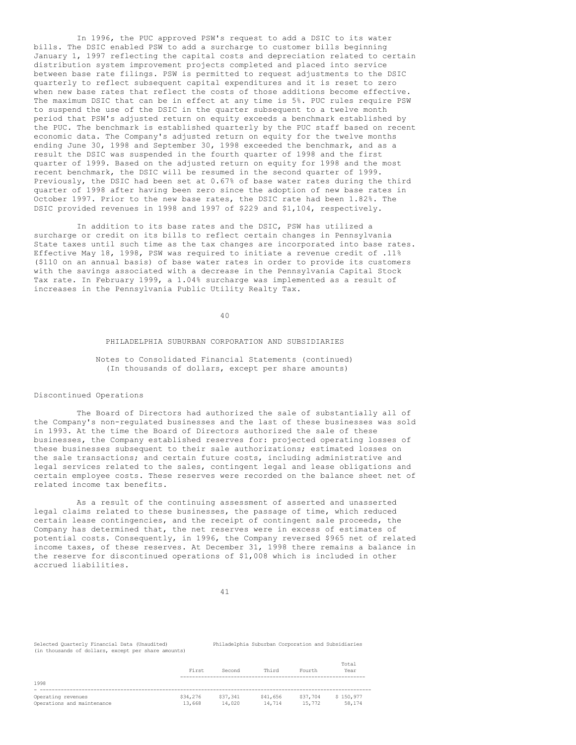In 1996, the PUC approved PSW's request to add a DSIC to its water bills. The DSIC enabled PSW to add a surcharge to customer bills beginning January 1, 1997 reflecting the capital costs and depreciation related to certain distribution system improvement projects completed and placed into service between base rate filings. PSW is permitted to request adjustments to the DSIC quarterly to reflect subsequent capital expenditures and it is reset to zero when new base rates that reflect the costs of those additions become effective. The maximum DSIC that can be in effect at any time is 5%. PUC rules require PSW to suspend the use of the DSIC in the quarter subsequent to a twelve month period that PSW's adjusted return on equity exceeds a benchmark established by the PUC. The benchmark is established quarterly by the PUC staff based on recent economic data. The Company's adjusted return on equity for the twelve months ending June 30, 1998 and September 30, 1998 exceeded the benchmark, and as a result the DSIC was suspended in the fourth quarter of 1998 and the first quarter of 1999. Based on the adjusted return on equity for 1998 and the most recent benchmark, the DSIC will be resumed in the second quarter of 1999. Previously, the DSIC had been set at 0.67% of base water rates during the third quarter of 1998 after having been zero since the adoption of new base rates in October 1997. Prior to the new base rates, the DSIC rate had been 1.82%. The DSIC provided revenues in 1998 and 1997 of $229 and $1,104, respectively.

In addition to its base rates and the DSIC, PSW has utilized a surcharge or credit on its bills to reflect certain changes in Pennsylvania State taxes until such time as the tax changes are incorporated into base rates. Effective May 18, 1998, PSW was required to initiate a revenue credit of .11% ($110 on an annual basis) of base water rates in order to provide its customers with the savings associated with a decrease in the Pennsylvania Capital Stock Tax rate. In February 1999, a 1.04% surcharge was implemented as a result of increases in the Pennsylvania Public Utility Realty Tax.

PHILADELPHIA SUBURBAN CORPORATION AND SUBSIDIARIES

Notes to Consolidated Financial Statements (continued)
(In thousands of dollars, except per share amounts)

### Discontinued Operations

The Board of Directors had authorized the sale of substantially all of the Company's non-regulated businesses and the last of these businesses was sold in 1993. At the time the Board of Directors authorized the sale of these businesses, the Company established reserves for: projected operating losses of these businesses subsequent to their sale authorizations; estimated losses on the sale transactions; and certain future costs, including administrative and legal services related to the sales, contingent legal and lease obligations and certain employee costs. These reserves were recorded on the balance sheet net of related income tax benefits.

As a result of the continuing assessment of asserted and unasserted legal claims related to these businesses, the passage of time, which reduced certain lease contingencies, and the receipt of contingent sale proceeds, the Company has determined that, the net reserves were in excess of estimates of potential costs. Consequently, in 1996, the Company reversed $965 net of related income taxes, of these reserves. At December 31, 1998 there remains a balance in the reserve for discontinued operations of $1,008 which is included in other accrued liabilities.

Selected Quarterly Financial Data (Unaudited) Philadelphia Suburban Corporation and Subsidiaries
(in thousands of dollars, except per share amounts)

| | First | Second | Third | Fourth | Total Year |
|---|---|---|---|---|---|
| 1998 | | | | | |
| Operating revenues | $34,276 | $37,341 | $41,656 | $37,704 | $ 150,977 |
| Operations and maintenance | 13,668 | 14,020 | 14,714 | 15,772 | 58,174 |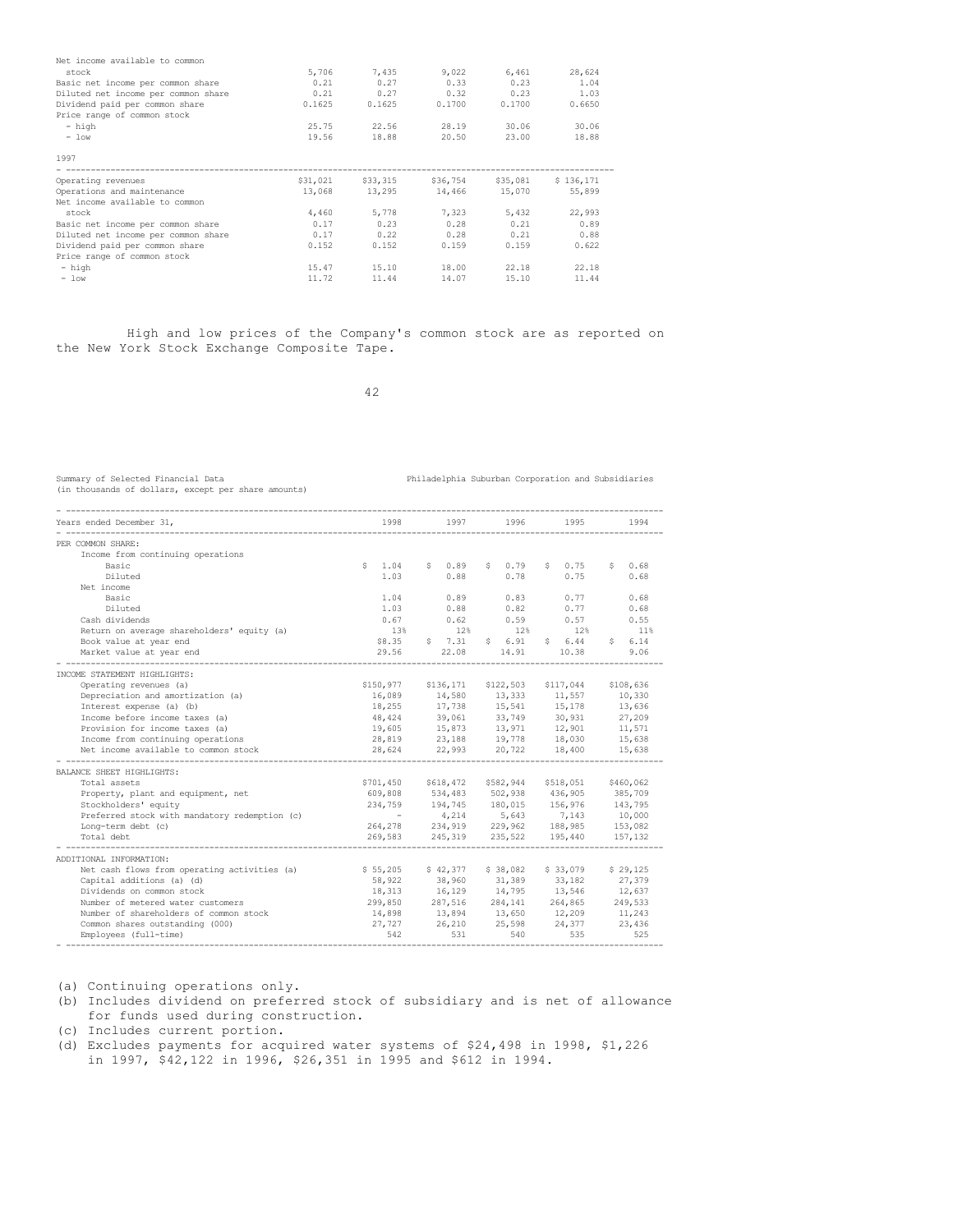| | | | | | |
|---|---|---|---|---|---|
| Net income available to common stock | 5,706 | 7,435 | 9,022 | 6,461 | 28,624 |
| Basic net income per common share | 0.21 | 0.27 | 0.33 | 0.23 | 1.04 |
| Diluted net income per common share | 0.21 | 0.27 | 0.32 | 0.23 | 1.03 |
| Dividend paid per common share | 0.1625 | 0.1625 | 0.1700 | 0.1700 | 0.6650 |
| Price range of common stock | | | | | |
| - high | 25.75 | 22.56 | 28.19 | 30.06 | 30.06 |
| - low | 19.56 | 18.88 | 20.50 | 23.00 | 18.88 |

| 1997 | | | | | |
|---|---|---|---|---|---|
| Operating revenues | $31,021 | $33,315 | $36,754 | $35,081 | $ 136,171 |
| Operations and maintenance | 13,068 | 13,295 | 14,466 | 15,070 | 55,899 |
| Net income available to common stock | 4,460 | 5,778 | 7,323 | 5,432 | 22,993 |
| Basic net income per common share | 0.17 | 0.23 | 0.28 | 0.21 | 0.89 |
| Diluted net income per common share | 0.17 | 0.22 | 0.28 | 0.21 | 0.88 |
| Dividend paid per common share | 0.152 | 0.152 | 0.159 | 0.159 | 0.622 |
| Price range of common stock | | | | | |
| - high | 15.47 | 15.10 | 18.00 | 22.18 | 22.18 |
| - low | 11.72 | 11.44 | 14.07 | 15.10 | 11.44 |

High and low prices of the Company's common stock are as reported on the New York Stock Exchange Composite Tape.

Summary of Selected Financial Data  
(in thousands of dollars, except per share amounts)

Philadelphia Suburban Corporation and Subsidiaries

| Years ended December 31, | 1998 | 1997 | 1996 | 1995 | 1994 |
|---|---|---|---|---|---|
| PER COMMON SHARE: | | | | | |
| Income from continuing operations | | | | | |
| Basic | $ 1.04 | $ 0.89 | $ 0.79 | $ 0.75 | $ 0.68 |
| Diluted | 1.03 | 0.88 | 0.78 | 0.75 | 0.68 |
| Net income | | | | | |
| Basic | 1.04 | 0.89 | 0.83 | 0.77 | 0.68 |
| Diluted | 1.03 | 0.88 | 0.82 | 0.77 | 0.68 |
| Cash dividends | 0.67 | 0.62 | 0.59 | 0.57 | 0.55 |
| Return on average shareholders' equity (a) | 13% | 12% | 12% | 12% | 11% |
| Book value at year end | $8.35 | $ 7.31 | $ 6.91 | $ 6.44 | $ 6.14 |
| Market value at year end | 29.56 | 22.08 | 14.91 | 10.38 | 9.06 |
| INCOME STATEMENT HIGHLIGHTS: | | | | | |
| Operating revenues (a) | $150,977 | $136,171 | $122,503 | $117,044 | $108,636 |
| Depreciation and amortization (a) | 16,089 | 14,580 | 13,333 | 11,557 | 10,330 |
| Interest expense (a) (b) | 18,255 | 17,738 | 15,541 | 15,178 | 13,636 |
| Income before income taxes (a) | 48,424 | 39,061 | 33,749 | 30,931 | 27,209 |
| Provision for income taxes (a) | 19,605 | 15,873 | 13,971 | 12,901 | 11,571 |
| Income from continuing operations | 28,819 | 23,188 | 19,778 | 18,030 | 15,638 |
| Net income available to common stock | 28,624 | 22,993 | 20,722 | 18,400 | 15,638 |
| BALANCE SHEET HIGHLIGHTS: | | | | | |
| Total assets | $701,450 | $618,472 | $582,944 | $518,051 | $460,062 |
| Property, plant and equipment, net | 609,808 | 534,483 | 502,938 | 436,905 | 385,709 |
| Stockholders' equity | 234,759 | 194,745 | 180,015 | 156,976 | 143,795 |
| Preferred stock with mandatory redemption (c) | - | 4,214 | 5,643 | 7,143 | 10,000 |
| Long-term debt (c) | 264,278 | 234,919 | 229,962 | 188,985 | 153,082 |
| Total debt | 269,583 | 245,319 | 235,522 | 195,440 | 157,132 |
| ADDITIONAL INFORMATION: | | | | | |
| Net cash flows from operating activities (a) | $ 55,205 | $ 42,377 | $ 38,082 | $ 33,079 | $ 29,125 |
| Capital additions (a) (d) | 58,922 | 38,960 | 31,389 | 33,182 | 27,379 |
| Dividends on common stock | 18,313 | 16,129 | 14,795 | 13,546 | 12,637 |
| Number of metered water customers | 299,850 | 287,516 | 284,141 | 264,865 | 249,533 |
| Number of shareholders of common stock | 14,898 | 13,894 | 13,650 | 12,209 | 11,243 |
| Common shares outstanding (000) | 27,727 | 26,210 | 25,598 | 24,377 | 23,436 |
| Employees (full-time) | 542 | 531 | 540 | 535 | 525 |

(a) Continuing operations only.  
(b) Includes dividend on preferred stock of subsidiary and is net of allowance for funds used during construction.  
(c) Includes current portion.  
(d) Excludes payments for acquired water systems of $24,498 in 1998, $1,226 in 1997, $42,122 in 1996, $26,351 in 1995 and $612 in 1994.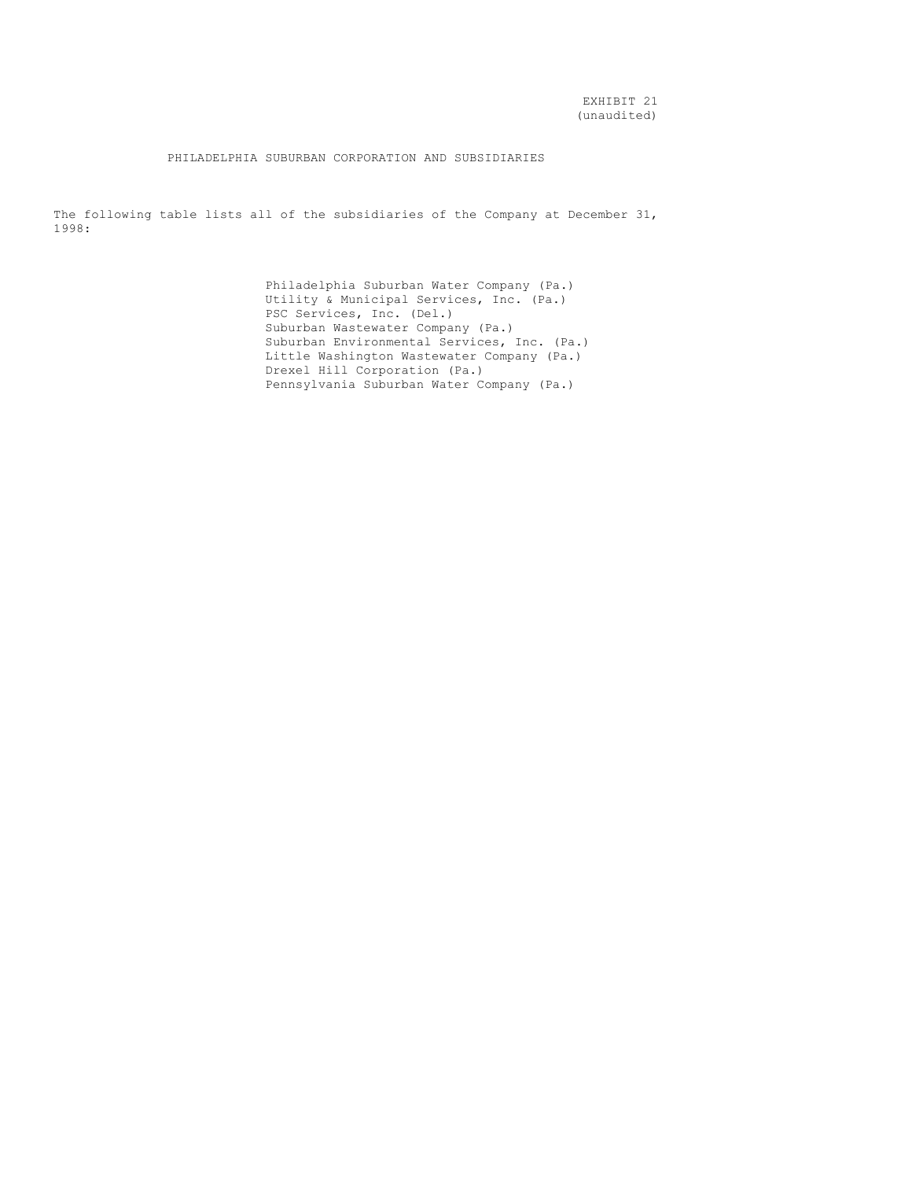EXHIBIT 21
(unaudited)

# PHILADELPHIA SUBURBAN CORPORATION AND SUBSIDIARIES

The following table lists all of the subsidiaries of the Company at December 31, 1998:

Philadelphia Suburban Water Company (Pa.)
Utility & Municipal Services, Inc. (Pa.)
PSC Services, Inc. (Del.)
Suburban Wastewater Company (Pa.)
Suburban Environmental Services, Inc. (Pa.)
Little Washington Wastewater Company (Pa.)
Drexel Hill Corporation (Pa.)
Pennsylvania Suburban Water Company (Pa.)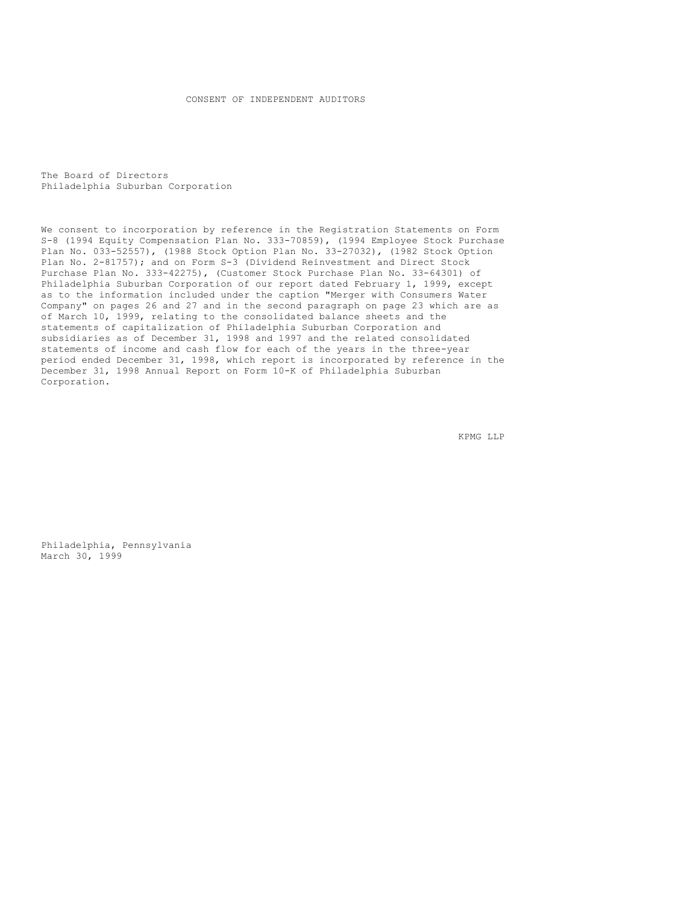# CONSENT OF INDEPENDENT AUDITORS

The Board of Directors
Philadelphia Suburban Corporation

We consent to incorporation by reference in the Registration Statements on Form S-8 (1994 Equity Compensation Plan No. 333-70859), (1994 Employee Stock Purchase Plan No. 033-52557), (1988 Stock Option Plan No. 33-27032), (1982 Stock Option Plan No. 2-81757); and on Form S-3 (Dividend Reinvestment and Direct Stock Purchase Plan No. 333-42275), (Customer Stock Purchase Plan No. 33-64301) of Philadelphia Suburban Corporation of our report dated February 1, 1999, except as to the information included under the caption "Merger with Consumers Water Company" on pages 26 and 27 and in the second paragraph on page 23 which are as of March 10, 1999, relating to the consolidated balance sheets and the statements of capitalization of Philadelphia Suburban Corporation and subsidiaries as of December 31, 1998 and 1997 and the related consolidated statements of income and cash flow for each of the years in the three-year period ended December 31, 1998, which report is incorporated by reference in the December 31, 1998 Annual Report on Form 10-K of Philadelphia Suburban Corporation.

KPMG LLP

Philadelphia, Pennsylvania
March 30, 1999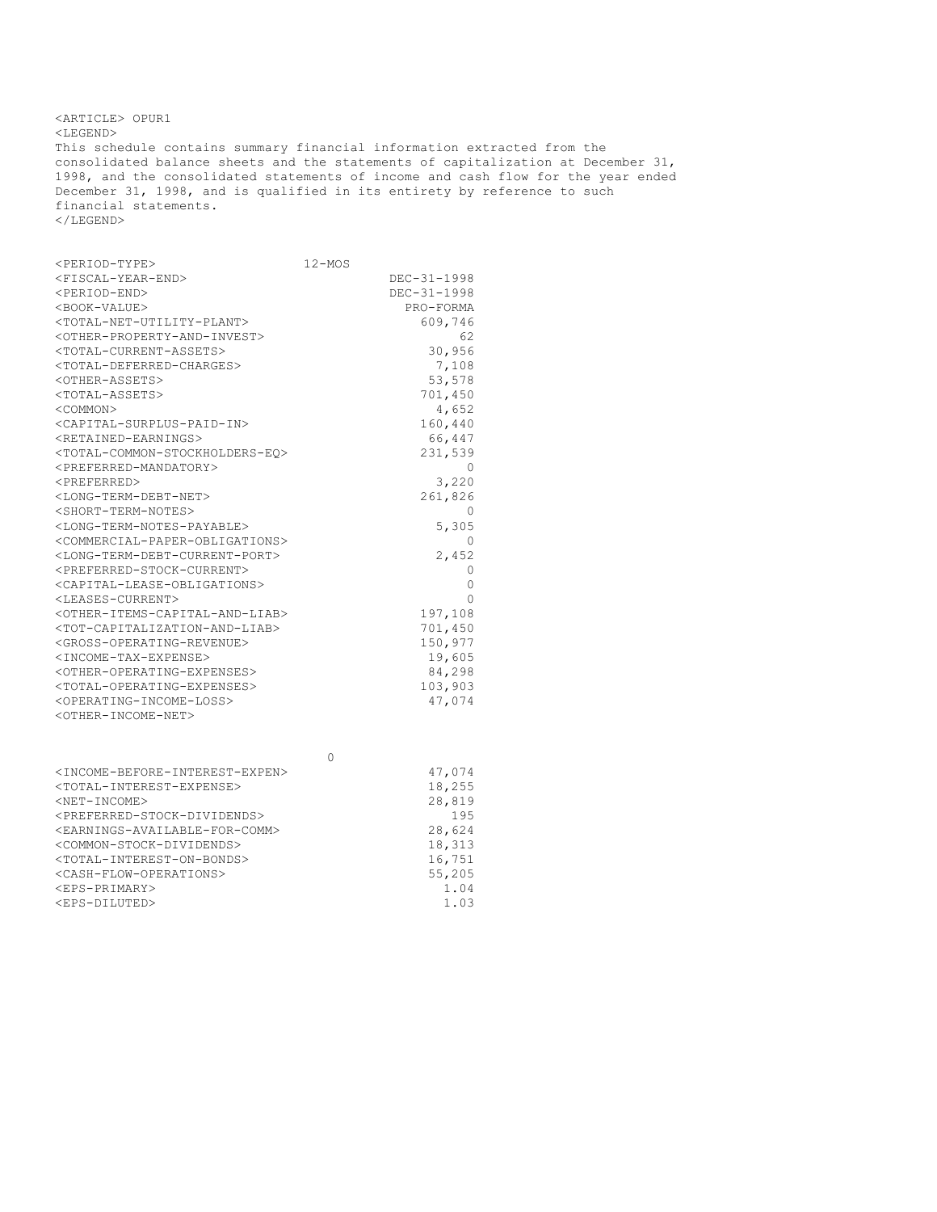```
<ARTICLE> OPUR1
<LEGEND>
This schedule contains summary financial information extracted from the
consolidated balance sheets and the statements of capitalization at December 31,
1998, and the consolidated statements of income and cash flow for the year ended
December 31, 1998, and is qualified in its entirety by reference to such
financial statements.
</LEGEND>


<PERIOD-TYPE>                   12-MOS
<FISCAL-YEAR-END>                              DEC-31-1998
<PERIOD-END>                                   DEC-31-1998
<BOOK-VALUE>                                     PRO-FORMA
<TOTAL-NET-UTILITY-PLANT>                          609,746
<OTHER-PROPERTY-AND-INVEST>                             62
<TOTAL-CURRENT-ASSETS>                              30,956
<TOTAL-DEFERRED-CHARGES>                             7,108
<OTHER-ASSETS>                                      53,578
<TOTAL-ASSETS>                                     701,450
<COMMON>                                             4,652
<CAPITAL-SURPLUS-PAID-IN>                          160,440
<RETAINED-EARNINGS>                                 66,447
<TOTAL-COMMON-STOCKHOLDERS-EQ>                     231,539
<PREFERRED-MANDATORY>                                    0
<PREFERRED>                                          3,220
<LONG-TERM-DEBT-NET>                               261,826
<SHORT-TERM-NOTES>                                       0
<LONG-TERM-NOTES-PAYABLE>                            5,305
<COMMERCIAL-PAPER-OBLIGATIONS>                           0
<LONG-TERM-DEBT-CURRENT-PORT>                        2,452
<PREFERRED-STOCK-CURRENT>                                0
<CAPITAL-LEASE-OBLIGATIONS>                              0
<LEASES-CURRENT>                                         0
<OTHER-ITEMS-CAPITAL-AND-LIAB>                     197,108
<TOT-CAPITALIZATION-AND-LIAB>                      701,450
<GROSS-OPERATING-REVENUE>                          150,977
<INCOME-TAX-EXPENSE>                                19,605
<OTHER-OPERATING-EXPENSES>                          84,298
<TOTAL-OPERATING-EXPENSES>                         103,903
<OPERATING-INCOME-LOSS>                             47,074
<OTHER-INCOME-NET>


                                     0
<INCOME-BEFORE-INTEREST-EXPEN>                      47,074
<TOTAL-INTEREST-EXPENSE>                            18,255
<NET-INCOME>                                        28,819
<PREFERRED-STOCK-DIVIDENDS>                            195
<EARNINGS-AVAILABLE-FOR-COMM>                       28,624
<COMMON-STOCK-DIVIDENDS>                            18,313
<TOTAL-INTEREST-ON-BONDS>                           16,751
<CASH-FLOW-OPERATIONS>                              55,205
<EPS-PRIMARY>                                         1.04
<EPS-DILUTED>                                         1.03
```